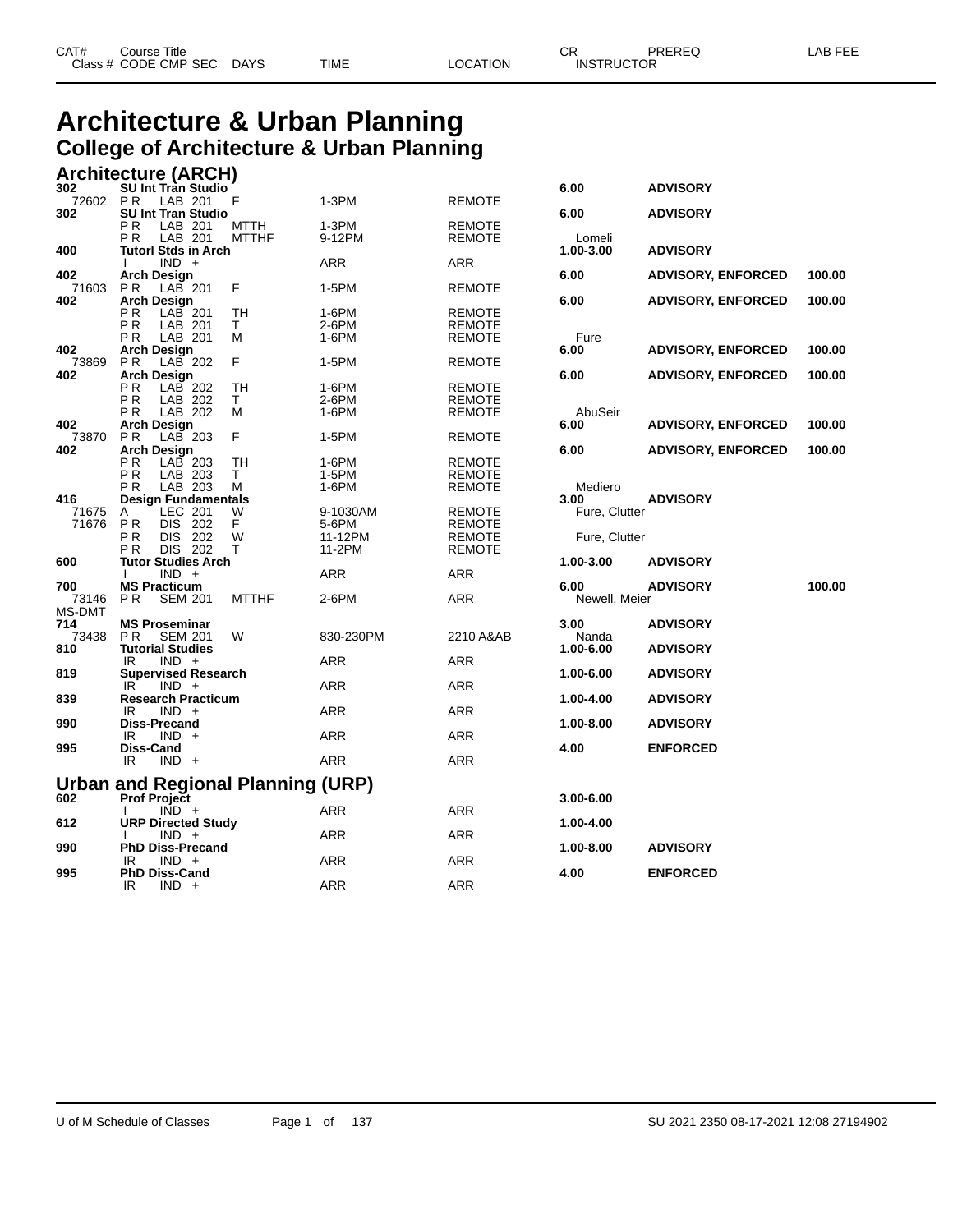# Architecture & Urban Planning

## College of Architecture & Urban Planning

### Architecture (ARCH)

| CAT# Class # | Course Title CODE CMP SEC | DAYS | TIME | LOCATION | CR INSTRUCTOR | PREREQ | LAB FEE |
|---|---|---|---|---|---|---|---|
| **302** | **SU Int Tran Studio** | | | | **6.00** | **ADVISORY** | |
| 72602 | P R LAB 201 | F | 1-3PM | REMOTE | | | |
| **302** | **SU Int Tran Studio** | | | | **6.00** | **ADVISORY** | |
| | P R LAB 201 | MTTH | 1-3PM | REMOTE | | | |
| | P R LAB 201 | MTTHF | 9-12PM | REMOTE | Lomeli | | |
| **400** | **Tutorl Stds in Arch** | | | | **1.00-3.00** | **ADVISORY** | |
| | I IND + | | ARR | ARR | | | |
| **402** | **Arch Design** | | | | **6.00** | **ADVISORY, ENFORCED** | **100.00** |
| 71603 | P R LAB 201 | F | 1-5PM | REMOTE | | | |
| **402** | **Arch Design** | | | | **6.00** | **ADVISORY, ENFORCED** | **100.00** |
| | P R LAB 201 | TH | 1-6PM | REMOTE | | | |
| | P R LAB 201 | T | 2-6PM | REMOTE | | | |
| | P R LAB 201 | M | 1-6PM | REMOTE | Fure | | |
| **402** | **Arch Design** | | | | **6.00** | **ADVISORY, ENFORCED** | **100.00** |
| 73869 | P R LAB 202 | F | 1-5PM | REMOTE | | | |
| **402** | **Arch Design** | | | | **6.00** | **ADVISORY, ENFORCED** | **100.00** |
| | P R LAB 202 | TH | 1-6PM | REMOTE | | | |
| | P R LAB 202 | T | 2-6PM | REMOTE | | | |
| | P R LAB 202 | M | 1-6PM | REMOTE | AbuSeir | | |
| **402** | **Arch Design** | | | | **6.00** | **ADVISORY, ENFORCED** | **100.00** |
| 73870 | P R LAB 203 | F | 1-5PM | REMOTE | | | |
| **402** | **Arch Design** | | | | **6.00** | **ADVISORY, ENFORCED** | **100.00** |
| | P R LAB 203 | TH | 1-6PM | REMOTE | | | |
| | P R LAB 203 | T | 1-5PM | REMOTE | | | |
| | P R LAB 203 | M | 1-6PM | REMOTE | Mediero | | |
| **416** | **Design Fundamentals** | | | | **3.00** | **ADVISORY** | |
| 71675 | A LEC 201 | W | 9-1030AM | REMOTE | Fure, Clutter | | |
| 71676 | P R DIS 202 | F | 5-6PM | REMOTE | | | |
| | P R DIS 202 | W | 11-12PM | REMOTE | Fure, Clutter | | |
| | P R DIS 202 | T | 11-2PM | REMOTE | | | |
| **600** | **Tutor Studies Arch** | | | | **1.00-3.00** | **ADVISORY** | |
| | I IND + | | ARR | ARR | | | |
| **700** | **MS Practicum** | | | | **6.00** | **ADVISORY** | **100.00** |
| 73146 | P R SEM 201 | MTTHF | 2-6PM | ARR | Newell, Meier | | |
| MS-DMT | | | | | | | |
| **714** | **MS Proseminar** | | | | **3.00** | **ADVISORY** | |
| 73438 | P R SEM 201 | W | 830-230PM | 2210 A&AB | Nanda | | |
| **810** | **Tutorial Studies** | | | | **1.00-6.00** | **ADVISORY** | |
| | IR IND + | | ARR | ARR | | | |
| **819** | **Supervised Research** | | | | **1.00-6.00** | **ADVISORY** | |
| | IR IND + | | ARR | ARR | | | |
| **839** | **Research Practicum** | | | | **1.00-4.00** | **ADVISORY** | |
| | IR IND + | | ARR | ARR | | | |
| **990** | **Diss-Precand** | | | | **1.00-8.00** | **ADVISORY** | |
| | IR IND + | | ARR | ARR | | | |
| **995** | **Diss-Cand** | | | | **4.00** | **ENFORCED** | |
| | IR IND + | | ARR | ARR | | | |

### Urban and Regional Planning (URP)

| CAT# Class # | Course Title CODE CMP SEC | DAYS | TIME | LOCATION | CR INSTRUCTOR | PREREQ | LAB FEE |
|---|---|---|---|---|---|---|---|
| **602** | **Prof Project** | | | | **3.00-6.00** | | |
| | I IND + | | ARR | ARR | | | |
| **612** | **URP Directed Study** | | | | **1.00-4.00** | | |
| | I IND + | | ARR | ARR | | | |
| **990** | **PhD Diss-Precand** | | | | **1.00-8.00** | **ADVISORY** | |
| | IR IND + | | ARR | ARR | | | |
| **995** | **PhD Diss-Cand** | | | | **4.00** | **ENFORCED** | |
| | IR IND + | | ARR | ARR | | | |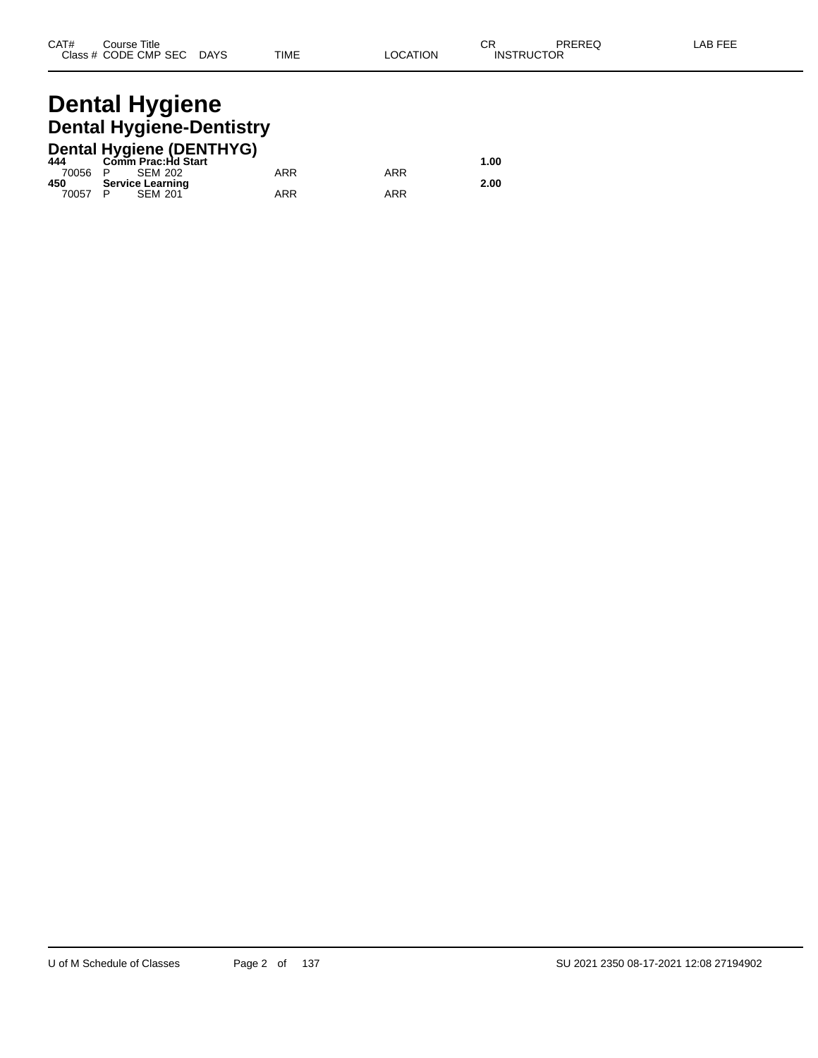| CAT# | Course Title | | | | | | CR | PREREQ | LAB FEE |
|---|---|---|---|---|---|---|---|---|---|
| Class # | CODE | CMP | SEC | DAYS | TIME | LOCATION | INSTRUCTOR | | |

# Dental Hygiene

## Dental Hygiene-Dentistry

### Dental Hygiene (DENTHYG)

| CAT# | Course Title | | | | | | CR | PREREQ | LAB FEE |
|---|---|---|---|---|---|---|---|---|---|
| **444** | **Comm Prac:Hd Start** | | | | | | **1.00** | | |
| 70056 | P | SEM | 202 | | ARR | ARR | | | |
| **450** | **Service Learning** | | | | | | **2.00** | | |
| 70057 | P | SEM | 201 | | ARR | ARR | | | |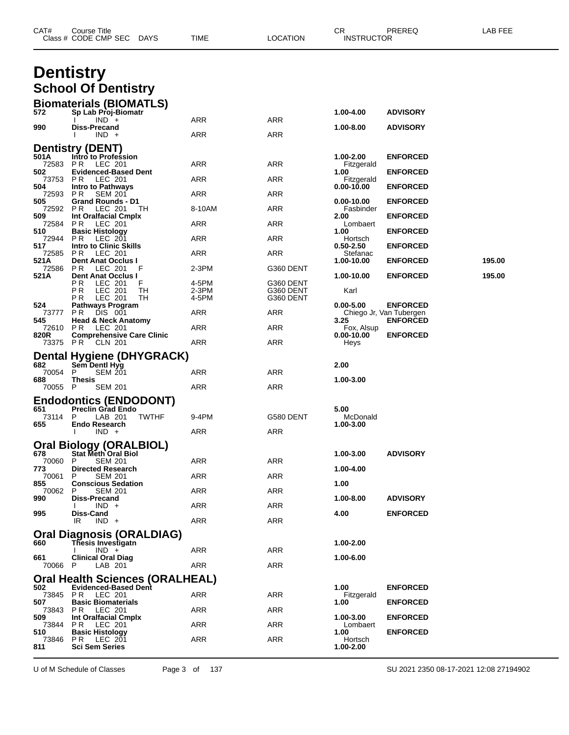# Dentistry

## School Of Dentistry

### Biomaterials (BIOMATLS)

| CAT# | Course Title | | | CR | PREREQ | LAB FEE |
|---|---|---|---|---|---|---|
| Class # | CODE CMP SEC DAYS | TIME | LOCATION | INSTRUCTOR | | |
| 572 | Sp Lab Proj-Biomatr | | | 1.00-4.00 | ADVISORY | |
| | I IND + | ARR | ARR | | | |
| 990 | Diss-Precand | | | 1.00-8.00 | ADVISORY | |
| | I IND + | ARR | ARR | | | |

### Dentistry (DENT)

| CAT# | Course Title | | | CR | PREREQ | LAB FEE |
|---|---|---|---|---|---|---|
| Class # | CODE CMP SEC DAYS | TIME | LOCATION | INSTRUCTOR | | |
| 501A | Intro to Profession | | | 1.00-2.00 | ENFORCED | |
| 72583 | P R LEC 201 | ARR | ARR | Fitzgerald | | |
| 502 | Evidenced-Based Dent | | | 1.00 | ENFORCED | |
| 73753 | P R LEC 201 | ARR | ARR | Fitzgerald | | |
| 504 | Intro to Pathways | | | 0.00-10.00 | ENFORCED | |
| 72593 | P R SEM 201 | ARR | ARR | | | |
| 505 | Grand Rounds - D1 | | | 0.00-10.00 | ENFORCED | |
| 72592 | P R LEC 201 TH | 8-10AM | ARR | Fasbinder | | |
| 509 | Int Oralfacial Cmplx | | | 2.00 | ENFORCED | |
| 72584 | P R LEC 201 | ARR | ARR | Lombaert | | |
| 510 | Basic Histology | | | 1.00 | ENFORCED | |
| 72944 | P R LEC 201 | ARR | ARR | Hortsch | | |
| 517 | Intro to Clinic Skills | | | 0.50-2.50 | ENFORCED | |
| 72585 | P R LEC 201 | ARR | ARR | Stefanac | | |
| 521A | Dent Anat Occlus I | | | 1.00-10.00 | ENFORCED | 195.00 |
| 72586 | P R LEC 201 F | 2-3PM | G360 DENT | | | |
| 521A | Dent Anat Occlus I | | | 1.00-10.00 | ENFORCED | 195.00 |
| | P R LEC 201 F | 4-5PM | G360 DENT | | | |
| | P R LEC 201 TH | 2-3PM | G360 DENT | Karl | | |
| | P R LEC 201 TH | 4-5PM | G360 DENT | | | |
| 524 | Pathways Program | | | 0.00-5.00 | ENFORCED | |
| 73777 | P R DIS 001 | ARR | ARR | Chiego Jr, Van Tubergen | | |
| 545 | Head & Neck Anatomy | | | 3.25 | ENFORCED | |
| 72610 | P R LEC 201 | ARR | ARR | Fox, Alsup | | |
| 820R | Comprehensive Care Clinic | | | 0.00-10.00 | ENFORCED | |
| 73375 | P R CLN 201 | ARR | ARR | Heys | | |

### Dental Hygiene (DHYGRACK)

| CAT# | Course Title | | | CR | PREREQ | LAB FEE |
|---|---|---|---|---|---|---|
| Class # | CODE CMP SEC DAYS | TIME | LOCATION | INSTRUCTOR | | |
| 682 | Sem Dentl Hyg | | | 2.00 | | |
| 70054 | P SEM 201 | ARR | ARR | | | |
| 688 | Thesis | | | 1.00-3.00 | | |
| 70055 | P SEM 201 | ARR | ARR | | | |

### Endodontics (ENDODONT)

| CAT# | Course Title | | | CR | PREREQ | LAB FEE |
|---|---|---|---|---|---|---|
| Class # | CODE CMP SEC DAYS | TIME | LOCATION | INSTRUCTOR | | |
| 651 | Preclin Grad Endo | | | 5.00 | | |
| 73114 | P LAB 201 TWTHF | 9-4PM | G580 DENT | McDonald | | |
| 655 | Endo Research | | | 1.00-3.00 | | |
| | I IND + | ARR | ARR | | | |

### Oral Biology (ORALBIOL)

| CAT# | Course Title | | | CR | PREREQ | LAB FEE |
|---|---|---|---|---|---|---|
| Class # | CODE CMP SEC DAYS | TIME | LOCATION | INSTRUCTOR | | |
| 678 | Stat Meth Oral Biol | | | 1.00-3.00 | ADVISORY | |
| 70060 | P SEM 201 | ARR | ARR | | | |
| 773 | Directed Research | | | 1.00-4.00 | | |
| 70061 | P SEM 201 | ARR | ARR | | | |
| 855 | Conscious Sedation | | | 1.00 | | |
| 70062 | P SEM 201 | ARR | ARR | | | |
| 990 | Diss-Precand | | | 1.00-8.00 | ADVISORY | |
| | I IND + | ARR | ARR | | | |
| 995 | Diss-Cand | | | 4.00 | ENFORCED | |
| | IR IND + | ARR | ARR | | | |

### Oral Diagnosis (ORALDIAG)

| CAT# | Course Title | | | CR | PREREQ | LAB FEE |
|---|---|---|---|---|---|---|
| Class # | CODE CMP SEC DAYS | TIME | LOCATION | INSTRUCTOR | | |
| 660 | Thesis Investigatn | | | 1.00-2.00 | | |
| | I IND + | ARR | ARR | | | |
| 661 | Clinical Oral Diag | | | 1.00-6.00 | | |
| 70066 | P LAB 201 | ARR | ARR | | | |

### Oral Health Sciences (ORALHEAL)

| CAT# | Course Title | | | CR | PREREQ | LAB FEE |
|---|---|---|---|---|---|---|
| Class # | CODE CMP SEC DAYS | TIME | LOCATION | INSTRUCTOR | | |
| 502 | Evidenced-Based Dent | | | 1.00 | ENFORCED | |
| 73845 | P R LEC 201 | ARR | ARR | Fitzgerald | | |
| 507 | Basic Biomaterials | | | 1.00 | ENFORCED | |
| 73843 | P R LEC 201 | ARR | ARR | | | |
| 509 | Int Oralfacial Cmplx | | | 1.00-3.00 | ENFORCED | |
| 73844 | P R LEC 201 | ARR | ARR | Lombaert | | |
| 510 | Basic Histology | | | 1.00 | ENFORCED | |
| 73846 | P R LEC 201 | ARR | ARR | Hortsch | | |
| 811 | Sci Sem Series | | | 1.00-2.00 | | |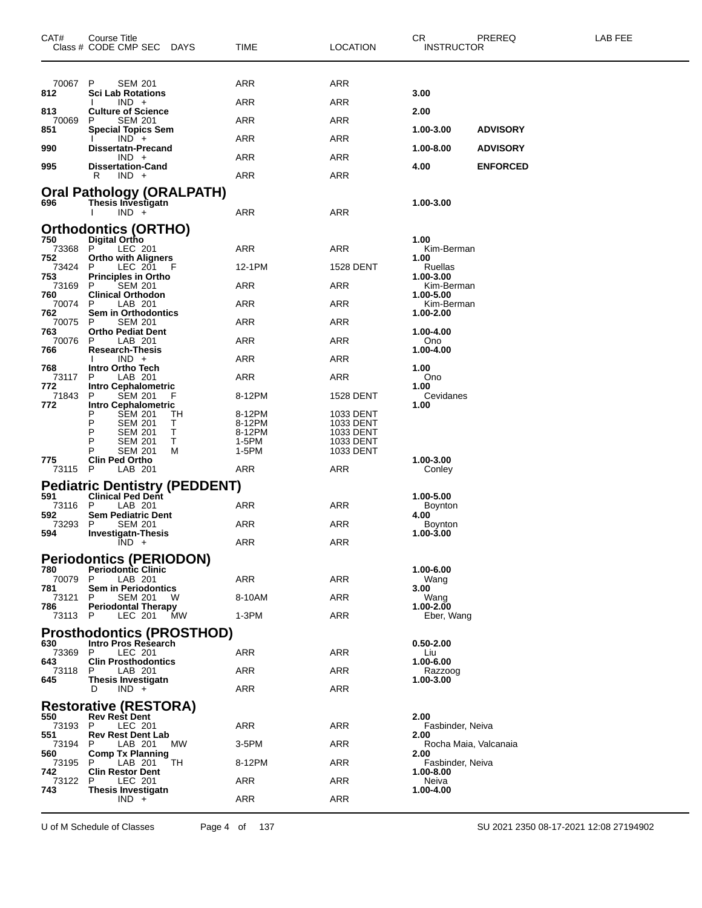| CAT# | Course Title | | | | | | | CR | PREREQ | LAB FEE |
|---|---|---|---|---|---|---|---|---|---|---|
| Class # | CODE | CMP | SEC | DAYS | TIME | LOCATION | INSTRUCTOR | | | |
| 70067 | P | SEM | 201 | | ARR | ARR | | | | |
| **812** | **Sci Lab Rotations** | | | | | | | **3.00** | | |
| | I | IND | + | | ARR | ARR | | | | |
| **813** | **Culture of Science** | | | | | | | **2.00** | | |
| 70069 | P | SEM | 201 | | ARR | ARR | | | | |
| **851** | **Special Topics Sem** | | | | | | | **1.00-3.00** | **ADVISORY** | |
| | I | IND | + | | ARR | ARR | | | | |
| **990** | **Dissertatn-Precand** | | | | | | | **1.00-8.00** | **ADVISORY** | |
| | | IND | + | | ARR | ARR | | | | |
| **995** | **Dissertation-Cand** | | | | | | | **4.00** | **ENFORCED** | |
| | R | IND | + | | ARR | ARR | | | | |

## Oral Pathology (ORALPATH)

| CAT# | Course Title | | | | | | | CR | PREREQ | LAB FEE |
|---|---|---|---|---|---|---|---|---|---|---|
| **696** | **Thesis Investigatn** | | | | | | | **1.00-3.00** | | |
| | I | IND | + | | ARR | ARR | | | | |

## Orthodontics (ORTHO)

| CAT# | Course Title | | | | | | | CR | PREREQ | LAB FEE |
|---|---|---|---|---|---|---|---|---|---|---|
| **750** | **Digital Ortho** | | | | | | | **1.00** | | |
| 73368 | P | LEC | 201 | | ARR | ARR | Kim-Berman | | | |
| **752** | **Ortho with Aligners** | | | | | | | **1.00** | | |
| 73424 | P | LEC | 201 | F | 12-1PM | 1528 DENT | Ruellas | | | |
| **753** | **Principles in Ortho** | | | | | | | **1.00-3.00** | | |
| 73169 | P | SEM | 201 | | ARR | ARR | Kim-Berman | | | |
| **760** | **Clinical Orthodon** | | | | | | | **1.00-5.00** | | |
| 70074 | P | LAB | 201 | | ARR | ARR | Kim-Berman | | | |
| **762** | **Sem in Orthodontics** | | | | | | | **1.00-2.00** | | |
| 70075 | P | SEM | 201 | | ARR | ARR | | | | |
| **763** | **Ortho Pediat Dent** | | | | | | | **1.00-4.00** | | |
| 70076 | P | LAB | 201 | | ARR | ARR | Ono | | | |
| **766** | **Research-Thesis** | | | | | | | **1.00-4.00** | | |
| | I | IND | + | | ARR | ARR | | | | |
| **768** | **Intro Ortho Tech** | | | | | | | **1.00** | | |
| 73117 | P | LAB | 201 | | ARR | ARR | Ono | | | |
| **772** | **Intro Cephalometric** | | | | | | | **1.00** | | |
| 71843 | P | SEM | 201 | F | 8-12PM | 1528 DENT | Cevidanes | | | |
| **772** | **Intro Cephalometric** | | | | | | | **1.00** | | |
| | P | SEM | 201 | TH | 8-12PM | 1033 DENT | | | | |
| | P | SEM | 201 | T | 8-12PM | 1033 DENT | | | | |
| | P | SEM | 201 | T | 8-12PM | 1033 DENT | | | | |
| | P | SEM | 201 | T | 1-5PM | 1033 DENT | | | | |
| | P | SEM | 201 | M | 1-5PM | 1033 DENT | | | | |
| **775** | **Clin Ped Ortho** | | | | | | | **1.00-3.00** | | |
| 73115 | P | LAB | 201 | | ARR | ARR | Conley | | | |

## Pediatric Dentistry (PEDDENT)

| CAT# | Course Title | | | | | | | CR | PREREQ | LAB FEE |
|---|---|---|---|---|---|---|---|---|---|---|
| **591** | **Clinical Ped Dent** | | | | | | | **1.00-5.00** | | |
| 73116 | P | LAB | 201 | | ARR | ARR | Boynton | | | |
| **592** | **Sem Pediatric Dent** | | | | | | | **4.00** | | |
| 73293 | P | SEM | 201 | | ARR | ARR | Boynton | | | |
| **594** | **Investigatn-Thesis** | | | | | | | **1.00-3.00** | | |
| | | IND | + | | ARR | ARR | | | | |

## Periodontics (PERIODON)

| CAT# | Course Title | | | | | | | CR | PREREQ | LAB FEE |
|---|---|---|---|---|---|---|---|---|---|---|
| **780** | **Periodontic Clinic** | | | | | | | **1.00-6.00** | | |
| 70079 | P | LAB | 201 | | ARR | ARR | Wang | | | |
| **781** | **Sem in Periodontics** | | | | | | | **3.00** | | |
| 73121 | P | SEM | 201 | W | 8-10AM | ARR | Wang | | | |
| **786** | **Periodontal Therapy** | | | | | | | **1.00-2.00** | | |
| 73113 | P | LEC | 201 | MW | 1-3PM | ARR | Eber, Wang | | | |

## Prosthodontics (PROSTHOD)

| CAT# | Course Title | | | | | | | CR | PREREQ | LAB FEE |
|---|---|---|---|---|---|---|---|---|---|---|
| **630** | **Intro Pros Research** | | | | | | | **0.50-2.00** | | |
| 73369 | P | LEC | 201 | | ARR | ARR | Liu | | | |
| **643** | **Clin Prosthodontics** | | | | | | | **1.00-6.00** | | |
| 73118 | P | LAB | 201 | | ARR | ARR | Razzoog | | | |
| **645** | **Thesis Investigatn** | | | | | | | **1.00-3.00** | | |
| | D | IND | + | | ARR | ARR | | | | |

## Restorative (RESTORA)

| CAT# | Course Title | | | | | | | CR | PREREQ | LAB FEE |
|---|---|---|---|---|---|---|---|---|---|---|
| **550** | **Rev Rest Dent** | | | | | | | **2.00** | | |
| 73193 | P | LEC | 201 | | ARR | ARR | Fasbinder, Neiva | | | |
| **551** | **Rev Rest Dent Lab** | | | | | | | **2.00** | | |
| 73194 | P | LAB | 201 | MW | 3-5PM | ARR | Rocha Maia, Valcanaia | | | |
| **560** | **Comp Tx Planning** | | | | | | | **2.00** | | |
| 73195 | P | LAB | 201 | TH | 8-12PM | ARR | Fasbinder, Neiva | | | |
| **742** | **Clin Restor Dent** | | | | | | | **1.00-8.00** | | |
| 73122 | P | LEC | 201 | | ARR | ARR | Neiva | | | |
| **743** | **Thesis Investigatn** | | | | | | | **1.00-4.00** | | |
| | | IND | + | | ARR | ARR | | | | |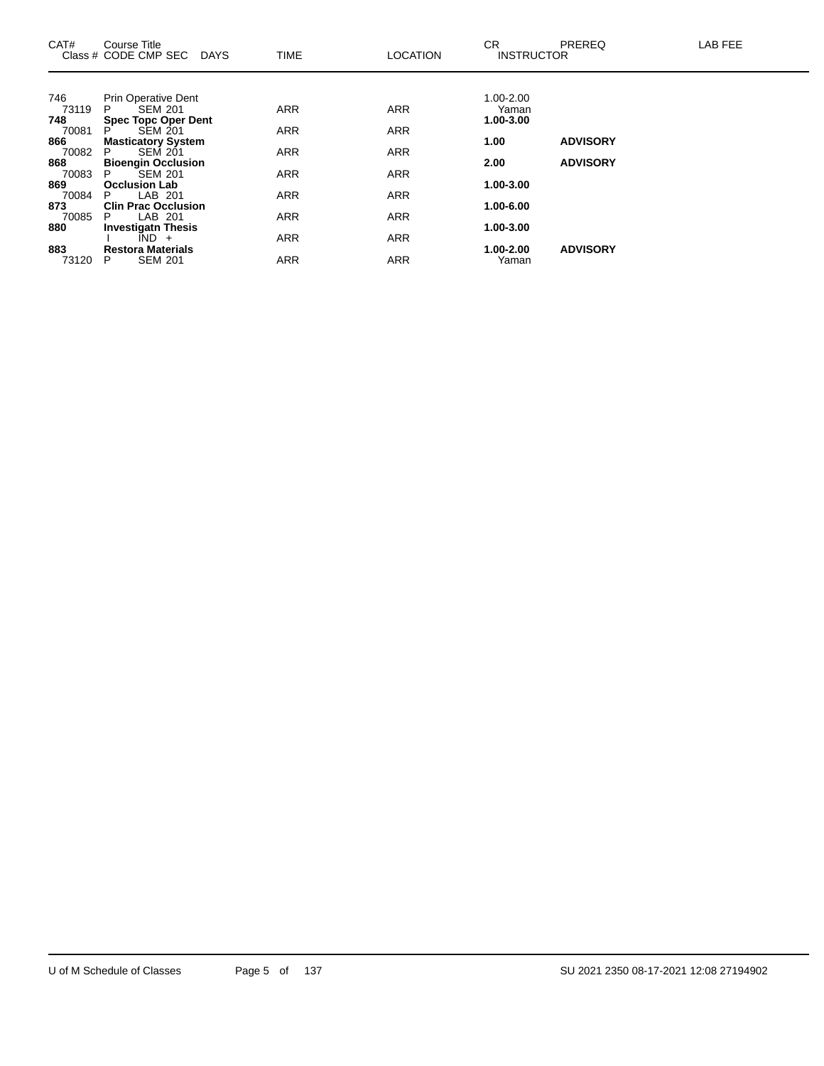| CAT# | Course Title<br>Class # CODE CMP SEC DAYS | TIME | LOCATION | CR<br>INSTRUCTOR | PREREQ | LAB FEE |
|---|---|---|---|---|---|---|
| 746 | Prin Operative Dent | | | 1.00-2.00 | | |
| 73119 | P SEM 201 | ARR | ARR | Yaman | | |
| **748** | **Spec Topc Oper Dent** | | | **1.00-3.00** | | |
| 70081 | P SEM 201 | ARR | ARR | | | |
| **866** | **Masticatory System** | | | **1.00** | **ADVISORY** | |
| 70082 | P SEM 201 | ARR | ARR | | | |
| **868** | **Bioengin Occlusion** | | | **2.00** | **ADVISORY** | |
| 70083 | P SEM 201 | ARR | ARR | | | |
| **869** | **Occlusion Lab** | | | **1.00-3.00** | | |
| 70084 | P LAB 201 | ARR | ARR | | | |
| **873** | **Clin Prac Occlusion** | | | **1.00-6.00** | | |
| 70085 | P LAB 201 | ARR | ARR | | | |
| **880** | **Investigatn Thesis** | | | **1.00-3.00** | | |
| | I IND + | ARR | ARR | | | |
| **883** | **Restora Materials** | | | **1.00-2.00** | **ADVISORY** | |
| 73120 | P SEM 201 | ARR | ARR | Yaman | | |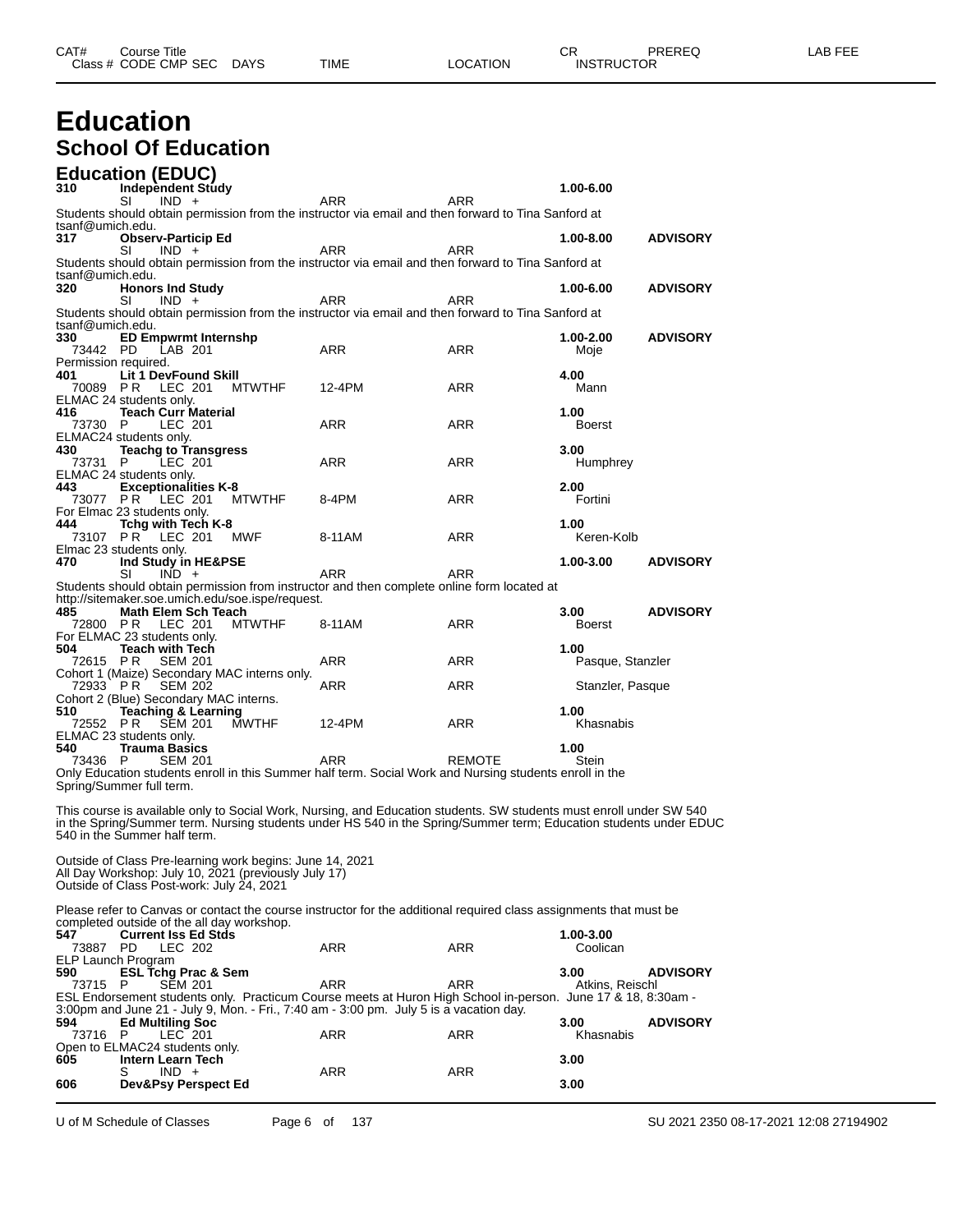# Education

## School Of Education

### Education (EDUC)

| CAT# | Course Title | | | | | | CR | PREREQ |
|---|---|---|---|---|---|---|---|---|
| Class # | CODE | CMP SEC | DAYS | TIME | LOCATION | INSTRUCTOR | | |
| **310** | **Independent Study** | | | | | | **1.00-6.00** | |
| | SI | IND + | | ARR | ARR | | | |

Students should obtain permission from the instructor via email and then forward to Tina Sanford at tsanf@umich.edu.

| CAT# | Course Title | | | | | | CR | PREREQ |
|---|---|---|---|---|---|---|---|---|
| **317** | **Observ-Particip Ed** | | | | | | **1.00-8.00** | **ADVISORY** |
| | SI | IND + | | ARR | ARR | | | |

Students should obtain permission from the instructor via email and then forward to Tina Sanford at tsanf@umich.edu.

| CAT# | Course Title | | | | | | CR | PREREQ |
|---|---|---|---|---|---|---|---|---|
| **320** | **Honors Ind Study** | | | | | | **1.00-6.00** | **ADVISORY** |
| | SI | IND + | | ARR | ARR | | | |

Students should obtain permission from the instructor via email and then forward to Tina Sanford at tsanf@umich.edu.

| CAT# | Course Title | | | | | | CR | PREREQ |
|---|---|---|---|---|---|---|---|---|
| **330** | **ED Empwrmt Internshp** | | | | | | **1.00-2.00** | **ADVISORY** |
| 73442 | PD | LAB 201 | | ARR | ARR | Moje | | |

Permission required.

| CAT# | Course Title | | | | | | CR | PREREQ |
|---|---|---|---|---|---|---|---|---|
| **401** | **Lit 1 DevFound Skill** | | | | | | **4.00** | |
| 70089 | P R | LEC 201 | MTWTHF | 12-4PM | ARR | Mann | | |

ELMAC 24 students only.

| CAT# | Course Title | | | | | | CR | PREREQ |
|---|---|---|---|---|---|---|---|---|
| **416** | **Teach Curr Material** | | | | | | **1.00** | |
| 73730 | P | LEC 201 | | ARR | ARR | Boerst | | |

ELMAC24 students only.

| CAT# | Course Title | | | | | | CR | PREREQ |
|---|---|---|---|---|---|---|---|---|
| **430** | **Teachg to Transgress** | | | | | | **3.00** | |
| 73731 | P | LEC 201 | | ARR | ARR | Humphrey | | |

ELMAC 24 students only.

| CAT# | Course Title | | | | | | CR | PREREQ |
|---|---|---|---|---|---|---|---|---|
| **443** | **Exceptionalities K-8** | | | | | | **2.00** | |
| 73077 | P R | LEC 201 | MTWTHF | 8-4PM | ARR | Fortini | | |

For Elmac 23 students only.

| CAT# | Course Title | | | | | | CR | PREREQ |
|---|---|---|---|---|---|---|---|---|
| **444** | **Tchg with Tech K-8** | | | | | | **1.00** | |
| 73107 | P R | LEC 201 | MWF | 8-11AM | ARR | Keren-Kolb | | |

Elmac 23 students only.

| CAT# | Course Title | | | | | | CR | PREREQ |
|---|---|---|---|---|---|---|---|---|
| **470** | **Ind Study in HE&PSE** | | | | | | **1.00-3.00** | **ADVISORY** |
| | SI | IND + | | ARR | ARR | | | |

Students should obtain permission from instructor and then complete online form located at http://sitemaker.soe.umich.edu/soe.ispe/request.

| CAT# | Course Title | | | | | | CR | PREREQ |
|---|---|---|---|---|---|---|---|---|
| **485** | **Math Elem Sch Teach** | | | | | | **3.00** | **ADVISORY** |
| 72800 | P R | LEC 201 | MTWTHF | 8-11AM | ARR | Boerst | | |

For ELMAC 23 students only.

| CAT# | Course Title | | | | | | CR | PREREQ |
|---|---|---|---|---|---|---|---|---|
| **504** | **Teach with Tech** | | | | | | **1.00** | |
| 72615 | P R | SEM 201 | | ARR | ARR | Pasque, Stanzler | | |

Cohort 1 (Maize) Secondary MAC interns only.

| Class # | CODE | CMP SEC | DAYS | TIME | LOCATION | INSTRUCTOR |
|---|---|---|---|---|---|---|
| 72933 | P R | SEM 202 | | ARR | ARR | Stanzler, Pasque |

Cohort 2 (Blue) Secondary MAC interns.

| CAT# | Course Title | | | | | | CR | PREREQ |
|---|---|---|---|---|---|---|---|---|
| **510** | **Teaching & Learning** | | | | | | **1.00** | |
| 72552 | P R | SEM 201 | MWTHF | 12-4PM | ARR | Khasnabis | | |

ELMAC 23 students only.

| CAT# | Course Title | | | | | | CR | PREREQ |
|---|---|---|---|---|---|---|---|---|
| **540** | **Trauma Basics** | | | | | | **1.00** | |
| 73436 | P | SEM 201 | | ARR | REMOTE | Stein | | |

Only Education students enroll in this Summer half term. Social Work and Nursing students enroll in the Spring/Summer full term.

This course is available only to Social Work, Nursing, and Education students. SW students must enroll under SW 540 in the Spring/Summer term. Nursing students under HS 540 in the Spring/Summer term; Education students under EDUC 540 in the Summer half term.

Outside of Class Pre-learning work begins: June 14, 2021
All Day Workshop: July 10, 2021 (previously July 17)
Outside of Class Post-work: July 24, 2021

Please refer to Canvas or contact the course instructor for the additional required class assignments that must be completed outside of the all day workshop.

| CAT# | Course Title | | | | | | CR | PREREQ |
|---|---|---|---|---|---|---|---|---|
| **547** | **Current Iss Ed Stds** | | | | | | **1.00-3.00** | |
| 73887 | PD | LEC 202 | | ARR | ARR | Coolican | | |

ELP Launch Program

| CAT# | Course Title | | | | | | CR | PREREQ |
|---|---|---|---|---|---|---|---|---|
| **590** | **ESL Tchg Prac & Sem** | | | | | | **3.00** | **ADVISORY** |
| 73715 | P | SEM 201 | | ARR | ARR | Atkins, Reischl | | |

ESL Endorsement students only. Practicum Course meets at Huron High School in-person. June 17 & 18, 8:30am - 3:00pm and June 21 - July 9, Mon. - Fri., 7:40 am - 3:00 pm. July 5 is a vacation day.

| CAT# | Course Title | | | | | | CR | PREREQ |
|---|---|---|---|---|---|---|---|---|
| **594** | **Ed Multiling Soc** | | | | | | **3.00** | **ADVISORY** |
| 73716 | P | LEC 201 | | ARR | ARR | Khasnabis | | |

Open to ELMAC24 students only.

| CAT# | Course Title | | | | | | CR | PREREQ |
|---|---|---|---|---|---|---|---|---|
| **605** | **Intern Learn Tech** | | | | | | **3.00** | |
| | S | IND + | | ARR | ARR | | | |
| **606** | **Dev&Psy Perspect Ed** | | | | | | **3.00** | |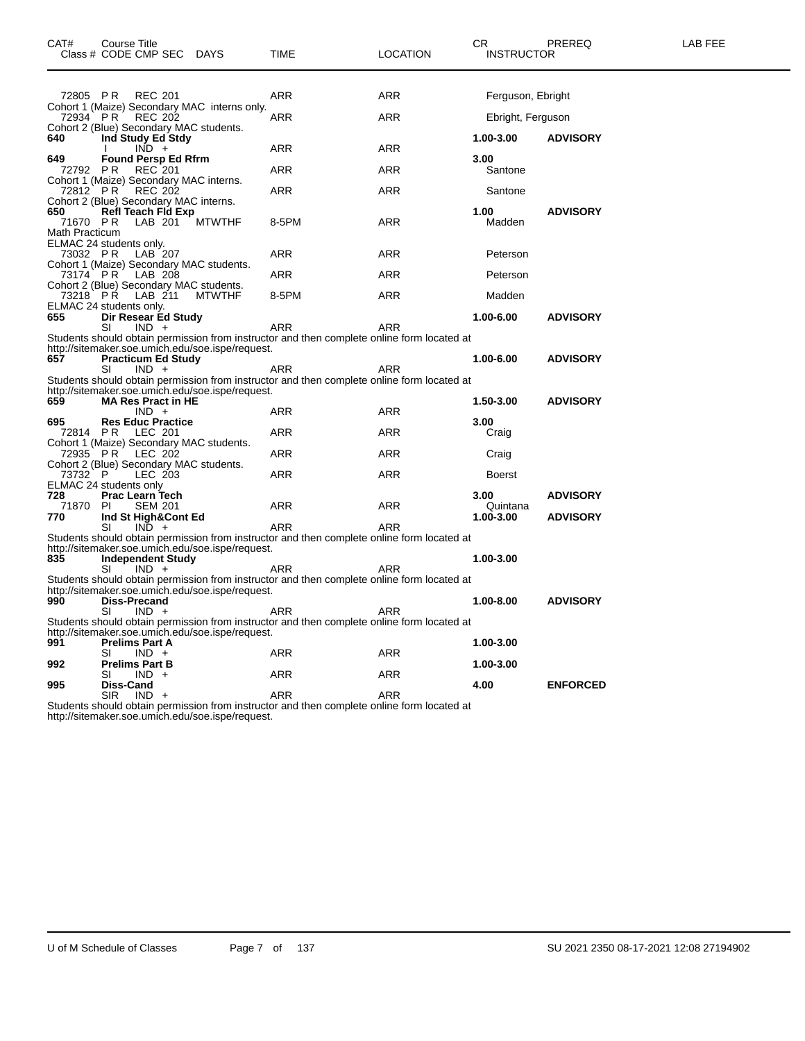| CAT# | Course Title<br>Class # CODE CMP SEC DAYS | TIME | LOCATION | CR INSTRUCTOR | PREREQ | LAB FEE |
|---|---|---|---|---|---|---|
| | 72805 P R REC 201 | ARR | ARR | Ferguson, Ebright | | |
| | Cohort 1 (Maize) Secondary MAC interns only. | | | | | |
| | 72934 P R REC 202 | ARR | ARR | Ebright, Ferguson | | |
| | Cohort 2 (Blue) Secondary MAC students. | | | | | |
| **640** | **Ind Study Ed Stdy** | | | **1.00-3.00** | **ADVISORY** | |
| | I IND + | ARR | ARR | | | |
| **649** | **Found Persp Ed Rfrm** | | | **3.00** | | |
| | 72792 P R REC 201 | ARR | ARR | Santone | | |
| | Cohort 1 (Maize) Secondary MAC interns. | | | | | |
| | 72812 P R REC 202 | ARR | ARR | Santone | | |
| | Cohort 2 (Blue) Secondary MAC interns. | | | | | |
| **650** | **Refl Teach Fld Exp** | | | **1.00** | **ADVISORY** | |
| | 71670 P R LAB 201 MTWTHF | 8-5PM | ARR | Madden | | |
| | Math Practicum | | | | | |
| | ELMAC 24 students only. | | | | | |
| | 73032 P R LAB 207 | ARR | ARR | Peterson | | |
| | Cohort 1 (Maize) Secondary MAC students. | | | | | |
| | 73174 P R LAB 208 | ARR | ARR | Peterson | | |
| | Cohort 2 (Blue) Secondary MAC students. | | | | | |
| | 73218 P R LAB 211 MTWTHF | 8-5PM | ARR | Madden | | |
| | ELMAC 24 students only. | | | | | |
| **655** | **Dir Resear Ed Study** | | | **1.00-6.00** | **ADVISORY** | |
| | SI IND + | ARR | ARR | | | |
| | Students should obtain permission from instructor and then complete online form located at http://sitemaker.soe.umich.edu/soe.ispe/request. | | | | | |
| **657** | **Practicum Ed Study** | | | **1.00-6.00** | **ADVISORY** | |
| | SI IND + | ARR | ARR | | | |
| | Students should obtain permission from instructor and then complete online form located at http://sitemaker.soe.umich.edu/soe.ispe/request. | | | | | |
| **659** | **MA Res Pract in HE** | | | **1.50-3.00** | **ADVISORY** | |
| | IND + | ARR | ARR | | | |
| **695** | **Res Educ Practice** | | | **3.00** | | |
| | 72814 P R LEC 201 | ARR | ARR | Craig | | |
| | Cohort 1 (Maize) Secondary MAC students. | | | | | |
| | 72935 P R LEC 202 | ARR | ARR | Craig | | |
| | Cohort 2 (Blue) Secondary MAC students. | | | | | |
| | 73732 P LEC 203 | ARR | ARR | Boerst | | |
| | ELMAC 24 students only | | | | | |
| **728** | **Prac Learn Tech** | | | **3.00** | **ADVISORY** | |
| | 71870 PI SEM 201 | ARR | ARR | Quintana | | |
| **770** | **Ind St High&Cont Ed** | | | **1.00-3.00** | **ADVISORY** | |
| | SI IND + | ARR | ARR | | | |
| | Students should obtain permission from instructor and then complete online form located at http://sitemaker.soe.umich.edu/soe.ispe/request. | | | | | |
| **835** | **Independent Study** | | | **1.00-3.00** | | |
| | SI IND + | ARR | ARR | | | |
| | Students should obtain permission from instructor and then complete online form located at http://sitemaker.soe.umich.edu/soe.ispe/request. | | | | | |
| **990** | **Diss-Precand** | | | **1.00-8.00** | **ADVISORY** | |
| | SI IND + | ARR | ARR | | | |
| | Students should obtain permission from instructor and then complete online form located at http://sitemaker.soe.umich.edu/soe.ispe/request. | | | | | |
| **991** | **Prelims Part A** | | | **1.00-3.00** | | |
| | SI IND + | ARR | ARR | | | |
| **992** | **Prelims Part B** | | | **1.00-3.00** | | |
| | SI IND + | ARR | ARR | | | |
| **995** | **Diss-Cand** | | | **4.00** | **ENFORCED** | |
| | SIR IND + | ARR | ARR | | | |
| | Students should obtain permission from instructor and then complete online form located at http://sitemaker.soe.umich.edu/soe.ispe/request. | | | | | |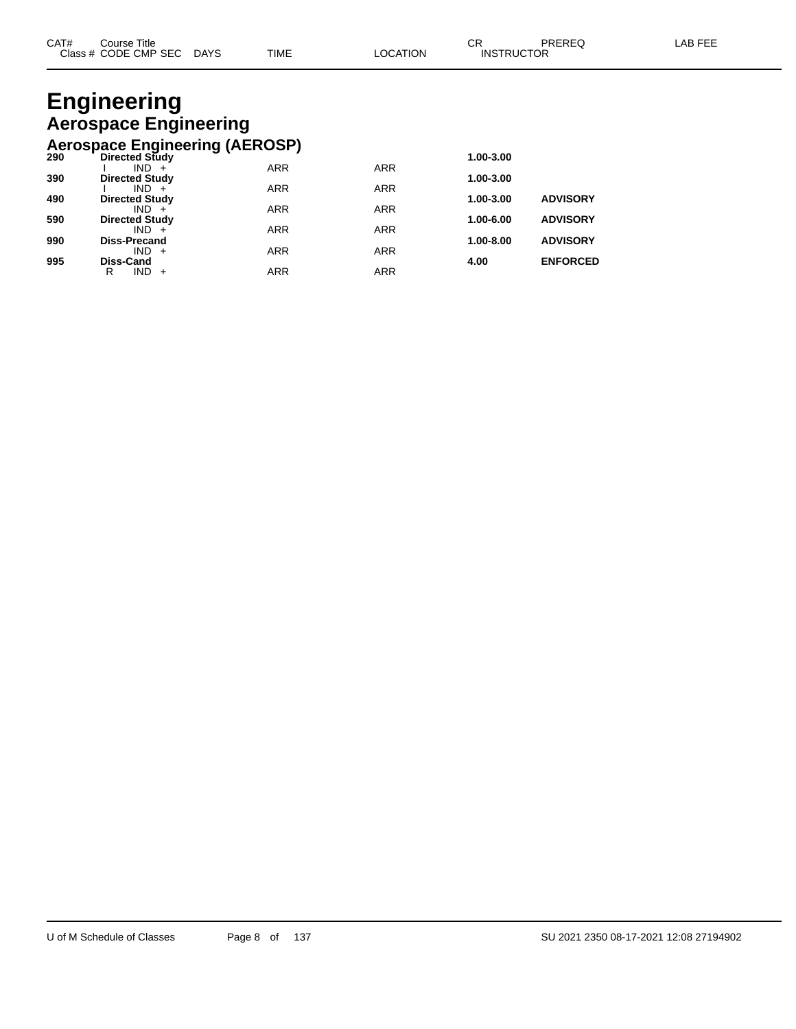# Engineering

## Aerospace Engineering

### Aerospace Engineering (AEROSP)

| CAT# / Class # | Course Title / CODE CMP SEC | DAYS | TIME | LOCATION | CR / INSTRUCTOR | PREREQ | LAB FEE |
|---|---|---|---|---|---|---|---|
| **290** | **Directed Study** | | | | **1.00-3.00** | | |
| | I IND + | | ARR | ARR | | | |
| **390** | **Directed Study** | | | | **1.00-3.00** | | |
| | I IND + | | ARR | ARR | | | |
| **490** | **Directed Study** | | | | **1.00-3.00** | **ADVISORY** | |
| | IND + | | ARR | ARR | | | |
| **590** | **Directed Study** | | | | **1.00-6.00** | **ADVISORY** | |
| | IND + | | ARR | ARR | | | |
| **990** | **Diss-Precand** | | | | **1.00-8.00** | **ADVISORY** | |
| | IND + | | ARR | ARR | | | |
| **995** | **Diss-Cand** | | | | **4.00** | **ENFORCED** | |
| | R IND + | | ARR | ARR | | | |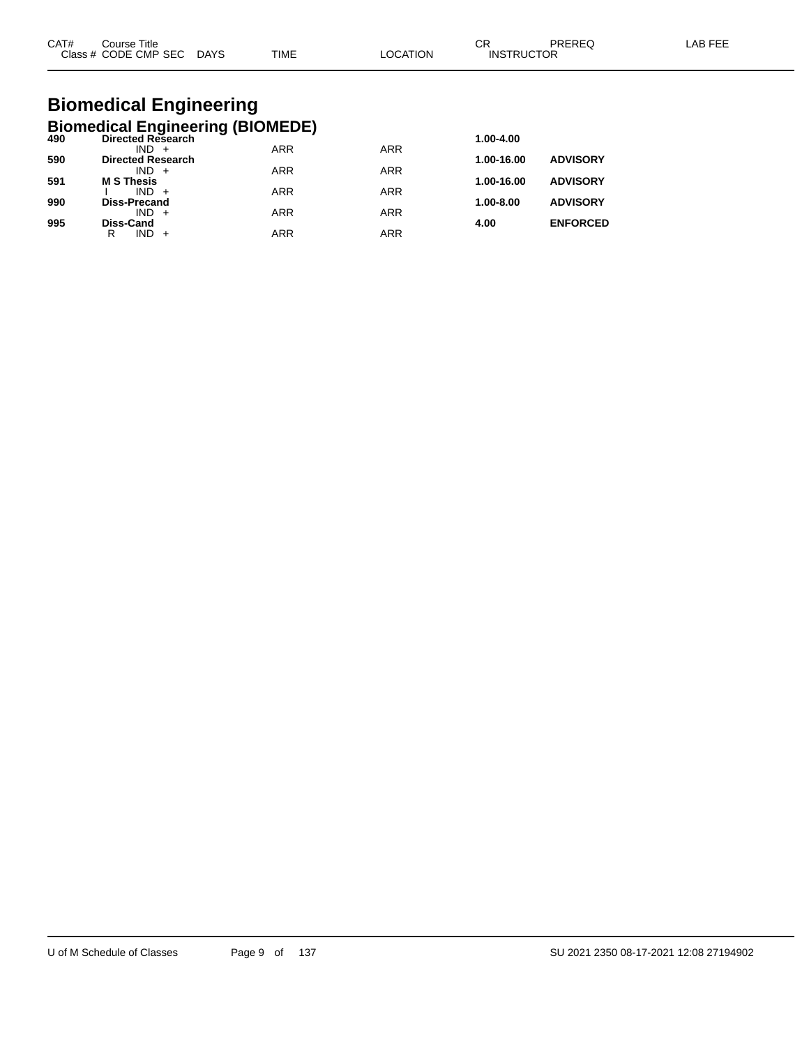# Biomedical Engineering

## Biomedical Engineering (BIOMEDE)

| CAT# / Class # | Course Title / CODE CMP SEC | DAYS | TIME | LOCATION | CR / INSTRUCTOR | PREREQ | LAB FEE |
|---|---|---|---|---|---|---|---|
| 490 | **Directed Research** | | | | 1.00-4.00 | | |
| | IND + | | ARR | ARR | | | |
| 590 | **Directed Research** | | | | 1.00-16.00 | ADVISORY | |
| | IND + | | ARR | ARR | | | |
| 591 | **M S Thesis** | | | | 1.00-16.00 | ADVISORY | |
| | I IND + | | ARR | ARR | | | |
| 990 | **Diss-Precand** | | | | 1.00-8.00 | ADVISORY | |
| | IND + | | ARR | ARR | | | |
| 995 | **Diss-Cand** | | | | 4.00 | ENFORCED | |
| | R IND + | | ARR | ARR | | | |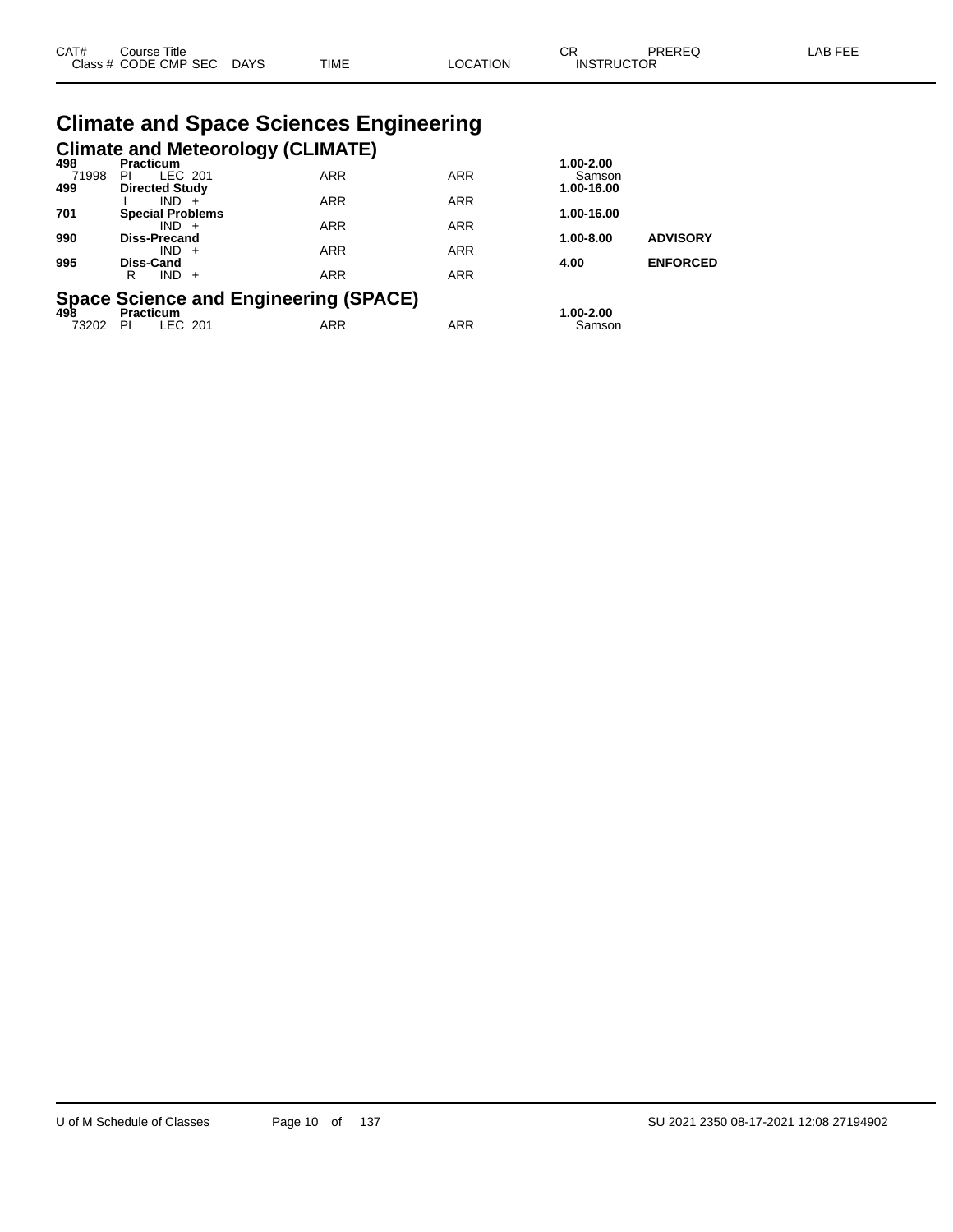# Climate and Space Sciences Engineering

## Climate and Meteorology (CLIMATE)

| CAT# / Class # | Course Title / CODE CMP SEC | DAYS | TIME | LOCATION | CR / INSTRUCTOR | PREREQ | LAB FEE |
|---|---|---|---|---|---|---|---|
| **498** | **Practicum** | | | | **1.00-2.00** | | |
| 71998 | PI LEC 201 | | ARR | ARR | Samson | | |
| **499** | **Directed Study** | | | | **1.00-16.00** | | |
| | I IND + | | ARR | ARR | | | |
| **701** | **Special Problems** | | | | **1.00-16.00** | | |
| | IND + | | ARR | ARR | | | |
| **990** | **Diss-Precand** | | | | **1.00-8.00** | **ADVISORY** | |
| | IND + | | ARR | ARR | | | |
| **995** | **Diss-Cand** | | | | **4.00** | **ENFORCED** | |
| | R IND + | | ARR | ARR | | | |

## Space Science and Engineering (SPACE)

| CAT# / Class # | Course Title / CODE CMP SEC | DAYS | TIME | LOCATION | CR / INSTRUCTOR | PREREQ | LAB FEE |
|---|---|---|---|---|---|---|---|
| **498** | **Practicum** | | | | **1.00-2.00** | | |
| 73202 | PI LEC 201 | | ARR | ARR | Samson | | |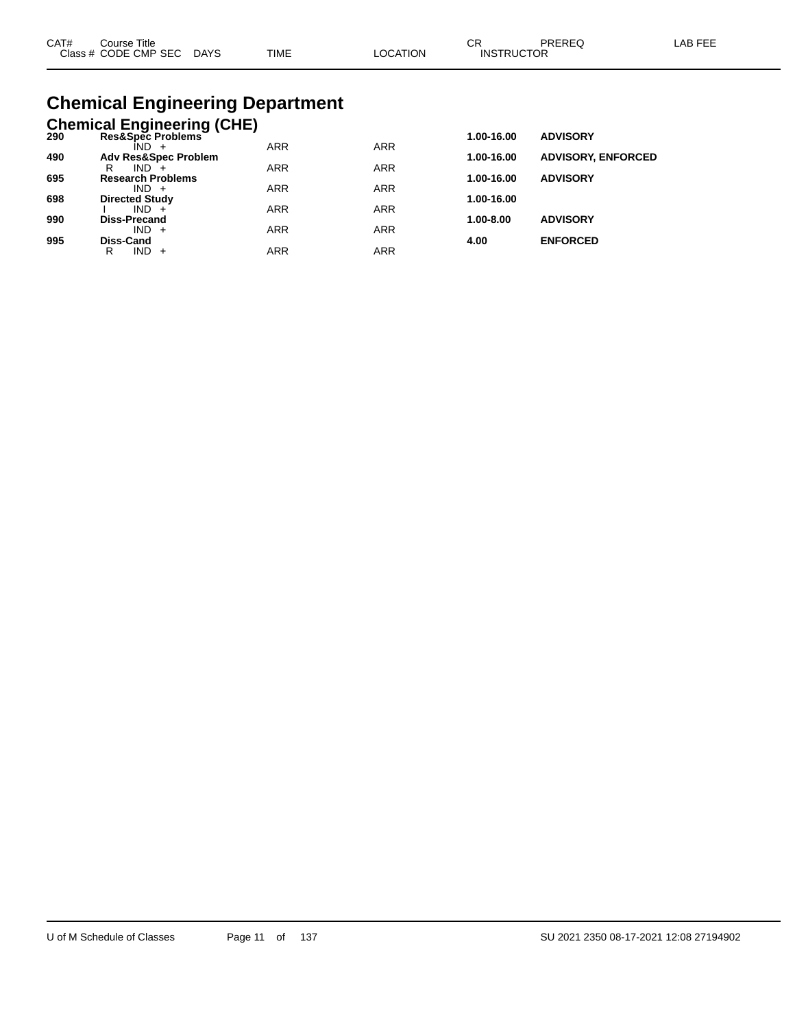# Chemical Engineering Department

## Chemical Engineering (CHE)

| CAT# | Course Title / Class # CODE CMP SEC | DAYS | TIME | LOCATION | CR | PREREQ | INSTRUCTOR | LAB FEE |
|---|---|---|---|---|---|---|---|---|
| **290** | **Res&Spec Problems** | | | | **1.00-16.00** | **ADVISORY** | | |
| | IND + | | ARR | ARR | | | | |
| **490** | **Adv Res&Spec Problem** | | | | **1.00-16.00** | **ADVISORY, ENFORCED** | | |
| | R IND + | | ARR | ARR | | | | |
| **695** | **Research Problems** | | | | **1.00-16.00** | **ADVISORY** | | |
| | IND + | | ARR | ARR | | | | |
| **698** | **Directed Study** | | | | **1.00-16.00** | | | |
| | I IND + | | ARR | ARR | | | | |
| **990** | **Diss-Precand** | | | | **1.00-8.00** | **ADVISORY** | | |
| | IND + | | ARR | ARR | | | | |
| **995** | **Diss-Cand** | | | | **4.00** | **ENFORCED** | | |
| | R IND + | | ARR | ARR | | | | |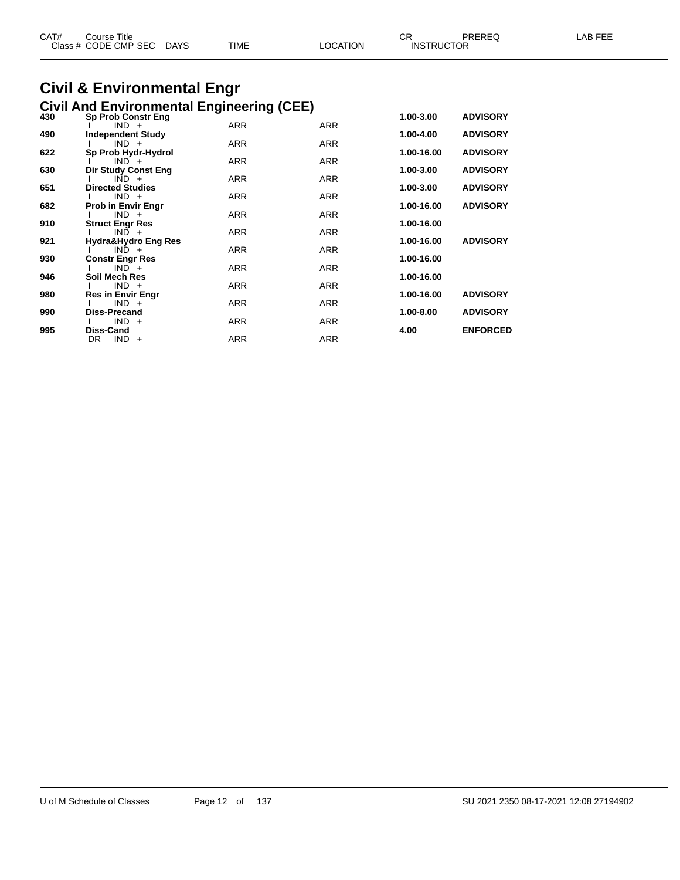## Civil & Environmental Engr

### Civil And Environmental Engineering (CEE)

| CAT# / Class # | Course Title / CODE CMP SEC DAYS | TIME | LOCATION | CR / INSTRUCTOR | PREREQ | LAB FEE |
|---|---|---|---|---|---|---|
| 430 | **Sp Prob Constr Eng** | | | 1.00-3.00 | ADVISORY | |
| | I IND + | ARR | ARR | | | |
| 490 | **Independent Study** | | | 1.00-4.00 | ADVISORY | |
| | I IND + | ARR | ARR | | | |
| 622 | **Sp Prob Hydr-Hydrol** | | | 1.00-16.00 | ADVISORY | |
| | I IND + | ARR | ARR | | | |
| 630 | **Dir Study Const Eng** | | | 1.00-3.00 | ADVISORY | |
| | I IND + | ARR | ARR | | | |
| 651 | **Directed Studies** | | | 1.00-3.00 | ADVISORY | |
| | I IND + | ARR | ARR | | | |
| 682 | **Prob in Envir Engr** | | | 1.00-16.00 | ADVISORY | |
| | I IND + | ARR | ARR | | | |
| 910 | **Struct Engr Res** | | | 1.00-16.00 | | |
| | I IND + | ARR | ARR | | | |
| 921 | **Hydra&Hydro Eng Res** | | | 1.00-16.00 | ADVISORY | |
| | I IND + | ARR | ARR | | | |
| 930 | **Constr Engr Res** | | | 1.00-16.00 | | |
| | I IND + | ARR | ARR | | | |
| 946 | **Soil Mech Res** | | | 1.00-16.00 | | |
| | I IND + | ARR | ARR | | | |
| 980 | **Res in Envir Engr** | | | 1.00-16.00 | ADVISORY | |
| | I IND + | ARR | ARR | | | |
| 990 | **Diss-Precand** | | | 1.00-8.00 | ADVISORY | |
| | I IND + | ARR | ARR | | | |
| 995 | **Diss-Cand** | | | 4.00 | ENFORCED | |
| | DR IND + | ARR | ARR | | | |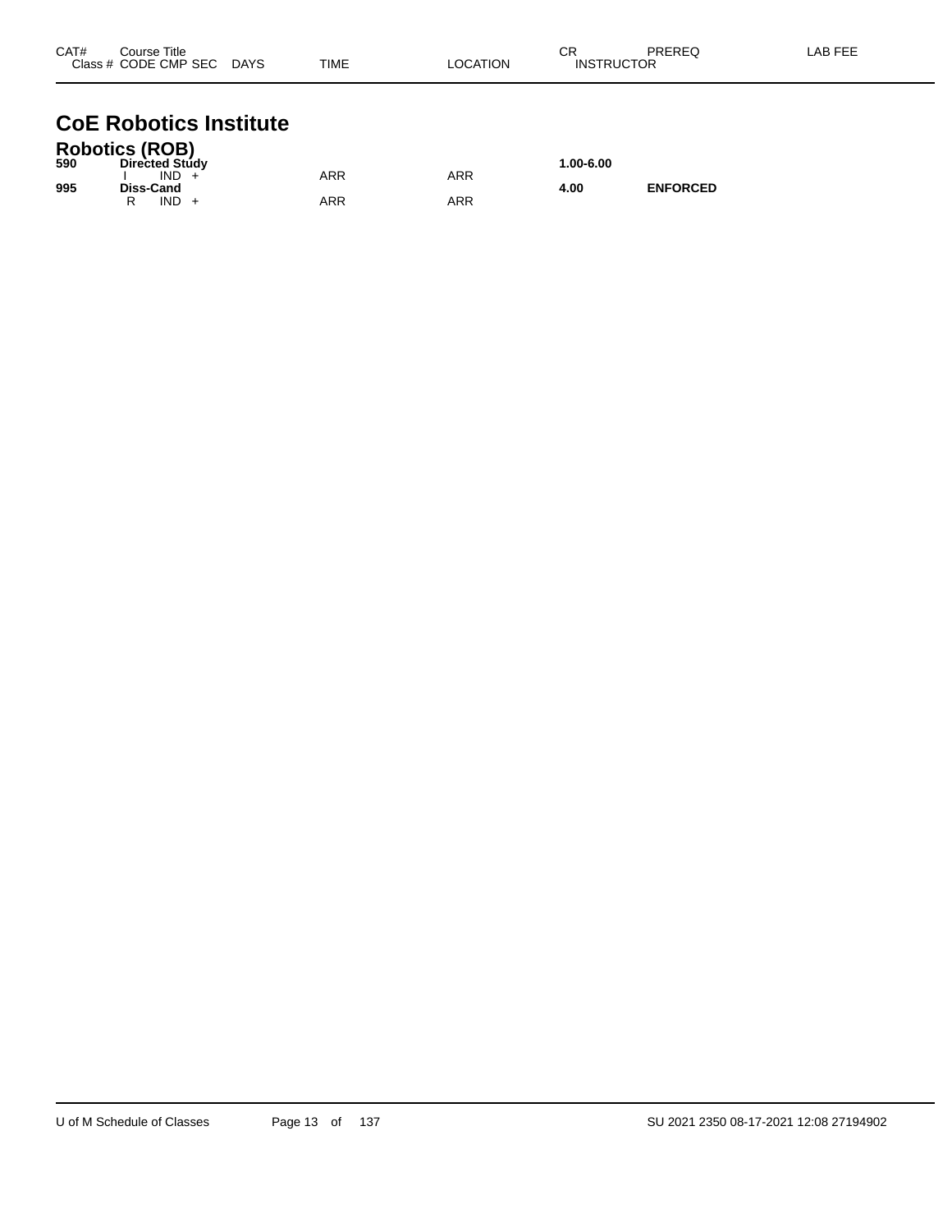| CAT# | Course Title<br>Class # CODE CMP SEC DAYS | TIME | LOCATION | CR<br>INSTRUCTOR | PREREQ | LAB FEE |
|---|---|---|---|---|---|---|

# CoE Robotics Institute

## Robotics (ROB)

| CAT# | Course Title / Class # CODE CMP SEC DAYS | TIME | LOCATION | CR / INSTRUCTOR | PREREQ | LAB FEE |
|---|---|---|---|---|---|---|
| **590** | **Directed Study** | | | **1.00-6.00** | | |
| | I IND + | ARR | ARR | | | |
| **995** | **Diss-Cand** | | | **4.00** | **ENFORCED** | |
| | R IND + | ARR | ARR | | | |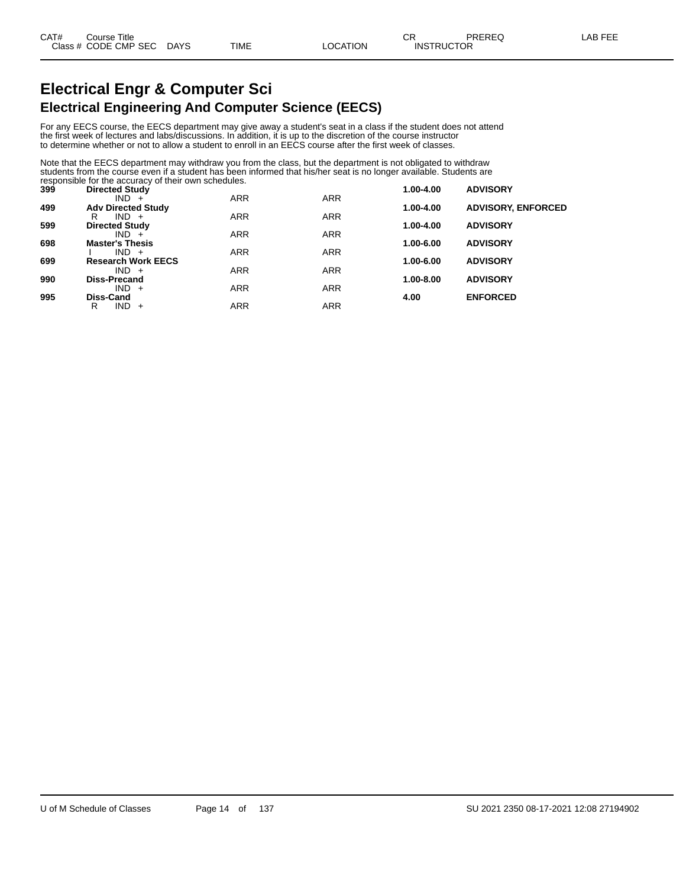| CAT# | Course Title | | | | CR | PREREQ | LAB FEE |
|---|---|---|---|---|---|---|---|
| Class # | CODE CMP SEC | DAYS | TIME | LOCATION | INSTRUCTOR | | |

# Electrical Engr & Computer Sci

## Electrical Engineering And Computer Science (EECS)

For any EECS course, the EECS department may give away a student's seat in a class if the student does not attend the first week of lectures and labs/discussions. In addition, it is up to the discretion of the course instructor to determine whether or not to allow a student to enroll in an EECS course after the first week of classes.

Note that the EECS department may withdraw you from the class, but the department is not obligated to withdraw students from the course even if a student has been informed that his/her seat is no longer available. Students are responsible for the accuracy of their own schedules.

| CAT# | Course Title / Class # CODE CMP SEC | TIME | LOCATION | CR | PREREQ |
|---|---|---|---|---|---|
| **399** | **Directed Study** | | | **1.00-4.00** | **ADVISORY** |
| | IND + | ARR | ARR | | |
| **499** | **Adv Directed Study** | | | **1.00-4.00** | **ADVISORY, ENFORCED** |
| | R IND + | ARR | ARR | | |
| **599** | **Directed Study** | | | **1.00-4.00** | **ADVISORY** |
| | IND + | ARR | ARR | | |
| **698** | **Master's Thesis** | | | **1.00-6.00** | **ADVISORY** |
| | I IND + | ARR | ARR | | |
| **699** | **Research Work EECS** | | | **1.00-6.00** | **ADVISORY** |
| | IND + | ARR | ARR | | |
| **990** | **Diss-Precand** | | | **1.00-8.00** | **ADVISORY** |
| | IND + | ARR | ARR | | |
| **995** | **Diss-Cand** | | | **4.00** | **ENFORCED** |
| | R IND + | ARR | ARR | | |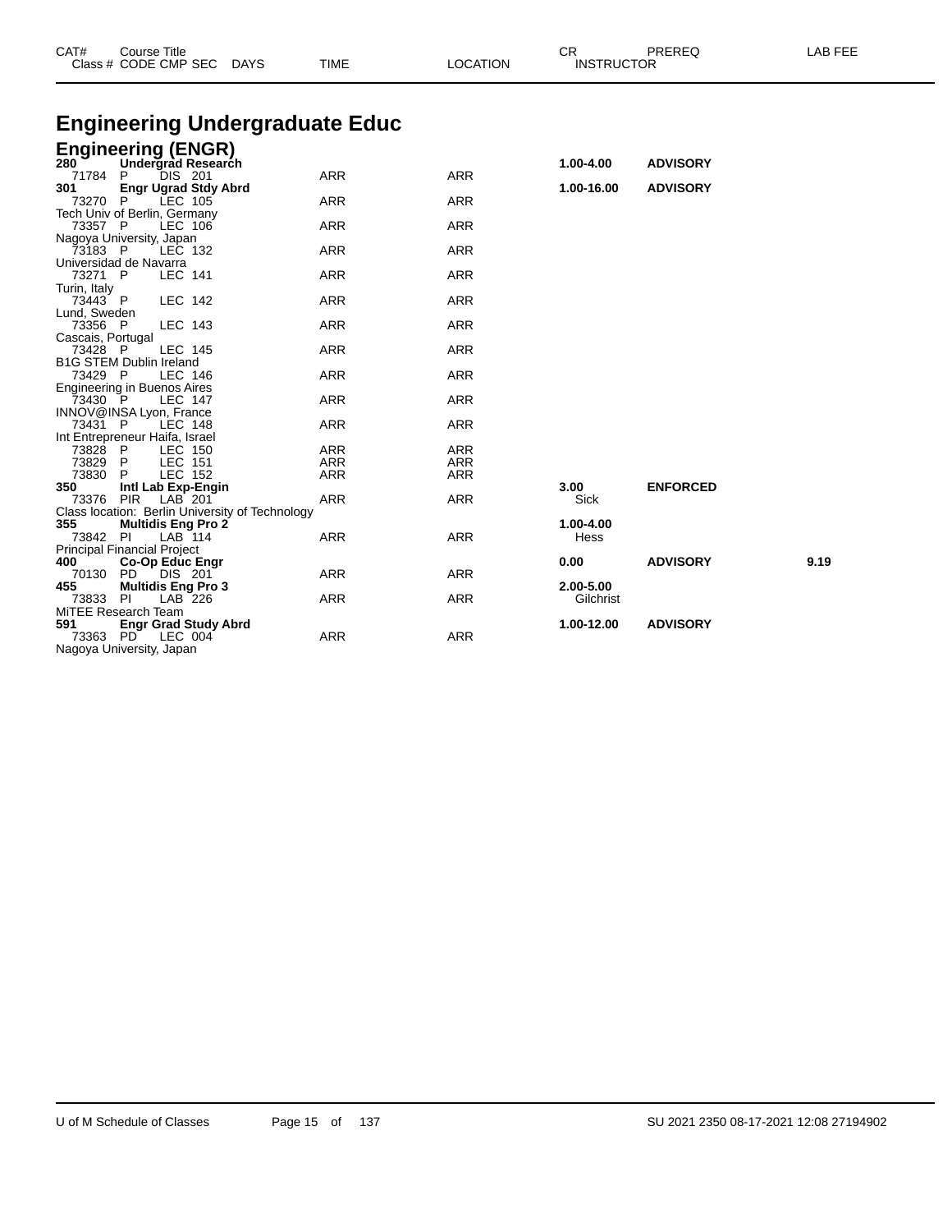# Engineering Undergraduate Educ

## Engineering (ENGR)

| CAT# / Class # | Course Title / CODE CMP SEC | DAYS | TIME | LOCATION | CR / INSTRUCTOR | PREREQ | LAB FEE |
|---|---|---|---|---|---|---|---|
| **280** | **Undergrad Research** | | | | **1.00-4.00** | **ADVISORY** | |
| 71784 | P DIS 201 | | ARR | ARR | | | |
| **301** | **Engr Ugrad Stdy Abrd** | | | | **1.00-16.00** | **ADVISORY** | |
| 73270 | P LEC 105 | | ARR | ARR | | | |
| Tech Univ of Berlin, Germany | | | | | | | |
| 73357 | P LEC 106 | | ARR | ARR | | | |
| Nagoya University, Japan | | | | | | | |
| 73183 | P LEC 132 | | ARR | ARR | | | |
| Universidad de Navarra | | | | | | | |
| 73271 | P LEC 141 | | ARR | ARR | | | |
| Turin, Italy | | | | | | | |
| 73443 | P LEC 142 | | ARR | ARR | | | |
| Lund, Sweden | | | | | | | |
| 73356 | P LEC 143 | | ARR | ARR | | | |
| Cascais, Portugal | | | | | | | |
| 73428 | P LEC 145 | | ARR | ARR | | | |
| B1G STEM Dublin Ireland | | | | | | | |
| 73429 | P LEC 146 | | ARR | ARR | | | |
| Engineering in Buenos Aires | | | | | | | |
| 73430 | P LEC 147 | | ARR | ARR | | | |
| INNOV@INSA Lyon, France | | | | | | | |
| 73431 | P LEC 148 | | ARR | ARR | | | |
| Int Entrepreneur Haifa, Israel | | | | | | | |
| 73828 | P LEC 150 | | ARR | ARR | | | |
| 73829 | P LEC 151 | | ARR | ARR | | | |
| 73830 | P LEC 152 | | ARR | ARR | | | |
| **350** | **Intl Lab Exp-Engin** | | | | **3.00** | **ENFORCED** | |
| 73376 | PIR LAB 201 | | ARR | ARR | Sick | | |
| Class location: Berlin University of Technology | | | | | | | |
| **355** | **Multidis Eng Pro 2** | | | | **1.00-4.00** | | |
| 73842 | PI LAB 114 | | ARR | ARR | Hess | | |
| Principal Financial Project | | | | | | | |
| **400** | **Co-Op Educ Engr** | | | | **0.00** | **ADVISORY** | **9.19** |
| 70130 | PD DIS 201 | | ARR | ARR | | | |
| **455** | **Multidis Eng Pro 3** | | | | **2.00-5.00** | | |
| 73833 | PI LAB 226 | | ARR | ARR | Gilchrist | | |
| MiTEE Research Team | | | | | | | |
| **591** | **Engr Grad Study Abrd** | | | | **1.00-12.00** | **ADVISORY** | |
| 73363 | PD LEC 004 | | ARR | ARR | | | |
| Nagoya University, Japan | | | | | | | |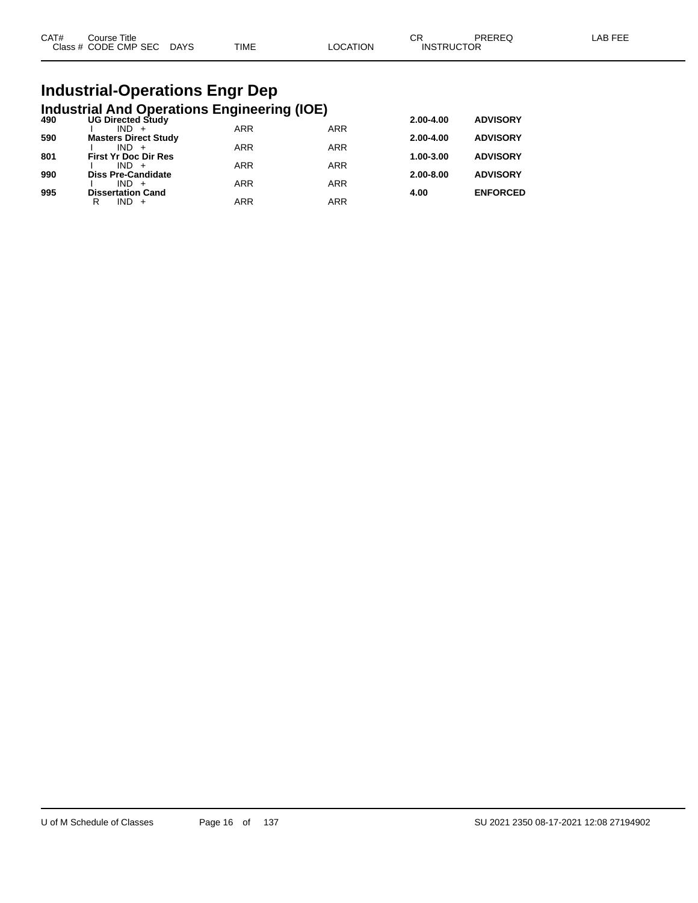| CAT# | Course Title<br>Class # CODE CMP SEC DAYS | TIME | LOCATION | CR<br>INSTRUCTOR | PREREQ | LAB FEE |
|---|---|---|---|---|---|---|

# Industrial-Operations Engr Dep

## Industrial And Operations Engineering (IOE)

| CAT# | Course Title / Class # CODE CMP SEC DAYS | TIME | LOCATION | CR | PREREQ | LAB FEE |
|---|---|---|---|---|---|---|
| **490** | **UG Directed Study** | | | **2.00-4.00** | **ADVISORY** | |
| | I IND + | ARR | ARR | | | |
| **590** | **Masters Direct Study** | | | **2.00-4.00** | **ADVISORY** | |
| | I IND + | ARR | ARR | | | |
| **801** | **First Yr Doc Dir Res** | | | **1.00-3.00** | **ADVISORY** | |
| | I IND + | ARR | ARR | | | |
| **990** | **Diss Pre-Candidate** | | | **2.00-8.00** | **ADVISORY** | |
| | I IND + | ARR | ARR | | | |
| **995** | **Dissertation Cand** | | | **4.00** | **ENFORCED** | |
| | R IND + | ARR | ARR | | | |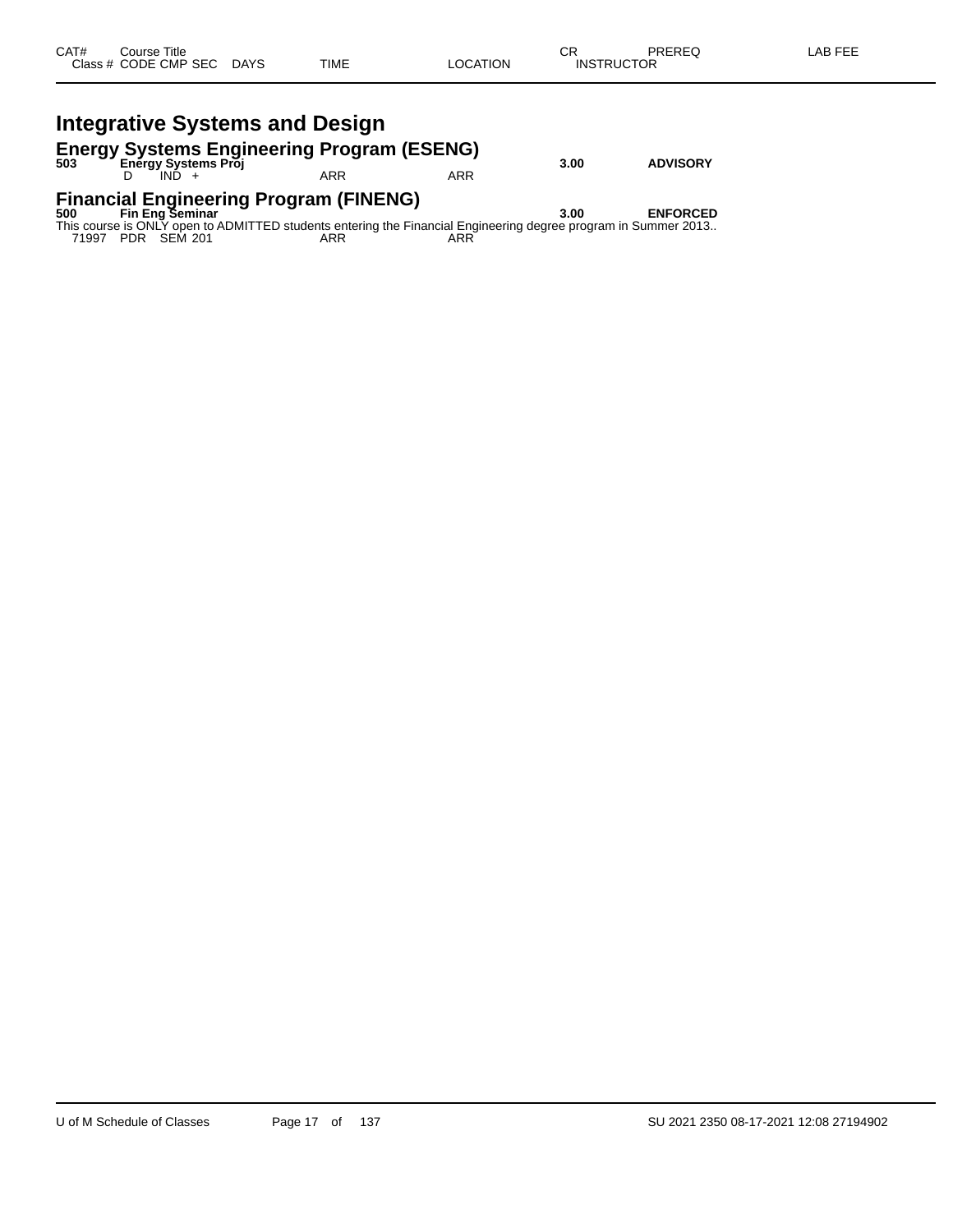| CAT# | Course Title | | | | | | CR | PREREQ | LAB FEE |
|---|---|---|---|---|---|---|---|---|---|
| Class # | CODE | CMP | SEC | DAYS | TIME | LOCATION | INSTRUCTOR | | |

# Integrative Systems and Design

## Energy Systems Engineering Program (ESENG)

| CAT# | Course Title | | | | | | CR | PREREQ | LAB FEE |
|---|---|---|---|---|---|---|---|---|---|
| **503** | **Energy Systems Proj** | | | | | | **3.00** | **ADVISORY** | |
| | D | IND | + | | ARR | ARR | | | |

## Financial Engineering Program (FINENG)

| CAT# | Course Title | | | | | | CR | PREREQ | LAB FEE |
|---|---|---|---|---|---|---|---|---|---|
| **500** | **Fin Eng Seminar** | | | | | | **3.00** | **ENFORCED** | |

This course is ONLY open to ADMITTED students entering the Financial Engineering degree program in Summer 2013..

| Class # | CODE | CMP | SEC | DAYS | TIME | LOCATION | INSTRUCTOR |
|---|---|---|---|---|---|---|---|
| 71997 | PDR | SEM | 201 | | ARR | ARR | |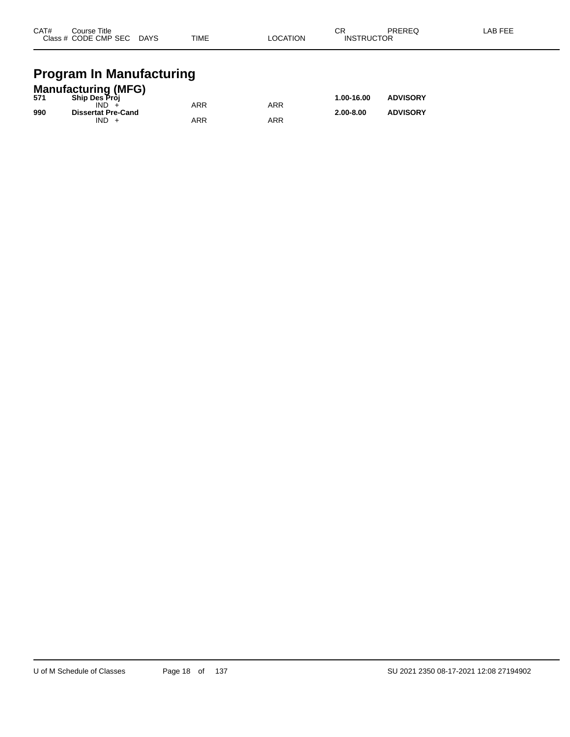| CAT# | Course Title<br>Class # CODE CMP SEC DAYS | TIME | LOCATION | CR<br>INSTRUCTOR | PREREQ | LAB FEE |
|---|---|---|---|---|---|---|

# Program In Manufacturing

## Manufacturing (MFG)

| CAT# | Course Title / CODE CMP SEC DAYS | TIME | LOCATION | CR / INSTRUCTOR | PREREQ | LAB FEE |
|---|---|---|---|---|---|---|
| **571** | **Ship Des Proj** | | | **1.00-16.00** | **ADVISORY** | |
| | IND + | ARR | ARR | | | |
| **990** | **Dissertat Pre-Cand** | | | **2.00-8.00** | **ADVISORY** | |
| | IND + | ARR | ARR | | | |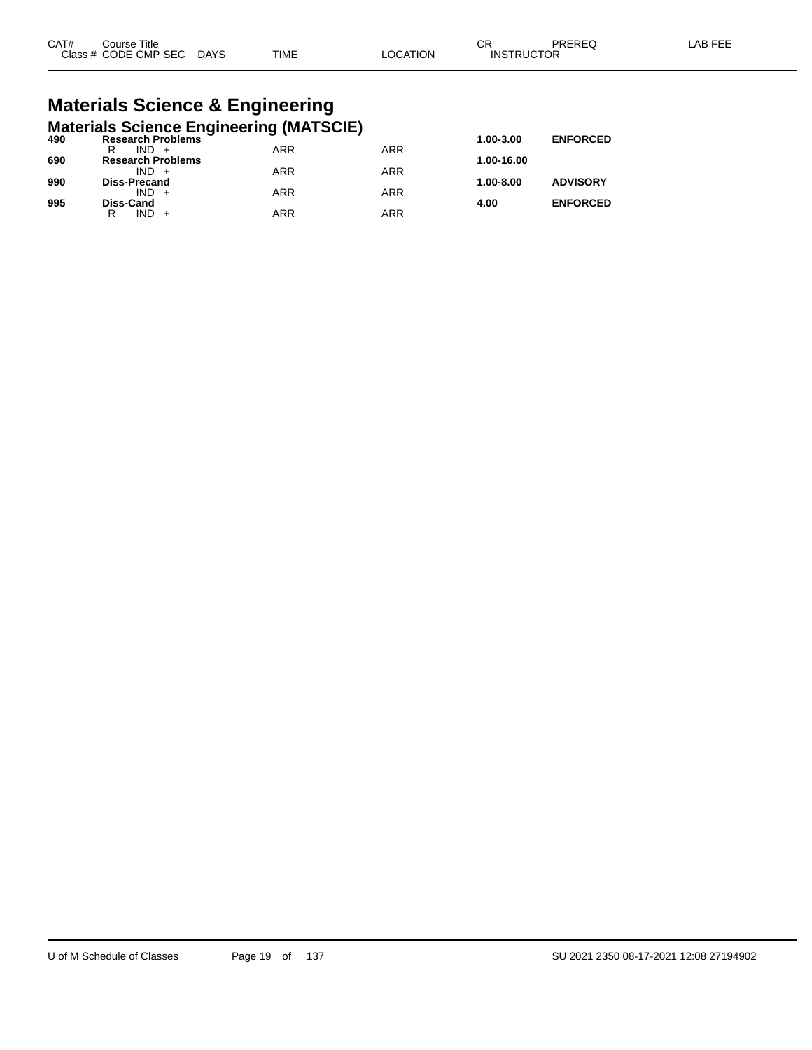| CAT# | Course Title | | | | | CR | PREREQ | LAB FEE |
|---|---|---|---|---|---|---|---|---|
| Class # | CODE CMP SEC | DAYS | TIME | LOCATION | INSTRUCTOR | | | |

# Materials Science & Engineering

## Materials Science Engineering (MATSCIE)

| CAT# | Course Title / Class # CODE CMP SEC | DAYS | TIME | LOCATION | CR | PREREQ | LAB FEE |
|---|---|---|---|---|---|---|---|
| **490** | **Research Problems** | | | | **1.00-3.00** | **ENFORCED** | |
| | R IND + | | ARR | ARR | | | |
| **690** | **Research Problems** | | | | **1.00-16.00** | | |
| | IND + | | ARR | ARR | | | |
| **990** | **Diss-Precand** | | | | **1.00-8.00** | **ADVISORY** | |
| | IND + | | ARR | ARR | | | |
| **995** | **Diss-Cand** | | | | **4.00** | **ENFORCED** | |
| | R IND + | | ARR | ARR | | | |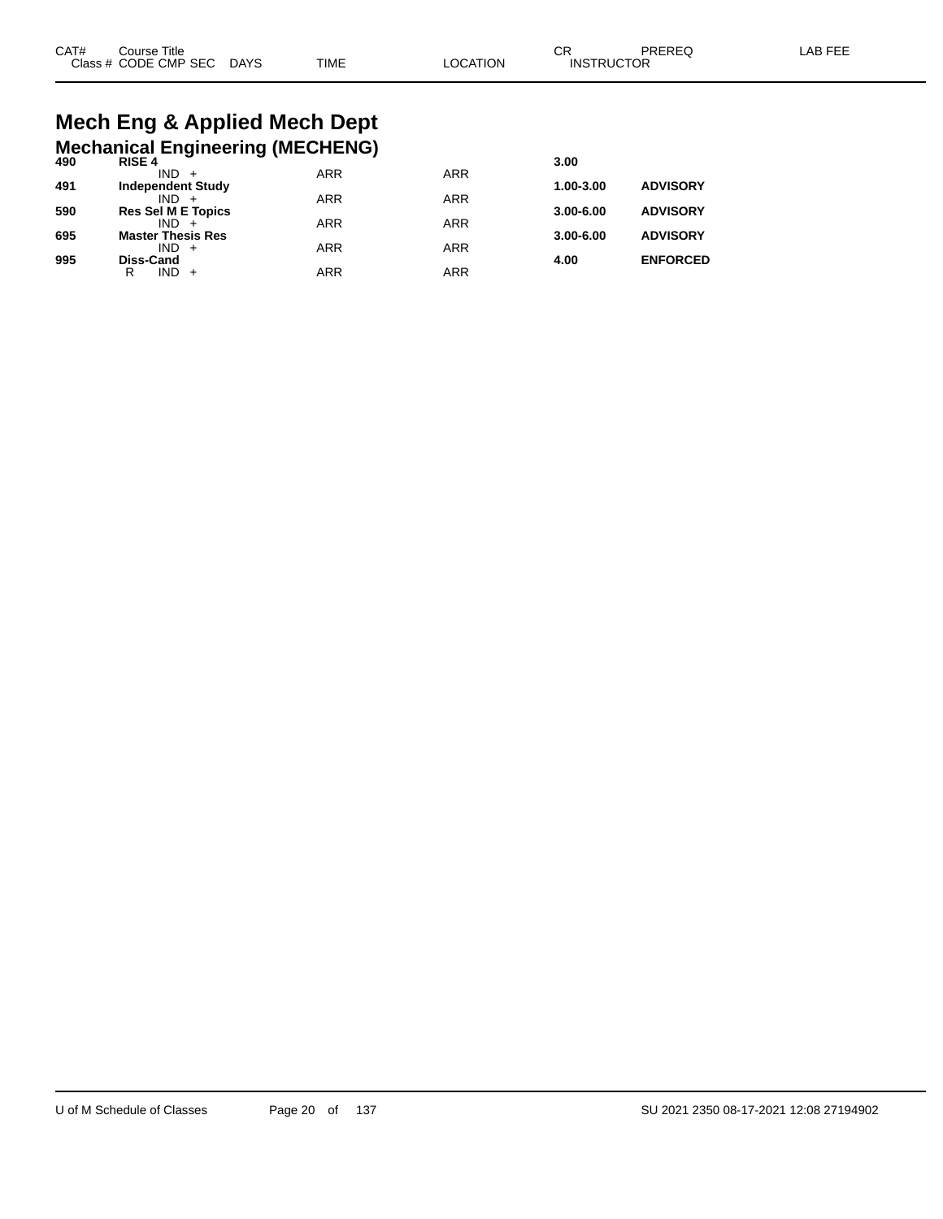| CAT# | Course Title<br>Class # CODE CMP SEC DAYS | TIME | LOCATION | CR<br>INSTRUCTOR | PREREQ | LAB FEE |
|---|---|---|---|---|---|---|

# Mech Eng & Applied Mech Dept

## Mechanical Engineering (MECHENG)

| CAT# | Course Title / Class # CODE CMP SEC DAYS | TIME | LOCATION | CR / INSTRUCTOR | PREREQ | LAB FEE |
|---|---|---|---|---|---|---|
| **490** | **RISE 4** | | | **3.00** | | |
| | IND + | ARR | ARR | | | |
| **491** | **Independent Study** | | | **1.00-3.00** | **ADVISORY** | |
| | IND + | ARR | ARR | | | |
| **590** | **Res Sel M E Topics** | | | **3.00-6.00** | **ADVISORY** | |
| | IND + | ARR | ARR | | | |
| **695** | **Master Thesis Res** | | | **3.00-6.00** | **ADVISORY** | |
| | IND + | ARR | ARR | | | |
| **995** | **Diss-Cand** | | | **4.00** | **ENFORCED** | |
| | R IND + | ARR | ARR | | | |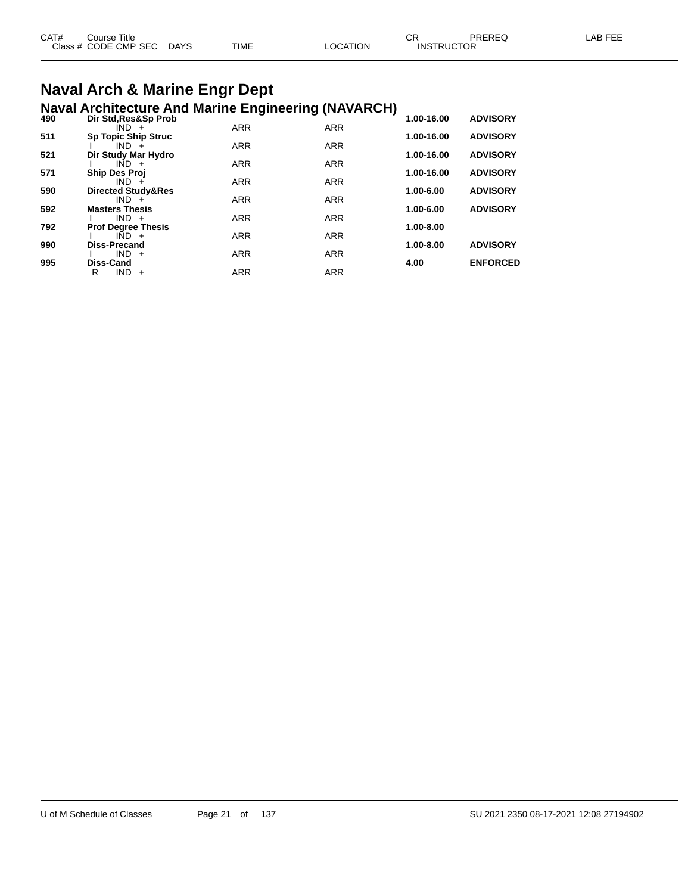# Naval Arch & Marine Engr Dept

## Naval Architecture And Marine Engineering (NAVARCH)

| CAT# | Course Title / Class # CODE CMP SEC DAYS | TIME | LOCATION | CR / INSTRUCTOR | PREREQ | LAB FEE |
|---|---|---|---|---|---|---|
| 490 | Dir Std,Res&Sp Prob | | | 1.00-16.00 | ADVISORY | |
| | IND + | ARR | ARR | | | |
| 511 | Sp Topic Ship Struc | | | 1.00-16.00 | ADVISORY | |
| | I IND + | ARR | ARR | | | |
| 521 | Dir Study Mar Hydro | | | 1.00-16.00 | ADVISORY | |
| | I IND + | ARR | ARR | | | |
| 571 | Ship Des Proj | | | 1.00-16.00 | ADVISORY | |
| | IND + | ARR | ARR | | | |
| 590 | Directed Study&Res | | | 1.00-6.00 | ADVISORY | |
| | IND + | ARR | ARR | | | |
| 592 | Masters Thesis | | | 1.00-6.00 | ADVISORY | |
| | I IND + | ARR | ARR | | | |
| 792 | Prof Degree Thesis | | | 1.00-8.00 | | |
| | I IND + | ARR | ARR | | | |
| 990 | Diss-Precand | | | 1.00-8.00 | ADVISORY | |
| | I IND + | ARR | ARR | | | |
| 995 | Diss-Cand | | | 4.00 | ENFORCED | |
| | R IND + | ARR | ARR | | | |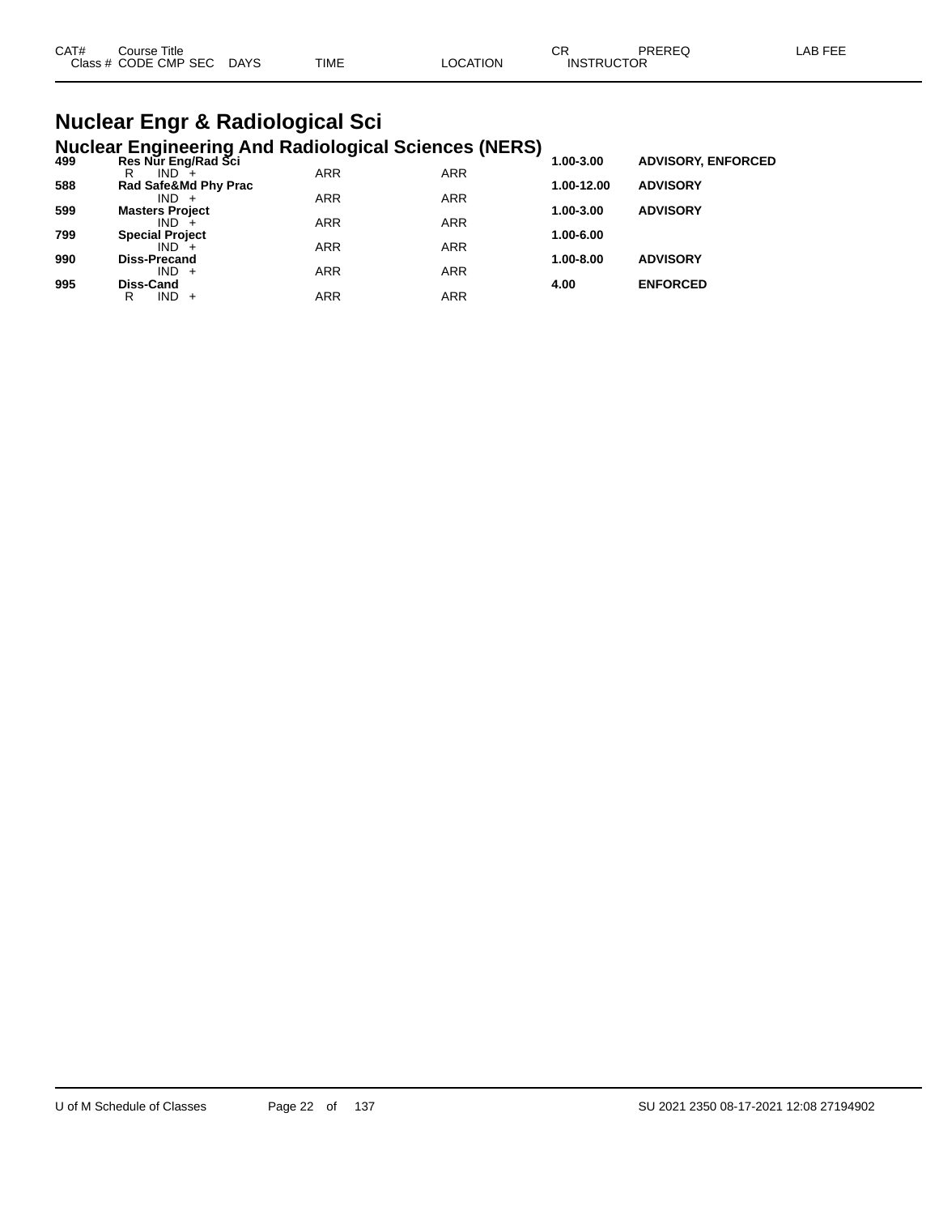| CAT# | Course Title<br>Class # CODE CMP SEC DAYS | TIME | LOCATION | CR<br>INSTRUCTOR | PREREQ | LAB FEE |
|---|---|---|---|---|---|---|

## Nuclear Engr & Radiological Sci

### Nuclear Engineering And Radiological Sciences (NERS)

| CAT# | Course Title / Class # CODE CMP SEC DAYS | TIME | LOCATION | CR | PREREQ | LAB FEE |
|---|---|---|---|---|---|---|
| **499** | **Res Nur Eng/Rad Sci** | | | **1.00-3.00** | **ADVISORY, ENFORCED** | |
| | R IND + | ARR | ARR | | | |
| **588** | **Rad Safe&Md Phy Prac** | | | **1.00-12.00** | **ADVISORY** | |
| | IND + | ARR | ARR | | | |
| **599** | **Masters Project** | | | **1.00-3.00** | **ADVISORY** | |
| | IND + | ARR | ARR | | | |
| **799** | **Special Project** | | | **1.00-6.00** | | |
| | IND + | ARR | ARR | | | |
| **990** | **Diss-Precand** | | | **1.00-8.00** | **ADVISORY** | |
| | IND + | ARR | ARR | | | |
| **995** | **Diss-Cand** | | | **4.00** | **ENFORCED** | |
| | R IND + | ARR | ARR | | | |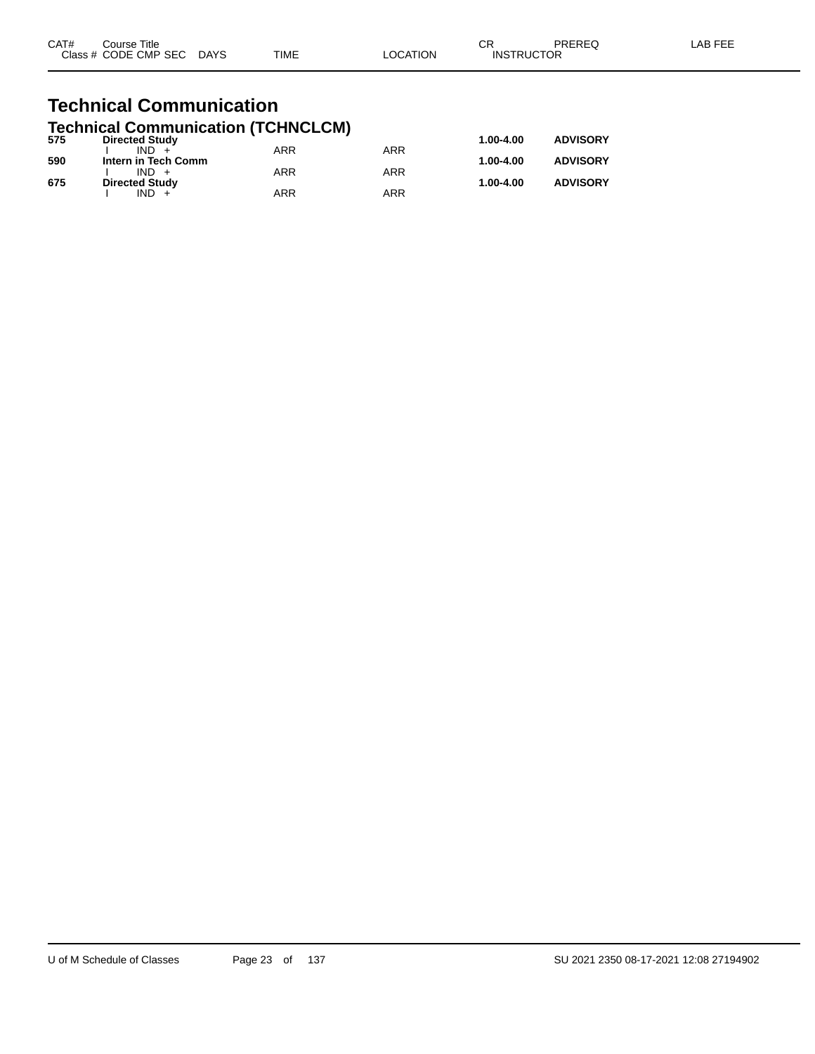| CAT# | Course Title / Class # CODE CMP SEC DAYS | TIME | LOCATION | CR / INSTRUCTOR | PREREQ | LAB FEE |
|---|---|---|---|---|---|---|

# Technical Communication

## Technical Communication (TCHNCLCM)

| CAT# | Course Title / Class # CODE CMP SEC DAYS | TIME | LOCATION | CR / INSTRUCTOR | PREREQ | LAB FEE |
|---|---|---|---|---|---|---|
| **575** | **Directed Study** | | | **1.00-4.00** | **ADVISORY** | |
| | I IND + | ARR | ARR | | | |
| **590** | **Intern in Tech Comm** | | | **1.00-4.00** | **ADVISORY** | |
| | I IND + | ARR | ARR | | | |
| **675** | **Directed Study** | | | **1.00-4.00** | **ADVISORY** | |
| | I IND + | ARR | ARR | | | |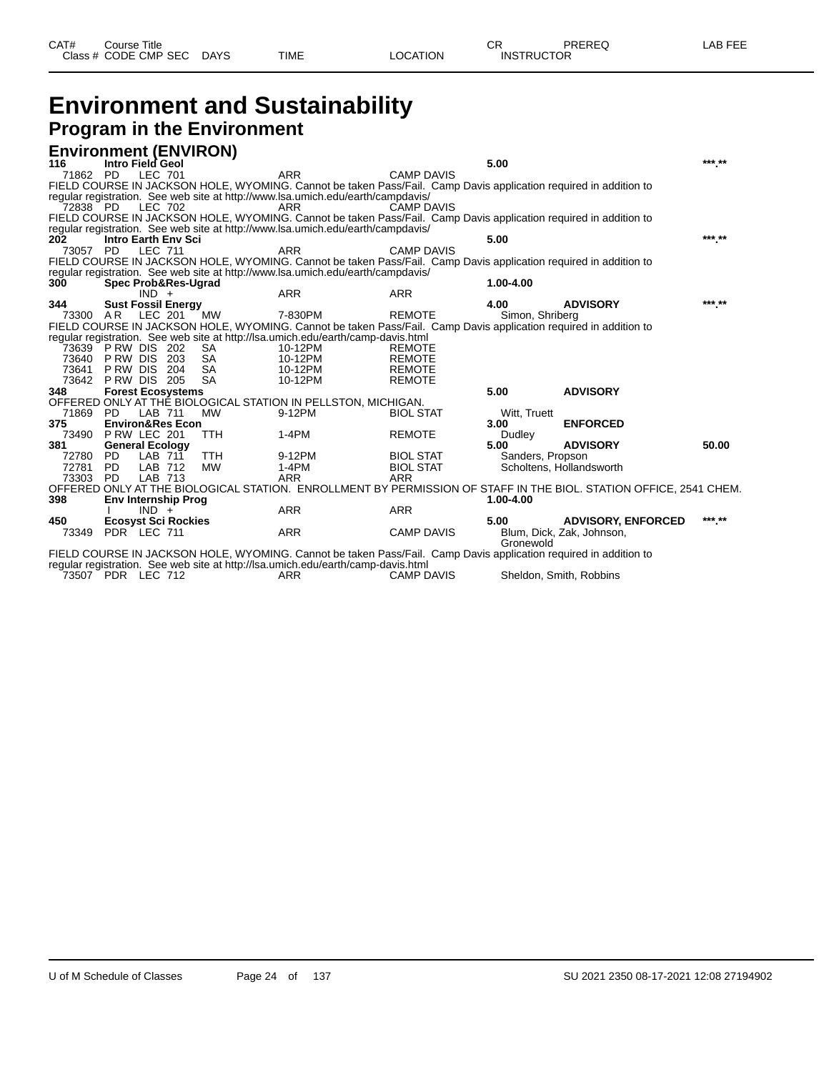# Environment and Sustainability

## Program in the Environment

### Environment (ENVIRON)

| CAT# / Class # | Course Title / CODE CMP SEC | DAYS | TIME | LOCATION | CR / INSTRUCTOR | PREREQ | LAB FEE |
|---|---|---|---|---|---|---|---|
| **116** | **Intro Field Geol** | | | | **5.00** | | ***.** |
| 71862 | PD LEC 701 | | ARR | CAMP DAVIS | | | |
| FIELD COURSE IN JACKSON HOLE, WYOMING. Cannot be taken Pass/Fail. Camp Davis application required in addition to regular registration. See web site at http://www.lsa.umich.edu/earth/campdavis/ | | | | | | | |
| 72838 | PD LEC 702 | | ARR | CAMP DAVIS | | | |
| FIELD COURSE IN JACKSON HOLE, WYOMING. Cannot be taken Pass/Fail. Camp Davis application required in addition to regular registration. See web site at http://www.lsa.umich.edu/earth/campdavis/ | | | | | | | |
| **202** | **Intro Earth Env Sci** | | | | **5.00** | | ***.** |
| 73057 | PD LEC 711 | | ARR | CAMP DAVIS | | | |
| FIELD COURSE IN JACKSON HOLE, WYOMING. Cannot be taken Pass/Fail. Camp Davis application required in addition to regular registration. See web site at http://www.lsa.umich.edu/earth/campdavis/ | | | | | | | |
| **300** | **Spec Prob&Res-Ugrad** | | | | **1.00-4.00** | | |
| | IND + | | ARR | ARR | | | |
| **344** | **Sust Fossil Energy** | | | | **4.00** | **ADVISORY** | ***.** |
| 73300 | A R LEC 201 | MW | 7-830PM | REMOTE | Simon, Shriberg | | |
| FIELD COURSE IN JACKSON HOLE, WYOMING. Cannot be taken Pass/Fail. Camp Davis application required in addition to regular registration. See web site at http://lsa.umich.edu/earth/camp-davis.html | | | | | | | |
| 73639 | P RW DIS 202 | SA | 10-12PM | REMOTE | | | |
| 73640 | P RW DIS 203 | SA | 10-12PM | REMOTE | | | |
| 73641 | P RW DIS 204 | SA | 10-12PM | REMOTE | | | |
| 73642 | P RW DIS 205 | SA | 10-12PM | REMOTE | | | |
| **348** | **Forest Ecosystems** | | | | **5.00** | **ADVISORY** | |
| OFFERED ONLY AT THE BIOLOGICAL STATION IN PELLSTON, MICHIGAN. | | | | | | | |
| 71869 | PD LAB 711 | MW | 9-12PM | BIOL STAT | Witt, Truett | | |
| **375** | **Environ&Res Econ** | | | | **3.00** | **ENFORCED** | |
| 73490 | P RW LEC 201 | TTH | 1-4PM | REMOTE | Dudley | | |
| **381** | **General Ecology** | | | | **5.00** | **ADVISORY** | **50.00** |
| 72780 | PD LAB 711 | TTH | 9-12PM | BIOL STAT | Sanders, Propson | | |
| 72781 | PD LAB 712 | MW | 1-4PM | BIOL STAT | Scholtens, Hollandsworth | | |
| 73303 | PD LAB 713 | | ARR | ARR | | | |
| OFFERED ONLY AT THE BIOLOGICAL STATION. ENROLLMENT BY PERMISSION OF STAFF IN THE BIOL. STATION OFFICE, 2541 CHEM. | | | | | | | |
| **398** | **Env Internship Prog** | | | | **1.00-4.00** | | |
| | I IND + | | ARR | ARR | | | |
| **450** | **Ecosyst Sci Rockies** | | | | **5.00** | **ADVISORY, ENFORCED** | ***.** |
| 73349 | PDR LEC 711 | | ARR | CAMP DAVIS | Blum, Dick, Zak, Johnson, Gronewold | | |
| FIELD COURSE IN JACKSON HOLE, WYOMING. Cannot be taken Pass/Fail. Camp Davis application required in addition to regular registration. See web site at http://lsa.umich.edu/earth/camp-davis.html | | | | | | | |
| 73507 | PDR LEC 712 | | ARR | CAMP DAVIS | Sheldon, Smith, Robbins | | |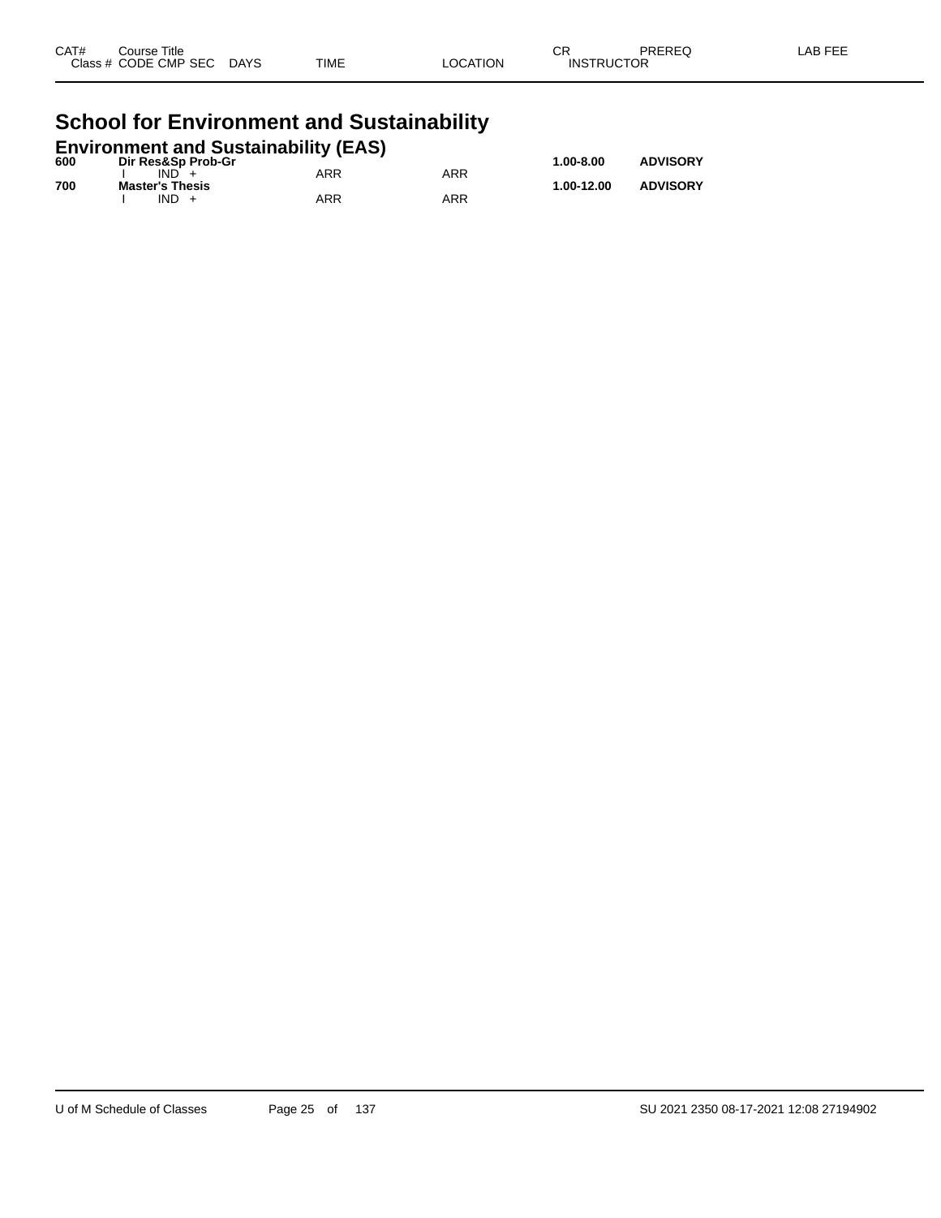| CAT# | Course Title | | | | | CR | PREREQ | LAB FEE |
|---|---|---|---|---|---|---|---|---|
| Class # | CODE CMP SEC | DAYS | TIME | LOCATION | INSTRUCTOR | | | |

# School for Environment and Sustainability

## Environment and Sustainability (EAS)

| CAT# | Course Title | | | | | CR | PREREQ | LAB FEE |
|---|---|---|---|---|---|---|---|---|
| **600** | **Dir Res&Sp Prob-Gr** | | | | | **1.00-8.00** | **ADVISORY** | |
| | I IND + | | ARR | ARR | | | | |
| **700** | **Master's Thesis** | | | | | **1.00-12.00** | **ADVISORY** | |
| | I IND + | | ARR | ARR | | | | |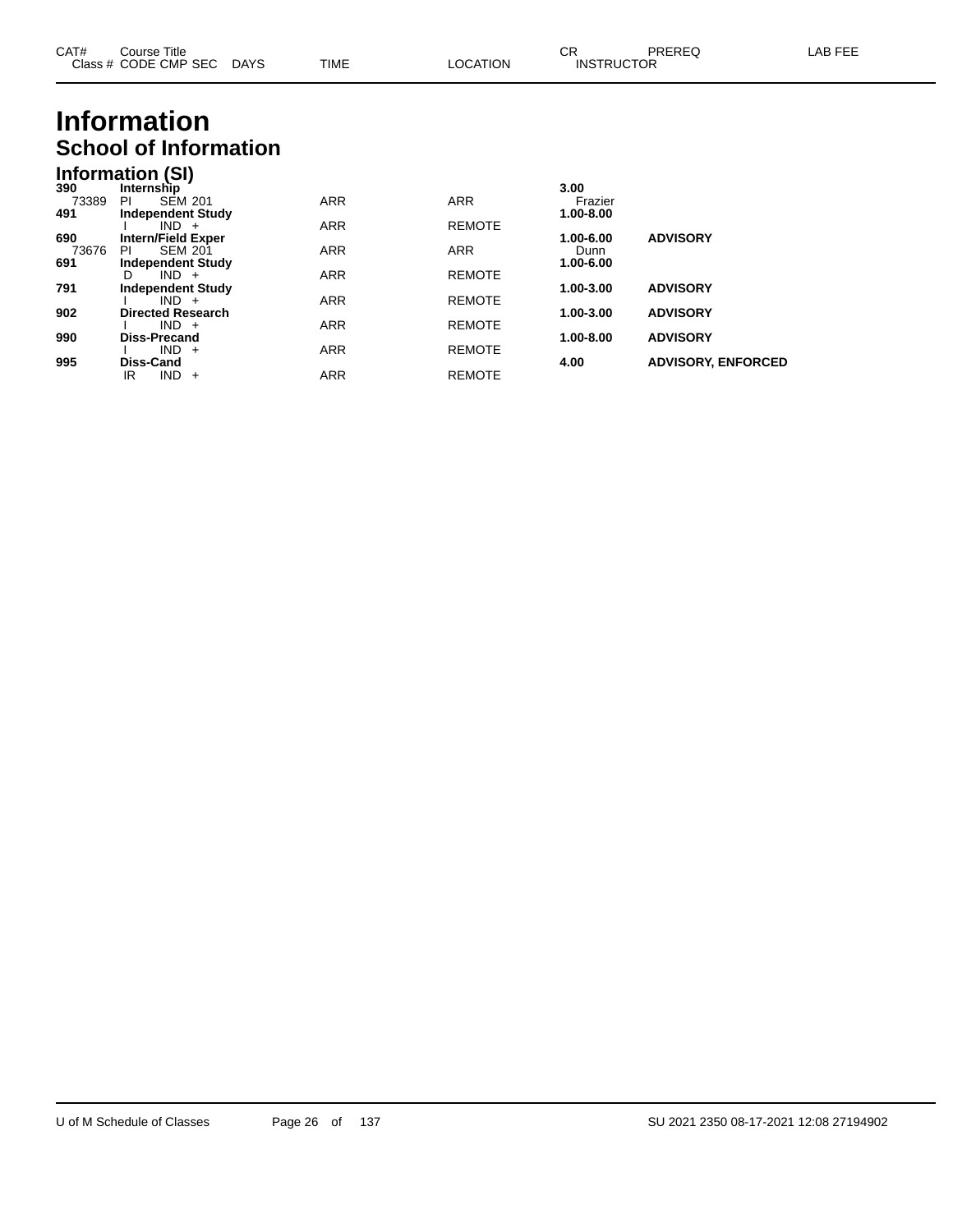# Information

## School of Information

### Information (SI)

| CAT# / Class # | Course Title / CODE CMP SEC | DAYS | TIME | LOCATION | CR / INSTRUCTOR | PREREQ | LAB FEE |
|---|---|---|---|---|---|---|---|
| **390** | **Internship** | | | | **3.00** | | |
| 73389 | PI SEM 201 | | ARR | ARR | Frazier | | |
| **491** | **Independent Study** | | | | **1.00-8.00** | | |
| | I IND + | | ARR | REMOTE | | | |
| **690** | **Intern/Field Exper** | | | | **1.00-6.00** | **ADVISORY** | |
| 73676 | PI SEM 201 | | ARR | ARR | Dunn | | |
| **691** | **Independent Study** | | | | **1.00-6.00** | | |
| | D IND + | | ARR | REMOTE | | | |
| **791** | **Independent Study** | | | | **1.00-3.00** | **ADVISORY** | |
| | I IND + | | ARR | REMOTE | | | |
| **902** | **Directed Research** | | | | **1.00-3.00** | **ADVISORY** | |
| | I IND + | | ARR | REMOTE | | | |
| **990** | **Diss-Precand** | | | | **1.00-8.00** | **ADVISORY** | |
| | I IND + | | ARR | REMOTE | | | |
| **995** | **Diss-Cand** | | | | **4.00** | **ADVISORY, ENFORCED** | |
| | IR IND + | | ARR | REMOTE | | | |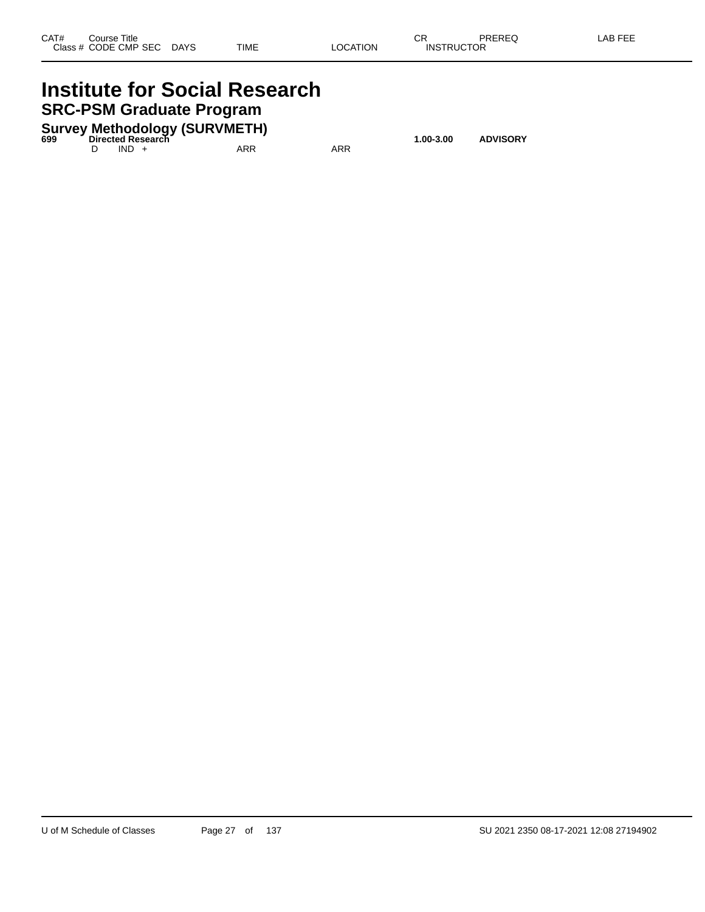| CAT# | Course Title<br>Class # CODE CMP SEC DAYS | TIME | LOCATION | CR<br>INSTRUCTOR | PREREQ | LAB FEE |
|---|---|---|---|---|---|---|

# Institute for Social Research

## SRC-PSM Graduate Program

### Survey Methodology (SURVMETH)

| CAT# | Course Title<br>Class # CODE CMP SEC DAYS | TIME | LOCATION | CR<br>INSTRUCTOR | PREREQ | LAB FEE |
|---|---|---|---|---|---|---|
| **699** | **Directed Research** | | | **1.00-3.00** | **ADVISORY** | |
| | D IND + | ARR | ARR | | | |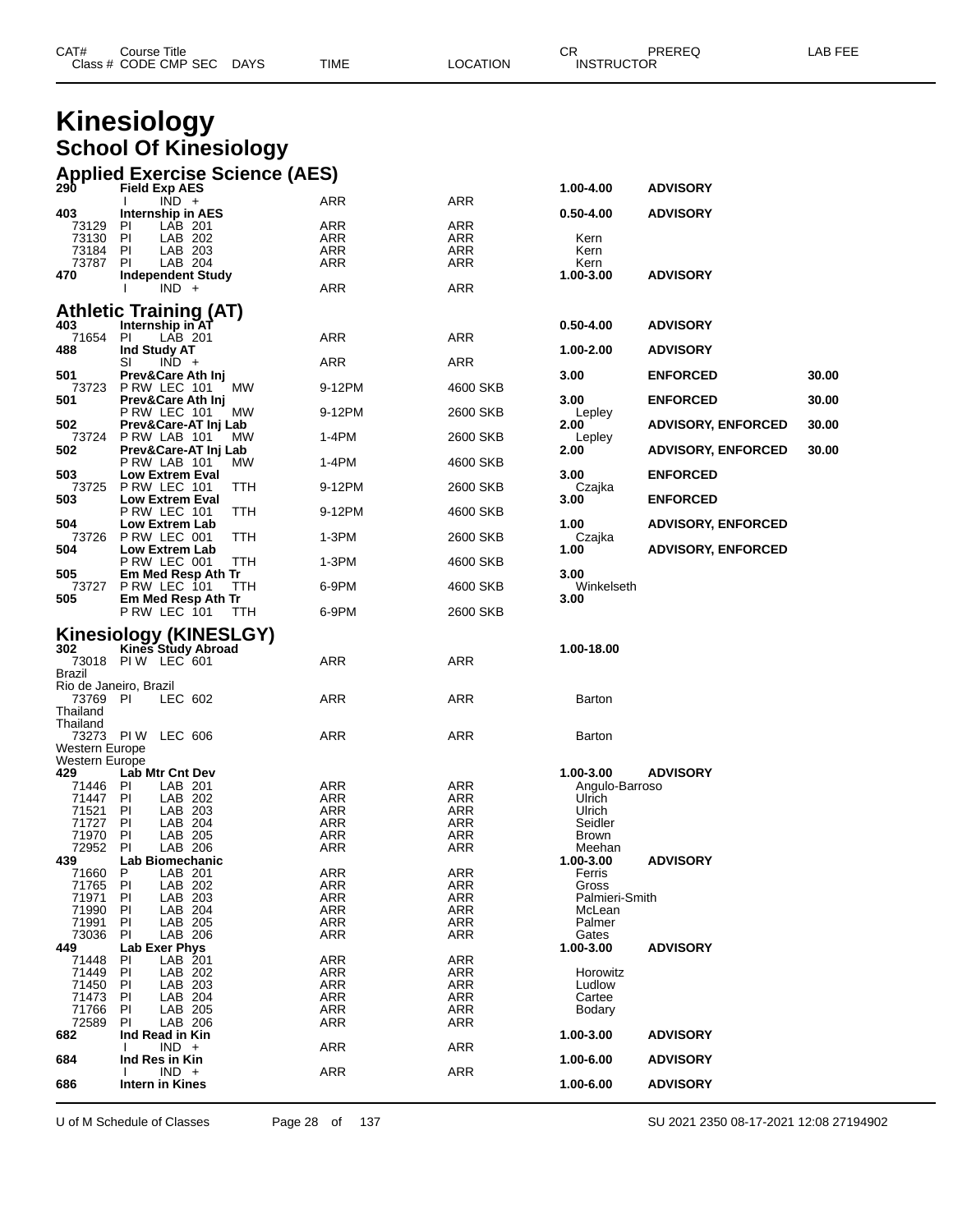| CAT# | Course Title | | | | CR | PREREQ | LAB FEE |
|---|---|---|---|---|---|---|---|
| Class # | CODE CMP SEC | DAYS | TIME | LOCATION | INSTRUCTOR | | |

# Kinesiology

## School Of Kinesiology

### Applied Exercise Science (AES)

| CAT# | Course Title | DAYS | TIME | LOCATION | CR / INSTRUCTOR | PREREQ | LAB FEE |
|---|---|---|---|---|---|---|---|
| **290** | **Field Exp AES** | | | | **1.00-4.00** | **ADVISORY** | |
| | I IND + | | ARR | ARR | | | |
| **403** | **Internship in AES** | | | | **0.50-4.00** | **ADVISORY** | |
| 73129 | PI LAB 201 | | ARR | ARR | | | |
| 73130 | PI LAB 202 | | ARR | ARR | Kern | | |
| 73184 | PI LAB 203 | | ARR | ARR | Kern | | |
| 73787 | PI LAB 204 | | ARR | ARR | Kern | | |
| **470** | **Independent Study** | | | | **1.00-3.00** | **ADVISORY** | |
| | I IND + | | ARR | ARR | | | |

### Athletic Training (AT)

| CAT# | Course Title | DAYS | TIME | LOCATION | CR / INSTRUCTOR | PREREQ | LAB FEE |
|---|---|---|---|---|---|---|---|
| **403** | **Internship in AT** | | | | **0.50-4.00** | **ADVISORY** | |
| 71654 | PI LAB 201 | | ARR | ARR | | | |
| **488** | **Ind Study AT** | | | | **1.00-2.00** | **ADVISORY** | |
| | SI IND + | | ARR | ARR | | | |
| **501** | **Prev&Care Ath Inj** | | | | **3.00** | **ENFORCED** | **30.00** |
| 73723 | P RW LEC 101 | MW | 9-12PM | 4600 SKB | | | |
| **501** | **Prev&Care Ath Inj** | | | | **3.00** | **ENFORCED** | **30.00** |
| | P RW LEC 101 | MW | 9-12PM | 2600 SKB | Lepley | | |
| **502** | **Prev&Care-AT Inj Lab** | | | | **2.00** | **ADVISORY, ENFORCED** | **30.00** |
| 73724 | P RW LAB 101 | MW | 1-4PM | 2600 SKB | Lepley | | |
| **502** | **Prev&Care-AT Inj Lab** | | | | **2.00** | **ADVISORY, ENFORCED** | **30.00** |
| | P RW LAB 101 | MW | 1-4PM | 4600 SKB | | | |
| **503** | **Low Extrem Eval** | | | | **3.00** | **ENFORCED** | |
| 73725 | P RW LEC 101 | TTH | 9-12PM | 2600 SKB | Czajka | | |
| **503** | **Low Extrem Eval** | | | | **3.00** | **ENFORCED** | |
| | P RW LEC 101 | TTH | 9-12PM | 4600 SKB | | | |
| **504** | **Low Extrem Lab** | | | | **1.00** | **ADVISORY, ENFORCED** | |
| 73726 | P RW LEC 001 | TTH | 1-3PM | 2600 SKB | Czajka | | |
| **504** | **Low Extrem Lab** | | | | **1.00** | **ADVISORY, ENFORCED** | |
| | P RW LEC 001 | TTH | 1-3PM | 4600 SKB | | | |
| **505** | **Em Med Resp Ath Tr** | | | | **3.00** | | |
| 73727 | P RW LEC 101 | TTH | 6-9PM | 4600 SKB | Winkelseth | | |
| **505** | **Em Med Resp Ath Tr** | | | | **3.00** | | |
| | P RW LEC 101 | TTH | 6-9PM | 2600 SKB | | | |

### Kinesiology (KINESLGY)

| CAT# | Course Title | DAYS | TIME | LOCATION | CR / INSTRUCTOR | PREREQ | LAB FEE |
|---|---|---|---|---|---|---|---|
| **302** | **Kines Study Abroad** | | | | **1.00-18.00** | | |
| 73018 | PI W LEC 601 | | ARR | ARR | | | |
| Brazil | | | | | | | |
| Rio de Janeiro, Brazil | | | | | | | |
| 73769 | PI LEC 602 | | ARR | ARR | Barton | | |
| Thailand | | | | | | | |
| Thailand | | | | | | | |
| 73273 | PI W LEC 606 | | ARR | ARR | Barton | | |
| Western Europe | | | | | | | |
| Western Europe | | | | | | | |
| **429** | **Lab Mtr Cnt Dev** | | | | **1.00-3.00** | **ADVISORY** | |
| 71446 | PI LAB 201 | | ARR | ARR | Angulo-Barroso | | |
| 71447 | PI LAB 202 | | ARR | ARR | Ulrich | | |
| 71521 | PI LAB 203 | | ARR | ARR | Ulrich | | |
| 71727 | PI LAB 204 | | ARR | ARR | Seidler | | |
| 71970 | PI LAB 205 | | ARR | ARR | Brown | | |
| 72952 | PI LAB 206 | | ARR | ARR | Meehan | | |
| **439** | **Lab Biomechanic** | | | | **1.00-3.00** | **ADVISORY** | |
| 71660 | P LAB 201 | | ARR | ARR | Ferris | | |
| 71765 | PI LAB 202 | | ARR | ARR | Gross | | |
| 71971 | PI LAB 203 | | ARR | ARR | Palmieri-Smith | | |
| 71990 | PI LAB 204 | | ARR | ARR | McLean | | |
| 71991 | PI LAB 205 | | ARR | ARR | Palmer | | |
| 73036 | PI LAB 206 | | ARR | ARR | Gates | | |
| **449** | **Lab Exer Phys** | | | | **1.00-3.00** | **ADVISORY** | |
| 71448 | PI LAB 201 | | ARR | ARR | | | |
| 71449 | PI LAB 202 | | ARR | ARR | Horowitz | | |
| 71450 | PI LAB 203 | | ARR | ARR | Ludlow | | |
| 71473 | PI LAB 204 | | ARR | ARR | Cartee | | |
| 71766 | PI LAB 205 | | ARR | ARR | Bodary | | |
| 72589 | PI LAB 206 | | ARR | ARR | | | |
| **682** | **Ind Read in Kin** | | | | **1.00-3.00** | **ADVISORY** | |
| | I IND + | | ARR | ARR | | | |
| **684** | **Ind Res in Kin** | | | | **1.00-6.00** | **ADVISORY** | |
| | I IND + | | ARR | ARR | | | |
| **686** | **Intern in Kines** | | | | **1.00-6.00** | **ADVISORY** | |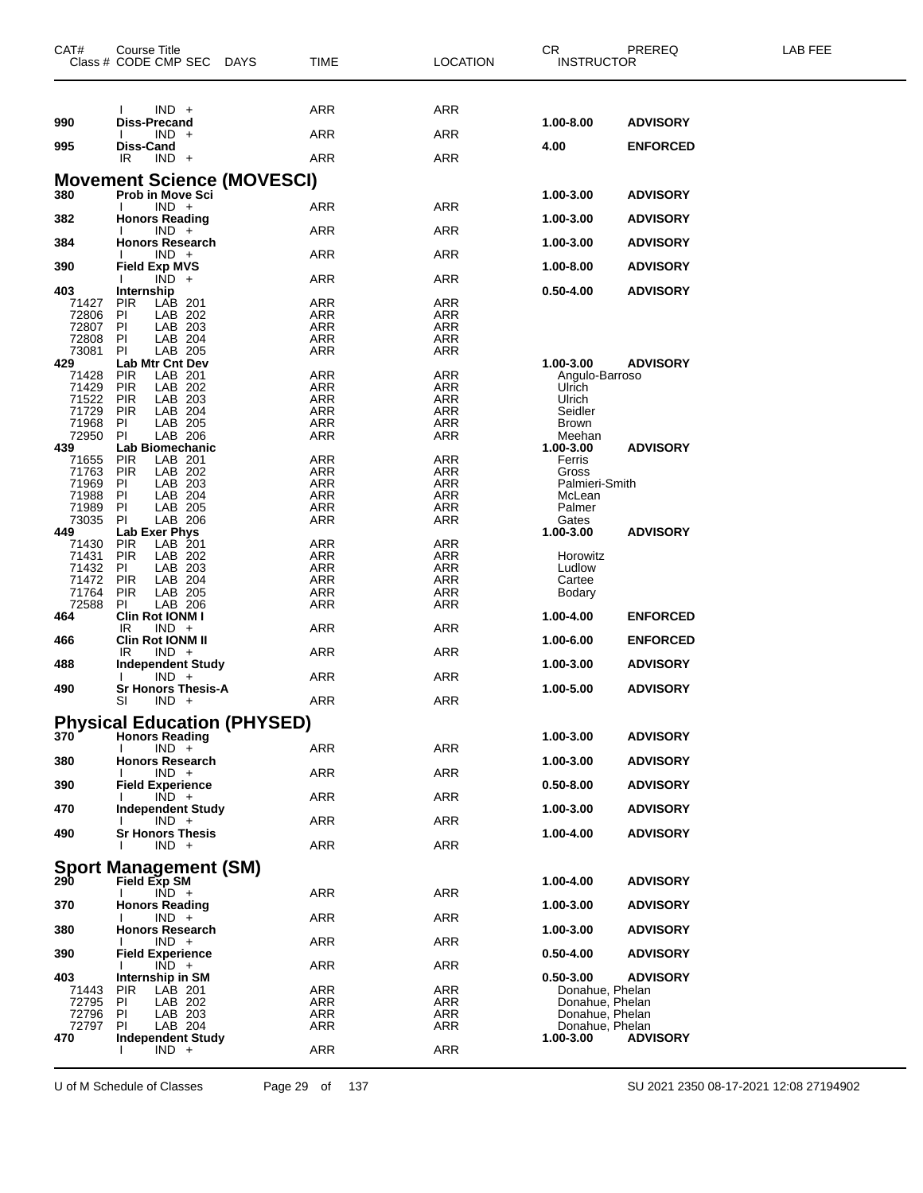| CAT# | Course Title Class # CODE CMP SEC DAYS | TIME | LOCATION | CR INSTRUCTOR | PREREQ | LAB FEE |
|---|---|---|---|---|---|---|
| | I IND + | ARR | ARR | | | |
| **990** | **Diss-Precand** | | | **1.00-8.00** | **ADVISORY** | |
| | I IND + | ARR | ARR | | | |
| **995** | **Diss-Cand** | | | **4.00** | **ENFORCED** | |
| | IR IND + | ARR | ARR | | | |

## Movement Science (MOVESCI)

| CAT# | Course Title Class # CODE CMP SEC DAYS | TIME | LOCATION | CR INSTRUCTOR | PREREQ | LAB FEE |
|---|---|---|---|---|---|---|
| **380** | **Prob in Move Sci** | | | **1.00-3.00** | **ADVISORY** | |
| | I IND + | ARR | ARR | | | |
| **382** | **Honors Reading** | | | **1.00-3.00** | **ADVISORY** | |
| | I IND + | ARR | ARR | | | |
| **384** | **Honors Research** | | | **1.00-3.00** | **ADVISORY** | |
| | I IND + | ARR | ARR | | | |
| **390** | **Field Exp MVS** | | | **1.00-8.00** | **ADVISORY** | |
| | I IND + | ARR | ARR | | | |
| **403** | **Internship** | | | **0.50-4.00** | **ADVISORY** | |
| 71427 | PIR LAB 201 | ARR | ARR | | | |
| 72806 | PI LAB 202 | ARR | ARR | | | |
| 72807 | PI LAB 203 | ARR | ARR | | | |
| 72808 | PI LAB 204 | ARR | ARR | | | |
| 73081 | PI LAB 205 | ARR | ARR | | | |
| **429** | **Lab Mtr Cnt Dev** | | | **1.00-3.00** | **ADVISORY** | |
| 71428 | PIR LAB 201 | ARR | ARR | Angulo-Barroso | | |
| 71429 | PIR LAB 202 | ARR | ARR | Ulrich | | |
| 71522 | PIR LAB 203 | ARR | ARR | Ulrich | | |
| 71729 | PIR LAB 204 | ARR | ARR | Seidler | | |
| 71968 | PI LAB 205 | ARR | ARR | Brown | | |
| 72950 | PI LAB 206 | ARR | ARR | Meehan | | |
| **439** | **Lab Biomechanic** | | | **1.00-3.00** | **ADVISORY** | |
| 71655 | PIR LAB 201 | ARR | ARR | Ferris | | |
| 71763 | PIR LAB 202 | ARR | ARR | Gross | | |
| 71969 | PI LAB 203 | ARR | ARR | Palmieri-Smith | | |
| 71988 | PI LAB 204 | ARR | ARR | McLean | | |
| 71989 | PI LAB 205 | ARR | ARR | Palmer | | |
| 73035 | PI LAB 206 | ARR | ARR | Gates | | |
| **449** | **Lab Exer Phys** | | | **1.00-3.00** | **ADVISORY** | |
| 71430 | PIR LAB 201 | ARR | ARR | | | |
| 71431 | PIR LAB 202 | ARR | ARR | Horowitz | | |
| 71432 | PI LAB 203 | ARR | ARR | Ludlow | | |
| 71472 | PIR LAB 204 | ARR | ARR | Cartee | | |
| 71764 | PIR LAB 205 | ARR | ARR | Bodary | | |
| 72588 | PI LAB 206 | ARR | ARR | | | |
| **464** | **Clin Rot IONM I** | | | **1.00-4.00** | **ENFORCED** | |
| | IR IND + | ARR | ARR | | | |
| **466** | **Clin Rot IONM II** | | | **1.00-6.00** | **ENFORCED** | |
| | IR IND + | ARR | ARR | | | |
| **488** | **Independent Study** | | | **1.00-3.00** | **ADVISORY** | |
| | I IND + | ARR | ARR | | | |
| **490** | **Sr Honors Thesis-A** | | | **1.00-5.00** | **ADVISORY** | |
| | SI IND + | ARR | ARR | | | |

## Physical Education (PHYSED)

| CAT# | Course Title Class # CODE CMP SEC DAYS | TIME | LOCATION | CR INSTRUCTOR | PREREQ | LAB FEE |
|---|---|---|---|---|---|---|
| **370** | **Honors Reading** | | | **1.00-3.00** | **ADVISORY** | |
| | I IND + | ARR | ARR | | | |
| **380** | **Honors Research** | | | **1.00-3.00** | **ADVISORY** | |
| | I IND + | ARR | ARR | | | |
| **390** | **Field Experience** | | | **0.50-8.00** | **ADVISORY** | |
| | I IND + | ARR | ARR | | | |
| **470** | **Independent Study** | | | **1.00-3.00** | **ADVISORY** | |
| | I IND + | ARR | ARR | | | |
| **490** | **Sr Honors Thesis** | | | **1.00-4.00** | **ADVISORY** | |
| | I IND + | ARR | ARR | | | |

## Sport Management (SM)

| CAT# | Course Title Class # CODE CMP SEC DAYS | TIME | LOCATION | CR INSTRUCTOR | PREREQ | LAB FEE |
|---|---|---|---|---|---|---|
| **290** | **Field Exp SM** | | | **1.00-4.00** | **ADVISORY** | |
| | I IND + | ARR | ARR | | | |
| **370** | **Honors Reading** | | | **1.00-3.00** | **ADVISORY** | |
| | I IND + | ARR | ARR | | | |
| **380** | **Honors Research** | | | **1.00-3.00** | **ADVISORY** | |
| | I IND + | ARR | ARR | | | |
| **390** | **Field Experience** | | | **0.50-4.00** | **ADVISORY** | |
| | I IND + | ARR | ARR | | | |
| **403** | **Internship in SM** | | | **0.50-3.00** | **ADVISORY** | |
| 71443 | PIR LAB 201 | ARR | ARR | Donahue, Phelan | | |
| 72795 | PI LAB 202 | ARR | ARR | Donahue, Phelan | | |
| 72796 | PI LAB 203 | ARR | ARR | Donahue, Phelan | | |
| 72797 | PI LAB 204 | ARR | ARR | Donahue, Phelan | | |
| **470** | **Independent Study** | | | **1.00-3.00** | **ADVISORY** | |
| | I IND + | ARR | ARR | | | |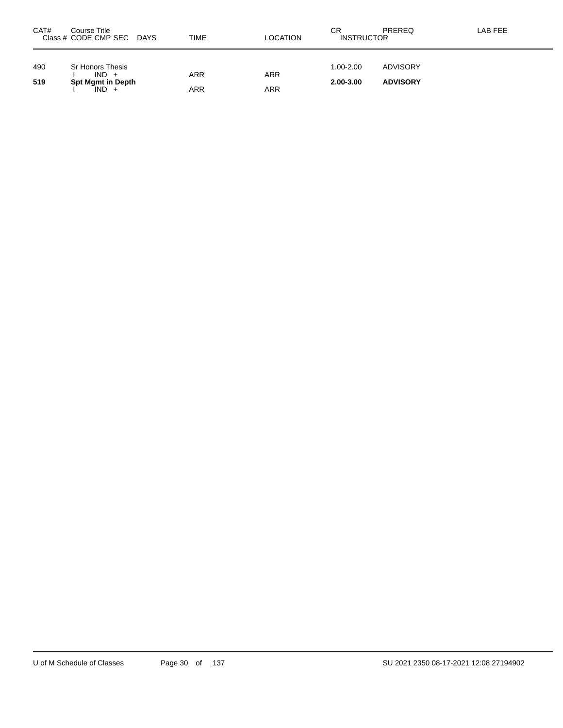| CAT# | Course Title<br>Class # CODE CMP SEC DAYS | TIME | LOCATION | CR<br>INSTRUCTOR | PREREQ | LAB FEE |
|---|---|---|---|---|---|---|
| 490 | Sr Honors Thesis | | | 1.00-2.00 | ADVISORY | |
| | I IND + | ARR | ARR | | | |
| **519** | **Spt Mgmt in Depth** | | | **2.00-3.00** | **ADVISORY** | |
| | I IND + | ARR | ARR | | | |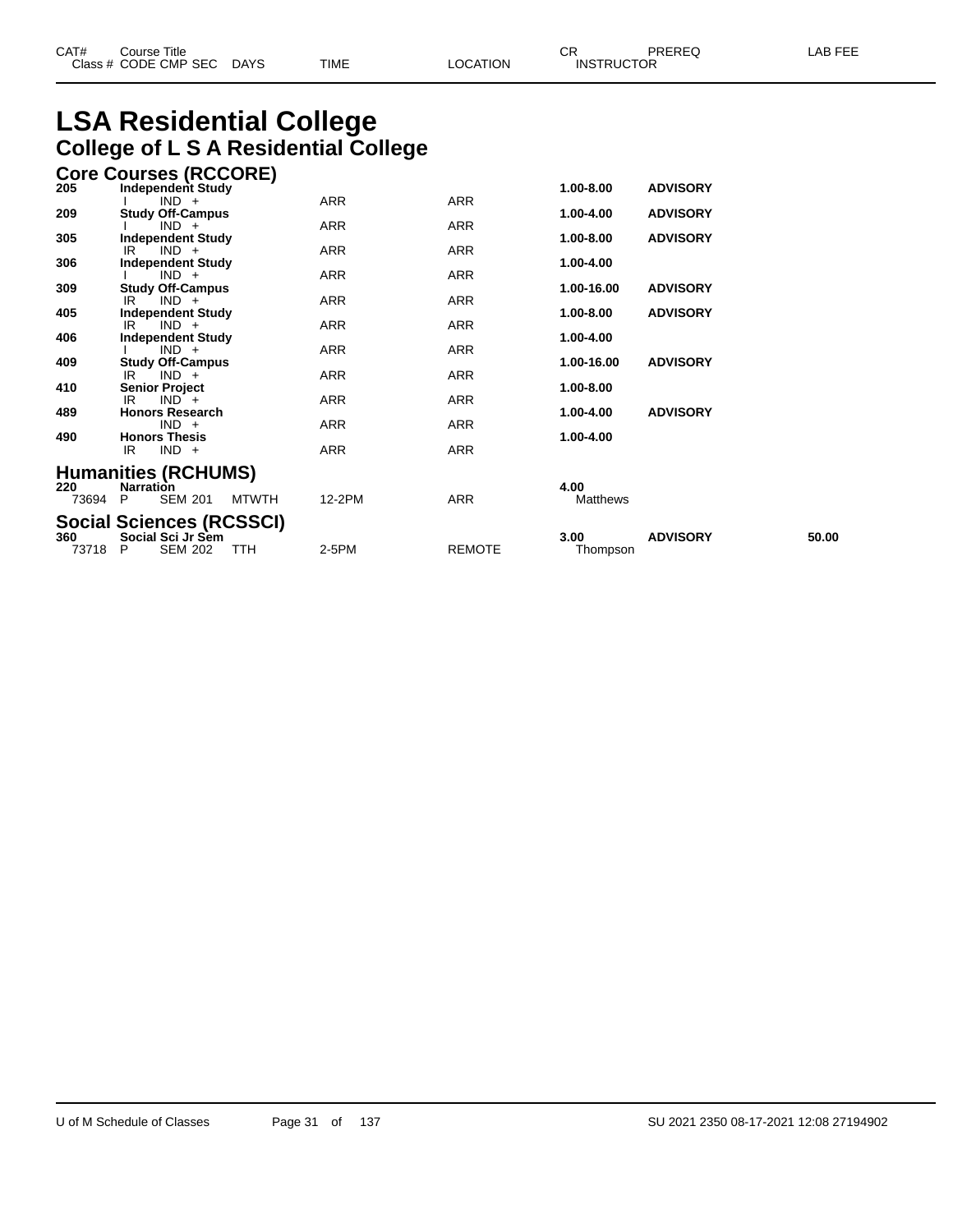# LSA Residential College

## College of L S A Residential College

| CAT# Class # | Course Title CODE CMP SEC | DAYS | TIME | LOCATION | CR INSTRUCTOR | PREREQ | LAB FEE |
|---|---|---|---|---|---|---|---|

### Core Courses (RCCORE)

| CAT# Class # | Course Title CODE CMP SEC | DAYS | TIME | LOCATION | CR INSTRUCTOR | PREREQ | LAB FEE |
|---|---|---|---|---|---|---|---|
| **205** | **Independent Study** | | | | **1.00-8.00** | **ADVISORY** | |
| | I IND + | | ARR | ARR | | | |
| **209** | **Study Off-Campus** | | | | **1.00-4.00** | **ADVISORY** | |
| | I IND + | | ARR | ARR | | | |
| **305** | **Independent Study** | | | | **1.00-8.00** | **ADVISORY** | |
| | IR IND + | | ARR | ARR | | | |
| **306** | **Independent Study** | | | | **1.00-4.00** | | |
| | I IND + | | ARR | ARR | | | |
| **309** | **Study Off-Campus** | | | | **1.00-16.00** | **ADVISORY** | |
| | IR IND + | | ARR | ARR | | | |
| **405** | **Independent Study** | | | | **1.00-8.00** | **ADVISORY** | |
| | IR IND + | | ARR | ARR | | | |
| **406** | **Independent Study** | | | | **1.00-4.00** | | |
| | I IND + | | ARR | ARR | | | |
| **409** | **Study Off-Campus** | | | | **1.00-16.00** | **ADVISORY** | |
| | IR IND + | | ARR | ARR | | | |
| **410** | **Senior Project** | | | | **1.00-8.00** | | |
| | IR IND + | | ARR | ARR | | | |
| **489** | **Honors Research** | | | | **1.00-4.00** | **ADVISORY** | |
| | IND + | | ARR | ARR | | | |
| **490** | **Honors Thesis** | | | | **1.00-4.00** | | |
| | IR IND + | | ARR | ARR | | | |

### Humanities (RCHUMS)

| CAT# Class # | Course Title CODE CMP SEC | DAYS | TIME | LOCATION | CR INSTRUCTOR | PREREQ | LAB FEE |
|---|---|---|---|---|---|---|---|
| **220** | **Narration** | | | | **4.00** | | |
| 73694 | P SEM 201 | MTWTH | 12-2PM | ARR | Matthews | | |

### Social Sciences (RCSSCI)

| CAT# Class # | Course Title CODE CMP SEC | DAYS | TIME | LOCATION | CR INSTRUCTOR | PREREQ | LAB FEE |
|---|---|---|---|---|---|---|---|
| **360** | **Social Sci Jr Sem** | | | | **3.00** | **ADVISORY** | **50.00** |
| 73718 | P SEM 202 | TTH | 2-5PM | REMOTE | Thompson | | |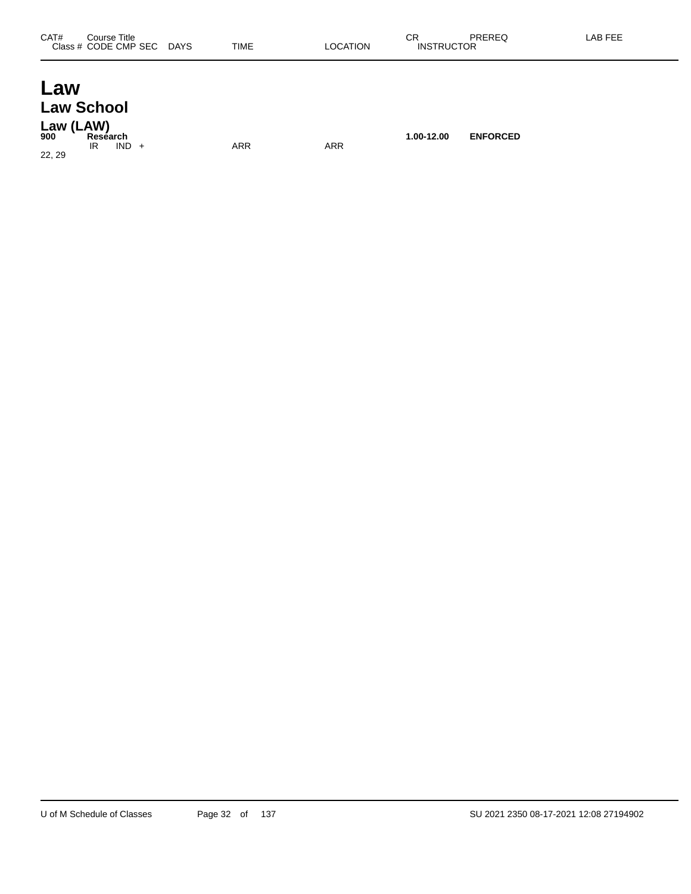| CAT# | Course Title | | | | | | | | |
|---|---|---|---|---|---|---|---|---|---|
| Class # | CODE | CMP | SEC | DAYS | TIME | LOCATION | CR / INSTRUCTOR | PREREQ | LAB FEE |

# Law

## Law School

### Law (LAW)

| CAT# | Course Title | | | | | | | | |
|---|---|---|---|---|---|---|---|---|---|
| **900** | **Research** | | | | | | **1.00-12.00** | **ENFORCED** | |
| | IR | IND | + | | ARR | ARR | | | |
| 22, 29 | | | | | | | | | |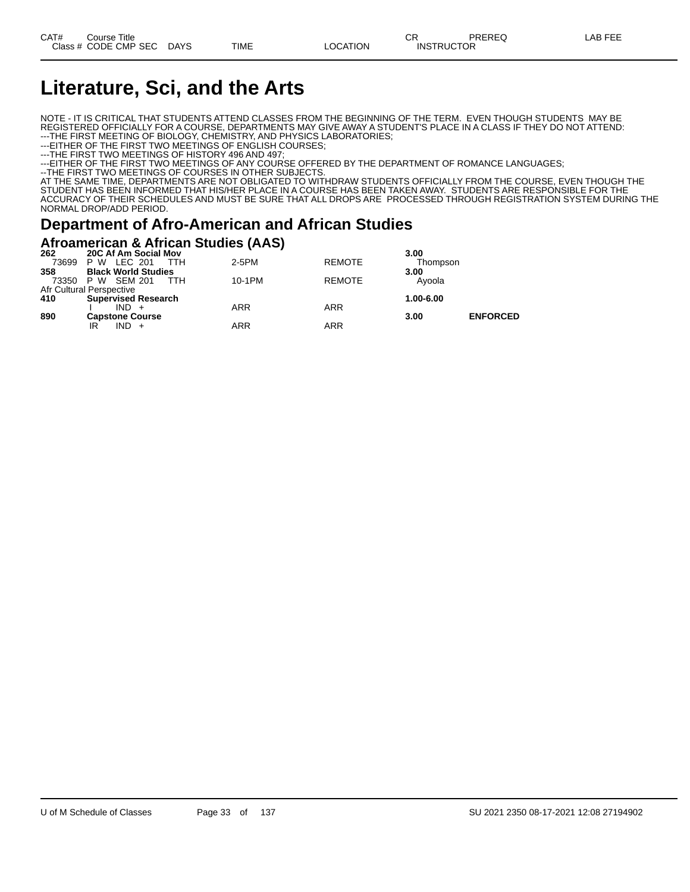| CAT# | Course Title | | | | | CR | PREREQ | LAB FEE |
|---|---|---|---|---|---|---|---|---|
| Class # | CODE CMP SEC | DAYS | TIME | LOCATION | | INSTRUCTOR | | |

# Literature, Sci, and the Arts

NOTE - IT IS CRITICAL THAT STUDENTS ATTEND CLASSES FROM THE BEGINNING OF THE TERM. EVEN THOUGH STUDENTS MAY BE REGISTERED OFFICIALLY FOR A COURSE, DEPARTMENTS MAY GIVE AWAY A STUDENT'S PLACE IN A CLASS IF THEY DO NOT ATTEND:
---THE FIRST MEETING OF BIOLOGY, CHEMISTRY, AND PHYSICS LABORATORIES;
---EITHER OF THE FIRST TWO MEETINGS OF ENGLISH COURSES;
---THE FIRST TWO MEETINGS OF HISTORY 496 AND 497;
---EITHER OF THE FIRST TWO MEETINGS OF ANY COURSE OFFERED BY THE DEPARTMENT OF ROMANCE LANGUAGES;
--THE FIRST TWO MEETINGS OF COURSES IN OTHER SUBJECTS.
AT THE SAME TIME, DEPARTMENTS ARE NOT OBLIGATED TO WITHDRAW STUDENTS OFFICIALLY FROM THE COURSE, EVEN THOUGH THE STUDENT HAS BEEN INFORMED THAT HIS/HER PLACE IN A COURSE HAS BEEN TAKEN AWAY. STUDENTS ARE RESPONSIBLE FOR THE ACCURACY OF THEIR SCHEDULES AND MUST BE SURE THAT ALL DROPS ARE PROCESSED THROUGH REGISTRATION SYSTEM DURING THE NORMAL DROP/ADD PERIOD.

## Department of Afro-American and African Studies

### Afroamerican & African Studies (AAS)

| CAT# | Course Title | DAYS | TIME | LOCATION | CR / INSTRUCTOR | PREREQ |
|---|---|---|---|---|---|---|
| **262** | **20C Af Am Social Mov** | | | | **3.00** | |
| 73699 | P W LEC 201 | TTH | 2-5PM | REMOTE | Thompson | |
| **358** | **Black World Studies** | | | | **3.00** | |
| 73350 | P W SEM 201 | TTH | 10-1PM | REMOTE | Ayoola | |
| Afr Cultural Perspective | | | | | | |
| **410** | **Supervised Research** | | | | **1.00-6.00** | |
| | I IND + | | ARR | ARR | | |
| **890** | **Capstone Course** | | | | **3.00** | **ENFORCED** |
| | IR IND + | | ARR | ARR | | |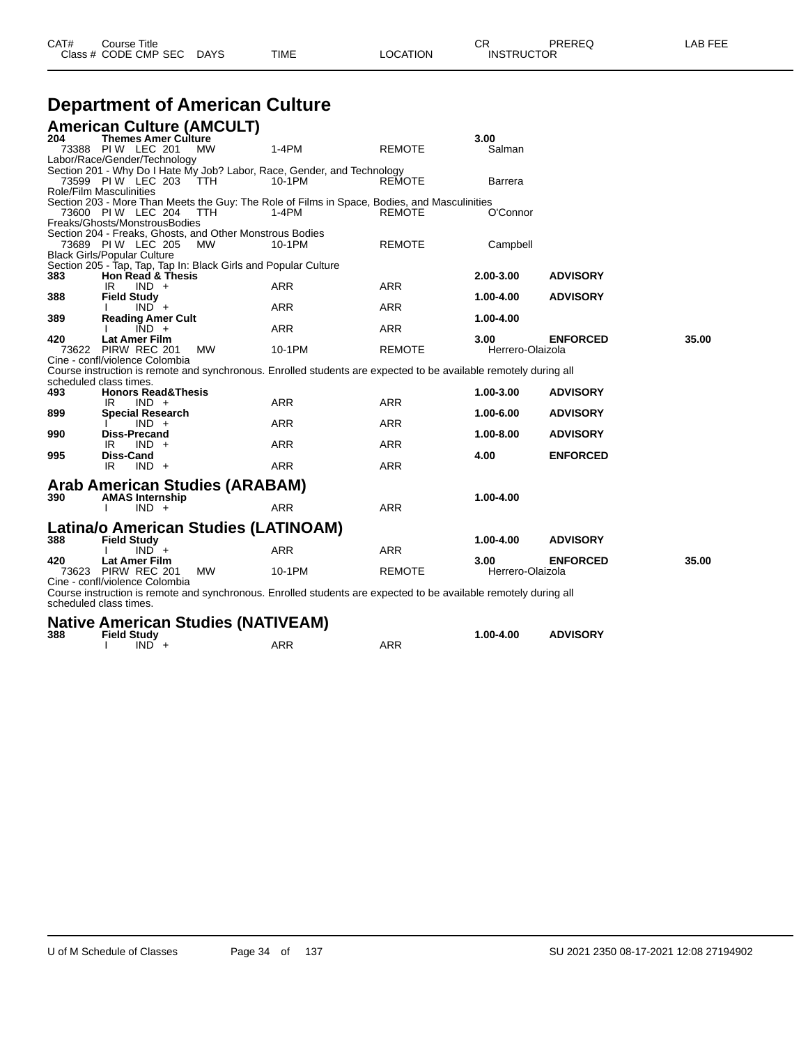| CAT# | Course Title | | | | | CR | PREREQ | LAB FEE |
|---|---|---|---|---|---|---|---|---|
| Class # | CODE CMP SEC | DAYS | TIME | LOCATION | | INSTRUCTOR | | |

# Department of American Culture

## American Culture (AMCULT)

| CAT# | Course Title / Class # CODE CMP SEC | DAYS | TIME | LOCATION | CR / INSTRUCTOR | PREREQ | LAB FEE |
|---|---|---|---|---|---|---|---|
| **204** | **Themes Amer Culture** | | | | **3.00** | | |
| | 73388 PI W LEC 201 | MW | 1-4PM | REMOTE | Salman | | |
| | Labor/Race/Gender/Technology | | | | | | |
| | Section 201 - Why Do I Hate My Job? Labor, Race, Gender, and Technology | | | | | | |
| | 73599 PI W LEC 203 | TTH | 10-1PM | REMOTE | Barrera | | |
| | Role/Film Masculinities | | | | | | |
| | Section 203 - More Than Meets the Guy: The Role of Films in Space, Bodies, and Masculinities | | | | | | |
| | 73600 PI W LEC 204 | TTH | 1-4PM | REMOTE | O'Connor | | |
| | Freaks/Ghosts/MonstrousBodies | | | | | | |
| | Section 204 - Freaks, Ghosts, and Other Monstrous Bodies | | | | | | |
| | 73689 PI W LEC 205 | MW | 10-1PM | REMOTE | Campbell | | |
| | Black Girls/Popular Culture | | | | | | |
| | Section 205 - Tap, Tap, Tap In: Black Girls and Popular Culture | | | | | | |
| **383** | **Hon Read & Thesis** | | | | **2.00-3.00** | **ADVISORY** | |
| | IR IND + | | ARR | ARR | | | |
| **388** | **Field Study** | | | | **1.00-4.00** | **ADVISORY** | |
| | I IND + | | ARR | ARR | | | |
| **389** | **Reading Amer Cult** | | | | **1.00-4.00** | | |
| | I IND + | | ARR | ARR | | | |
| **420** | **Lat Amer Film** | | | | **3.00** | **ENFORCED** | **35.00** |
| | 73622 PIRW REC 201 | MW | 10-1PM | REMOTE | Herrero-Olaizola | | |
| | Cine - confl/violence Colombia | | | | | | |
| | Course instruction is remote and synchronous. Enrolled students are expected to be available remotely during all scheduled class times. | | | | | | |
| **493** | **Honors Read&Thesis** | | | | **1.00-3.00** | **ADVISORY** | |
| | IR IND + | | ARR | ARR | | | |
| **899** | **Special Research** | | | | **1.00-6.00** | **ADVISORY** | |
| | I IND + | | ARR | ARR | | | |
| **990** | **Diss-Precand** | | | | **1.00-8.00** | **ADVISORY** | |
| | IR IND + | | ARR | ARR | | | |
| **995** | **Diss-Cand** | | | | **4.00** | **ENFORCED** | |
| | IR IND + | | ARR | ARR | | | |

## Arab American Studies (ARABAM)

| CAT# | Course Title / Class # CODE CMP SEC | DAYS | TIME | LOCATION | CR / INSTRUCTOR | PREREQ | LAB FEE |
|---|---|---|---|---|---|---|---|
| **390** | **AMAS Internship** | | | | **1.00-4.00** | | |
| | I IND + | | ARR | ARR | | | |

## Latina/o American Studies (LATINOAM)

| CAT# | Course Title / Class # CODE CMP SEC | DAYS | TIME | LOCATION | CR / INSTRUCTOR | PREREQ | LAB FEE |
|---|---|---|---|---|---|---|---|
| **388** | **Field Study** | | | | **1.00-4.00** | **ADVISORY** | |
| | I IND + | | ARR | ARR | | | |
| **420** | **Lat Amer Film** | | | | **3.00** | **ENFORCED** | **35.00** |
| | 73623 PIRW REC 201 | MW | 10-1PM | REMOTE | Herrero-Olaizola | | |
| | Cine - confl/violence Colombia | | | | | | |
| | Course instruction is remote and synchronous. Enrolled students are expected to be available remotely during all scheduled class times. | | | | | | |

## Native American Studies (NATIVEAM)

| CAT# | Course Title / Class # CODE CMP SEC | DAYS | TIME | LOCATION | CR / INSTRUCTOR | PREREQ | LAB FEE |
|---|---|---|---|---|---|---|---|
| **388** | **Field Study** | | | | **1.00-4.00** | **ADVISORY** | |
| | I IND + | | ARR | ARR | | | |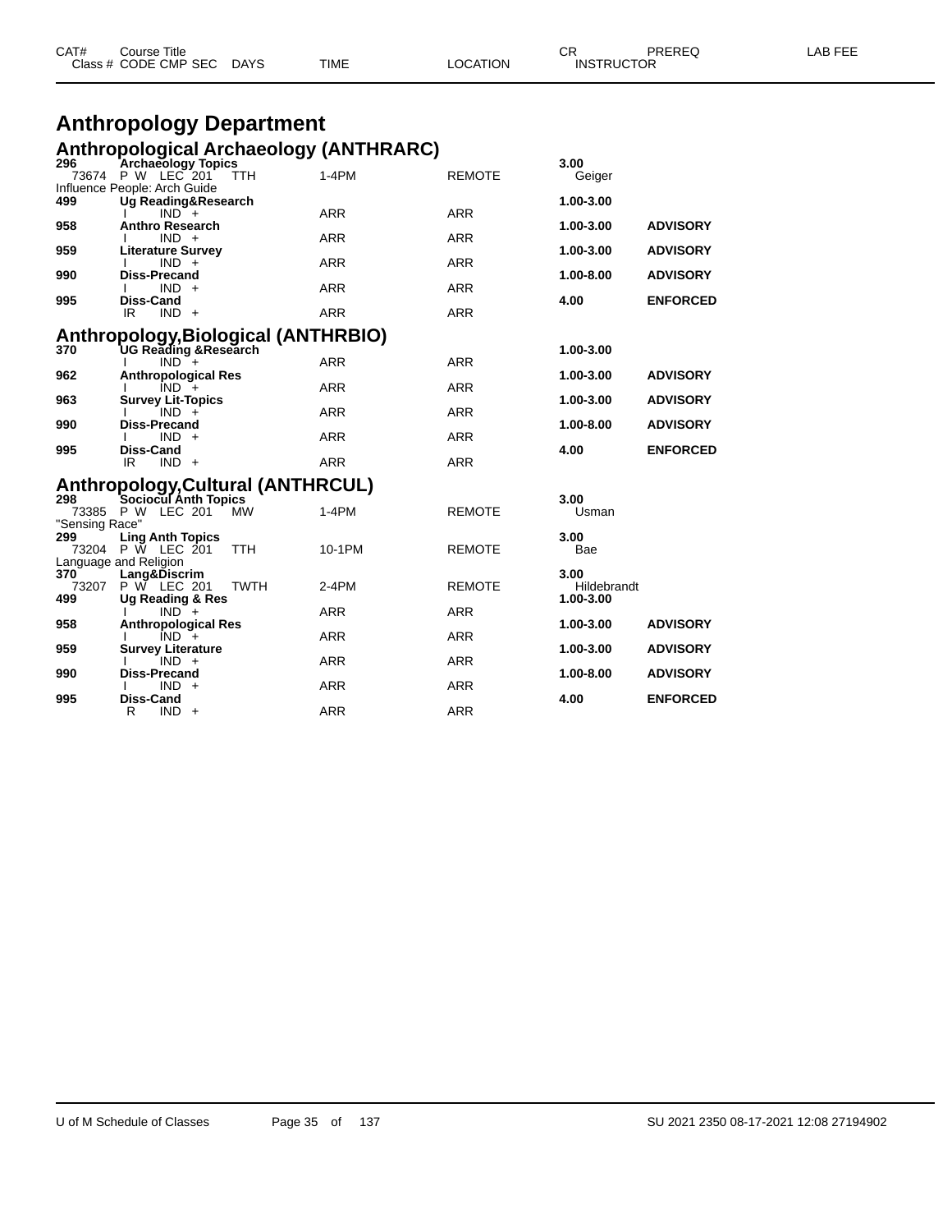# Anthropology Department

## Anthropological Archaeology (ANTHRARC)

| CAT# / Class # | Course Title / CODE CMP SEC | DAYS | TIME | LOCATION | CR / INSTRUCTOR | PREREQ | LAB FEE |
|---|---|---|---|---|---|---|---|
| **296** | **Archaeology Topics** | | | | **3.00** | | |
| 73674 | P W LEC 201 | TTH | 1-4PM | REMOTE | Geiger | | |
| Influence People: Arch Guide | | | | | | | |
| **499** | **Ug Reading&Research** | | | | **1.00-3.00** | | |
| | I IND + | | ARR | ARR | | | |
| **958** | **Anthro Research** | | | | **1.00-3.00** | **ADVISORY** | |
| | I IND + | | ARR | ARR | | | |
| **959** | **Literature Survey** | | | | **1.00-3.00** | **ADVISORY** | |
| | I IND + | | ARR | ARR | | | |
| **990** | **Diss-Precand** | | | | **1.00-8.00** | **ADVISORY** | |
| | I IND + | | ARR | ARR | | | |
| **995** | **Diss-Cand** | | | | **4.00** | **ENFORCED** | |
| | IR IND + | | ARR | ARR | | | |

## Anthropology,Biological (ANTHRBIO)

| CAT# / Class # | Course Title / CODE CMP SEC | DAYS | TIME | LOCATION | CR / INSTRUCTOR | PREREQ | LAB FEE |
|---|---|---|---|---|---|---|---|
| **370** | **UG Reading &Research** | | | | **1.00-3.00** | | |
| | I IND + | | ARR | ARR | | | |
| **962** | **Anthropological Res** | | | | **1.00-3.00** | **ADVISORY** | |
| | I IND + | | ARR | ARR | | | |
| **963** | **Survey Lit-Topics** | | | | **1.00-3.00** | **ADVISORY** | |
| | I IND + | | ARR | ARR | | | |
| **990** | **Diss-Precand** | | | | **1.00-8.00** | **ADVISORY** | |
| | I IND + | | ARR | ARR | | | |
| **995** | **Diss-Cand** | | | | **4.00** | **ENFORCED** | |
| | IR IND + | | ARR | ARR | | | |

## Anthropology,Cultural (ANTHRCUL)

| CAT# / Class # | Course Title / CODE CMP SEC | DAYS | TIME | LOCATION | CR / INSTRUCTOR | PREREQ | LAB FEE |
|---|---|---|---|---|---|---|---|
| **298** | **Sociocul Anth Topics** | | | | **3.00** | | |
| 73385 | P W LEC 201 | MW | 1-4PM | REMOTE | Usman | | |
| "Sensing Race" | | | | | | | |
| **299** | **Ling Anth Topics** | | | | **3.00** | | |
| 73204 | P W LEC 201 | TTH | 10-1PM | REMOTE | Bae | | |
| Language and Religion | | | | | | | |
| **370** | **Lang&Discrim** | | | | **3.00** | | |
| 73207 | P W LEC 201 | TWTH | 2-4PM | REMOTE | Hildebrandt | | |
| **499** | **Ug Reading & Res** | | | | **1.00-3.00** | | |
| | I IND + | | ARR | ARR | | | |
| **958** | **Anthropological Res** | | | | **1.00-3.00** | **ADVISORY** | |
| | I IND + | | ARR | ARR | | | |
| **959** | **Survey Literature** | | | | **1.00-3.00** | **ADVISORY** | |
| | I IND + | | ARR | ARR | | | |
| **990** | **Diss-Precand** | | | | **1.00-8.00** | **ADVISORY** | |
| | I IND + | | ARR | ARR | | | |
| **995** | **Diss-Cand** | | | | **4.00** | **ENFORCED** | |
| | R IND + | | ARR | ARR | | | |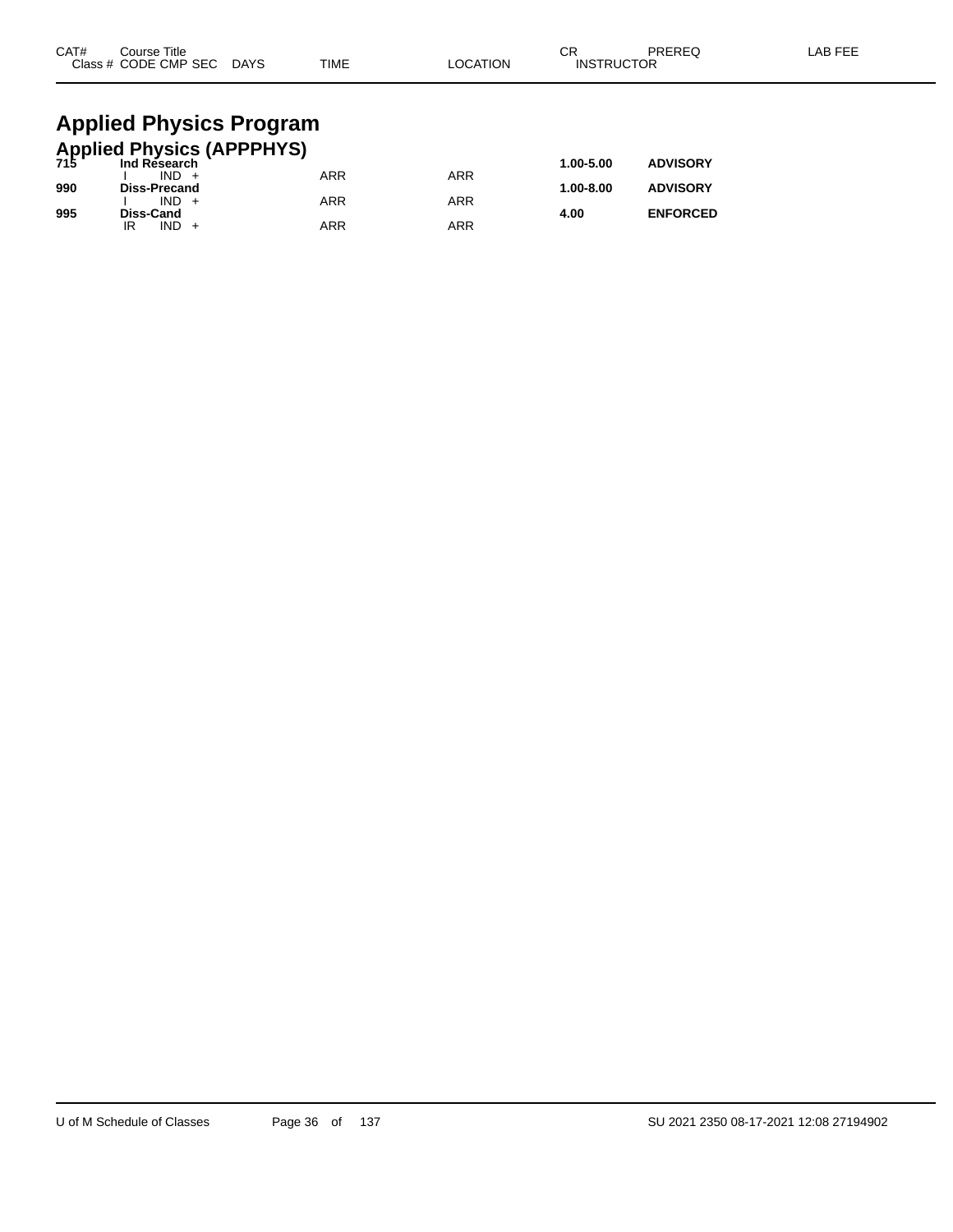| CAT# | Course Title | | | | | CR | PREREQ | LAB FEE |
|---|---|---|---|---|---|---|---|---|
| Class # | CODE CMP SEC | DAYS | TIME | LOCATION | | INSTRUCTOR | | |

# Applied Physics Program

## Applied Physics (APPPHYS)

| CAT# | Course Title | | | | | CR | PREREQ | LAB FEE |
|---|---|---|---|---|---|---|---|---|
| **715** | **Ind Research** | | | | | **1.00-5.00** | **ADVISORY** | |
| | I IND + | | ARR | ARR | | | | |
| **990** | **Diss-Precand** | | | | | **1.00-8.00** | **ADVISORY** | |
| | I IND + | | ARR | ARR | | | | |
| **995** | **Diss-Cand** | | | | | **4.00** | **ENFORCED** | |
| | IR IND + | | ARR | ARR | | | | |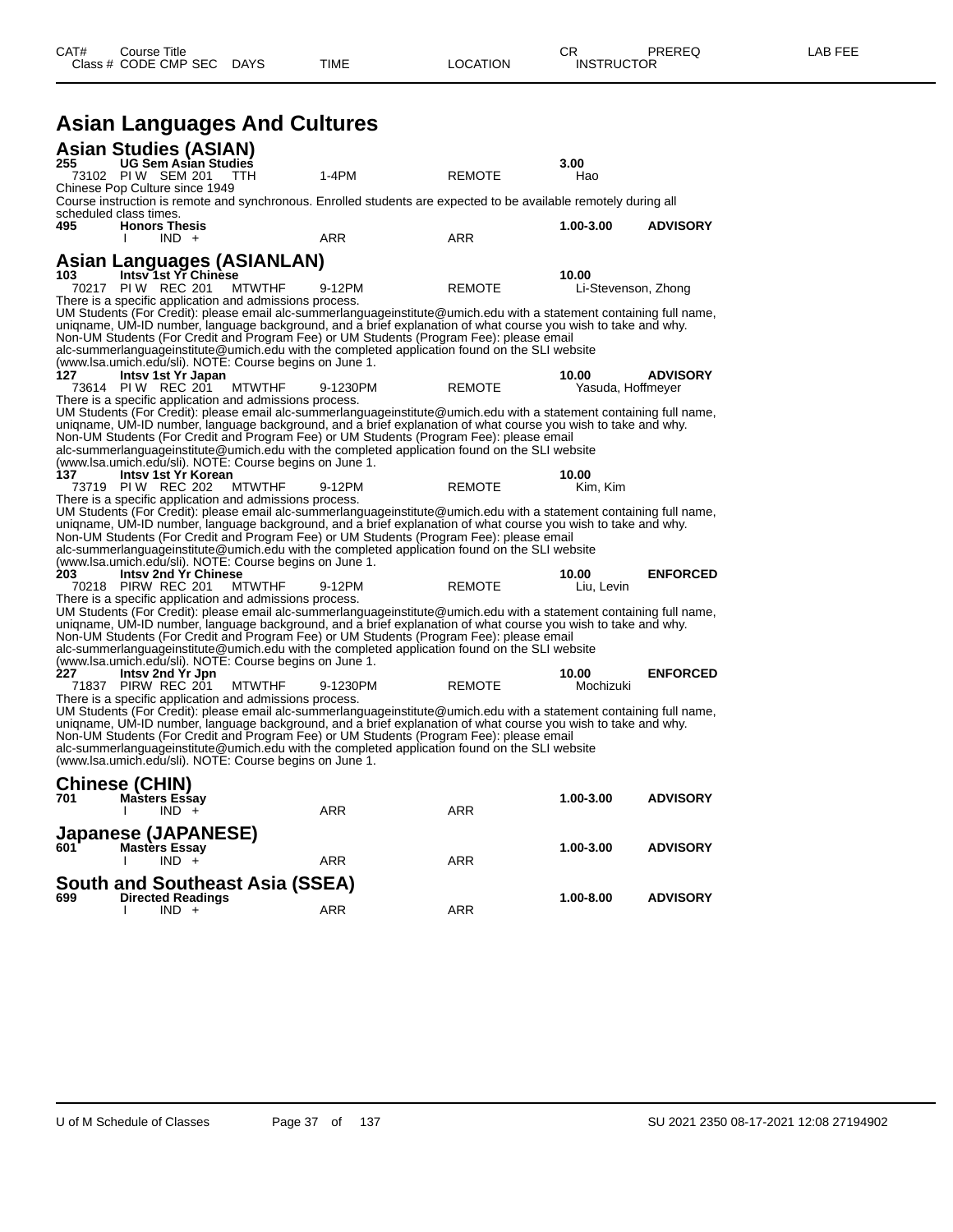# Asian Languages And Cultures

## Asian Studies (ASIAN)

**255** **UG Sem Asian Studies** — **3.00**

73102 PI W SEM 201 TTH 1-4PM REMOTE Hao

Chinese Pop Culture since 1949

Course instruction is remote and synchronous. Enrolled students are expected to be available remotely during all scheduled class times.

**495** **Honors Thesis** — **1.00-3.00** **ADVISORY**

I IND + ARR ARR

## Asian Languages (ASIANLAN)

**103** **Intsv 1st Yr Chinese** — **10.00**

70217 PI W REC 201 MTWTHF 9-12PM REMOTE Li-Stevenson, Zhong

There is a specific application and admissions process.
UM Students (For Credit): please email alc-summerlanguageinstitute@umich.edu with a statement containing full name, uniqname, UM-ID number, language background, and a brief explanation of what course you wish to take and why.
Non-UM Students (For Credit and Program Fee) or UM Students (Program Fee): please email alc-summerlanguageinstitute@umich.edu with the completed application found on the SLI website (www.lsa.umich.edu/sli). NOTE: Course begins on June 1.

**127** **Intsv 1st Yr Japan** — **10.00** **ADVISORY**

73614 PI W REC 201 MTWTHF 9-1230PM REMOTE Yasuda, Hoffmeyer

There is a specific application and admissions process.
UM Students (For Credit): please email alc-summerlanguageinstitute@umich.edu with a statement containing full name, uniqname, UM-ID number, language background, and a brief explanation of what course you wish to take and why.
Non-UM Students (For Credit and Program Fee) or UM Students (Program Fee): please email alc-summerlanguageinstitute@umich.edu with the completed application found on the SLI website (www.lsa.umich.edu/sli). NOTE: Course begins on June 1.

**137** **Intsv 1st Yr Korean** — **10.00**

73719 PI W REC 202 MTWTHF 9-12PM REMOTE Kim, Kim

There is a specific application and admissions process.
UM Students (For Credit): please email alc-summerlanguageinstitute@umich.edu with a statement containing full name, uniqname, UM-ID number, language background, and a brief explanation of what course you wish to take and why.
Non-UM Students (For Credit and Program Fee) or UM Students (Program Fee): please email alc-summerlanguageinstitute@umich.edu with the completed application found on the SLI website (www.lsa.umich.edu/sli). NOTE: Course begins on June 1.

**203** **Intsv 2nd Yr Chinese** — **10.00** **ENFORCED**

70218 PIRW REC 201 MTWTHF 9-12PM REMOTE Liu, Levin

There is a specific application and admissions process.
UM Students (For Credit): please email alc-summerlanguageinstitute@umich.edu with a statement containing full name, uniqname, UM-ID number, language background, and a brief explanation of what course you wish to take and why.
Non-UM Students (For Credit and Program Fee) or UM Students (Program Fee): please email alc-summerlanguageinstitute@umich.edu with the completed application found on the SLI website (www.lsa.umich.edu/sli). NOTE: Course begins on June 1.

**227** **Intsv 2nd Yr Jpn** — **10.00** **ENFORCED**

71837 PIRW REC 201 MTWTHF 9-1230PM REMOTE Mochizuki

There is a specific application and admissions process.
UM Students (For Credit): please email alc-summerlanguageinstitute@umich.edu with a statement containing full name, uniqname, UM-ID number, language background, and a brief explanation of what course you wish to take and why.
Non-UM Students (For Credit and Program Fee) or UM Students (Program Fee): please email alc-summerlanguageinstitute@umich.edu with the completed application found on the SLI website (www.lsa.umich.edu/sli). NOTE: Course begins on June 1.

## Chinese (CHIN)

**701** **Masters Essay** — **1.00-3.00** **ADVISORY**

I IND + ARR ARR

## Japanese (JAPANESE)

**601** **Masters Essay** — **1.00-3.00** **ADVISORY**

I IND + ARR ARR

## South and Southeast Asia (SSEA)

**699** **Directed Readings** — **1.00-8.00** **ADVISORY**

I IND + ARR ARR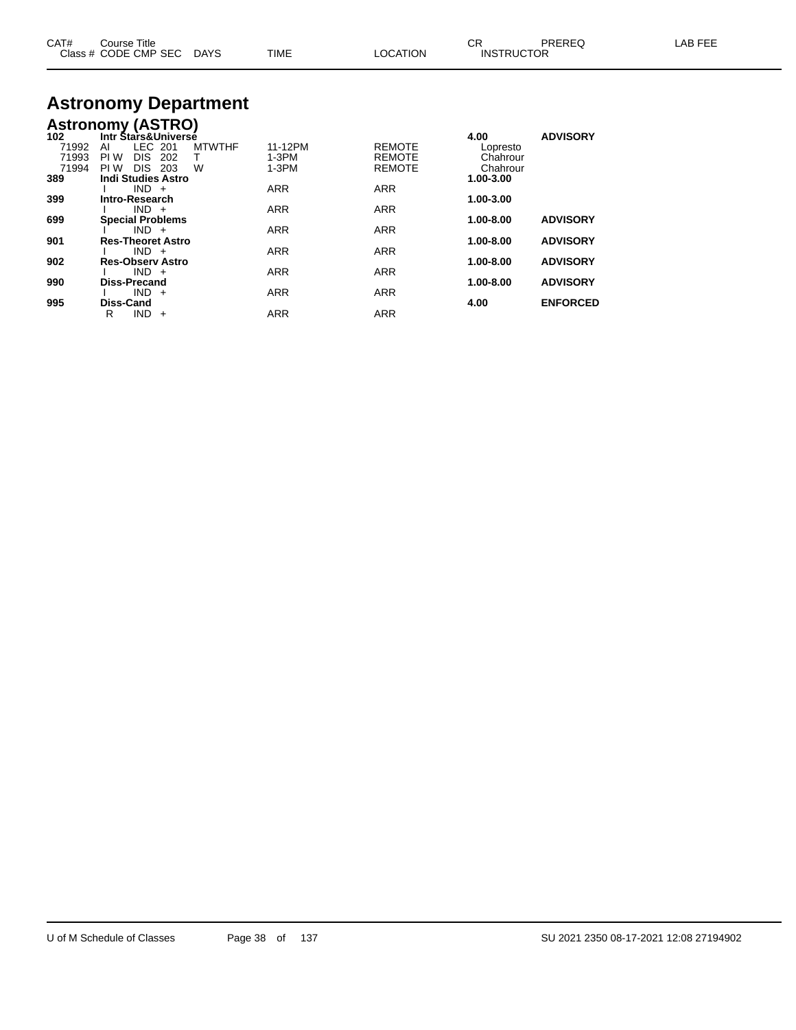# Astronomy Department

## Astronomy (ASTRO)

| CAT# / Class # | Course Title / CODE | CMP | SEC | DAYS | TIME | LOCATION | CR / INSTRUCTOR | PREREQ | LAB FEE |
|---|---|---|---|---|---|---|---|---|---|
| **102** | **Intr Stars&Universe** | | | | | | **4.00** | **ADVISORY** | |
| 71992 | AI | LEC | 201 | MTWTHF | 11-12PM | REMOTE | Lopresto | | |
| 71993 | PI W | DIS | 202 | T | 1-3PM | REMOTE | Chahrour | | |
| 71994 | PI W | DIS | 203 | W | 1-3PM | REMOTE | Chahrour | | |
| **389** | **Indi Studies Astro** | | | | | | **1.00-3.00** | | |
| | I | IND | + | | ARR | ARR | | | |
| **399** | **Intro-Research** | | | | | | **1.00-3.00** | | |
| | I | IND | + | | ARR | ARR | | | |
| **699** | **Special Problems** | | | | | | **1.00-8.00** | **ADVISORY** | |
| | I | IND | + | | ARR | ARR | | | |
| **901** | **Res-Theoret Astro** | | | | | | **1.00-8.00** | **ADVISORY** | |
| | I | IND | + | | ARR | ARR | | | |
| **902** | **Res-Observ Astro** | | | | | | **1.00-8.00** | **ADVISORY** | |
| | I | IND | + | | ARR | ARR | | | |
| **990** | **Diss-Precand** | | | | | | **1.00-8.00** | **ADVISORY** | |
| | I | IND | + | | ARR | ARR | | | |
| **995** | **Diss-Cand** | | | | | | **4.00** | **ENFORCED** | |
| | R | IND | + | | ARR | ARR | | | |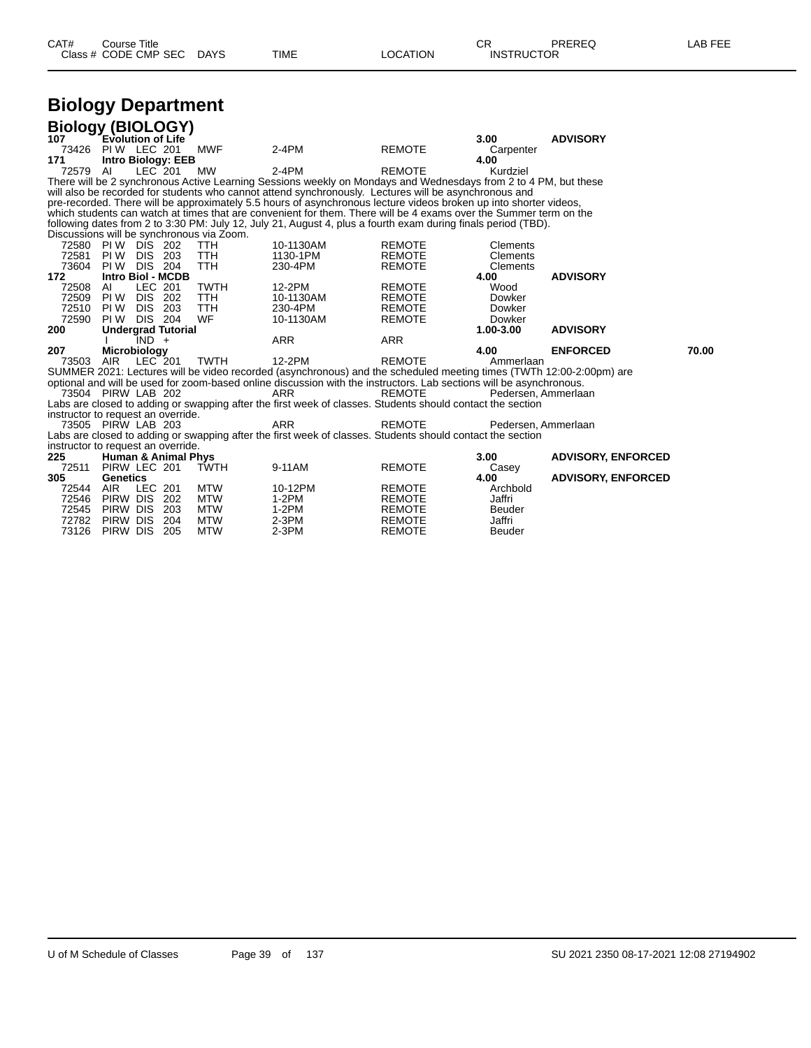| CAT# | Course Title | | | | | | CR | PREREQ | LAB FEE |
|---|---|---|---|---|---|---|---|---|---|
| Class # | CODE | CMP | SEC | DAYS | TIME | LOCATION | INSTRUCTOR | | |

# Biology Department

## Biology (BIOLOGY)

| CAT# | Course Title | | | | | | CR | PREREQ | LAB FEE |
|---|---|---|---|---|---|---|---|---|---|
| **107** | **Evolution of Life** | | | | | | **3.00** | **ADVISORY** | |
| 73426 | PI W | LEC | 201 | MWF | 2-4PM | REMOTE | Carpenter | | |
| **171** | **Intro Biology: EEB** | | | | | | **4.00** | | |
| 72579 | AI | LEC | 201 | MW | 2-4PM | REMOTE | Kurdziel | | |

There will be 2 synchronous Active Learning Sessions weekly on Mondays and Wednesdays from 2 to 4 PM, but these will also be recorded for students who cannot attend synchronously. Lectures will be asynchronous and pre-recorded. There will be approximately 5.5 hours of asynchronous lecture videos broken up into shorter videos, which students can watch at times that are convenient for them. There will be 4 exams over the Summer term on the following dates from 2 to 3:30 PM: July 12, July 21, August 4, plus a fourth exam during finals period (TBD). Discussions will be synchronous via Zoom.

| CAT# | Course Title | | | | | | CR | PREREQ | LAB FEE |
|---|---|---|---|---|---|---|---|---|---|
| 72580 | PI W | DIS | 202 | TTH | 10-1130AM | REMOTE | Clements | | |
| 72581 | PI W | DIS | 203 | TTH | 1130-1PM | REMOTE | Clements | | |
| 73604 | PI W | DIS | 204 | TTH | 230-4PM | REMOTE | Clements | | |
| **172** | **Intro Biol - MCDB** | | | | | | **4.00** | **ADVISORY** | |
| 72508 | AI | LEC | 201 | TWTH | 12-2PM | REMOTE | Wood | | |
| 72509 | PI W | DIS | 202 | TTH | 10-1130AM | REMOTE | Dowker | | |
| 72510 | PI W | DIS | 203 | TTH | 230-4PM | REMOTE | Dowker | | |
| 72590 | PI W | DIS | 204 | WF | 10-1130AM | REMOTE | Dowker | | |
| **200** | **Undergrad Tutorial** | | | | | | **1.00-3.00** | **ADVISORY** | |
| | I | IND | + | | ARR | ARR | | | |
| **207** | **Microbiology** | | | | | | **4.00** | **ENFORCED** | **70.00** |
| 73503 | AIR | LEC | 201 | TWTH | 12-2PM | REMOTE | Ammerlaan | | |

SUMMER 2021: Lectures will be video recorded (asynchronous) and the scheduled meeting times (TWTh 12:00-2:00pm) are optional and will be used for zoom-based online discussion with the instructors. Lab sections will be asynchronous.

| CAT# | Course Title | | | | | | CR | PREREQ | LAB FEE |
|---|---|---|---|---|---|---|---|---|---|
| 73504 | PIRW | LAB | 202 | | ARR | REMOTE | Pedersen, Ammerlaan | | |

Labs are closed to adding or swapping after the first week of classes. Students should contact the section instructor to request an override.

| CAT# | Course Title | | | | | | CR | PREREQ | LAB FEE |
|---|---|---|---|---|---|---|---|---|---|
| 73505 | PIRW | LAB | 203 | | ARR | REMOTE | Pedersen, Ammerlaan | | |

Labs are closed to adding or swapping after the first week of classes. Students should contact the section instructor to request an override.

| CAT# | Course Title | | | | | | CR | PREREQ | LAB FEE |
|---|---|---|---|---|---|---|---|---|---|
| **225** | **Human & Animal Phys** | | | | | | **3.00** | **ADVISORY, ENFORCED** | |
| 72511 | PIRW | LEC | 201 | TWTH | 9-11AM | REMOTE | Casey | | |
| **305** | **Genetics** | | | | | | **4.00** | **ADVISORY, ENFORCED** | |
| 72544 | AIR | LEC | 201 | MTW | 10-12PM | REMOTE | Archbold | | |
| 72546 | PIRW | DIS | 202 | MTW | 1-2PM | REMOTE | Jaffri | | |
| 72545 | PIRW | DIS | 203 | MTW | 1-2PM | REMOTE | Beuder | | |
| 72782 | PIRW | DIS | 204 | MTW | 2-3PM | REMOTE | Jaffri | | |
| 73126 | PIRW | DIS | 205 | MTW | 2-3PM | REMOTE | Beuder | | |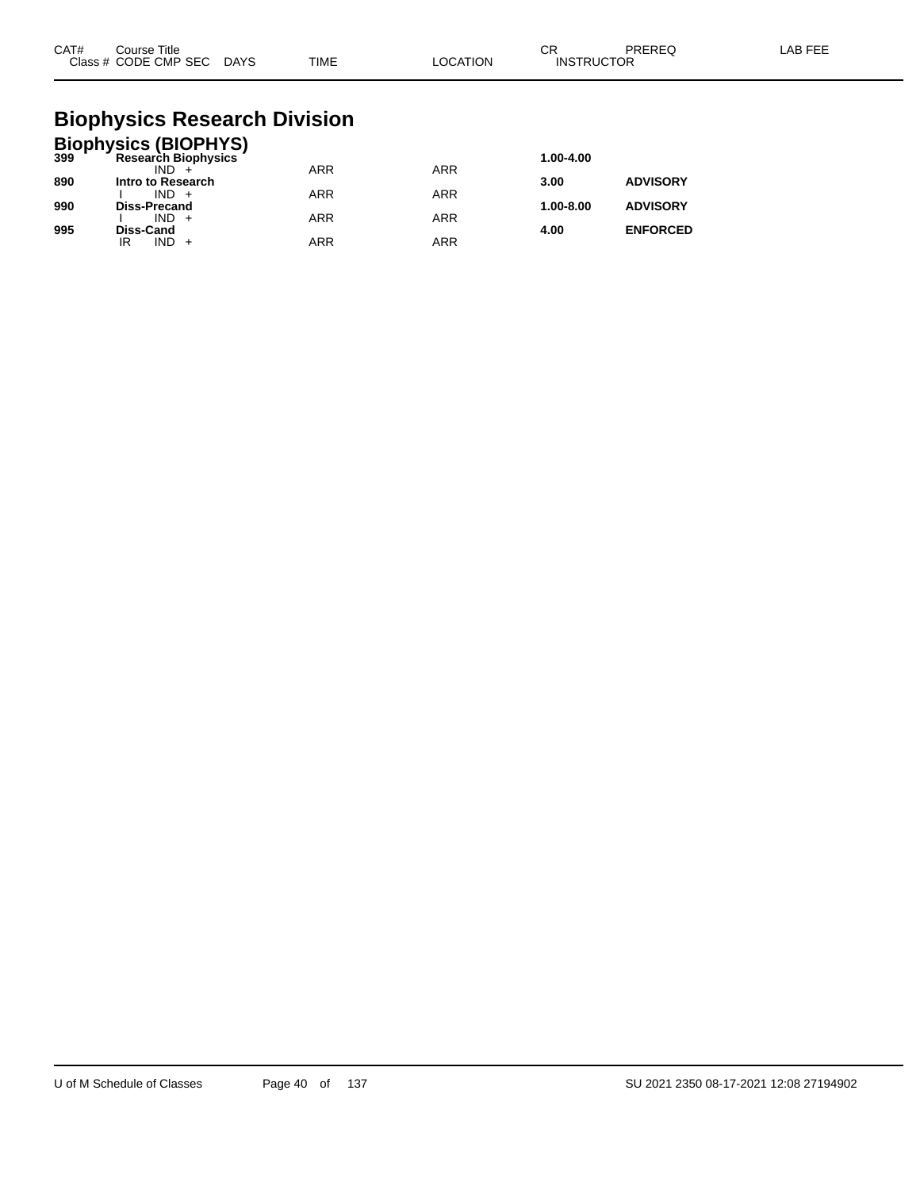| CAT# | Course Title / Class # CODE CMP SEC DAYS | TIME | LOCATION | CR / INSTRUCTOR | PREREQ | LAB FEE |
|---|---|---|---|---|---|---|

# Biophysics Research Division

## Biophysics (BIOPHYS)

| CAT# | Course Title / Class # CODE CMP SEC DAYS | TIME | LOCATION | CR / INSTRUCTOR | PREREQ | LAB FEE |
|---|---|---|---|---|---|---|
| **399** | **Research Biophysics** | | | **1.00-4.00** | | |
| | IND + | ARR | ARR | | | |
| **890** | **Intro to Research** | | | **3.00** | **ADVISORY** | |
| | I IND + | ARR | ARR | | | |
| **990** | **Diss-Precand** | | | **1.00-8.00** | **ADVISORY** | |
| | I IND + | ARR | ARR | | | |
| **995** | **Diss-Cand** | | | **4.00** | **ENFORCED** | |
| | IR IND + | ARR | ARR | | | |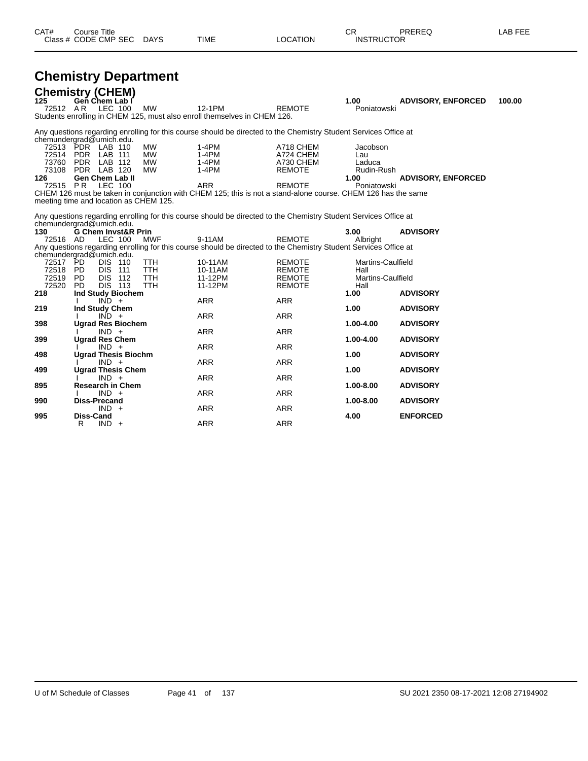# Chemistry Department

## Chemistry (CHEM)

| CAT# | Course Title / Class # | CODE | CMP | SEC | DAYS | TIME | LOCATION | CR / INSTRUCTOR | PREREQ | LAB FEE |
|---|---|---|---|---|---|---|---|---|---|---|
| 125 | Gen Chem Lab I | | | | | | | 1.00 | ADVISORY, ENFORCED | 100.00 |
| | 72512 | A R | LEC | 100 | MW | 12-1PM | REMOTE | Poniatowski | | |

Students enrolling in CHEM 125, must also enroll themselves in CHEM 126.

Any questions regarding enrolling for this course should be directed to the Chemistry Student Services Office at chemundergrad@umich.edu.

| Class # | CODE | CMP | SEC | DAYS | TIME | LOCATION | INSTRUCTOR |
|---|---|---|---|---|---|---|---|
| 72513 | PDR | LAB | 110 | MW | 1-4PM | A718 CHEM | Jacobson |
| 72514 | PDR | LAB | 111 | MW | 1-4PM | A724 CHEM | Lau |
| 73760 | PDR | LAB | 112 | MW | 1-4PM | A730 CHEM | Laduca |
| 73108 | PDR | LAB | 120 | MW | 1-4PM | REMOTE | Rudin-Rush |

| CAT# | Course Title / Class # | CODE | CMP | SEC | DAYS | TIME | LOCATION | CR / INSTRUCTOR | PREREQ |
|---|---|---|---|---|---|---|---|---|---|
| 126 | Gen Chem Lab II | | | | | | | 1.00 | ADVISORY, ENFORCED |
| | 72515 | P R | LEC | 100 | | ARR | REMOTE | Poniatowski | |

CHEM 126 must be taken in conjunction with CHEM 125; this is not a stand-alone course. CHEM 126 has the same meeting time and location as CHEM 125.

Any questions regarding enrolling for this course should be directed to the Chemistry Student Services Office at chemundergrad@umich.edu.

| CAT# | Course Title / Class # | CODE | CMP | SEC | DAYS | TIME | LOCATION | CR / INSTRUCTOR | PREREQ |
|---|---|---|---|---|---|---|---|---|---|
| 130 | G Chem Invst&R Prin | | | | | | | 3.00 | ADVISORY |
| | 72516 | AD | LEC | 100 | MWF | 9-11AM | REMOTE | Albright | |

Any questions regarding enrolling for this course should be directed to the Chemistry Student Services Office at chemundergrad@umich.edu.

| Class # | CODE | CMP | SEC | DAYS | TIME | LOCATION | INSTRUCTOR |
|---|---|---|---|---|---|---|---|
| 72517 | PD | DIS | 110 | TTH | 10-11AM | REMOTE | Martins-Caulfield |
| 72518 | PD | DIS | 111 | TTH | 10-11AM | REMOTE | Hall |
| 72519 | PD | DIS | 112 | TTH | 11-12PM | REMOTE | Martins-Caulfield |
| 72520 | PD | DIS | 113 | TTH | 11-12PM | REMOTE | Hall |

| CAT# | Course Title | CODE | CMP | SEC | TIME | LOCATION | CR | PREREQ |
|---|---|---|---|---|---|---|---|---|
| 218 | Ind Study Biochem | | | | | | 1.00 | ADVISORY |
| | | I | IND | + | ARR | ARR | | |
| 219 | Ind Study Chem | | | | | | 1.00 | ADVISORY |
| | | I | IND | + | ARR | ARR | | |
| 398 | Ugrad Res Biochem | | | | | | 1.00-4.00 | ADVISORY |
| | | I | IND | + | ARR | ARR | | |
| 399 | Ugrad Res Chem | | | | | | 1.00-4.00 | ADVISORY |
| | | I | IND | + | ARR | ARR | | |
| 498 | Ugrad Thesis Biochm | | | | | | 1.00 | ADVISORY |
| | | I | IND | + | ARR | ARR | | |
| 499 | Ugrad Thesis Chem | | | | | | 1.00 | ADVISORY |
| | | I | IND | + | ARR | ARR | | |
| 895 | Research in Chem | | | | | | 1.00-8.00 | ADVISORY |
| | | I | IND | + | ARR | ARR | | |
| 990 | Diss-Precand | | | | | | 1.00-8.00 | ADVISORY |
| | | | IND | + | ARR | ARR | | |
| 995 | Diss-Cand | | | | | | 4.00 | ENFORCED |
| | | R | IND | + | ARR | ARR | | |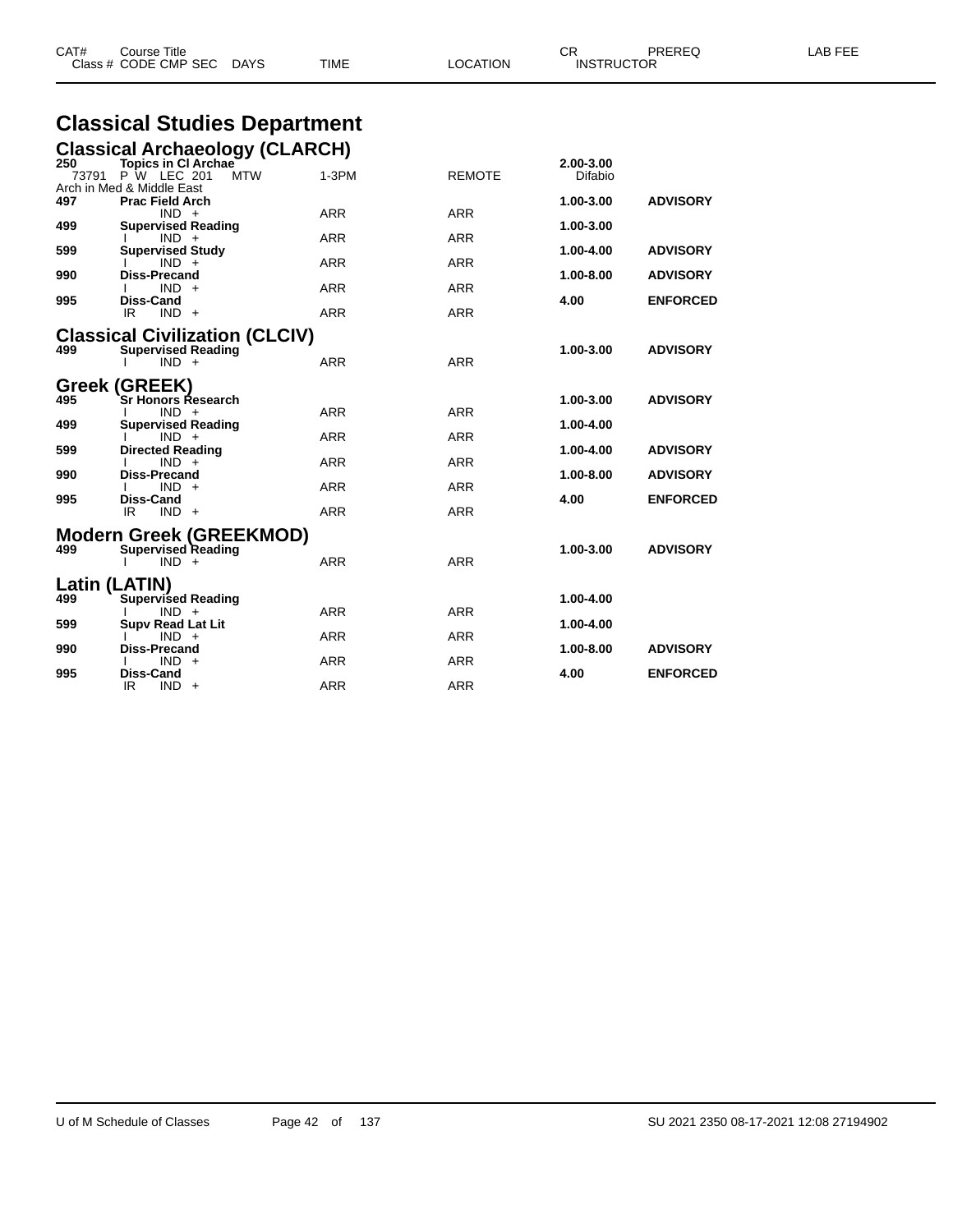| CAT# | Course Title<br>Class # CODE CMP SEC DAYS | TIME | LOCATION | CR<br>INSTRUCTOR | PREREQ | LAB FEE |
|---|---|---|---|---|---|---|

# Classical Studies Department

## Classical Archaeology (CLARCH)

| CAT# | Course Title / Class # CODE CMP SEC DAYS | TIME | LOCATION | CR / INSTRUCTOR | PREREQ | LAB FEE |
|---|---|---|---|---|---|---|
| **250** | **Topics in Cl Archae** | | | **2.00-3.00** | | |
| 73791 | P W LEC 201 MTW | 1-3PM | REMOTE | Difabio | | |
| | Arch in Med & Middle East | | | | | |
| **497** | **Prac Field Arch** | | | **1.00-3.00** | **ADVISORY** | |
| | IND + | ARR | ARR | | | |
| **499** | **Supervised Reading** | | | **1.00-3.00** | | |
| | I IND + | ARR | ARR | | | |
| **599** | **Supervised Study** | | | **1.00-4.00** | **ADVISORY** | |
| | I IND + | ARR | ARR | | | |
| **990** | **Diss-Precand** | | | **1.00-8.00** | **ADVISORY** | |
| | I IND + | ARR | ARR | | | |
| **995** | **Diss-Cand** | | | **4.00** | **ENFORCED** | |
| | IR IND + | ARR | ARR | | | |

## Classical Civilization (CLCIV)

| CAT# | Course Title / Class # CODE CMP SEC DAYS | TIME | LOCATION | CR / INSTRUCTOR | PREREQ | LAB FEE |
|---|---|---|---|---|---|---|
| **499** | **Supervised Reading** | | | **1.00-3.00** | **ADVISORY** | |
| | I IND + | ARR | ARR | | | |

## Greek (GREEK)

| CAT# | Course Title / Class # CODE CMP SEC DAYS | TIME | LOCATION | CR / INSTRUCTOR | PREREQ | LAB FEE |
|---|---|---|---|---|---|---|
| **495** | **Sr Honors Research** | | | **1.00-3.00** | **ADVISORY** | |
| | I IND + | ARR | ARR | | | |
| **499** | **Supervised Reading** | | | **1.00-4.00** | | |
| | I IND + | ARR | ARR | | | |
| **599** | **Directed Reading** | | | **1.00-4.00** | **ADVISORY** | |
| | I IND + | ARR | ARR | | | |
| **990** | **Diss-Precand** | | | **1.00-8.00** | **ADVISORY** | |
| | I IND + | ARR | ARR | | | |
| **995** | **Diss-Cand** | | | **4.00** | **ENFORCED** | |
| | IR IND + | ARR | ARR | | | |

## Modern Greek (GREEKMOD)

| CAT# | Course Title / Class # CODE CMP SEC DAYS | TIME | LOCATION | CR / INSTRUCTOR | PREREQ | LAB FEE |
|---|---|---|---|---|---|---|
| **499** | **Supervised Reading** | | | **1.00-3.00** | **ADVISORY** | |
| | I IND + | ARR | ARR | | | |

## Latin (LATIN)

| CAT# | Course Title / Class # CODE CMP SEC DAYS | TIME | LOCATION | CR / INSTRUCTOR | PREREQ | LAB FEE |
|---|---|---|---|---|---|---|
| **499** | **Supervised Reading** | | | **1.00-4.00** | | |
| | I IND + | ARR | ARR | | | |
| **599** | **Supv Read Lat Lit** | | | **1.00-4.00** | | |
| | I IND + | ARR | ARR | | | |
| **990** | **Diss-Precand** | | | **1.00-8.00** | **ADVISORY** | |
| | I IND + | ARR | ARR | | | |
| **995** | **Diss-Cand** | | | **4.00** | **ENFORCED** | |
| | IR IND + | ARR | ARR | | | |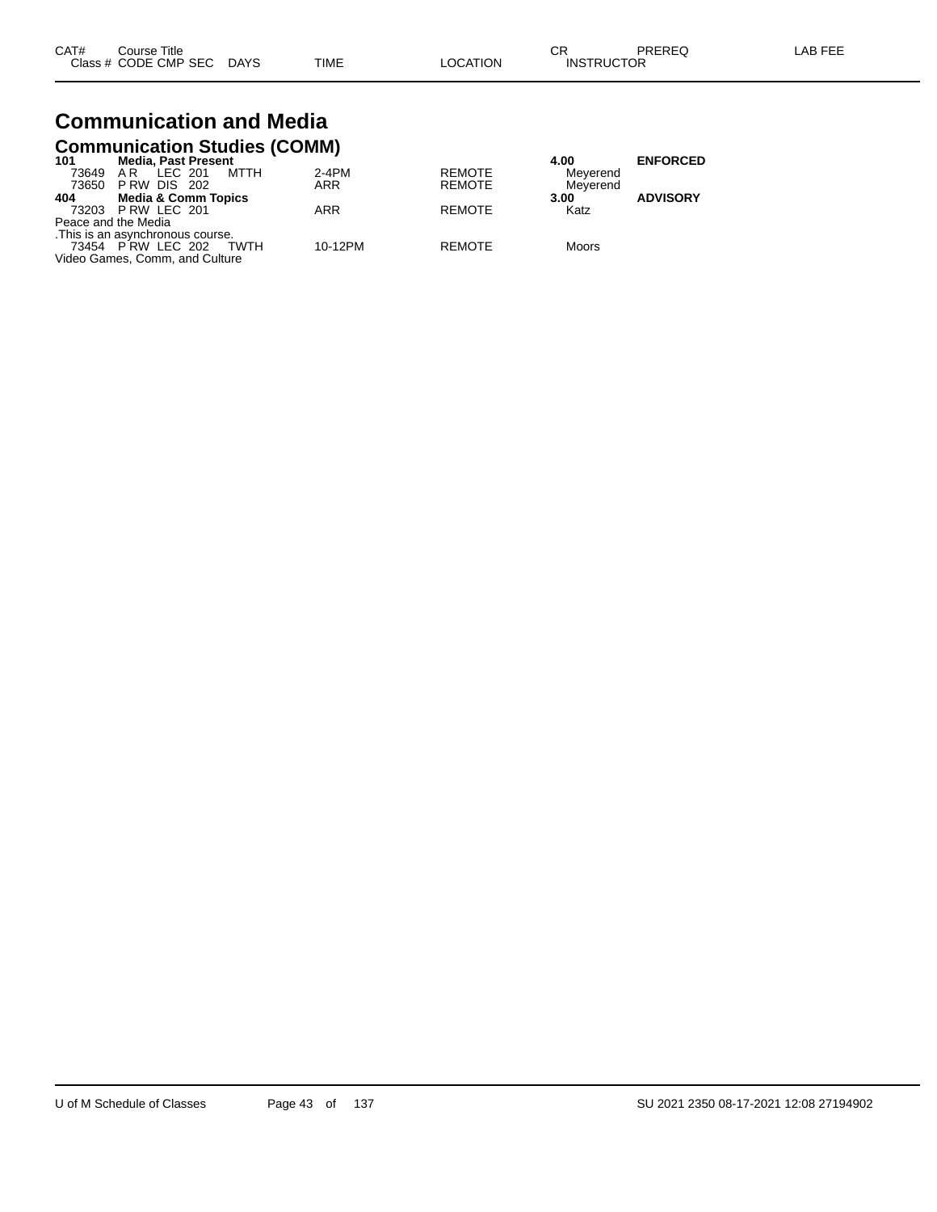| CAT# | Course Title | | | | | CR | PREREQ | LAB FEE |
|---|---|---|---|---|---|---|---|---|
| Class # | CODE CMP SEC | DAYS | TIME | LOCATION | INSTRUCTOR | | | |

# Communication and Media

## Communication Studies (COMM)

| CAT# / Class # | CODE CMP SEC | DAYS | TIME | LOCATION | CR / INSTRUCTOR | PREREQ | LAB FEE |
|---|---|---|---|---|---|---|---|
| **101** | **Media, Past Present** | | | | **4.00** | **ENFORCED** | |
| 73649 | A R LEC 201 | MTTH | 2-4PM | REMOTE | Meyerend | | |
| 73650 | P RW DIS 202 | | ARR | REMOTE | Meyerend | | |
| **404** | **Media & Comm Topics** | | | | **3.00** | **ADVISORY** | |
| 73203 | P RW LEC 201 | | ARR | REMOTE | Katz | | |
| Peace and the Media | | | | | | | |
| .This is an asynchronous course. | | | | | | | |
| 73454 | P RW LEC 202 | TWTH | 10-12PM | REMOTE | Moors | | |
| Video Games, Comm, and Culture | | | | | | | |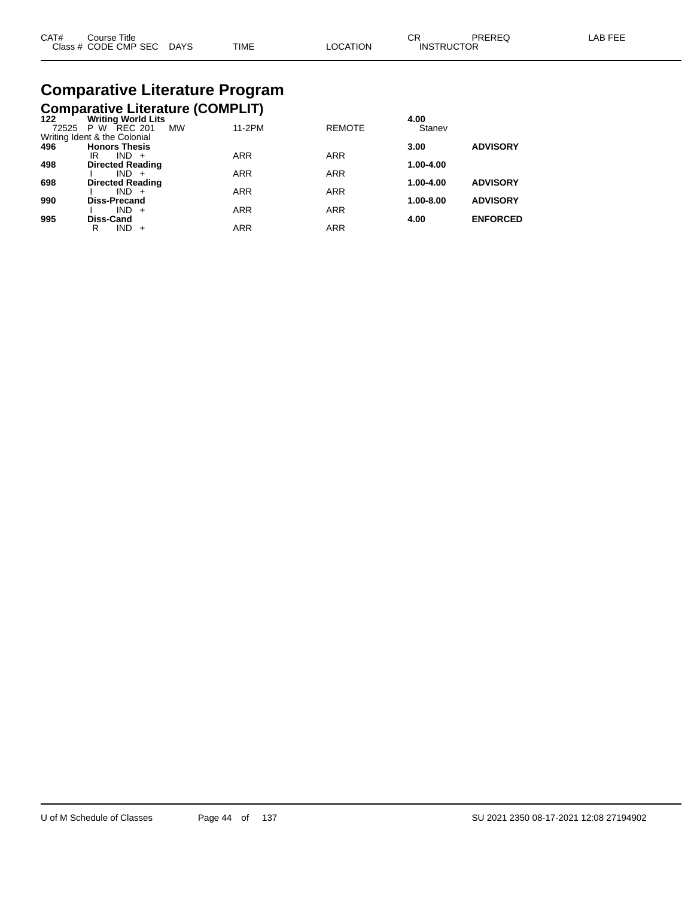# Comparative Literature Program

## Comparative Literature (COMPLIT)

| CAT# / Class # | Course Title / CODE CMP SEC | DAYS | TIME | LOCATION | CR / INSTRUCTOR | PREREQ | LAB FEE |
|---|---|---|---|---|---|---|---|
| **122** | **Writing World Lits** | | | | **4.00** | | |
| 72525 | P W REC 201 | MW | 11-2PM | REMOTE | Stanev | | |
| Writing Ident & the Colonial | | | | | | | |
| **496** | **Honors Thesis** | | | | **3.00** | **ADVISORY** | |
| | IR IND + | | ARR | ARR | | | |
| **498** | **Directed Reading** | | | | **1.00-4.00** | | |
| | I IND + | | ARR | ARR | | | |
| **698** | **Directed Reading** | | | | **1.00-4.00** | **ADVISORY** | |
| | I IND + | | ARR | ARR | | | |
| **990** | **Diss-Precand** | | | | **1.00-8.00** | **ADVISORY** | |
| | I IND + | | ARR | ARR | | | |
| **995** | **Diss-Cand** | | | | **4.00** | **ENFORCED** | |
| | R IND + | | ARR | ARR | | | |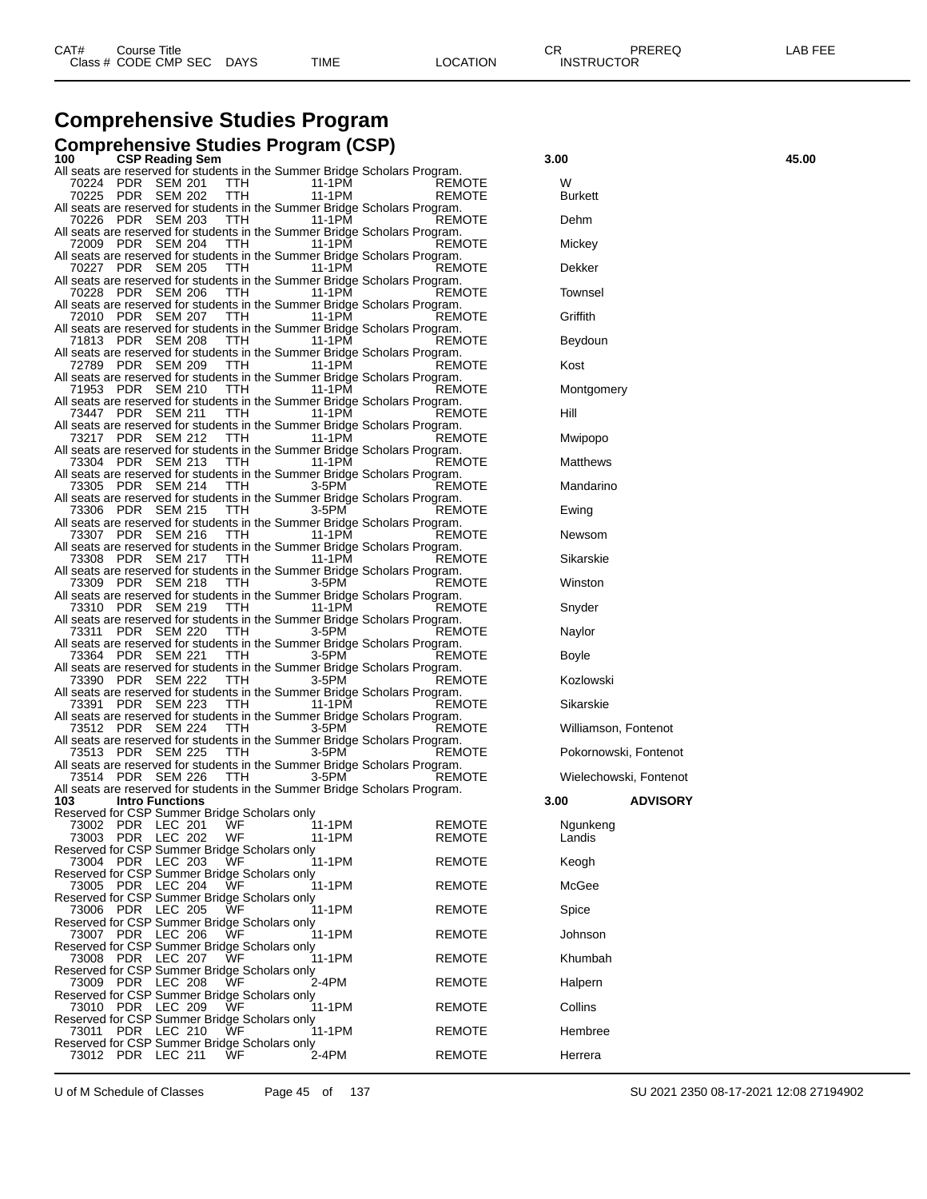| CAT# | Course Title | | | | | CR | PREREQ | LAB FEE |
|---|---|---|---|---|---|---|---|---|
| Class # | CODE CMP SEC | DAYS | TIME | LOCATION | INSTRUCTOR | | | |

# Comprehensive Studies Program

## Comprehensive Studies Program (CSP)

**100 CSP Reading Sem** — 3.00 — 45.00

All seats are reserved for students in the Summer Bridge Scholars Program.

| Class # | CODE | CMP | SEC | DAYS | TIME | LOCATION | INSTRUCTOR |
|---|---|---|---|---|---|---|---|
| 70224 | PDR | SEM | 201 | TTH | 11-1PM | REMOTE | W |
| 70225 | PDR | SEM | 202 | TTH | 11-1PM | REMOTE | Burkett |

All seats are reserved for students in the Summer Bridge Scholars Program.

| Class # | CODE | CMP | SEC | DAYS | TIME | LOCATION | INSTRUCTOR |
|---|---|---|---|---|---|---|---|
| 70226 | PDR | SEM | 203 | TTH | 11-1PM | REMOTE | Dehm |

All seats are reserved for students in the Summer Bridge Scholars Program.

| Class # | CODE | CMP | SEC | DAYS | TIME | LOCATION | INSTRUCTOR |
|---|---|---|---|---|---|---|---|
| 72009 | PDR | SEM | 204 | TTH | 11-1PM | REMOTE | Mickey |

All seats are reserved for students in the Summer Bridge Scholars Program.

| Class # | CODE | CMP | SEC | DAYS | TIME | LOCATION | INSTRUCTOR |
|---|---|---|---|---|---|---|---|
| 70227 | PDR | SEM | 205 | TTH | 11-1PM | REMOTE | Dekker |

All seats are reserved for students in the Summer Bridge Scholars Program.

| Class # | CODE | CMP | SEC | DAYS | TIME | LOCATION | INSTRUCTOR |
|---|---|---|---|---|---|---|---|
| 70228 | PDR | SEM | 206 | TTH | 11-1PM | REMOTE | Townsel |

All seats are reserved for students in the Summer Bridge Scholars Program.

| Class # | CODE | CMP | SEC | DAYS | TIME | LOCATION | INSTRUCTOR |
|---|---|---|---|---|---|---|---|
| 72010 | PDR | SEM | 207 | TTH | 11-1PM | REMOTE | Griffith |

All seats are reserved for students in the Summer Bridge Scholars Program.

| Class # | CODE | CMP | SEC | DAYS | TIME | LOCATION | INSTRUCTOR |
|---|---|---|---|---|---|---|---|
| 71813 | PDR | SEM | 208 | TTH | 11-1PM | REMOTE | Beydoun |

All seats are reserved for students in the Summer Bridge Scholars Program.

| Class # | CODE | CMP | SEC | DAYS | TIME | LOCATION | INSTRUCTOR |
|---|---|---|---|---|---|---|---|
| 72789 | PDR | SEM | 209 | TTH | 11-1PM | REMOTE | Kost |

All seats are reserved for students in the Summer Bridge Scholars Program.

| Class # | CODE | CMP | SEC | DAYS | TIME | LOCATION | INSTRUCTOR |
|---|---|---|---|---|---|---|---|
| 71953 | PDR | SEM | 210 | TTH | 11-1PM | REMOTE | Montgomery |

All seats are reserved for students in the Summer Bridge Scholars Program.

| Class # | CODE | CMP | SEC | DAYS | TIME | LOCATION | INSTRUCTOR |
|---|---|---|---|---|---|---|---|
| 73447 | PDR | SEM | 211 | TTH | 11-1PM | REMOTE | Hill |

All seats are reserved for students in the Summer Bridge Scholars Program.

| Class # | CODE | CMP | SEC | DAYS | TIME | LOCATION | INSTRUCTOR |
|---|---|---|---|---|---|---|---|
| 73217 | PDR | SEM | 212 | TTH | 11-1PM | REMOTE | Mwipopo |

All seats are reserved for students in the Summer Bridge Scholars Program.

| Class # | CODE | CMP | SEC | DAYS | TIME | LOCATION | INSTRUCTOR |
|---|---|---|---|---|---|---|---|
| 73304 | PDR | SEM | 213 | TTH | 11-1PM | REMOTE | Matthews |

All seats are reserved for students in the Summer Bridge Scholars Program.

| Class # | CODE | CMP | SEC | DAYS | TIME | LOCATION | INSTRUCTOR |
|---|---|---|---|---|---|---|---|
| 73305 | PDR | SEM | 214 | TTH | 3-5PM | REMOTE | Mandarino |

All seats are reserved for students in the Summer Bridge Scholars Program.

| Class # | CODE | CMP | SEC | DAYS | TIME | LOCATION | INSTRUCTOR |
|---|---|---|---|---|---|---|---|
| 73306 | PDR | SEM | 215 | TTH | 3-5PM | REMOTE | Ewing |

All seats are reserved for students in the Summer Bridge Scholars Program.

| Class # | CODE | CMP | SEC | DAYS | TIME | LOCATION | INSTRUCTOR |
|---|---|---|---|---|---|---|---|
| 73307 | PDR | SEM | 216 | TTH | 11-1PM | REMOTE | Newsom |

All seats are reserved for students in the Summer Bridge Scholars Program.

| Class # | CODE | CMP | SEC | DAYS | TIME | LOCATION | INSTRUCTOR |
|---|---|---|---|---|---|---|---|
| 73308 | PDR | SEM | 217 | TTH | 11-1PM | REMOTE | Sikarskie |

All seats are reserved for students in the Summer Bridge Scholars Program.

| Class # | CODE | CMP | SEC | DAYS | TIME | LOCATION | INSTRUCTOR |
|---|---|---|---|---|---|---|---|
| 73309 | PDR | SEM | 218 | TTH | 3-5PM | REMOTE | Winston |

All seats are reserved for students in the Summer Bridge Scholars Program.

| Class # | CODE | CMP | SEC | DAYS | TIME | LOCATION | INSTRUCTOR |
|---|---|---|---|---|---|---|---|
| 73310 | PDR | SEM | 219 | TTH | 11-1PM | REMOTE | Snyder |

All seats are reserved for students in the Summer Bridge Scholars Program.

| Class # | CODE | CMP | SEC | DAYS | TIME | LOCATION | INSTRUCTOR |
|---|---|---|---|---|---|---|---|
| 73311 | PDR | SEM | 220 | TTH | 3-5PM | REMOTE | Naylor |

All seats are reserved for students in the Summer Bridge Scholars Program.

| Class # | CODE | CMP | SEC | DAYS | TIME | LOCATION | INSTRUCTOR |
|---|---|---|---|---|---|---|---|
| 73364 | PDR | SEM | 221 | TTH | 3-5PM | REMOTE | Boyle |

All seats are reserved for students in the Summer Bridge Scholars Program.

| Class # | CODE | CMP | SEC | DAYS | TIME | LOCATION | INSTRUCTOR |
|---|---|---|---|---|---|---|---|
| 73390 | PDR | SEM | 222 | TTH | 3-5PM | REMOTE | Kozlowski |

All seats are reserved for students in the Summer Bridge Scholars Program.

| Class # | CODE | CMP | SEC | DAYS | TIME | LOCATION | INSTRUCTOR |
|---|---|---|---|---|---|---|---|
| 73391 | PDR | SEM | 223 | TTH | 11-1PM | REMOTE | Sikarskie |

All seats are reserved for students in the Summer Bridge Scholars Program.

| Class # | CODE | CMP | SEC | DAYS | TIME | LOCATION | INSTRUCTOR |
|---|---|---|---|---|---|---|---|
| 73512 | PDR | SEM | 224 | TTH | 3-5PM | REMOTE | Williamson, Fontenot |

All seats are reserved for students in the Summer Bridge Scholars Program.

| Class # | CODE | CMP | SEC | DAYS | TIME | LOCATION | INSTRUCTOR |
|---|---|---|---|---|---|---|---|
| 73513 | PDR | SEM | 225 | TTH | 3-5PM | REMOTE | Pokornowski, Fontenot |

All seats are reserved for students in the Summer Bridge Scholars Program.

| Class # | CODE | CMP | SEC | DAYS | TIME | LOCATION | INSTRUCTOR |
|---|---|---|---|---|---|---|---|
| 73514 | PDR | SEM | 226 | TTH | 3-5PM | REMOTE | Wielechowski, Fontenot |

All seats are reserved for students in the Summer Bridge Scholars Program.

**103 Intro Functions** — 3.00 — **ADVISORY**

Reserved for CSP Summer Bridge Scholars only

| Class # | CODE | CMP | SEC | DAYS | TIME | LOCATION | INSTRUCTOR |
|---|---|---|---|---|---|---|---|
| 73002 | PDR | LEC | 201 | WF | 11-1PM | REMOTE | Ngunkeng |
| 73003 | PDR | LEC | 202 | WF | 11-1PM | REMOTE | Landis |

Reserved for CSP Summer Bridge Scholars only

| Class # | CODE | CMP | SEC | DAYS | TIME | LOCATION | INSTRUCTOR |
|---|---|---|---|---|---|---|---|
| 73004 | PDR | LEC | 203 | WF | 11-1PM | REMOTE | Keogh |

Reserved for CSP Summer Bridge Scholars only

| Class # | CODE | CMP | SEC | DAYS | TIME | LOCATION | INSTRUCTOR |
|---|---|---|---|---|---|---|---|
| 73005 | PDR | LEC | 204 | WF | 11-1PM | REMOTE | McGee |

Reserved for CSP Summer Bridge Scholars only

| Class # | CODE | CMP | SEC | DAYS | TIME | LOCATION | INSTRUCTOR |
|---|---|---|---|---|---|---|---|
| 73006 | PDR | LEC | 205 | WF | 11-1PM | REMOTE | Spice |

Reserved for CSP Summer Bridge Scholars only

| Class # | CODE | CMP | SEC | DAYS | TIME | LOCATION | INSTRUCTOR |
|---|---|---|---|---|---|---|---|
| 73007 | PDR | LEC | 206 | WF | 11-1PM | REMOTE | Johnson |

Reserved for CSP Summer Bridge Scholars only

| Class # | CODE | CMP | SEC | DAYS | TIME | LOCATION | INSTRUCTOR |
|---|---|---|---|---|---|---|---|
| 73008 | PDR | LEC | 207 | WF | 11-1PM | REMOTE | Khumbah |

Reserved for CSP Summer Bridge Scholars only

| Class # | CODE | CMP | SEC | DAYS | TIME | LOCATION | INSTRUCTOR |
|---|---|---|---|---|---|---|---|
| 73009 | PDR | LEC | 208 | WF | 2-4PM | REMOTE | Halpern |

Reserved for CSP Summer Bridge Scholars only

| Class # | CODE | CMP | SEC | DAYS | TIME | LOCATION | INSTRUCTOR |
|---|---|---|---|---|---|---|---|
| 73010 | PDR | LEC | 209 | WF | 11-1PM | REMOTE | Collins |

Reserved for CSP Summer Bridge Scholars only

| Class # | CODE | CMP | SEC | DAYS | TIME | LOCATION | INSTRUCTOR |
|---|---|---|---|---|---|---|---|
| 73011 | PDR | LEC | 210 | WF | 11-1PM | REMOTE | Hembree |

Reserved for CSP Summer Bridge Scholars only

| Class # | CODE | CMP | SEC | DAYS | TIME | LOCATION | INSTRUCTOR |
|---|---|---|---|---|---|---|---|
| 73012 | PDR | LEC | 211 | WF | 2-4PM | REMOTE | Herrera |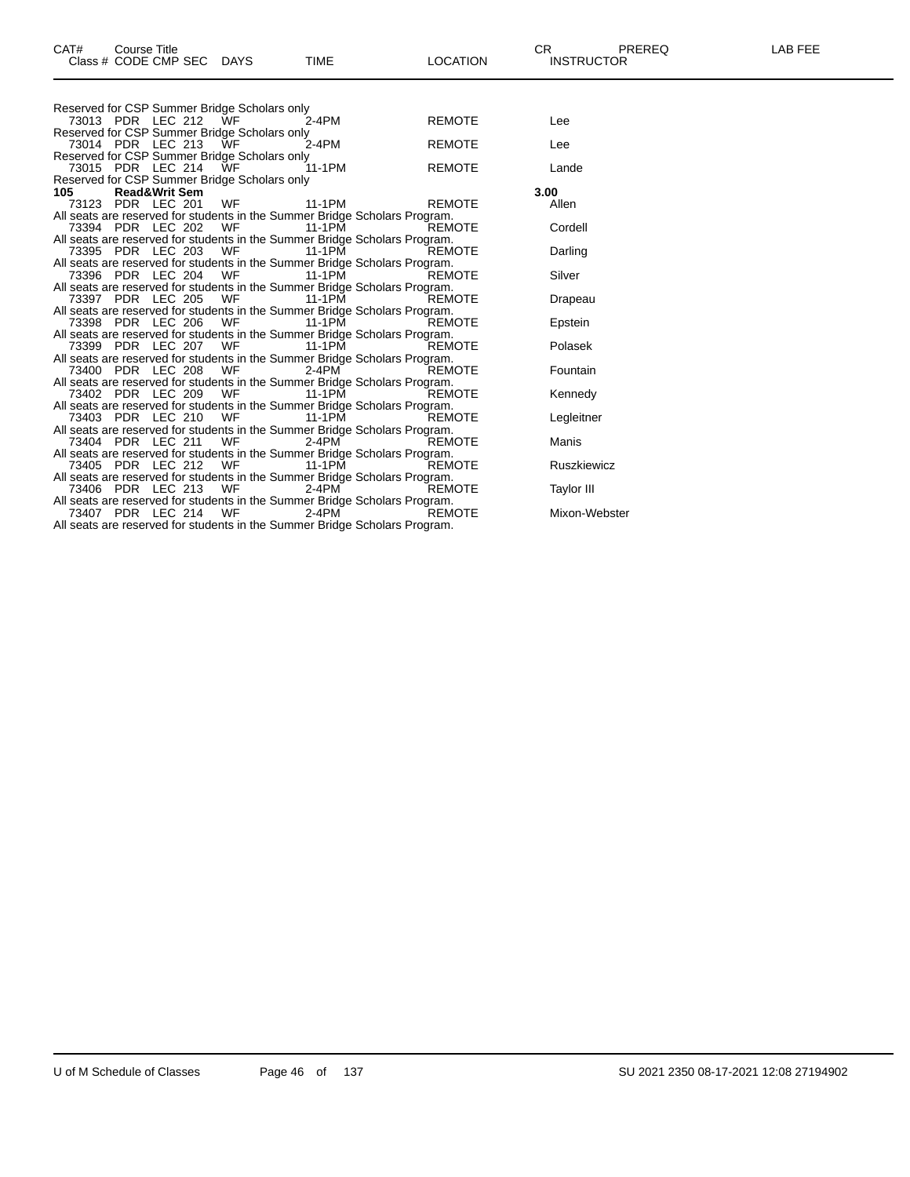| CAT# | Course Title | | | | | | CR | PREREQ | LAB FEE |
|---|---|---|---|---|---|---|---|---|---|
| Class # | CODE | CMP | SEC | DAYS | TIME | LOCATION | INSTRUCTOR | | |
| Reserved for CSP Summer Bridge Scholars only | | | | | | | | | |
| 73013 | PDR | LEC | 212 | WF | 2-4PM | REMOTE | Lee | | |
| Reserved for CSP Summer Bridge Scholars only | | | | | | | | | |
| 73014 | PDR | LEC | 213 | WF | 2-4PM | REMOTE | Lee | | |
| Reserved for CSP Summer Bridge Scholars only | | | | | | | | | |
| 73015 | PDR | LEC | 214 | WF | 11-1PM | REMOTE | Lande | | |
| Reserved for CSP Summer Bridge Scholars only | | | | | | | | | |
| **105** | **Read&Writ Sem** | | | | | | **3.00** | | |
| 73123 | PDR | LEC | 201 | WF | 11-1PM | REMOTE | Allen | | |
| All seats are reserved for students in the Summer Bridge Scholars Program. | | | | | | | | | |
| 73394 | PDR | LEC | 202 | WF | 11-1PM | REMOTE | Cordell | | |
| All seats are reserved for students in the Summer Bridge Scholars Program. | | | | | | | | | |
| 73395 | PDR | LEC | 203 | WF | 11-1PM | REMOTE | Darling | | |
| All seats are reserved for students in the Summer Bridge Scholars Program. | | | | | | | | | |
| 73396 | PDR | LEC | 204 | WF | 11-1PM | REMOTE | Silver | | |
| All seats are reserved for students in the Summer Bridge Scholars Program. | | | | | | | | | |
| 73397 | PDR | LEC | 205 | WF | 11-1PM | REMOTE | Drapeau | | |
| All seats are reserved for students in the Summer Bridge Scholars Program. | | | | | | | | | |
| 73398 | PDR | LEC | 206 | WF | 11-1PM | REMOTE | Epstein | | |
| All seats are reserved for students in the Summer Bridge Scholars Program. | | | | | | | | | |
| 73399 | PDR | LEC | 207 | WF | 11-1PM | REMOTE | Polasek | | |
| All seats are reserved for students in the Summer Bridge Scholars Program. | | | | | | | | | |
| 73400 | PDR | LEC | 208 | WF | 2-4PM | REMOTE | Fountain | | |
| All seats are reserved for students in the Summer Bridge Scholars Program. | | | | | | | | | |
| 73402 | PDR | LEC | 209 | WF | 11-1PM | REMOTE | Kennedy | | |
| All seats are reserved for students in the Summer Bridge Scholars Program. | | | | | | | | | |
| 73403 | PDR | LEC | 210 | WF | 11-1PM | REMOTE | Legleitner | | |
| All seats are reserved for students in the Summer Bridge Scholars Program. | | | | | | | | | |
| 73404 | PDR | LEC | 211 | WF | 2-4PM | REMOTE | Manis | | |
| All seats are reserved for students in the Summer Bridge Scholars Program. | | | | | | | | | |
| 73405 | PDR | LEC | 212 | WF | 11-1PM | REMOTE | Ruszkiewicz | | |
| All seats are reserved for students in the Summer Bridge Scholars Program. | | | | | | | | | |
| 73406 | PDR | LEC | 213 | WF | 2-4PM | REMOTE | Taylor III | | |
| All seats are reserved for students in the Summer Bridge Scholars Program. | | | | | | | | | |
| 73407 | PDR | LEC | 214 | WF | 2-4PM | REMOTE | Mixon-Webster | | |
| All seats are reserved for students in the Summer Bridge Scholars Program. | | | | | | | | | |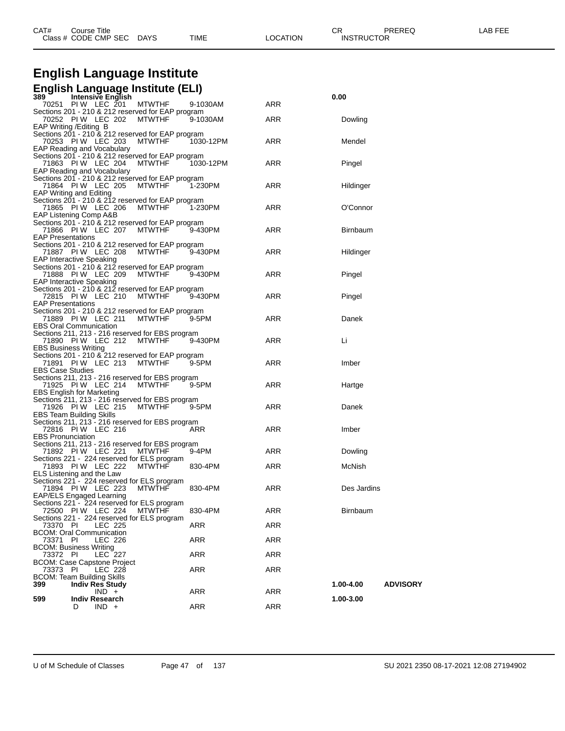# English Language Institute

## English Language Institute (ELI)

| CAT# Class # | Course Title CODE CMP SEC | DAYS | TIME | LOCATION | CR INSTRUCTOR | PREREQ | LAB FEE |
|---|---|---|---|---|---|---|---|
| **389** | **Intensive English** | | | | **0.00** | | |
| 70251 | PI W LEC 201 | MTWTHF | 9-1030AM | ARR | | | |
| | Sections 201 - 210 & 212 reserved for EAP program | | | | | | |
| 70252 | PI W LEC 202 | MTWTHF | 9-1030AM | ARR | Dowling | | |
| | EAP Writing /Editing B | | | | | | |
| | Sections 201 - 210 & 212 reserved for EAP program | | | | | | |
| 70253 | PI W LEC 203 | MTWTHF | 1030-12PM | ARR | Mendel | | |
| | EAP Reading and Vocabulary | | | | | | |
| | Sections 201 - 210 & 212 reserved for EAP program | | | | | | |
| 71863 | PI W LEC 204 | MTWTHF | 1030-12PM | ARR | Pingel | | |
| | EAP Reading and Vocabulary | | | | | | |
| | Sections 201 - 210 & 212 reserved for EAP program | | | | | | |
| 71864 | PI W LEC 205 | MTWTHF | 1-230PM | ARR | Hildinger | | |
| | EAP Writing and Editing | | | | | | |
| | Sections 201 - 210 & 212 reserved for EAP program | | | | | | |
| 71865 | PI W LEC 206 | MTWTHF | 1-230PM | ARR | O'Connor | | |
| | EAP Listening Comp A&B | | | | | | |
| | Sections 201 - 210 & 212 reserved for EAP program | | | | | | |
| 71866 | PI W LEC 207 | MTWTHF | 9-430PM | ARR | Birnbaum | | |
| | EAP Presentations | | | | | | |
| | Sections 201 - 210 & 212 reserved for EAP program | | | | | | |
| 71887 | PI W LEC 208 | MTWTHF | 9-430PM | ARR | Hildinger | | |
| | EAP Interactive Speaking | | | | | | |
| | Sections 201 - 210 & 212 reserved for EAP program | | | | | | |
| 71888 | PI W LEC 209 | MTWTHF | 9-430PM | ARR | Pingel | | |
| | EAP Interactive Speaking | | | | | | |
| | Sections 201 - 210 & 212 reserved for EAP program | | | | | | |
| 72815 | PI W LEC 210 | MTWTHF | 9-430PM | ARR | Pingel | | |
| | EAP Presentations | | | | | | |
| | Sections 201 - 210 & 212 reserved for EAP program | | | | | | |
| 71889 | PI W LEC 211 | MTWTHF | 9-5PM | ARR | Danek | | |
| | EBS Oral Communication | | | | | | |
| | Sections 211, 213 - 216 reserved for EBS program | | | | | | |
| 71890 | PI W LEC 212 | MTWTHF | 9-430PM | ARR | Li | | |
| | EBS Business Writing | | | | | | |
| | Sections 201 - 210 & 212 reserved for EAP program | | | | | | |
| 71891 | PI W LEC 213 | MTWTHF | 9-5PM | ARR | Imber | | |
| | EBS Case Studies | | | | | | |
| | Sections 211, 213 - 216 reserved for EBS program | | | | | | |
| 71925 | PI W LEC 214 | MTWTHF | 9-5PM | ARR | Hartge | | |
| | EBS English for Marketing | | | | | | |
| | Sections 211, 213 - 216 reserved for EBS program | | | | | | |
| 71926 | PI W LEC 215 | MTWTHF | 9-5PM | ARR | Danek | | |
| | EBS Team Building Skills | | | | | | |
| | Sections 211, 213 - 216 reserved for EBS program | | | | | | |
| 72816 | PI W LEC 216 | | ARR | ARR | Imber | | |
| | EBS Pronunciation | | | | | | |
| | Sections 211, 213 - 216 reserved for EBS program | | | | | | |
| 71892 | PI W LEC 221 | MTWTHF | 9-4PM | ARR | Dowling | | |
| | Sections 221 - 224 reserved for ELS program | | | | | | |
| 71893 | PI W LEC 222 | MTWTHF | 830-4PM | ARR | McNish | | |
| | ELS Listening and the Law | | | | | | |
| | Sections 221 - 224 reserved for ELS program | | | | | | |
| 71894 | PI W LEC 223 | MTWTHF | 830-4PM | ARR | Des Jardins | | |
| | EAP/ELS Engaged Learning | | | | | | |
| | Sections 221 - 224 reserved for ELS program | | | | | | |
| 72500 | PI W LEC 224 | MTWTHF | 830-4PM | ARR | Birnbaum | | |
| | Sections 221 - 224 reserved for ELS program | | | | | | |
| 73370 | PI LEC 225 | | ARR | ARR | | | |
| | BCOM: Oral Communication | | | | | | |
| 73371 | PI LEC 226 | | ARR | ARR | | | |
| | BCOM: Business Writing | | | | | | |
| 73372 | PI LEC 227 | | ARR | ARR | | | |
| | BCOM: Case Capstone Project | | | | | | |
| 73373 | PI LEC 228 | | ARR | ARR | | | |
| | BCOM: Team Building Skills | | | | | | |
| **399** | **Indiv Res Study** | | | | **1.00-4.00** | **ADVISORY** | |
| | IND + | | ARR | ARR | | | |
| **599** | **Indiv Research** | | | | **1.00-3.00** | | |
| | D IND + | | ARR | ARR | | | |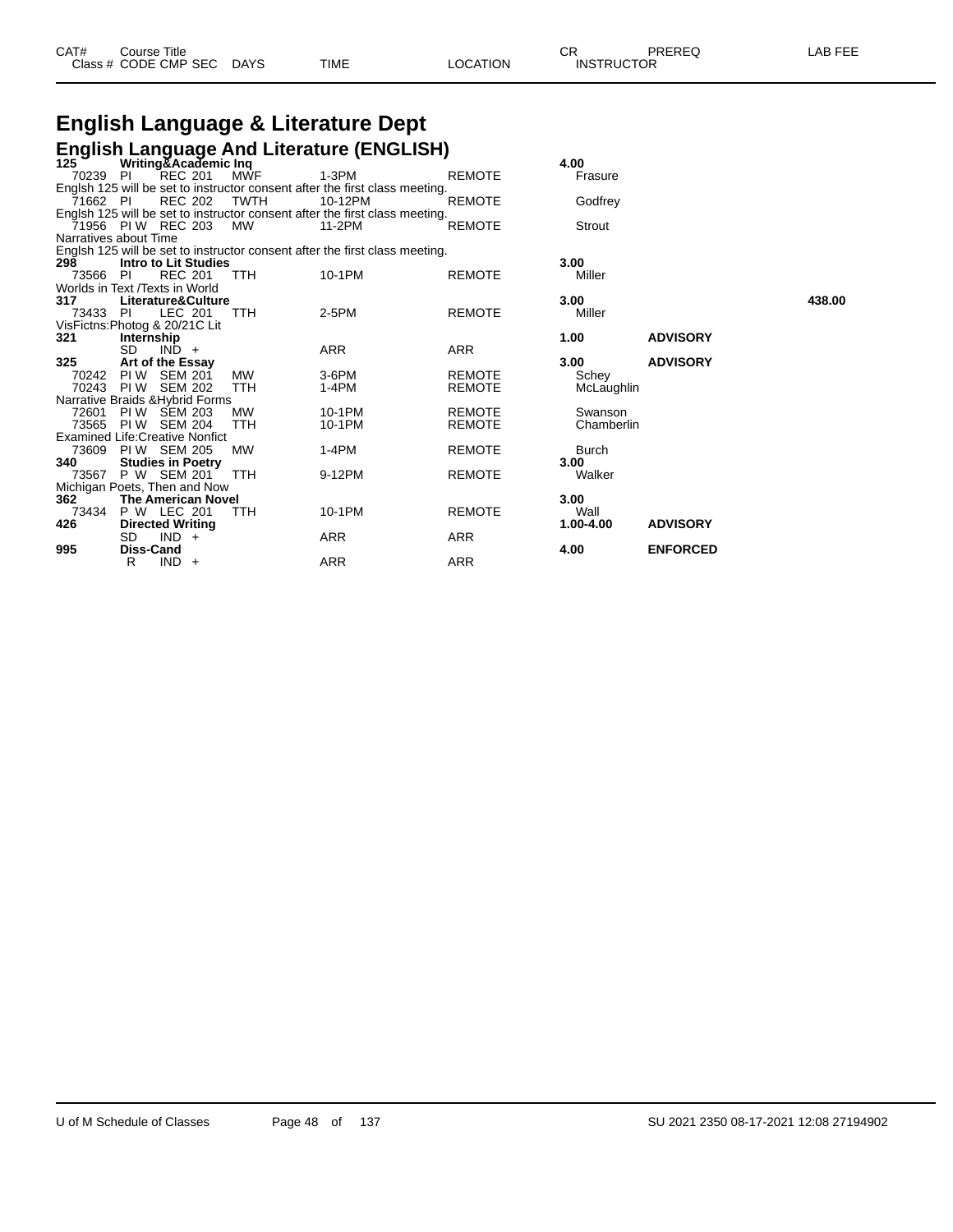# English Language & Literature Dept

## English Language And Literature (ENGLISH)

| CAT# / Class # | Course Title / CODE CMP SEC | DAYS | TIME | LOCATION | CR / INSTRUCTOR | PREREQ | LAB FEE |
|---|---|---|---|---|---|---|---|
| **125** | **Writing&Academic Inq** | | | | **4.00** | | |
| 70239 | PI REC 201 | MWF | 1-3PM | REMOTE | Frasure | | |
| Englsh 125 will be set to instructor consent after the first class meeting. | | | | | | | |
| 71662 | PI REC 202 | TWTH | 10-12PM | REMOTE | Godfrey | | |
| Englsh 125 will be set to instructor consent after the first class meeting. | | | | | | | |
| 71956 | PI W REC 203 | MW | 11-2PM | REMOTE | Strout | | |
| Narratives about Time | | | | | | | |
| Englsh 125 will be set to instructor consent after the first class meeting. | | | | | | | |
| **298** | **Intro to Lit Studies** | | | | **3.00** | | |
| 73566 | PI REC 201 | TTH | 10-1PM | REMOTE | Miller | | |
| Worlds in Text /Texts in World | | | | | | | |
| **317** | **Literature&Culture** | | | | **3.00** | | **438.00** |
| 73433 | PI LEC 201 | TTH | 2-5PM | REMOTE | Miller | | |
| VisFictns:Photog & 20/21C Lit | | | | | | | |
| **321** | **Internship** | | | | **1.00** | **ADVISORY** | |
| | SD IND + | | ARR | ARR | | | |
| **325** | **Art of the Essay** | | | | **3.00** | **ADVISORY** | |
| 70242 | PI W SEM 201 | MW | 3-6PM | REMOTE | Schey | | |
| 70243 | PI W SEM 202 | TTH | 1-4PM | REMOTE | McLaughlin | | |
| Narrative Braids &Hybrid Forms | | | | | | | |
| 72601 | PI W SEM 203 | MW | 10-1PM | REMOTE | Swanson | | |
| 73565 | PI W SEM 204 | TTH | 10-1PM | REMOTE | Chamberlin | | |
| Examined Life:Creative Nonfict | | | | | | | |
| 73609 | PI W SEM 205 | MW | 1-4PM | REMOTE | Burch | | |
| **340** | **Studies in Poetry** | | | | **3.00** | | |
| 73567 | P W SEM 201 | TTH | 9-12PM | REMOTE | Walker | | |
| Michigan Poets, Then and Now | | | | | | | |
| **362** | **The American Novel** | | | | **3.00** | | |
| 73434 | P W LEC 201 | TTH | 10-1PM | REMOTE | Wall | | |
| **426** | **Directed Writing** | | | | **1.00-4.00** | **ADVISORY** | |
| | SD IND + | | ARR | ARR | | | |
| **995** | **Diss-Cand** | | | | **4.00** | **ENFORCED** | |
| | R IND + | | ARR | ARR | | | |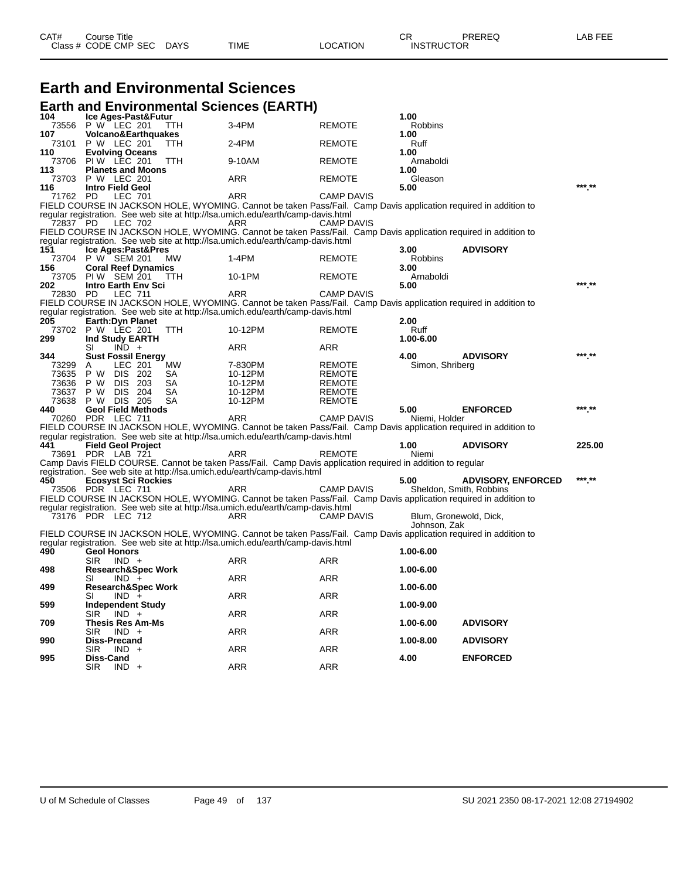# Earth and Environmental Sciences

## Earth and Environmental Sciences (EARTH)

| CAT# / Class # | Course Title / CODE CMP SEC | DAYS | TIME | LOCATION | CR / INSTRUCTOR | PREREQ | LAB FEE |
|---|---|---|---|---|---|---|---|
| **104** | **Ice Ages-Past&Futur** | | | | **1.00** | | |
| 73556 | P W LEC 201 | TTH | 3-4PM | REMOTE | Robbins | | |
| **107** | **Volcano&Earthquakes** | | | | **1.00** | | |
| 73101 | P W LEC 201 | TTH | 2-4PM | REMOTE | Ruff | | |
| **110** | **Evolving Oceans** | | | | **1.00** | | |
| 73706 | PI W LEC 201 | TTH | 9-10AM | REMOTE | Arnaboldi | | |
| **113** | **Planets and Moons** | | | | **1.00** | | |
| 73703 | P W LEC 201 | | ARR | REMOTE | Gleason | | |
| **116** | **Intro Field Geol** | | | | **5.00** | | ***.** |
| 71762 | PD LEC 701 | | ARR | CAMP DAVIS | | | |

FIELD COURSE IN JACKSON HOLE, WYOMING. Cannot be taken Pass/Fail. Camp Davis application required in addition to regular registration. See web site at http://lsa.umich.edu/earth/camp-davis.html

| CAT# / Class # | Course Title / CODE CMP SEC | DAYS | TIME | LOCATION | CR / INSTRUCTOR | PREREQ | LAB FEE |
|---|---|---|---|---|---|---|---|
| 72837 | PD LEC 702 | | ARR | CAMP DAVIS | | | |

FIELD COURSE IN JACKSON HOLE, WYOMING. Cannot be taken Pass/Fail. Camp Davis application required in addition to regular registration. See web site at http://lsa.umich.edu/earth/camp-davis.html

| CAT# / Class # | Course Title / CODE CMP SEC | DAYS | TIME | LOCATION | CR / INSTRUCTOR | PREREQ | LAB FEE |
|---|---|---|---|---|---|---|---|
| **151** | **Ice Ages:Past&Pres** | | | | **3.00** | **ADVISORY** | |
| 73704 | P W SEM 201 | MW | 1-4PM | REMOTE | Robbins | | |
| **156** | **Coral Reef Dynamics** | | | | **3.00** | | |
| 73705 | PI W SEM 201 | TTH | 10-1PM | REMOTE | Arnaboldi | | |
| **202** | **Intro Earth Env Sci** | | | | **5.00** | | ***.** |
| 72830 | PD LEC 711 | | ARR | CAMP DAVIS | | | |

FIELD COURSE IN JACKSON HOLE, WYOMING. Cannot be taken Pass/Fail. Camp Davis application required in addition to regular registration. See web site at http://lsa.umich.edu/earth/camp-davis.html

| CAT# / Class # | Course Title / CODE CMP SEC | DAYS | TIME | LOCATION | CR / INSTRUCTOR | PREREQ | LAB FEE |
|---|---|---|---|---|---|---|---|
| **205** | **Earth:Dyn Planet** | | | | **2.00** | | |
| 73702 | P W LEC 201 | TTH | 10-12PM | REMOTE | Ruff | | |
| **299** | **Ind Study EARTH** | | | | **1.00-6.00** | | |
| | SI IND + | | ARR | ARR | | | |
| **344** | **Sust Fossil Energy** | | | | **4.00** | **ADVISORY** | ***.** |
| 73299 | A LEC 201 | MW | 7-830PM | REMOTE | Simon, Shriberg | | |
| 73635 | P W DIS 202 | SA | 10-12PM | REMOTE | | | |
| 73636 | P W DIS 203 | SA | 10-12PM | REMOTE | | | |
| 73637 | P W DIS 204 | SA | 10-12PM | REMOTE | | | |
| 73638 | P W DIS 205 | SA | 10-12PM | REMOTE | | | |
| **440** | **Geol Field Methods** | | | | **5.00** | **ENFORCED** | ***.** |
| 70260 | PDR LEC 711 | | ARR | CAMP DAVIS | Niemi, Holder | | |

FIELD COURSE IN JACKSON HOLE, WYOMING. Cannot be taken Pass/Fail. Camp Davis application required in addition to regular registration. See web site at http://lsa.umich.edu/earth/camp-davis.html

| CAT# / Class # | Course Title / CODE CMP SEC | DAYS | TIME | LOCATION | CR / INSTRUCTOR | PREREQ | LAB FEE |
|---|---|---|---|---|---|---|---|
| **441** | **Field Geol Project** | | | | **1.00** | **ADVISORY** | **225.00** |
| 73691 | PDR LAB 721 | | ARR | REMOTE | Niemi | | |

Camp Davis FIELD COURSE. Cannot be taken Pass/Fail. Camp Davis application required in addition to regular registration. See web site at http://lsa.umich.edu/earth/camp-davis.html

| CAT# / Class # | Course Title / CODE CMP SEC | DAYS | TIME | LOCATION | CR / INSTRUCTOR | PREREQ | LAB FEE |
|---|---|---|---|---|---|---|---|
| **450** | **Ecosyst Sci Rockies** | | | | **5.00** | **ADVISORY, ENFORCED** | ***.** |
| 73506 | PDR LEC 711 | | ARR | CAMP DAVIS | Sheldon, Smith, Robbins | | |

FIELD COURSE IN JACKSON HOLE, WYOMING. Cannot be taken Pass/Fail. Camp Davis application required in addition to regular registration. See web site at http://lsa.umich.edu/earth/camp-davis.html

| CAT# / Class # | Course Title / CODE CMP SEC | DAYS | TIME | LOCATION | CR / INSTRUCTOR | PREREQ | LAB FEE |
|---|---|---|---|---|---|---|---|
| 73176 | PDR LEC 712 | | ARR | CAMP DAVIS | Blum, Gronewold, Dick, Johnson, Zak | | |

FIELD COURSE IN JACKSON HOLE, WYOMING. Cannot be taken Pass/Fail. Camp Davis application required in addition to regular registration. See web site at http://lsa.umich.edu/earth/camp-davis.html

| CAT# / Class # | Course Title / CODE CMP SEC | DAYS | TIME | LOCATION | CR / INSTRUCTOR | PREREQ | LAB FEE |
|---|---|---|---|---|---|---|---|
| **490** | **Geol Honors** | | | | **1.00-6.00** | | |
| | SIR IND + | | ARR | ARR | | | |
| **498** | **Research&Spec Work** | | | | **1.00-6.00** | | |
| | SI IND + | | ARR | ARR | | | |
| **499** | **Research&Spec Work** | | | | **1.00-6.00** | | |
| | SI IND + | | ARR | ARR | | | |
| **599** | **Independent Study** | | | | **1.00-9.00** | | |
| | SIR IND + | | ARR | ARR | | | |
| **709** | **Thesis Res Am-Ms** | | | | **1.00-6.00** | **ADVISORY** | |
| | SIR IND + | | ARR | ARR | | | |
| **990** | **Diss-Precand** | | | | **1.00-8.00** | **ADVISORY** | |
| | SIR IND + | | ARR | ARR | | | |
| **995** | **Diss-Cand** | | | | **4.00** | **ENFORCED** | |
| | SIR IND + | | ARR | ARR | | | |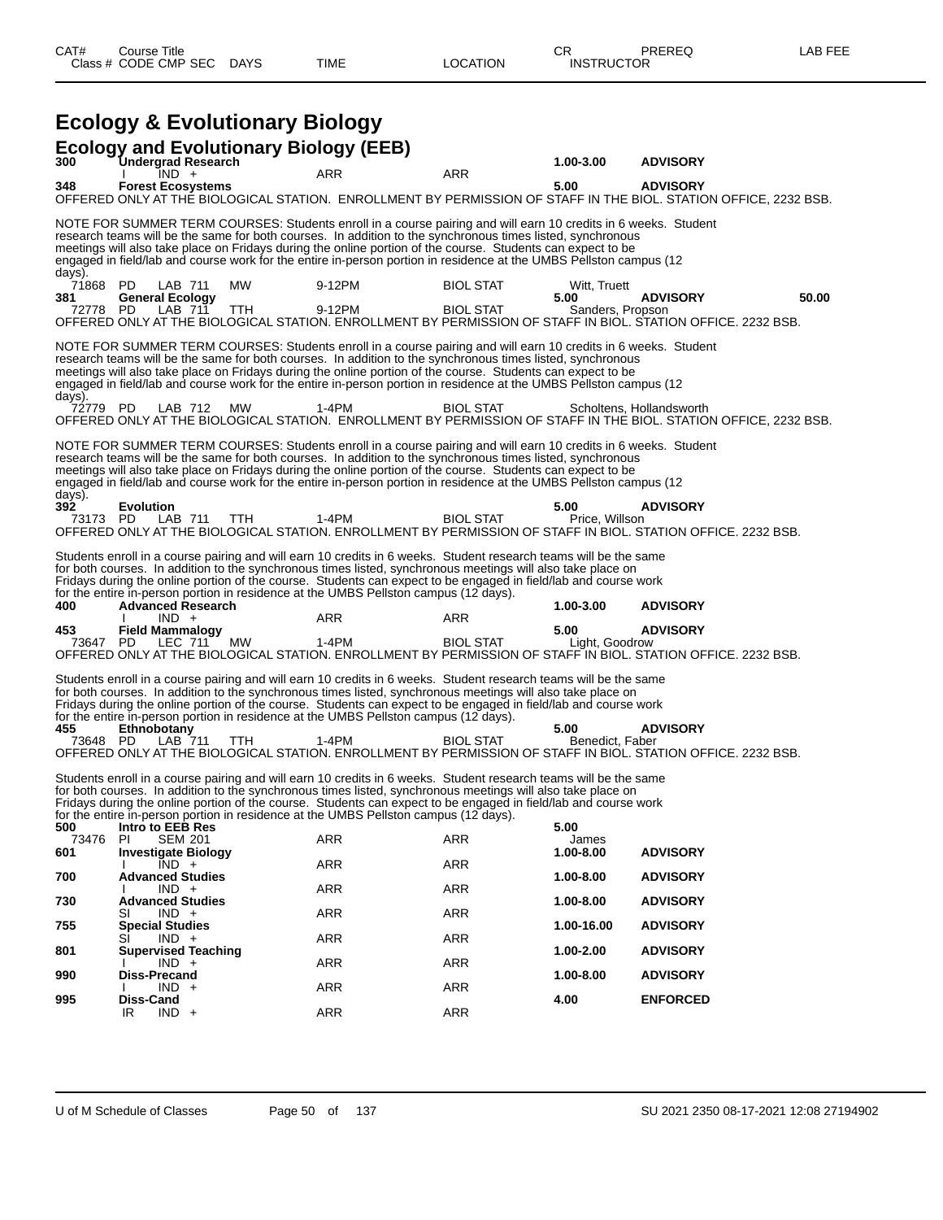# Ecology & Evolutionary Biology

## Ecology and Evolutionary Biology (EEB)

| CAT# | Course Title | | | | | CR | PREREQ | LAB FEE |
|---|---|---|---|---|---|---|---|---|
| Class # | CODE CMP SEC | DAYS | TIME | LOCATION | | INSTRUCTOR | | |
| **300** | **Undergrad Research** | | | | | **1.00-3.00** | **ADVISORY** | |
| | I IND + | | ARR | ARR | | | | |
| **348** | **Forest Ecosystems** | | | | | **5.00** | **ADVISORY** | |

OFFERED ONLY AT THE BIOLOGICAL STATION. ENROLLMENT BY PERMISSION OF STAFF IN THE BIOL. STATION OFFICE, 2232 BSB.

NOTE FOR SUMMER TERM COURSES: Students enroll in a course pairing and will earn 10 credits in 6 weeks. Student research teams will be the same for both courses. In addition to the synchronous times listed, synchronous meetings will also take place on Fridays during the online portion of the course. Students can expect to be engaged in field/lab and course work for the entire in-person portion in residence at the UMBS Pellston campus (12 days).

| Class # | CODE CMP SEC | DAYS | TIME | LOCATION | INSTRUCTOR | CR | PREREQ | LAB FEE |
|---|---|---|---|---|---|---|---|---|
| 71868 | PD LAB 711 | MW | 9-12PM | BIOL STAT | Witt, Truett | | | |
| **381** | **General Ecology** | | | | | **5.00** | **ADVISORY** | **50.00** |
| 72778 | PD LAB 711 | TTH | 9-12PM | BIOL STAT | Sanders, Propson | | | |

OFFERED ONLY AT THE BIOLOGICAL STATION. ENROLLMENT BY PERMISSION OF STAFF IN THE BIOL. STATION OFFICE. 2232 BSB.

NOTE FOR SUMMER TERM COURSES: Students enroll in a course pairing and will earn 10 credits in 6 weeks. Student research teams will be the same for both courses. In addition to the synchronous times listed, synchronous meetings will also take place on Fridays during the online portion of the course. Students can expect to be engaged in field/lab and course work for the entire in-person portion in residence at the UMBS Pellston campus (12 days).

| Class # | CODE CMP SEC | DAYS | TIME | LOCATION | INSTRUCTOR |
|---|---|---|---|---|---|
| 72779 | PD LAB 712 | MW | 1-4PM | BIOL STAT | Scholtens, Hollandsworth |

OFFERED ONLY AT THE BIOLOGICAL STATION. ENROLLMENT BY PERMISSION OF STAFF IN THE BIOL. STATION OFFICE, 2232 BSB.

NOTE FOR SUMMER TERM COURSES: Students enroll in a course pairing and will earn 10 credits in 6 weeks. Student research teams will be the same for both courses. In addition to the synchronous times listed, synchronous meetings will also take place on Fridays during the online portion of the course. Students can expect to be engaged in field/lab and course work for the entire in-person portion in residence at the UMBS Pellston campus (12 days).

| CAT# / Class # | CODE CMP SEC | DAYS | TIME | LOCATION | INSTRUCTOR | CR | PREREQ |
|---|---|---|---|---|---|---|---|
| **392** | **Evolution** | | | | | **5.00** | **ADVISORY** |
| 73173 | PD LAB 711 | TTH | 1-4PM | BIOL STAT | Price, Willson | | |

OFFERED ONLY AT THE BIOLOGICAL STATION. ENROLLMENT BY PERMISSION OF STAFF IN BIOL. STATION OFFICE. 2232 BSB.

Students enroll in a course pairing and will earn 10 credits in 6 weeks. Student research teams will be the same for both courses. In addition to the synchronous times listed, synchronous meetings will also take place on Fridays during the online portion of the course. Students can expect to be engaged in field/lab and course work for the entire in-person portion in residence at the UMBS Pellston campus (12 days).

| CAT# / Class # | CODE CMP SEC | DAYS | TIME | LOCATION | INSTRUCTOR | CR | PREREQ |
|---|---|---|---|---|---|---|---|
| **400** | **Advanced Research** | | | | | **1.00-3.00** | **ADVISORY** |
| | I IND + | | ARR | ARR | | | |
| **453** | **Field Mammalogy** | | | | | **5.00** | **ADVISORY** |
| 73647 | PD LEC 711 | MW | 1-4PM | BIOL STAT | Light, Goodrow | | |

OFFERED ONLY AT THE BIOLOGICAL STATION. ENROLLMENT BY PERMISSION OF STAFF IN BIOL. STATION OFFICE. 2232 BSB.

Students enroll in a course pairing and will earn 10 credits in 6 weeks. Student research teams will be the same for both courses. In addition to the synchronous times listed, synchronous meetings will also take place on Fridays during the online portion of the course. Students can expect to be engaged in field/lab and course work for the entire in-person portion in residence at the UMBS Pellston campus (12 days).

| CAT# / Class # | CODE CMP SEC | DAYS | TIME | LOCATION | INSTRUCTOR | CR | PREREQ |
|---|---|---|---|---|---|---|---|
| **455** | **Ethnobotany** | | | | | **5.00** | **ADVISORY** |
| 73648 | PD LAB 711 | TTH | 1-4PM | BIOL STAT | Benedict, Faber | | |

OFFERED ONLY AT THE BIOLOGICAL STATION. ENROLLMENT BY PERMISSION OF STAFF IN BIOL. STATION OFFICE. 2232 BSB.

Students enroll in a course pairing and will earn 10 credits in 6 weeks. Student research teams will be the same for both courses. In addition to the synchronous times listed, synchronous meetings will also take place on Fridays during the online portion of the course. Students can expect to be engaged in field/lab and course work for the entire in-person portion in residence at the UMBS Pellston campus (12 days).

| CAT# / Class # | CODE CMP SEC | DAYS | TIME | LOCATION | INSTRUCTOR | CR | PREREQ |
|---|---|---|---|---|---|---|---|
| **500** | **Intro to EEB Res** | | | | | **5.00** | |
| 73476 | PI SEM 201 | | ARR | ARR | James | | |
| **601** | **Investigate Biology** | | | | | **1.00-8.00** | **ADVISORY** |
| | I IND + | | ARR | ARR | | | |
| **700** | **Advanced Studies** | | | | | **1.00-8.00** | **ADVISORY** |
| | I IND + | | ARR | ARR | | | |
| **730** | **Advanced Studies** | | | | | **1.00-8.00** | **ADVISORY** |
| | SI IND + | | ARR | ARR | | | |
| **755** | **Special Studies** | | | | | **1.00-16.00** | **ADVISORY** |
| | SI IND + | | ARR | ARR | | | |
| **801** | **Supervised Teaching** | | | | | **1.00-2.00** | **ADVISORY** |
| | I IND + | | ARR | ARR | | | |
| **990** | **Diss-Precand** | | | | | **1.00-8.00** | **ADVISORY** |
| | I IND + | | ARR | ARR | | | |
| **995** | **Diss-Cand** | | | | | **4.00** | **ENFORCED** |
| | IR IND + | | ARR | ARR | | | |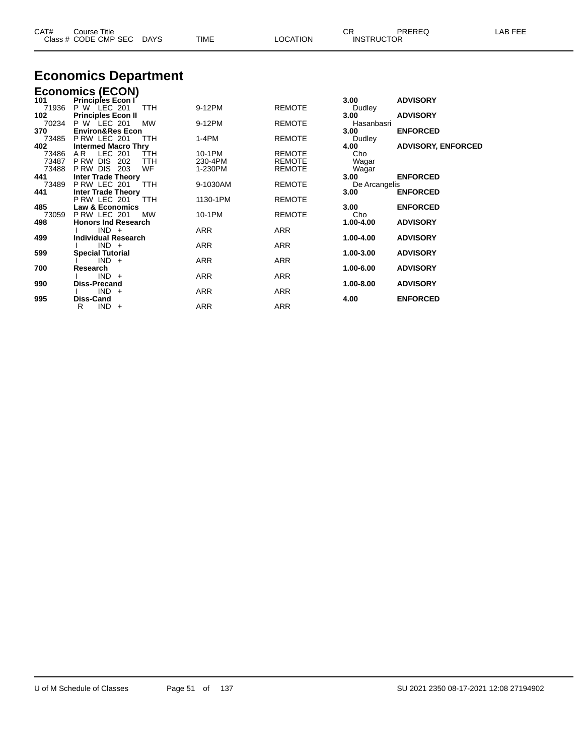# Economics Department

## Economics (ECON)

| CAT# / Class # | Course Title / CODE CMP SEC | DAYS | TIME | LOCATION | CR / INSTRUCTOR | PREREQ | LAB FEE |
|---|---|---|---|---|---|---|---|
| **101** | **Principles Econ I** | | | | **3.00** | **ADVISORY** | |
| 71936 | P W LEC 201 | TTH | 9-12PM | REMOTE | Dudley | | |
| **102** | **Principles Econ II** | | | | **3.00** | **ADVISORY** | |
| 70234 | P W LEC 201 | MW | 9-12PM | REMOTE | Hasanbasri | | |
| **370** | **Environ&Res Econ** | | | | **3.00** | **ENFORCED** | |
| 73485 | P RW LEC 201 | TTH | 1-4PM | REMOTE | Dudley | | |
| **402** | **Intermed Macro Thry** | | | | **4.00** | **ADVISORY, ENFORCED** | |
| 73486 | A R LEC 201 | TTH | 10-1PM | REMOTE | Cho | | |
| 73487 | P RW DIS 202 | TTH | 230-4PM | REMOTE | Wagar | | |
| 73488 | P RW DIS 203 | WF | 1-230PM | REMOTE | Wagar | | |
| **441** | **Inter Trade Theory** | | | | **3.00** | **ENFORCED** | |
| 73489 | P RW LEC 201 | TTH | 9-1030AM | REMOTE | De Arcangelis | | |
| **441** | **Inter Trade Theory** | | | | **3.00** | **ENFORCED** | |
| | P RW LEC 201 | TTH | 1130-1PM | REMOTE | | | |
| **485** | **Law & Economics** | | | | **3.00** | **ENFORCED** | |
| 73059 | P RW LEC 201 | MW | 10-1PM | REMOTE | Cho | | |
| **498** | **Honors Ind Research** | | | | **1.00-4.00** | **ADVISORY** | |
| | I IND + | | ARR | ARR | | | |
| **499** | **Individual Research** | | | | **1.00-4.00** | **ADVISORY** | |
| | I IND + | | ARR | ARR | | | |
| **599** | **Special Tutorial** | | | | **1.00-3.00** | **ADVISORY** | |
| | I IND + | | ARR | ARR | | | |
| **700** | **Research** | | | | **1.00-6.00** | **ADVISORY** | |
| | I IND + | | ARR | ARR | | | |
| **990** | **Diss-Precand** | | | | **1.00-8.00** | **ADVISORY** | |
| | I IND + | | ARR | ARR | | | |
| **995** | **Diss-Cand** | | | | **4.00** | **ENFORCED** | |
| | R IND + | | ARR | ARR | | | |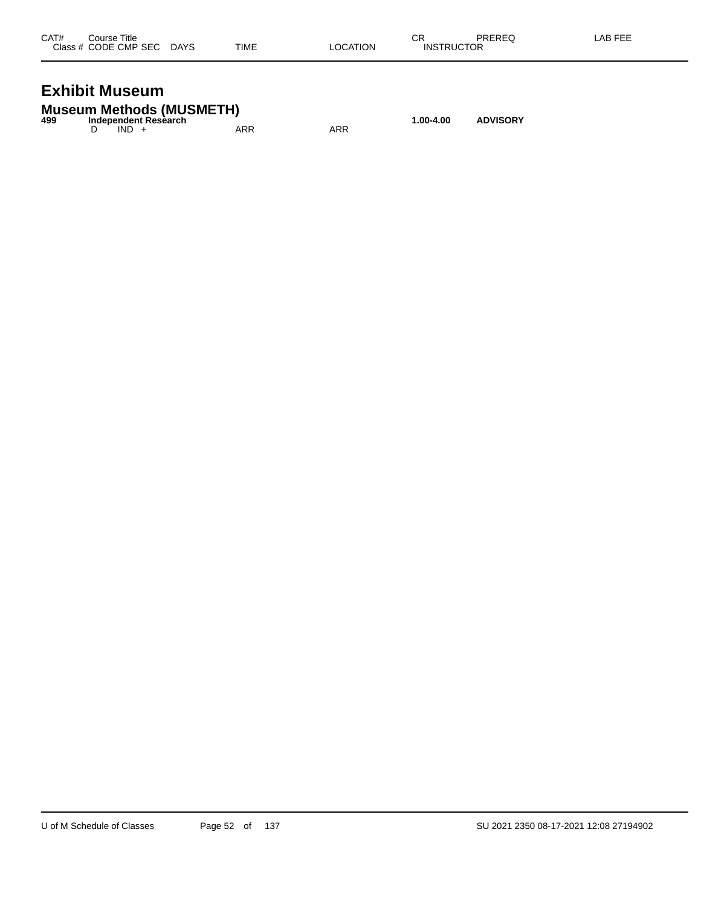| CAT# | Course Title<br>Class # CODE CMP SEC DAYS | TIME | LOCATION | CR<br>INSTRUCTOR | PREREQ | LAB FEE |
|---|---|---|---|---|---|---|

# Exhibit Museum

## Museum Methods (MUSMETH)

| CAT# | Course Title | TIME | LOCATION | CR | PREREQ | LAB FEE |
|---|---|---|---|---|---|---|
| **499** | **Independent Research** | | | **1.00-4.00** | **ADVISORY** | |
| | D IND + | ARR | ARR | | | |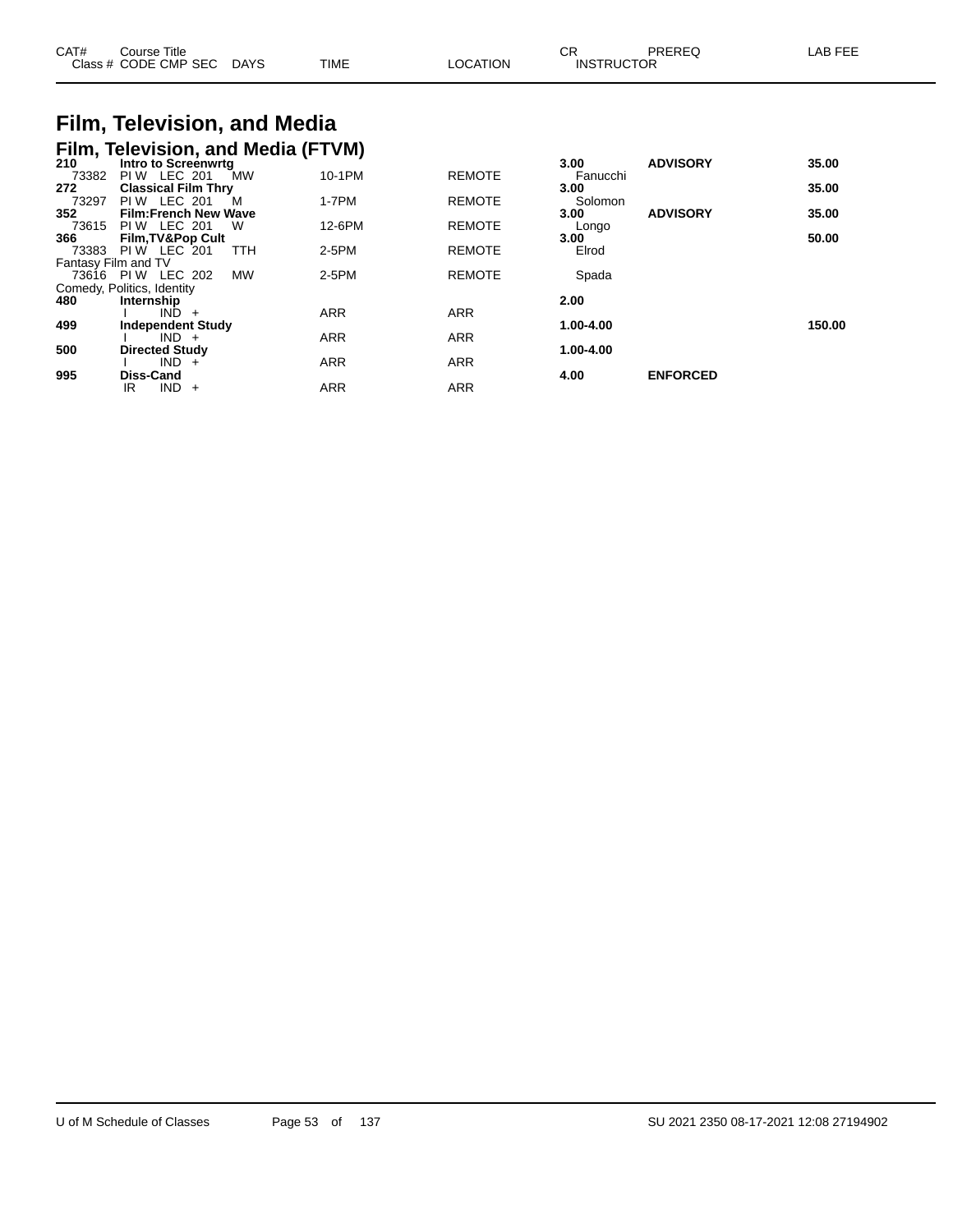# Film, Television, and Media

## Film, Television, and Media (FTVM)

| CAT# Class # | Course Title CODE CMP SEC | DAYS | TIME | LOCATION | CR INSTRUCTOR | PREREQ | LAB FEE |
|---|---|---|---|---|---|---|---|
| **210** | **Intro to Screenwrtg** | | | | **3.00** | **ADVISORY** | **35.00** |
| 73382 | PI W LEC 201 | MW | 10-1PM | REMOTE | Fanucchi | | |
| **272** | **Classical Film Thry** | | | | **3.00** | | **35.00** |
| 73297 | PI W LEC 201 | M | 1-7PM | REMOTE | Solomon | | |
| **352** | **Film:French New Wave** | | | | **3.00** | **ADVISORY** | **35.00** |
| 73615 | PI W LEC 201 | W | 12-6PM | REMOTE | Longo | | |
| **366** | **Film,TV&Pop Cult** | | | | **3.00** | | **50.00** |
| 73383 | PI W LEC 201 | TTH | 2-5PM | REMOTE | Elrod | | |
| Fantasy Film and TV | | | | | | | |
| 73616 | PI W LEC 202 | MW | 2-5PM | REMOTE | Spada | | |
| Comedy, Politics, Identity | | | | | | | |
| **480** | **Internship** | | | | **2.00** | | |
| | I IND + | | ARR | ARR | | | |
| **499** | **Independent Study** | | | | **1.00-4.00** | | **150.00** |
| | I IND + | | ARR | ARR | | | |
| **500** | **Directed Study** | | | | **1.00-4.00** | | |
| | I IND + | | ARR | ARR | | | |
| **995** | **Diss-Cand** | | | | **4.00** | **ENFORCED** | |
| | IR IND + | | ARR | ARR | | | |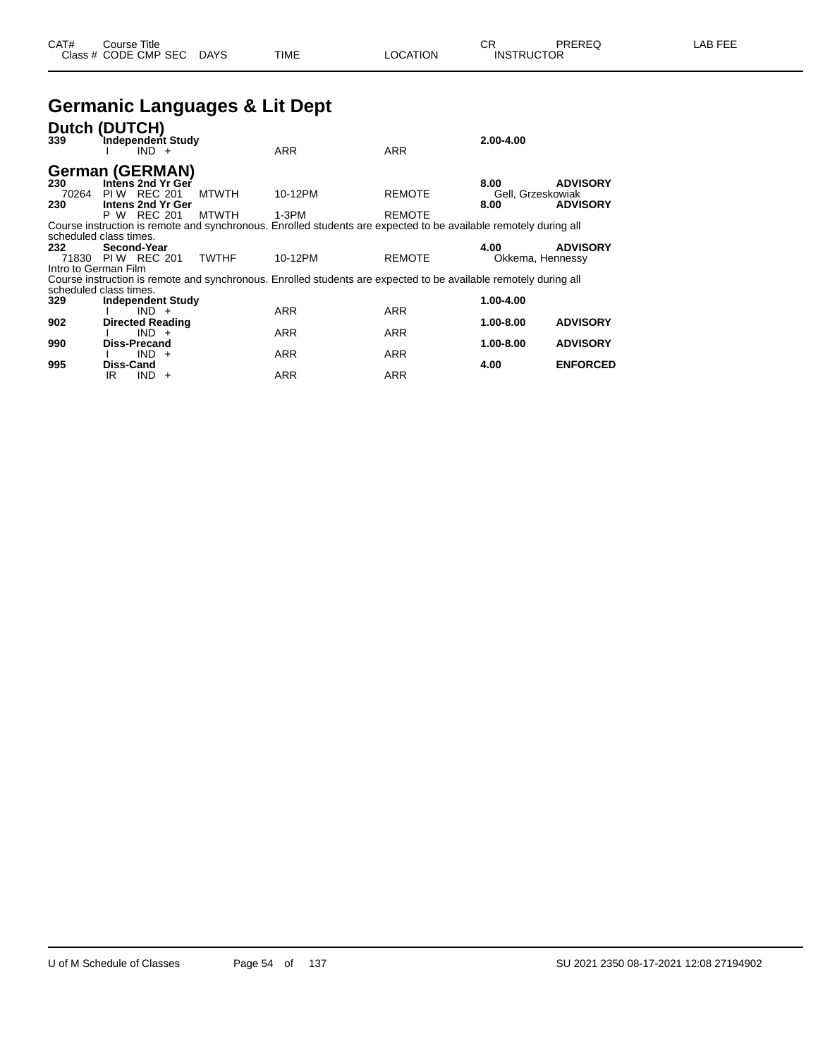| CAT# Class # | Course Title CODE CMP SEC | DAYS | TIME | LOCATION | CR INSTRUCTOR | PREREQ | LAB FEE |
|---|---|---|---|---|---|---|---|

# Germanic Languages & Lit Dept

## Dutch (DUTCH)

| CAT# Class # | Course Title CODE CMP SEC | DAYS | TIME | LOCATION | CR INSTRUCTOR | PREREQ | LAB FEE |
|---|---|---|---|---|---|---|---|
| **339** | **Independent Study** | | | | **2.00-4.00** | | |
| | I IND + | | ARR | ARR | | | |

## German (GERMAN)

| CAT# Class # | Course Title CODE CMP SEC | DAYS | TIME | LOCATION | CR INSTRUCTOR | PREREQ | LAB FEE |
|---|---|---|---|---|---|---|---|
| **230** | **Intens 2nd Yr Ger** | | | | **8.00** | **ADVISORY** | |
| 70264 | PI W REC 201 | MTWTH | 10-12PM | REMOTE | Gell, Grzeskowiak | | |
| **230** | **Intens 2nd Yr Ger** | | | | **8.00** | **ADVISORY** | |
| | P W REC 201 | MTWTH | 1-3PM | REMOTE | | | |

Course instruction is remote and synchronous. Enrolled students are expected to be available remotely during all scheduled class times.

| CAT# Class # | Course Title CODE CMP SEC | DAYS | TIME | LOCATION | CR INSTRUCTOR | PREREQ | LAB FEE |
|---|---|---|---|---|---|---|---|
| **232** | **Second-Year** | | | | **4.00** | **ADVISORY** | |
| 71830 | PI W REC 201 | TWTHF | 10-12PM | REMOTE | Okkema, Hennessy | | |

Intro to German Film

Course instruction is remote and synchronous. Enrolled students are expected to be available remotely during all scheduled class times.

| CAT# Class # | Course Title CODE CMP SEC | DAYS | TIME | LOCATION | CR INSTRUCTOR | PREREQ | LAB FEE |
|---|---|---|---|---|---|---|---|
| **329** | **Independent Study** | | | | **1.00-4.00** | | |
| | I IND + | | ARR | ARR | | | |
| **902** | **Directed Reading** | | | | **1.00-8.00** | **ADVISORY** | |
| | I IND + | | ARR | ARR | | | |
| **990** | **Diss-Precand** | | | | **1.00-8.00** | **ADVISORY** | |
| | I IND + | | ARR | ARR | | | |
| **995** | **Diss-Cand** | | | | **4.00** | **ENFORCED** | |
| | IR IND + | | ARR | ARR | | | |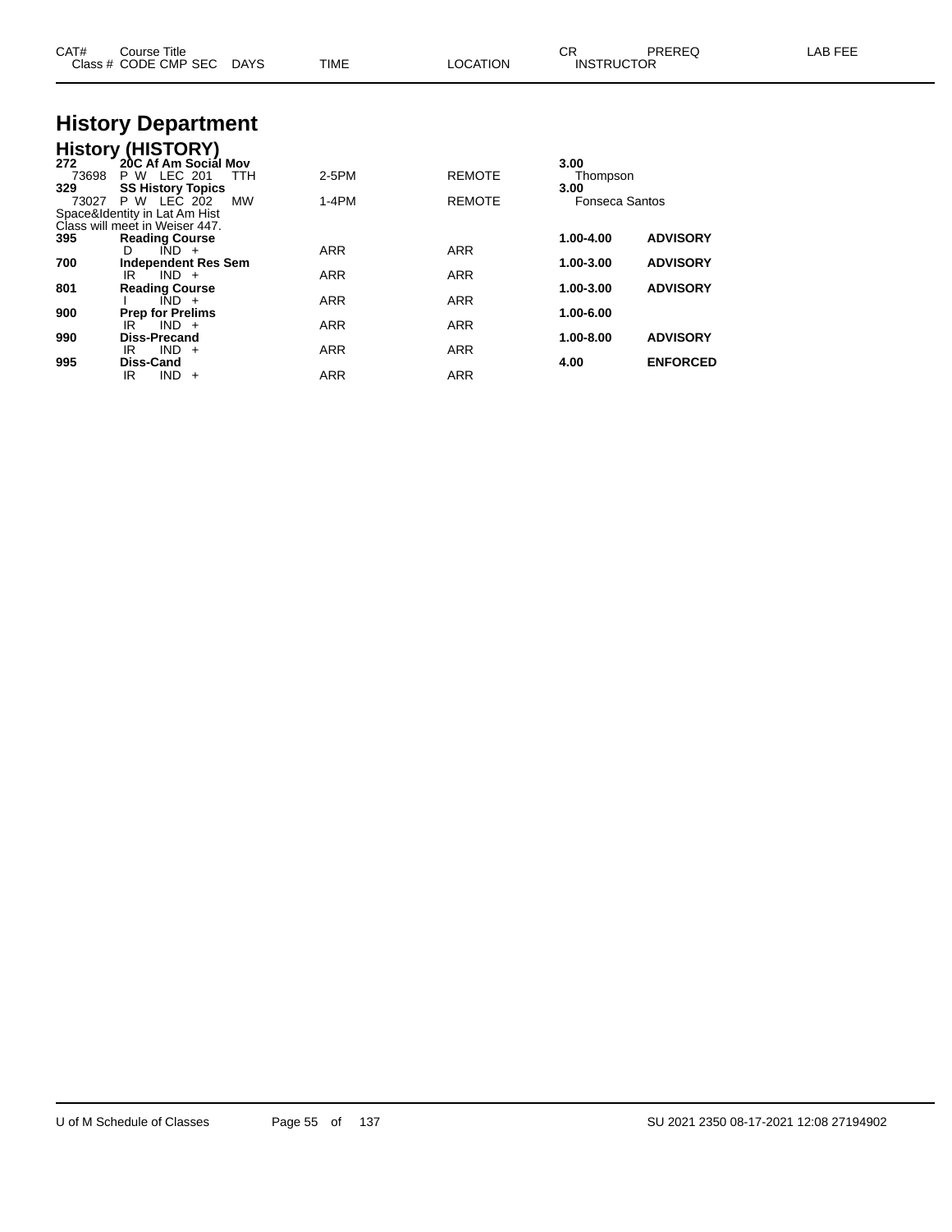# History Department

## History (HISTORY)

| CAT# / Class # | Course Title / CODE CMP SEC | DAYS | TIME | LOCATION | CR / INSTRUCTOR | PREREQ | LAB FEE |
|---|---|---|---|---|---|---|---|
| **272** | **20C Af Am Social Mov** | | | | **3.00** | | |
| 73698 | P W LEC 201 | TTH | 2-5PM | REMOTE | Thompson | | |
| **329** | **SS History Topics** | | | | **3.00** | | |
| 73027 | P W LEC 202 | MW | 1-4PM | REMOTE | Fonseca Santos | | |
| Space&Identity in Lat Am Hist | | | | | | | |
| Class will meet in Weiser 447. | | | | | | | |
| **395** | **Reading Course** | | | | **1.00-4.00** | **ADVISORY** | |
| | D IND + | | ARR | ARR | | | |
| **700** | **Independent Res Sem** | | | | **1.00-3.00** | **ADVISORY** | |
| | IR IND + | | ARR | ARR | | | |
| **801** | **Reading Course** | | | | **1.00-3.00** | **ADVISORY** | |
| | I IND + | | ARR | ARR | | | |
| **900** | **Prep for Prelims** | | | | **1.00-6.00** | | |
| | IR IND + | | ARR | ARR | | | |
| **990** | **Diss-Precand** | | | | **1.00-8.00** | **ADVISORY** | |
| | IR IND + | | ARR | ARR | | | |
| **995** | **Diss-Cand** | | | | **4.00** | **ENFORCED** | |
| | IR IND + | | ARR | ARR | | | |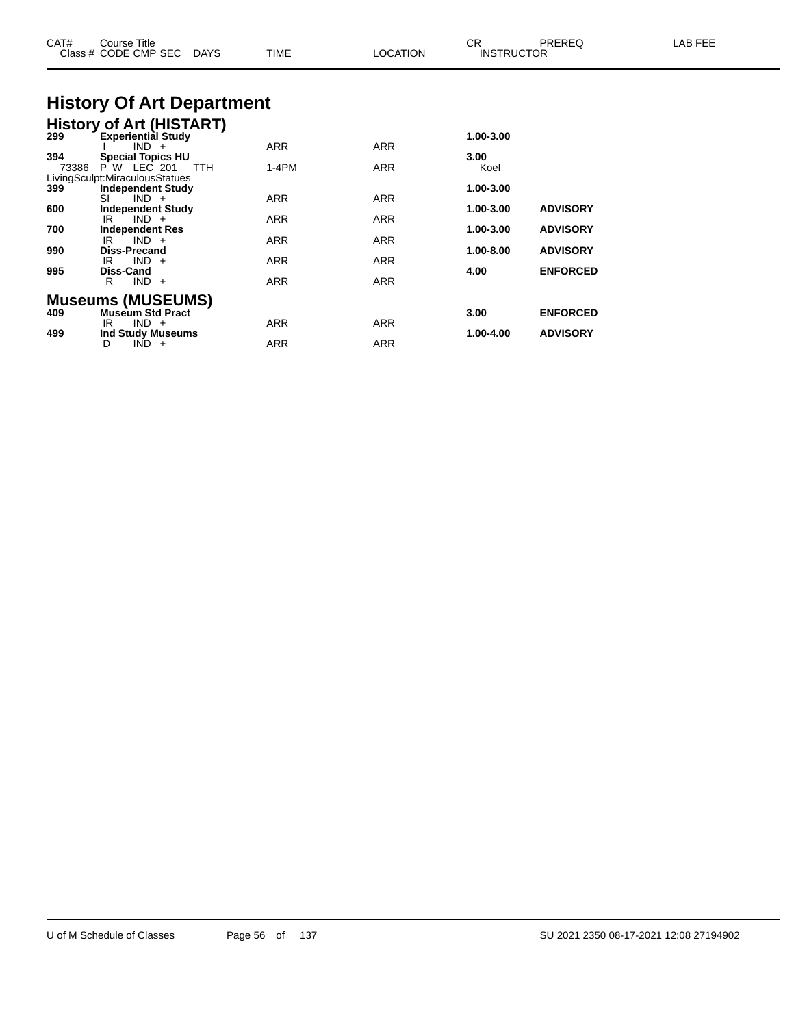| CAT# | Course Title | | | | CR | PREREQ | LAB FEE |
|---|---|---|---|---|---|---|---|
| Class # | CODE CMP SEC | DAYS | TIME | LOCATION | INSTRUCTOR | | |

# History Of Art Department

## History of Art (HISTART)

| CAT# | Course Title / Class # CODE CMP SEC | DAYS | TIME | LOCATION | CR / INSTRUCTOR | PREREQ | LAB FEE |
|---|---|---|---|---|---|---|---|
| **299** | **Experiential Study** | | | | **1.00-3.00** | | |
| | I IND + | | ARR | ARR | | | |
| **394** | **Special Topics HU** | | | | **3.00** | | |
| 73386 | P W LEC 201 | TTH | 1-4PM | ARR | Koel | | |
| | LivingSculpt:MiraculousStatues | | | | | | |
| **399** | **Independent Study** | | | | **1.00-3.00** | | |
| | SI IND + | | ARR | ARR | | | |
| **600** | **Independent Study** | | | | **1.00-3.00** | **ADVISORY** | |
| | IR IND + | | ARR | ARR | | | |
| **700** | **Independent Res** | | | | **1.00-3.00** | **ADVISORY** | |
| | IR IND + | | ARR | ARR | | | |
| **990** | **Diss-Precand** | | | | **1.00-8.00** | **ADVISORY** | |
| | IR IND + | | ARR | ARR | | | |
| **995** | **Diss-Cand** | | | | **4.00** | **ENFORCED** | |
| | R IND + | | ARR | ARR | | | |

## Museums (MUSEUMS)

| CAT# | Course Title / Class # CODE CMP SEC | DAYS | TIME | LOCATION | CR / INSTRUCTOR | PREREQ | LAB FEE |
|---|---|---|---|---|---|---|---|
| **409** | **Museum Std Pract** | | | | **3.00** | **ENFORCED** | |
| | IR IND + | | ARR | ARR | | | |
| **499** | **Ind Study Museums** | | | | **1.00-4.00** | **ADVISORY** | |
| | D IND + | | ARR | ARR | | | |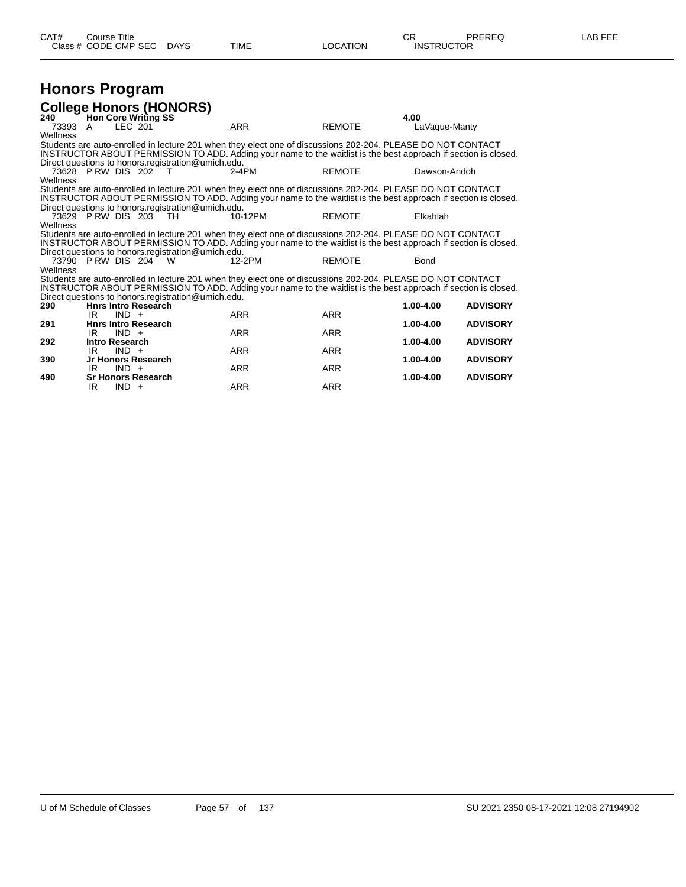# Honors Program

## College Honors (HONORS)

| CAT# | Class # | CODE | CMP | SEC | DAYS | TIME | LOCATION | CR / INSTRUCTOR | PREREQ | LAB FEE |
|---|---|---|---|---|---|---|---|---|---|---|
| **240** | **Hon Core Writing SS** | | | | | | | **4.00** | | |
| | 73393 | A | LEC | 201 | | ARR | REMOTE | LaVaque-Manty | | |

Wellness

Students are auto-enrolled in lecture 201 when they elect one of discussions 202-204. PLEASE DO NOT CONTACT INSTRUCTOR ABOUT PERMISSION TO ADD. Adding your name to the waitlist is the best approach if section is closed. Direct questions to honors.registration@umich.edu.

| Class # | CODE | CMP | SEC | DAYS | TIME | LOCATION | INSTRUCTOR |
|---|---|---|---|---|---|---|---|
| 73628 | P RW | DIS | 202 | T | 2-4PM | REMOTE | Dawson-Andoh |

Wellness

Students are auto-enrolled in lecture 201 when they elect one of discussions 202-204. PLEASE DO NOT CONTACT INSTRUCTOR ABOUT PERMISSION TO ADD. Adding your name to the waitlist is the best approach if section is closed. Direct questions to honors.registration@umich.edu.

| Class # | CODE | CMP | SEC | DAYS | TIME | LOCATION | INSTRUCTOR |
|---|---|---|---|---|---|---|---|
| 73629 | P RW | DIS | 203 | TH | 10-12PM | REMOTE | Elkahlah |

Wellness

Students are auto-enrolled in lecture 201 when they elect one of discussions 202-204. PLEASE DO NOT CONTACT INSTRUCTOR ABOUT PERMISSION TO ADD. Adding your name to the waitlist is the best approach if section is closed. Direct questions to honors.registration@umich.edu.

| Class # | CODE | CMP | SEC | DAYS | TIME | LOCATION | INSTRUCTOR |
|---|---|---|---|---|---|---|---|
| 73790 | P RW | DIS | 204 | W | 12-2PM | REMOTE | Bond |

Wellness

Students are auto-enrolled in lecture 201 when they elect one of discussions 202-204. PLEASE DO NOT CONTACT INSTRUCTOR ABOUT PERMISSION TO ADD. Adding your name to the waitlist is the best approach if section is closed. Direct questions to honors.registration@umich.edu.

| CAT# | Course Title / CODE CMP SEC | TIME | LOCATION | CR | PREREQ |
|---|---|---|---|---|---|
| **290** | **Hnrs Intro Research** | | | **1.00-4.00** | **ADVISORY** |
| | IR IND + | ARR | ARR | | |
| **291** | **Hnrs Intro Research** | | | **1.00-4.00** | **ADVISORY** |
| | IR IND + | ARR | ARR | | |
| **292** | **Intro Research** | | | **1.00-4.00** | **ADVISORY** |
| | IR IND + | ARR | ARR | | |
| **390** | **Jr Honors Research** | | | **1.00-4.00** | **ADVISORY** |
| | IR IND + | ARR | ARR | | |
| **490** | **Sr Honors Research** | | | **1.00-4.00** | **ADVISORY** |
| | IR IND + | ARR | ARR | | |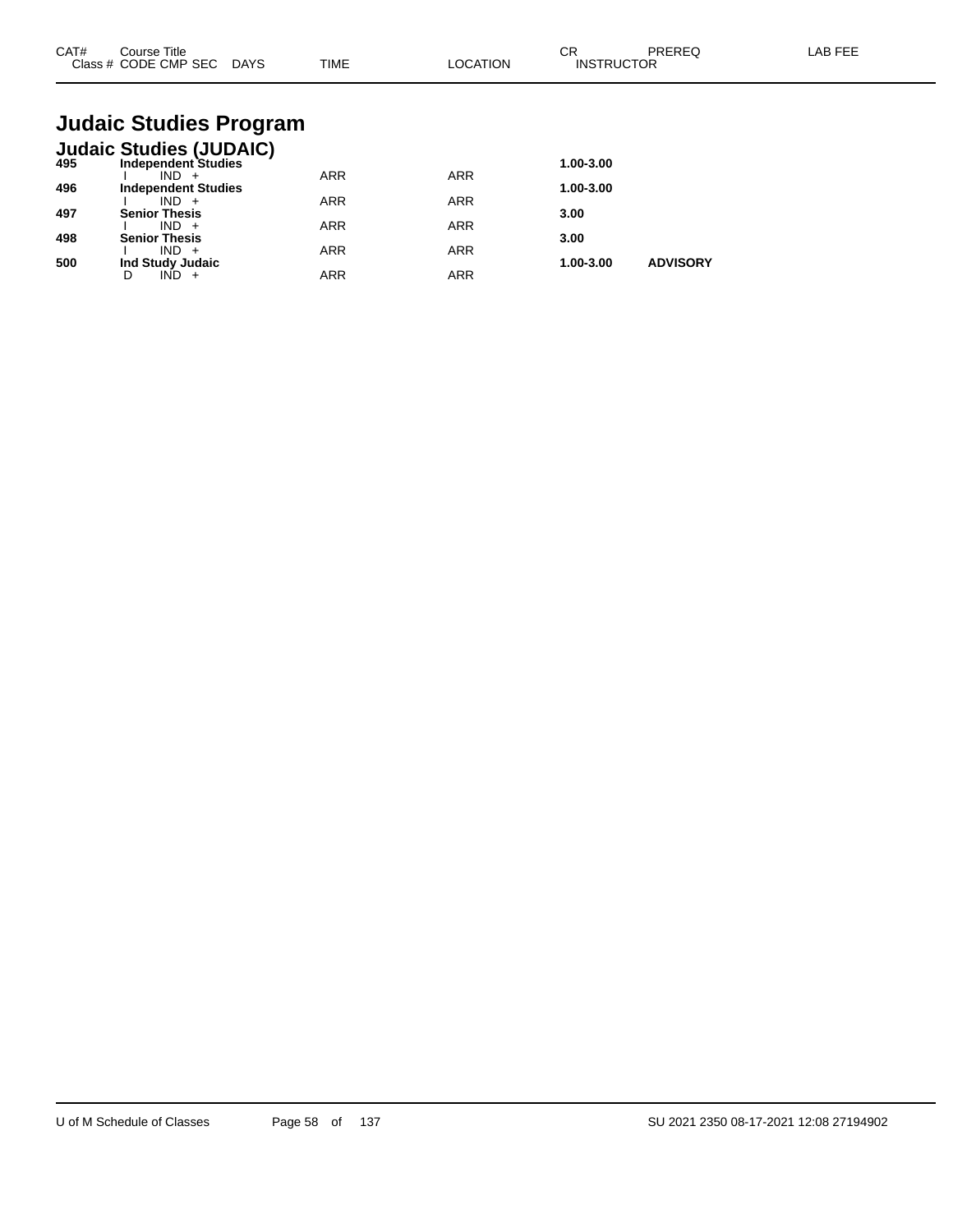| CAT# | Course Title<br>Class # CODE CMP SEC DAYS | TIME | LOCATION | CR<br>INSTRUCTOR | PREREQ | LAB FEE |
|---|---|---|---|---|---|---|

# Judaic Studies Program

## Judaic Studies (JUDAIC)

| CAT# | Course Title<br>Class # CODE CMP SEC DAYS | TIME | LOCATION | CR<br>INSTRUCTOR | PREREQ | LAB FEE |
|---|---|---|---|---|---|---|
| **495** | **Independent Studies** | | | **1.00-3.00** | | |
| | I IND + | ARR | ARR | | | |
| **496** | **Independent Studies** | | | **1.00-3.00** | | |
| | I IND + | ARR | ARR | | | |
| **497** | **Senior Thesis** | | | **3.00** | | |
| | I IND + | ARR | ARR | | | |
| **498** | **Senior Thesis** | | | **3.00** | | |
| | I IND + | ARR | ARR | | | |
| **500** | **Ind Study Judaic** | | | **1.00-3.00** | **ADVISORY** | |
| | D IND + | ARR | ARR | | | |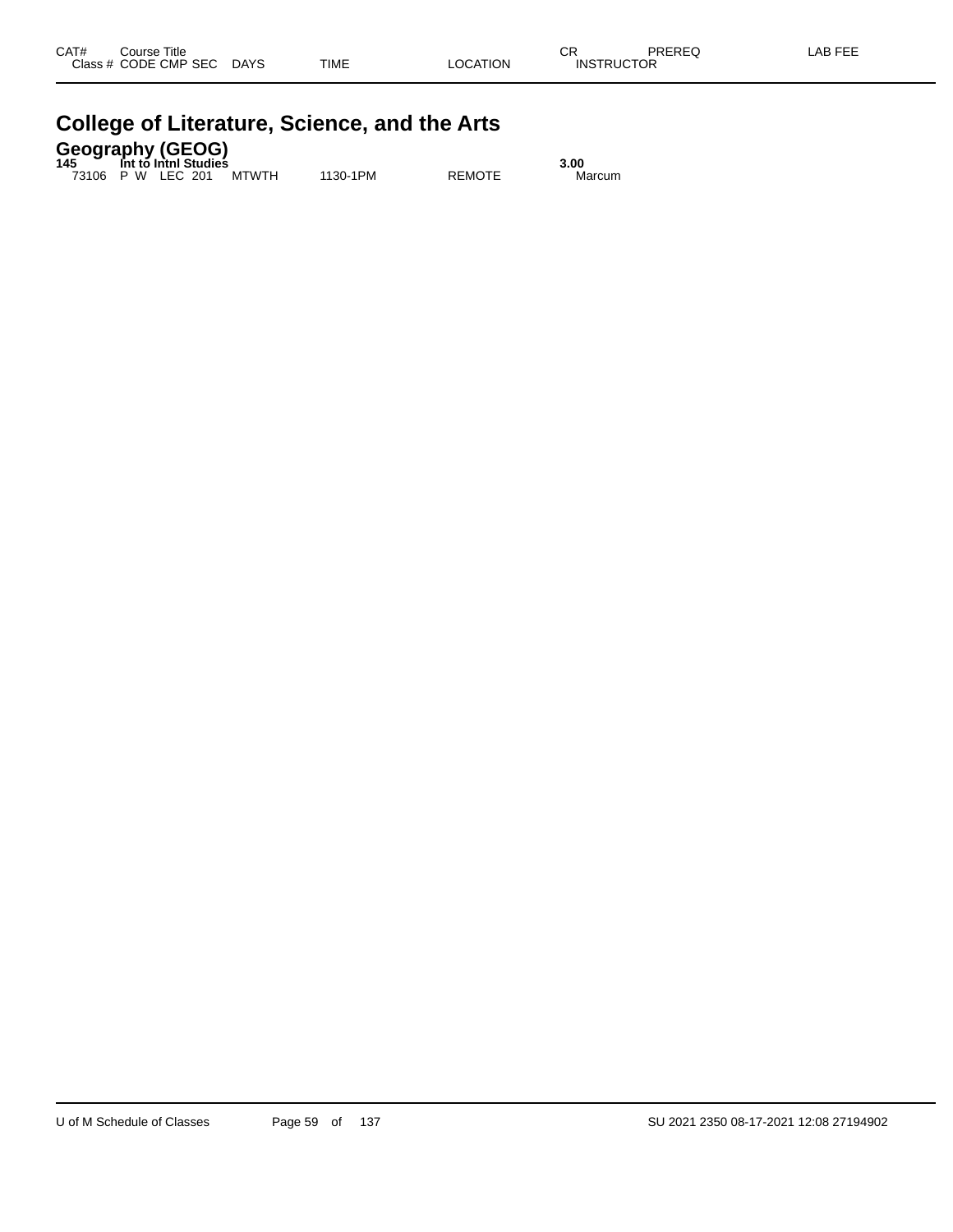| CAT# | Course Title | | | | | | CR | PREREQ | LAB FEE |
|---|---|---|---|---|---|---|---|---|---|
| Class # | CODE | CMP | SEC | DAYS | TIME | LOCATION | INSTRUCTOR | | |

# College of Literature, Science, and the Arts

## Geography (GEOG)

| CAT# | Course Title | | | | | | CR | PREREQ | LAB FEE |
|---|---|---|---|---|---|---|---|---|---|
| **145** | **Int to Intnl Studies** | | | | | | **3.00** | | |
| 73106 | P W | LEC | 201 | MTWTH | 1130-1PM | REMOTE | Marcum | | |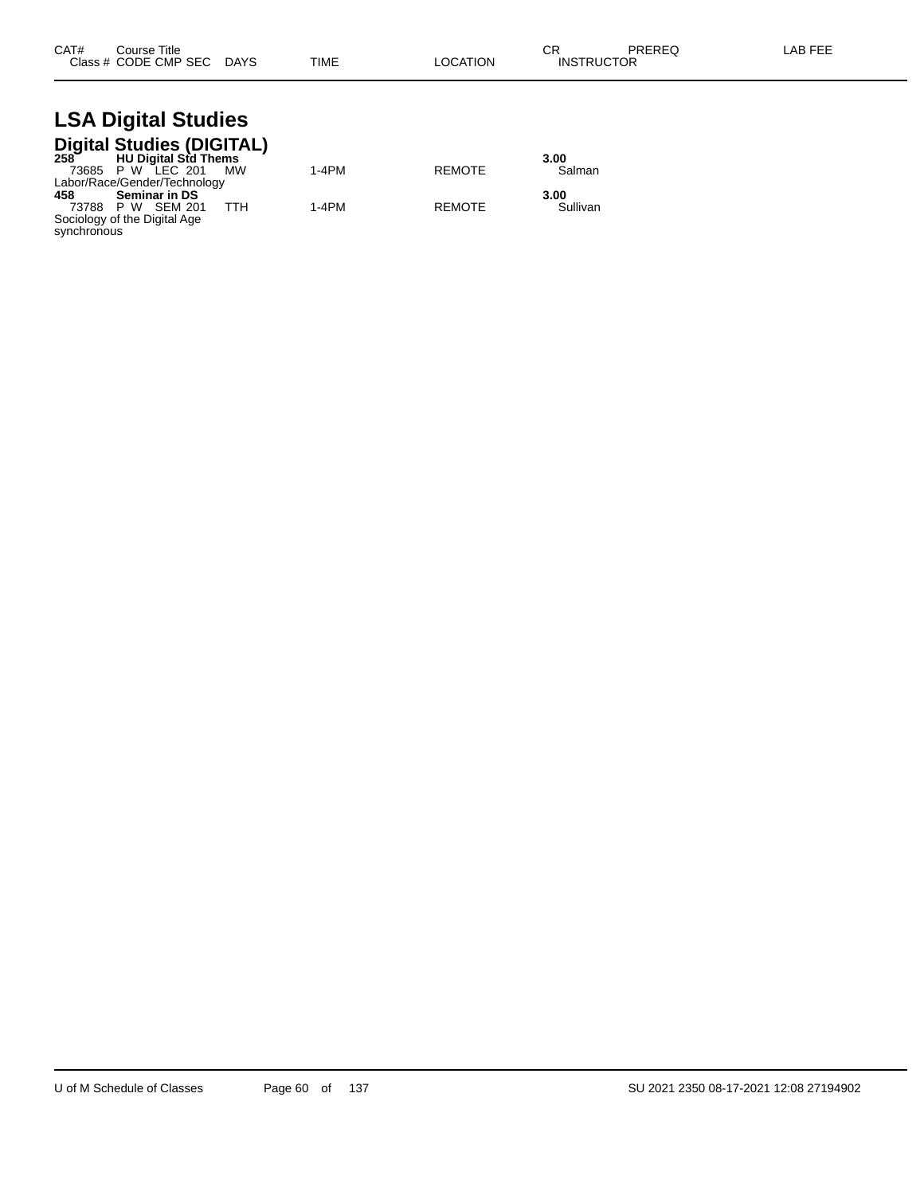# LSA Digital Studies

## Digital Studies (DIGITAL)

| CAT# / Class # | Course Title / CODE CMP SEC | DAYS | TIME | LOCATION | CR / INSTRUCTOR | PREREQ | LAB FEE |
|---|---|---|---|---|---|---|---|
| **258** | **HU Digital Std Thems** | | | | **3.00** | | |
| 73685 | P W LEC 201 | MW | 1-4PM | REMOTE | Salman | | |
| Labor/Race/Gender/Technology | | | | | | | |
| **458** | **Seminar in DS** | | | | **3.00** | | |
| 73788 | P W SEM 201 | TTH | 1-4PM | REMOTE | Sullivan | | |
| Sociology of the Digital Age synchronous | | | | | | | |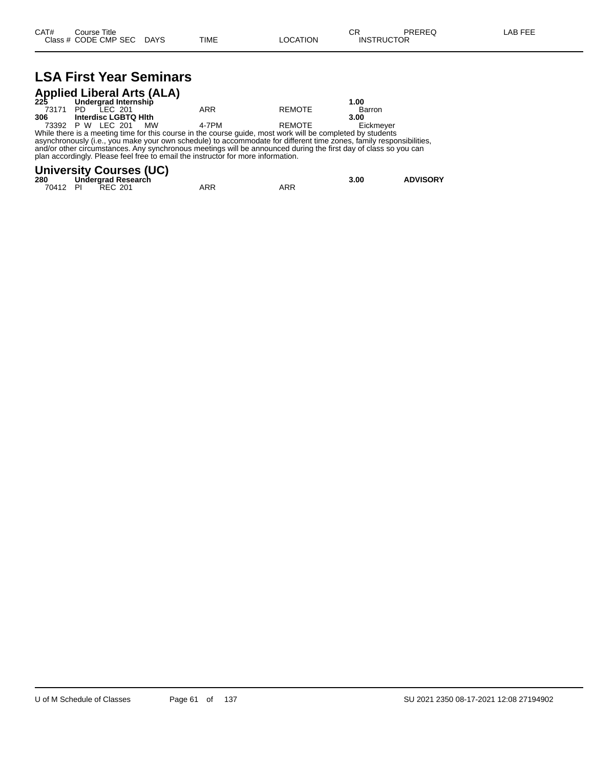| CAT# | Course Title | | | | | CR | PREREQ | LAB FEE |
|---|---|---|---|---|---|---|---|---|
| Class # | CODE CMP SEC | DAYS | TIME | LOCATION | INSTRUCTOR | | | |

# LSA First Year Seminars

## Applied Liberal Arts (ALA)

| CAT# | Course Title | | | | | CR | PREREQ | LAB FEE |
|---|---|---|---|---|---|---|---|---|
| **225** | **Undergrad Internship** | | | | | **1.00** | | |
| 73171 | PD LEC 201 | | ARR | REMOTE | Barron | | | |
| **306** | **Interdisc LGBTQ Hlth** | | | | | **3.00** | | |
| 73392 | P W LEC 201 | MW | 4-7PM | REMOTE | Eickmeyer | | | |

While there is a meeting time for this course in the course guide, most work will be completed by students asynchronously (i.e., you make your own schedule) to accommodate for different time zones, family responsibilities, and/or other circumstances. Any synchronous meetings will be announced during the first day of class so you can plan accordingly. Please feel free to email the instructor for more information.

## University Courses (UC)

| CAT# | Course Title | | | | | CR | PREREQ | LAB FEE |
|---|---|---|---|---|---|---|---|---|
| **280** | **Undergrad Research** | | | | | **3.00** | **ADVISORY** | |
| 70412 | PI REC 201 | | ARR | ARR | | | | |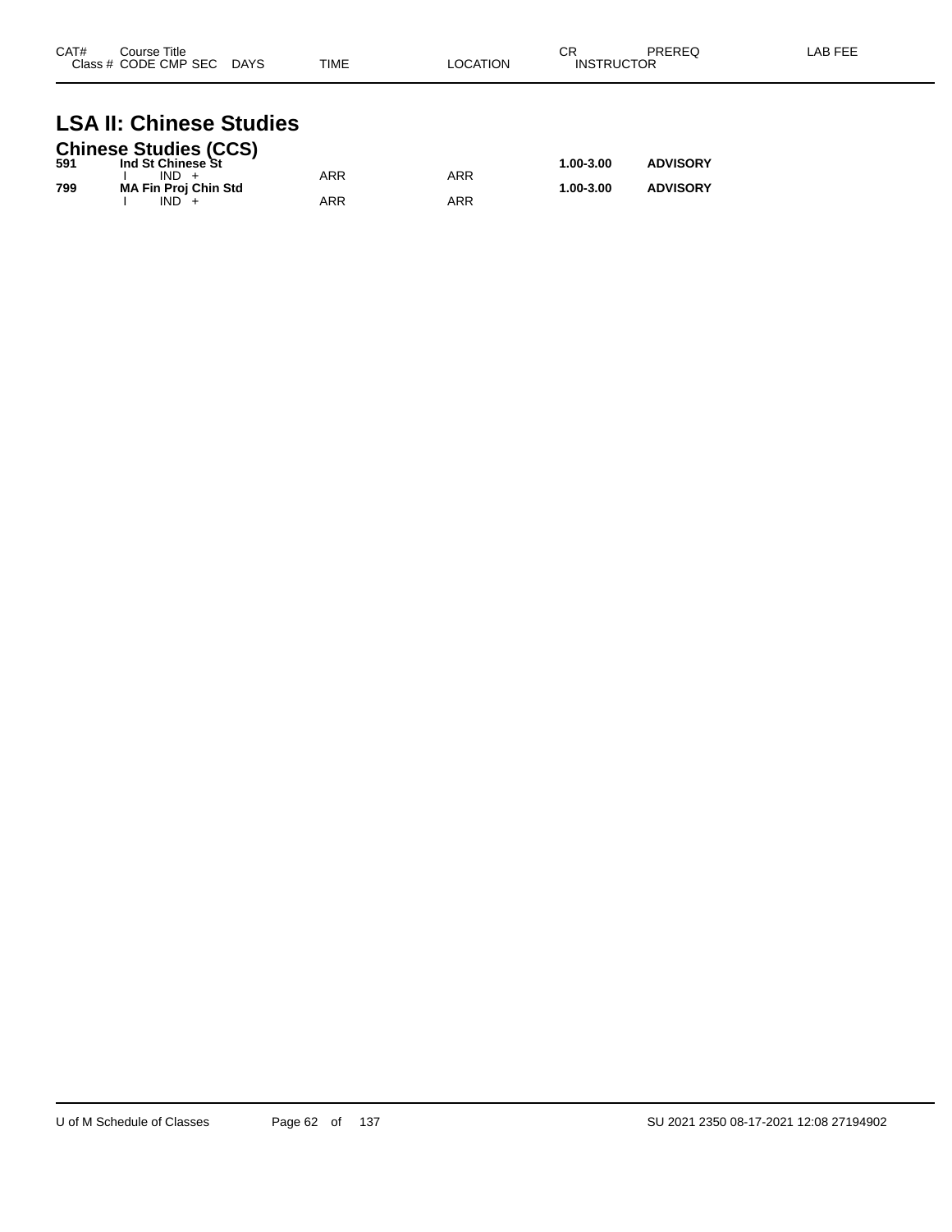| CAT# | Course Title / Class # CODE CMP SEC DAYS | TIME | LOCATION | CR / INSTRUCTOR | PREREQ | LAB FEE |
|---|---|---|---|---|---|---|

# LSA II: Chinese Studies

## Chinese Studies (CCS)

| CAT# | Course Title / Class # CODE CMP SEC DAYS | TIME | LOCATION | CR / INSTRUCTOR | PREREQ | LAB FEE |
|---|---|---|---|---|---|---|
| **591** | **Ind St Chinese St** | | | **1.00-3.00** | **ADVISORY** | |
| | I IND + | ARR | ARR | | | |
| **799** | **MA Fin Proj Chin Std** | | | **1.00-3.00** | **ADVISORY** | |
| | I IND + | ARR | ARR | | | |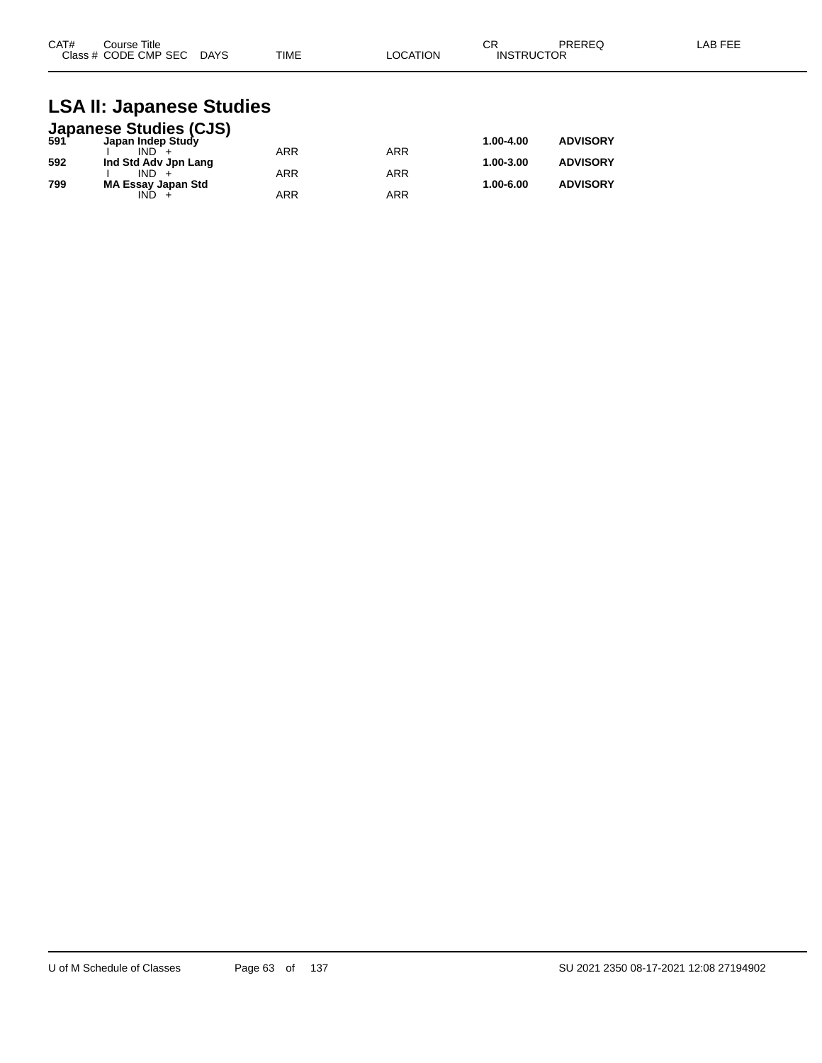| CAT# | Course Title<br>Class # CODE CMP SEC DAYS | TIME | LOCATION | CR<br>INSTRUCTOR | PREREQ | LAB FEE |
|---|---|---|---|---|---|---|

# LSA II: Japanese Studies

## Japanese Studies (CJS)

| CAT# | Course Title / Class # CODE CMP SEC DAYS | TIME | LOCATION | CR / INSTRUCTOR | PREREQ | LAB FEE |
|---|---|---|---|---|---|---|
| **591** | **Japan Indep Study** | | | **1.00-4.00** | **ADVISORY** | |
| | I IND + | ARR | ARR | | | |
| **592** | **Ind Std Adv Jpn Lang** | | | **1.00-3.00** | **ADVISORY** | |
| | I IND + | ARR | ARR | | | |
| **799** | **MA Essay Japan Std** | | | **1.00-6.00** | **ADVISORY** | |
| | IND + | ARR | ARR | | | |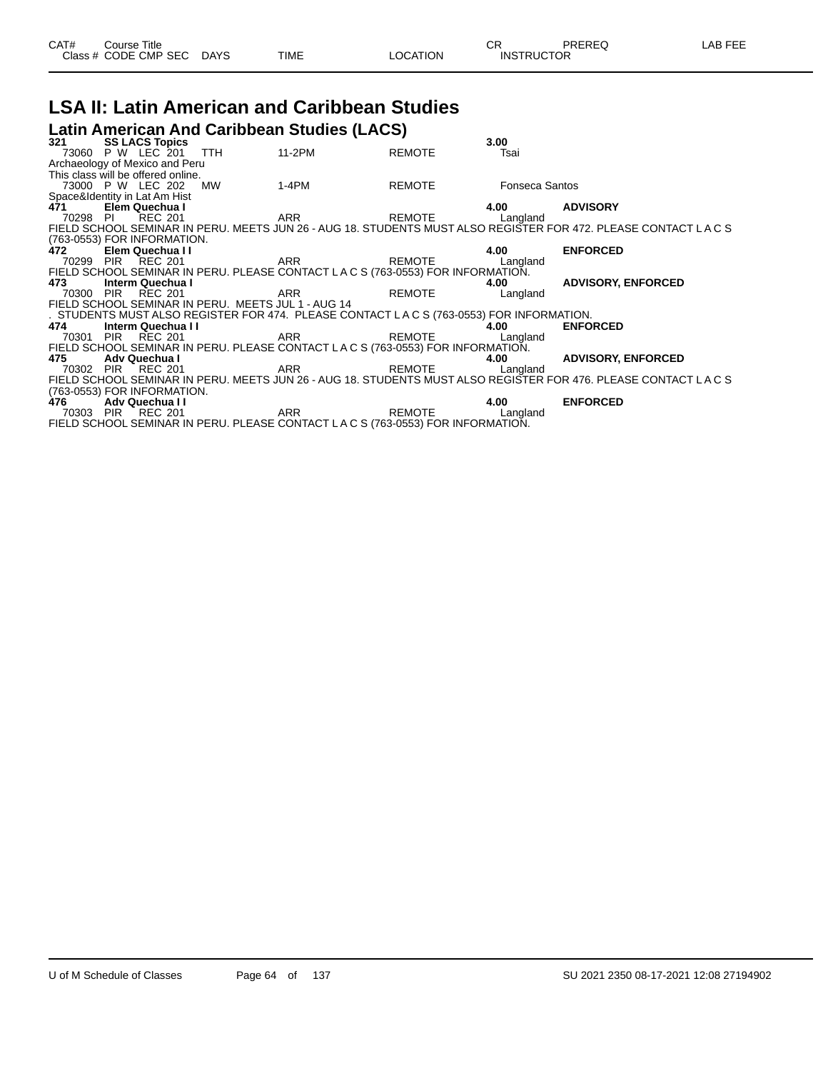| CAT# | Course Title | | | | | CR | PREREQ | LAB FEE |
|---|---|---|---|---|---|---|---|---|
| Class # | CODE CMP SEC | DAYS | TIME | LOCATION | | INSTRUCTOR | | |

# LSA II: Latin American and Caribbean Studies

## Latin American And Caribbean Studies (LACS)

**321 SS LACS Topics** — **3.00**

| Class # | CODE CMP SEC | DAYS | TIME | LOCATION | INSTRUCTOR |
|---|---|---|---|---|---|
| 73060 | P W LEC 201 | TTH | 11-2PM | REMOTE | Tsai |

Archaeology of Mexico and Peru
This class will be offered online.

| Class # | CODE CMP SEC | DAYS | TIME | LOCATION | INSTRUCTOR |
|---|---|---|---|---|---|
| 73000 | P W LEC 202 | MW | 1-4PM | REMOTE | Fonseca Santos |

Space&Identity in Lat Am Hist

**471 Elem Quechua I** — **4.00** — **ADVISORY**

| Class # | CODE CMP SEC | DAYS | TIME | LOCATION | INSTRUCTOR |
|---|---|---|---|---|---|
| 70298 | PI REC 201 | | ARR | REMOTE | Langland |

FIELD SCHOOL SEMINAR IN PERU. MEETS JUN 26 - AUG 18. STUDENTS MUST ALSO REGISTER FOR 472. PLEASE CONTACT L A C S (763-0553) FOR INFORMATION.

**472 Elem Quechua I I** — **4.00** — **ENFORCED**

| Class # | CODE CMP SEC | DAYS | TIME | LOCATION | INSTRUCTOR |
|---|---|---|---|---|---|
| 70299 | PIR REC 201 | | ARR | REMOTE | Langland |

FIELD SCHOOL SEMINAR IN PERU. PLEASE CONTACT L A C S (763-0553) FOR INFORMATION.

**473 Interm Quechua I** — **4.00** — **ADVISORY, ENFORCED**

| Class # | CODE CMP SEC | DAYS | TIME | LOCATION | INSTRUCTOR |
|---|---|---|---|---|---|
| 70300 | PIR REC 201 | | ARR | REMOTE | Langland |

FIELD SCHOOL SEMINAR IN PERU. MEETS JUL 1 - AUG 14
. STUDENTS MUST ALSO REGISTER FOR 474. PLEASE CONTACT L A C S (763-0553) FOR INFORMATION.

**474 Interm Quechua I I** — **4.00** — **ENFORCED**

| Class # | CODE CMP SEC | DAYS | TIME | LOCATION | INSTRUCTOR |
|---|---|---|---|---|---|
| 70301 | PIR REC 201 | | ARR | REMOTE | Langland |

FIELD SCHOOL SEMINAR IN PERU. PLEASE CONTACT L A C S (763-0553) FOR INFORMATION.

**475 Adv Quechua I** — **4.00** — **ADVISORY, ENFORCED**

| Class # | CODE CMP SEC | DAYS | TIME | LOCATION | INSTRUCTOR |
|---|---|---|---|---|---|
| 70302 | PIR REC 201 | | ARR | REMOTE | Langland |

FIELD SCHOOL SEMINAR IN PERU. MEETS JUN 26 - AUG 18. STUDENTS MUST ALSO REGISTER FOR 476. PLEASE CONTACT L A C S (763-0553) FOR INFORMATION.

**476 Adv Quechua I I** — **4.00** — **ENFORCED**

| Class # | CODE CMP SEC | DAYS | TIME | LOCATION | INSTRUCTOR |
|---|---|---|---|---|---|
| 70303 | PIR REC 201 | | ARR | REMOTE | Langland |

FIELD SCHOOL SEMINAR IN PERU. PLEASE CONTACT L A C S (763-0553) FOR INFORMATION.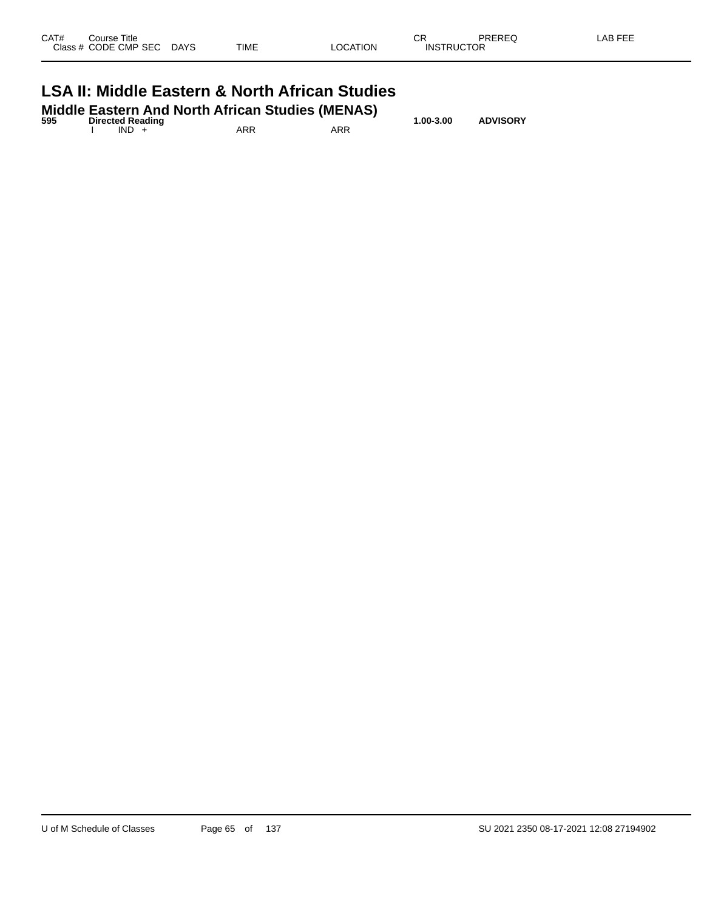| CAT# | Course Title<br>Class # CODE CMP SEC | DAYS | TIME | LOCATION | CR<br>INSTRUCTOR | PREREQ | LAB FEE |
|---|---|---|---|---|---|---|---|

# LSA II: Middle Eastern & North African Studies

## Middle Eastern And North African Studies (MENAS)

| CAT# | Course Title<br>Class # CODE CMP SEC | DAYS | TIME | LOCATION | CR<br>INSTRUCTOR | PREREQ | LAB FEE |
|---|---|---|---|---|---|---|---|
| **595** | **Directed Reading** | | | | **1.00-3.00** | **ADVISORY** | |
| | I IND + | | ARR | ARR | | | |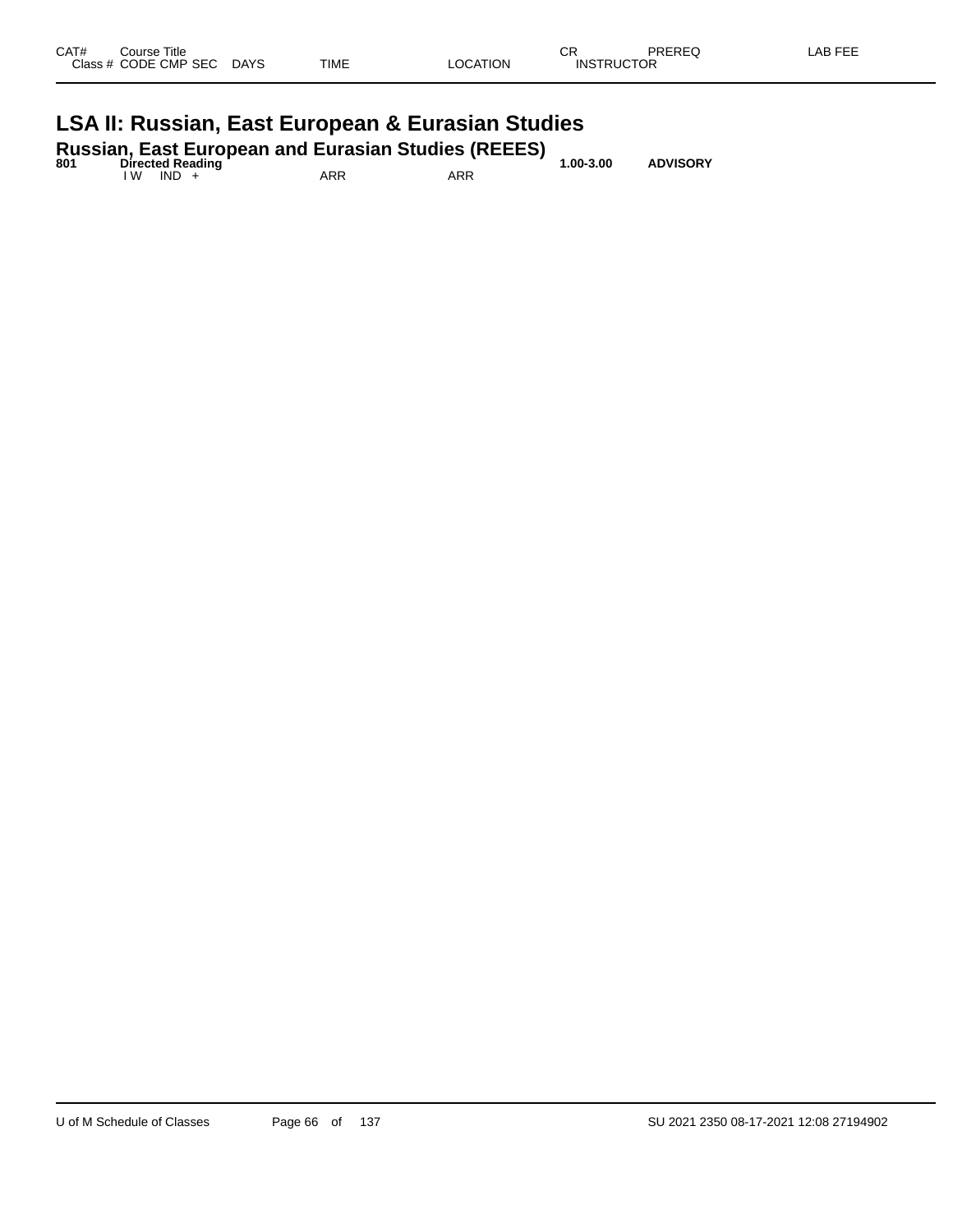| CAT# | Course Title<br>Class # CODE CMP SEC DAYS | TIME | LOCATION | CR<br>INSTRUCTOR | PREREQ | LAB FEE |
|---|---|---|---|---|---|---|

# LSA II: Russian, East European & Eurasian Studies

## Russian, East European and Eurasian Studies (REEES)

| CAT# | Course Title / Class # CODE CMP SEC DAYS | TIME | LOCATION | CR / INSTRUCTOR | PREREQ | LAB FEE |
|---|---|---|---|---|---|---|
| **801** | **Directed Reading** | | | **1.00-3.00** | **ADVISORY** | |
| | I W IND + | ARR | ARR | | | |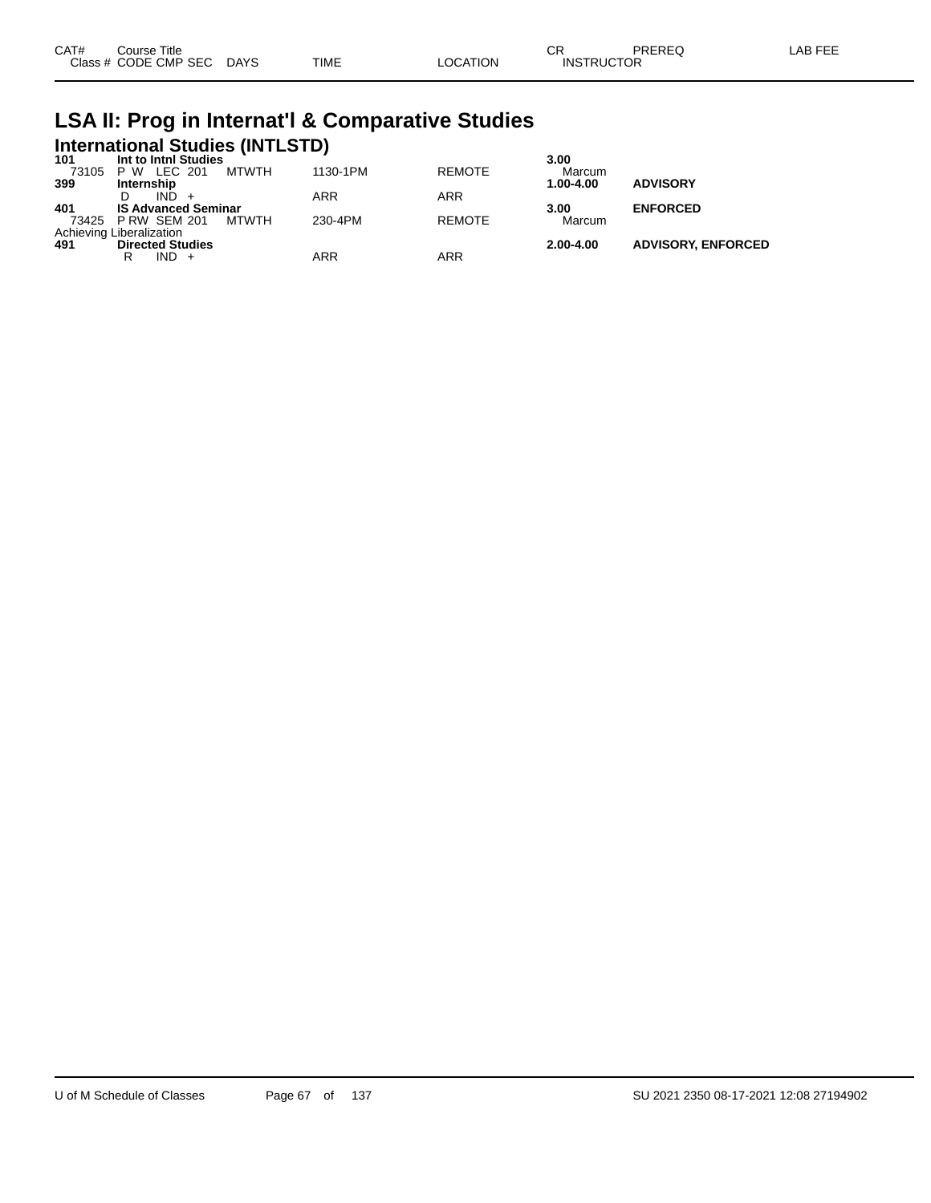| CAT# | Course Title | | | | | CR | PREREQ | LAB FEE |
|---|---|---|---|---|---|---|---|---|
| Class # | CODE CMP SEC | DAYS | TIME | LOCATION | | INSTRUCTOR | | |

# LSA II: Prog in Internat'l & Comparative Studies

## International Studies (INTLSTD)

| CAT# / Class # | Course Title / CODE CMP SEC | DAYS | TIME | LOCATION | CR / INSTRUCTOR | PREREQ | LAB FEE |
|---|---|---|---|---|---|---|---|
| **101** | **Int to Intnl Studies** | | | | **3.00** | | |
| 73105 | P W LEC 201 | MTWTH | 1130-1PM | REMOTE | Marcum | | |
| **399** | **Internship** | | | | **1.00-4.00** | **ADVISORY** | |
| | D IND + | | ARR | ARR | | | |
| **401** | **IS Advanced Seminar** | | | | **3.00** | **ENFORCED** | |
| 73425 | P RW SEM 201 | MTWTH | 230-4PM | REMOTE | Marcum | | |
| Achieving Liberalization | | | | | | | |
| **491** | **Directed Studies** | | | | **2.00-4.00** | **ADVISORY, ENFORCED** | |
| | R IND + | | ARR | ARR | | | |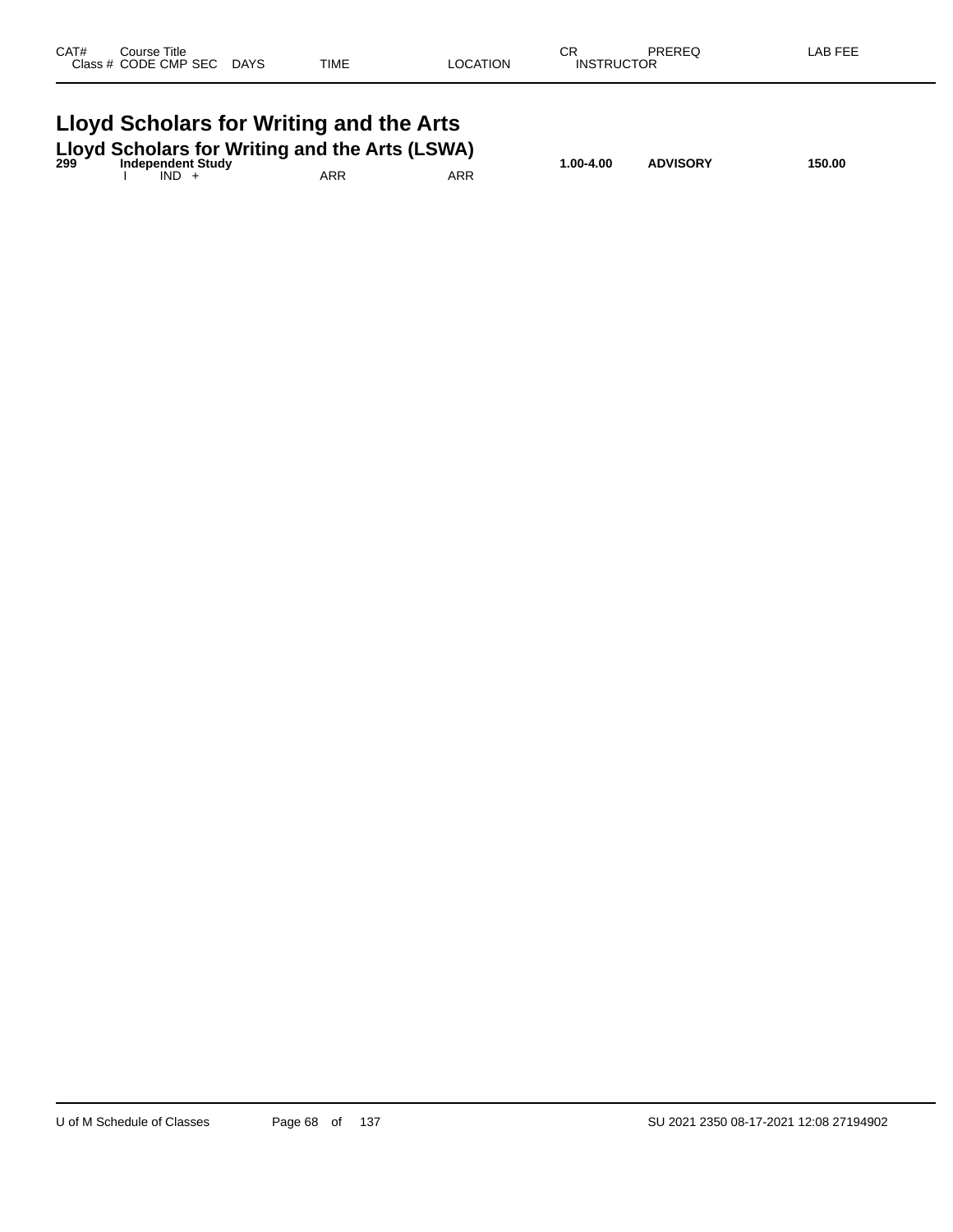| CAT# | Course Title | | | | | | CR | PREREQ | LAB FEE |
|---|---|---|---|---|---|---|---|---|---|
| Class # | CODE | CMP | SEC | DAYS | TIME | LOCATION | INSTRUCTOR | | |

# Lloyd Scholars for Writing and the Arts

## Lloyd Scholars for Writing and the Arts (LSWA)

| CAT# | Course Title | | | | | | CR | PREREQ | LAB FEE |
|---|---|---|---|---|---|---|---|---|---|
| **299** | **Independent Study** | | | | | | **1.00-4.00** | **ADVISORY** | **150.00** |
| | I | IND | + | | ARR | ARR | | | |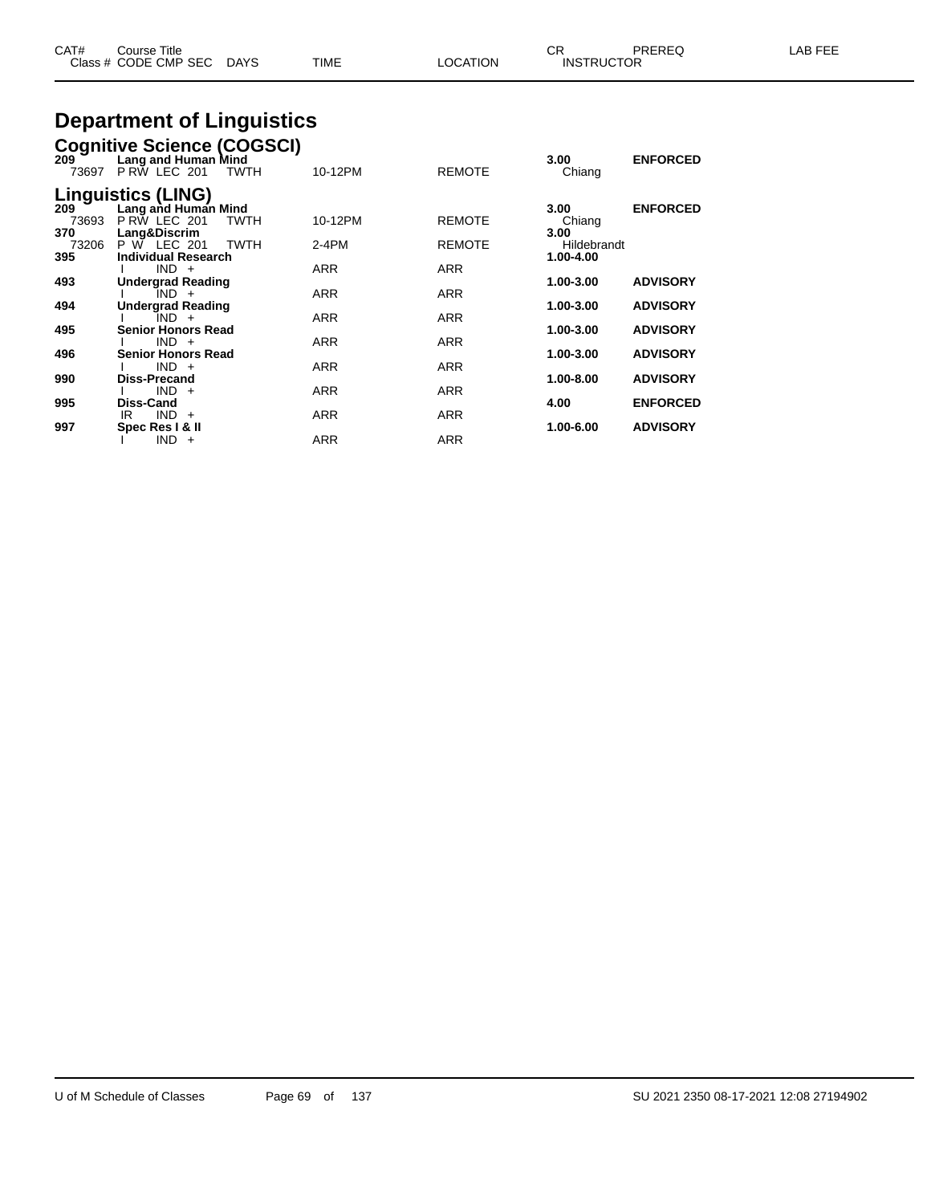| CAT# Class # | Course Title CODE CMP SEC | DAYS | TIME | LOCATION | CR INSTRUCTOR | PREREQ | LAB FEE |
|---|---|---|---|---|---|---|---|

# Department of Linguistics

## Cognitive Science (COGSCI)

| CAT# Class # | Course Title CODE CMP SEC | DAYS | TIME | LOCATION | CR INSTRUCTOR | PREREQ | LAB FEE |
|---|---|---|---|---|---|---|---|
| **209** | **Lang and Human Mind** | | | | **3.00** | **ENFORCED** | |
| 73697 | P RW LEC 201 | TWTH | 10-12PM | REMOTE | Chiang | | |

## Linguistics (LING)

| CAT# Class # | Course Title CODE CMP SEC | DAYS | TIME | LOCATION | CR INSTRUCTOR | PREREQ | LAB FEE |
|---|---|---|---|---|---|---|---|
| **209** | **Lang and Human Mind** | | | | **3.00** | **ENFORCED** | |
| 73693 | P RW LEC 201 | TWTH | 10-12PM | REMOTE | Chiang | | |
| **370** | **Lang&Discrim** | | | | **3.00** | | |
| 73206 | P W LEC 201 | TWTH | 2-4PM | REMOTE | Hildebrandt | | |
| **395** | **Individual Research** | | | | **1.00-4.00** | | |
| | I IND + | | ARR | ARR | | | |
| **493** | **Undergrad Reading** | | | | **1.00-3.00** | **ADVISORY** | |
| | I IND + | | ARR | ARR | | | |
| **494** | **Undergrad Reading** | | | | **1.00-3.00** | **ADVISORY** | |
| | I IND + | | ARR | ARR | | | |
| **495** | **Senior Honors Read** | | | | **1.00-3.00** | **ADVISORY** | |
| | I IND + | | ARR | ARR | | | |
| **496** | **Senior Honors Read** | | | | **1.00-3.00** | **ADVISORY** | |
| | I IND + | | ARR | ARR | | | |
| **990** | **Diss-Precand** | | | | **1.00-8.00** | **ADVISORY** | |
| | I IND + | | ARR | ARR | | | |
| **995** | **Diss-Cand** | | | | **4.00** | **ENFORCED** | |
| | IR IND + | | ARR | ARR | | | |
| **997** | **Spec Res I & II** | | | | **1.00-6.00** | **ADVISORY** | |
| | I IND + | | ARR | ARR | | | |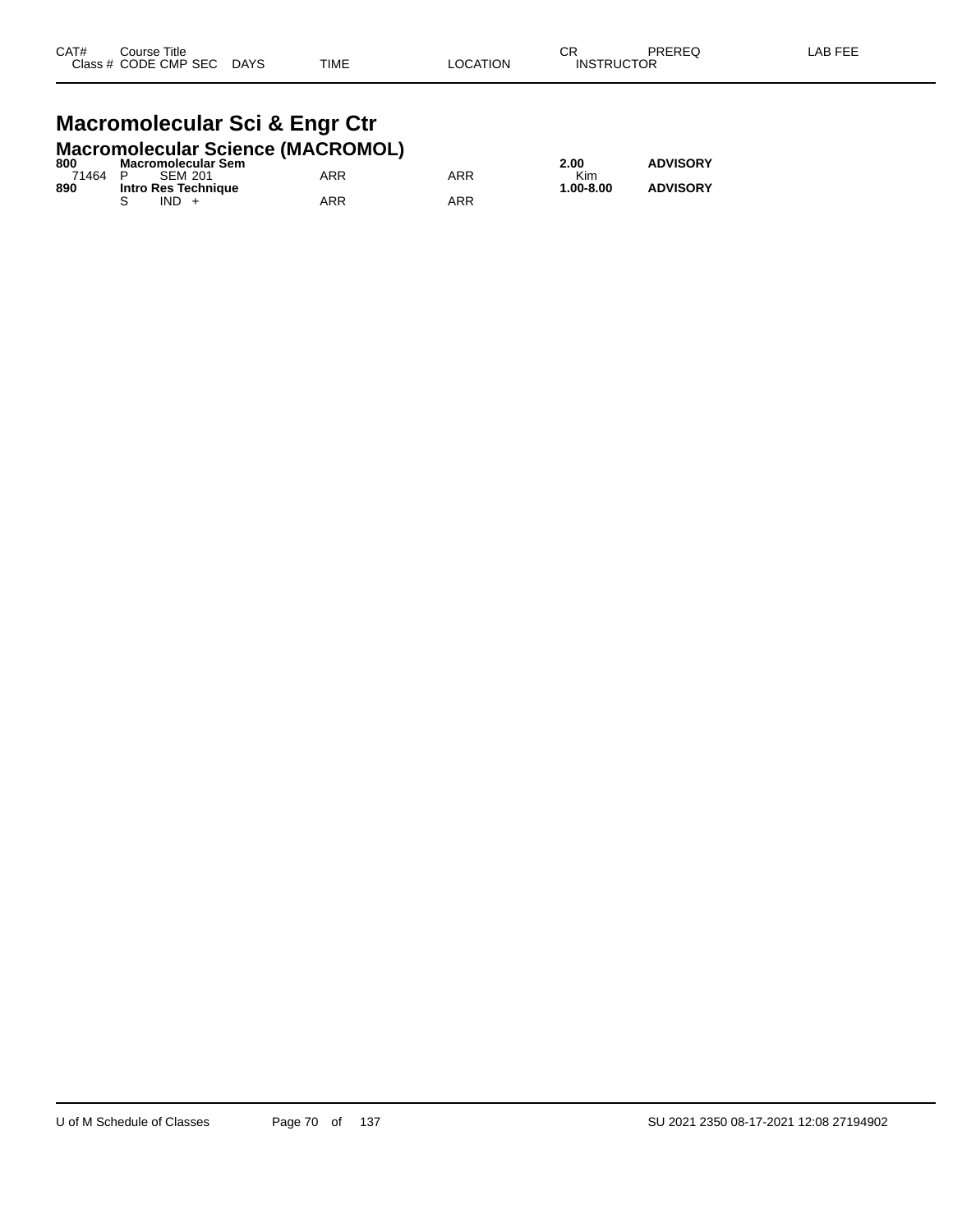| CAT# | Course Title | | | | | CR | PREREQ | LAB FEE |
|---|---|---|---|---|---|---|---|---|
| Class # | CODE CMP SEC | DAYS | TIME | LOCATION | INSTRUCTOR | | | |

# Macromolecular Sci & Engr Ctr

## Macromolecular Science (MACROMOL)

| CAT# | Course Title | | | | | CR | PREREQ | LAB FEE |
|---|---|---|---|---|---|---|---|---|
| **800** | **Macromolecular Sem** | | | | | **2.00** | **ADVISORY** | |
| 71464 | P SEM 201 | | ARR | ARR | Kim | | | |
| **890** | **Intro Res Technique** | | | | | **1.00-8.00** | **ADVISORY** | |
| | S IND + | | ARR | ARR | | | | |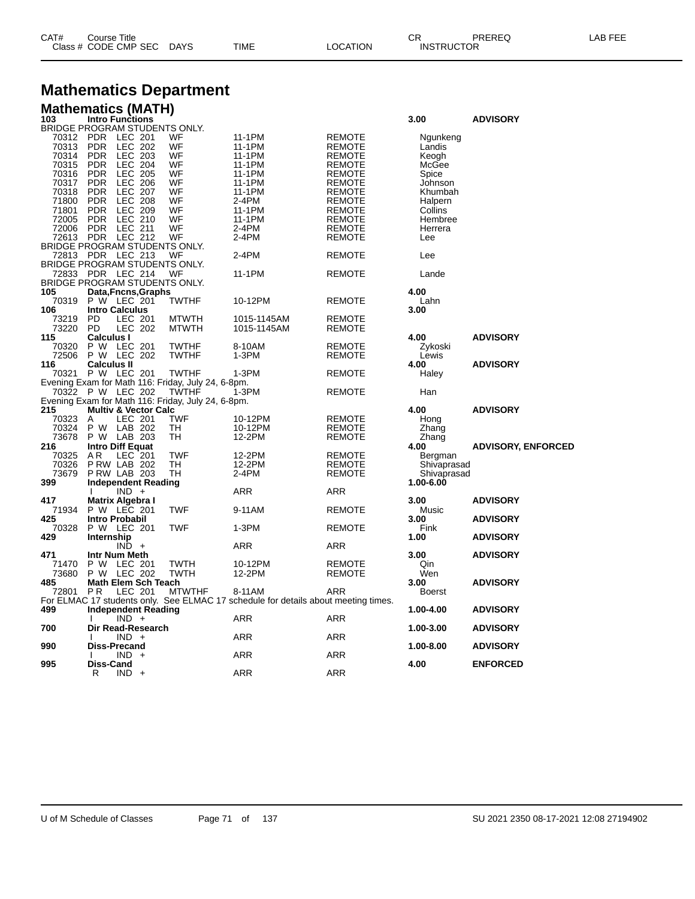# Mathematics Department

## Mathematics (MATH)

| CAT# / Class # | Course Title / CODE CMP SEC | DAYS | TIME | LOCATION | CR / INSTRUCTOR | PREREQ | LAB FEE |
|---|---|---|---|---|---|---|---|
| **103** | **Intro Functions** | | | | **3.00** | **ADVISORY** | |
| BRIDGE PROGRAM STUDENTS ONLY. | | | | | | | |
| 70312 | PDR LEC 201 | WF | 11-1PM | REMOTE | Ngunkeng | | |
| 70313 | PDR LEC 202 | WF | 11-1PM | REMOTE | Landis | | |
| 70314 | PDR LEC 203 | WF | 11-1PM | REMOTE | Keogh | | |
| 70315 | PDR LEC 204 | WF | 11-1PM | REMOTE | McGee | | |
| 70316 | PDR LEC 205 | WF | 11-1PM | REMOTE | Spice | | |
| 70317 | PDR LEC 206 | WF | 11-1PM | REMOTE | Johnson | | |
| 70318 | PDR LEC 207 | WF | 11-1PM | REMOTE | Khumbah | | |
| 71800 | PDR LEC 208 | WF | 2-4PM | REMOTE | Halpern | | |
| 71801 | PDR LEC 209 | WF | 11-1PM | REMOTE | Collins | | |
| 72005 | PDR LEC 210 | WF | 11-1PM | REMOTE | Hembree | | |
| 72006 | PDR LEC 211 | WF | 2-4PM | REMOTE | Herrera | | |
| 72613 | PDR LEC 212 | WF | 2-4PM | REMOTE | Lee | | |
| BRIDGE PROGRAM STUDENTS ONLY. | | | | | | | |
| 72813 | PDR LEC 213 | WF | 2-4PM | REMOTE | Lee | | |
| BRIDGE PROGRAM STUDENTS ONLY. | | | | | | | |
| 72833 | PDR LEC 214 | WF | 11-1PM | REMOTE | Lande | | |
| BRIDGE PROGRAM STUDENTS ONLY. | | | | | | | |
| **105** | **Data,Fncns,Graphs** | | | | **4.00** | | |
| 70319 | P W LEC 201 | TWTHF | 10-12PM | REMOTE | Lahn | | |
| **106** | **Intro Calculus** | | | | **3.00** | | |
| 73219 | PD LEC 201 | MTWTH | 1015-1145AM | REMOTE | | | |
| 73220 | PD LEC 202 | MTWTH | 1015-1145AM | REMOTE | | | |
| **115** | **Calculus I** | | | | **4.00** | **ADVISORY** | |
| 70320 | P W LEC 201 | TWTHF | 8-10AM | REMOTE | Zykoski | | |
| 72506 | P W LEC 202 | TWTHF | 1-3PM | REMOTE | Lewis | | |
| **116** | **Calculus II** | | | | **4.00** | **ADVISORY** | |
| 70321 | P W LEC 201 | TWTHF | 1-3PM | REMOTE | Haley | | |
| Evening Exam for Math 116: Friday, July 24, 6-8pm. | | | | | | | |
| 70322 | P W LEC 202 | TWTHF | 1-3PM | REMOTE | Han | | |
| Evening Exam for Math 116: Friday, July 24, 6-8pm. | | | | | | | |
| **215** | **Multiv & Vector Calc** | | | | **4.00** | **ADVISORY** | |
| 70323 | A LEC 201 | TWF | 10-12PM | REMOTE | Hong | | |
| 70324 | P W LAB 202 | TH | 10-12PM | REMOTE | Zhang | | |
| 73678 | P W LAB 203 | TH | 12-2PM | REMOTE | Zhang | | |
| **216** | **Intro Diff Equat** | | | | **4.00** | **ADVISORY, ENFORCED** | |
| 70325 | A R LEC 201 | TWF | 12-2PM | REMOTE | Bergman | | |
| 70326 | P RW LAB 202 | TH | 12-2PM | REMOTE | Shivaprasad | | |
| 73679 | P RW LAB 203 | TH | 2-4PM | REMOTE | Shivaprasad | | |
| **399** | **Independent Reading** | | | | **1.00-6.00** | | |
| | I IND + | | ARR | ARR | | | |
| **417** | **Matrix Algebra I** | | | | **3.00** | **ADVISORY** | |
| 71934 | P W LEC 201 | TWF | 9-11AM | REMOTE | Music | | |
| **425** | **Intro Probabil** | | | | **3.00** | **ADVISORY** | |
| 70328 | P W LEC 201 | TWF | 1-3PM | REMOTE | Fink | | |
| **429** | **Internship** | | | | **1.00** | **ADVISORY** | |
| | IND + | | ARR | ARR | | | |
| **471** | **Intr Num Meth** | | | | **3.00** | **ADVISORY** | |
| 71470 | P W LEC 201 | TWTH | 10-12PM | REMOTE | Qin | | |
| 73680 | P W LEC 202 | TWTH | 12-2PM | REMOTE | Wen | | |
| **485** | **Math Elem Sch Teach** | | | | **3.00** | **ADVISORY** | |
| 72801 | P R LEC 201 | MTWTHF | 8-11AM | ARR | Boerst | | |
| For ELMAC 17 students only. See ELMAC 17 schedule for details about meeting times. | | | | | | | |
| **499** | **Independent Reading** | | | | **1.00-4.00** | **ADVISORY** | |
| | I IND + | | ARR | ARR | | | |
| **700** | **Dir Read-Research** | | | | **1.00-3.00** | **ADVISORY** | |
| | I IND + | | ARR | ARR | | | |
| **990** | **Diss-Precand** | | | | **1.00-8.00** | **ADVISORY** | |
| | I IND + | | ARR | ARR | | | |
| **995** | **Diss-Cand** | | | | **4.00** | **ENFORCED** | |
| | R IND + | | ARR | ARR | | | |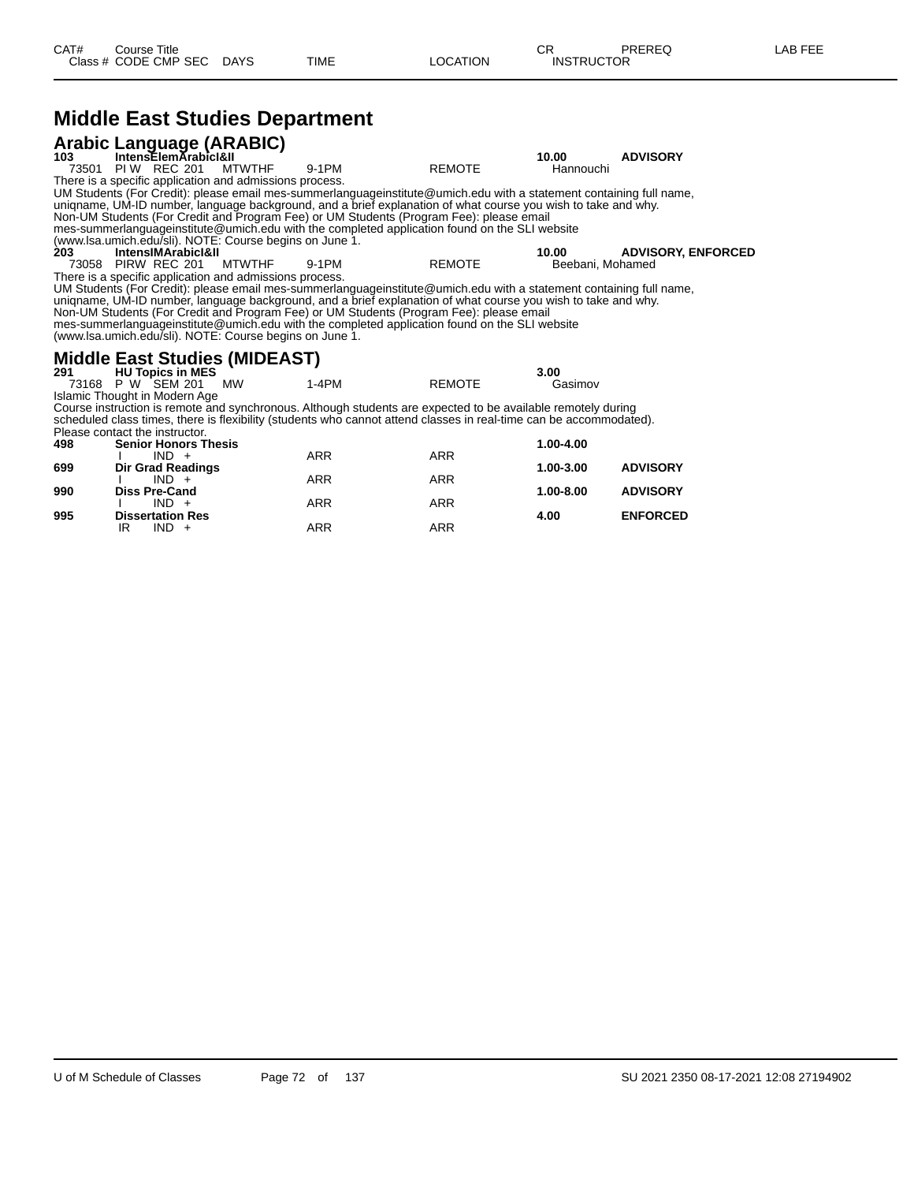# Middle East Studies Department

## Arabic Language (ARABIC)

| CAT# | Course Title | | | | | | CR | PREREQ |
|---|---|---|---|---|---|---|---|---|
| **103** | **IntensElemArabicI&II** | | | | | | **10.00** | **ADVISORY** |
| 73501 | PI W | REC 201 | MTWTHF | 9-1PM | REMOTE | Hannouchi | | |

There is a specific application and admissions process.
UM Students (For Credit): please email mes-summerlanguageinstitute@umich.edu with a statement containing full name, uniqname, UM-ID number, language background, and a brief explanation of what course you wish to take and why.
Non-UM Students (For Credit and Program Fee) or UM Students (Program Fee): please email mes-summerlanguageinstitute@umich.edu with the completed application found on the SLI website (www.lsa.umich.edu/sli). NOTE: Course begins on June 1.

| CAT# | Course Title | | | | | | CR | PREREQ |
|---|---|---|---|---|---|---|---|---|
| **203** | **IntensIMArabicI&II** | | | | | | **10.00** | **ADVISORY, ENFORCED** |
| 73058 | PIRW | REC 201 | MTWTHF | 9-1PM | REMOTE | Beebani, Mohamed | | |

There is a specific application and admissions process.
UM Students (For Credit): please email mes-summerlanguageinstitute@umich.edu with a statement containing full name, uniqname, UM-ID number, language background, and a brief explanation of what course you wish to take and why.
Non-UM Students (For Credit and Program Fee) or UM Students (Program Fee): please email mes-summerlanguageinstitute@umich.edu with the completed application found on the SLI website (www.lsa.umich.edu/sli). NOTE: Course begins on June 1.

## Middle East Studies (MIDEAST)

| CAT# | Course Title | | | | | | CR | PREREQ |
|---|---|---|---|---|---|---|---|---|
| **291** | **HU Topics in MES** | | | | | | **3.00** | |
| 73168 | P W | SEM 201 | MW | 1-4PM | REMOTE | Gasimov | | |

Islamic Thought in Modern Age
Course instruction is remote and synchronous. Although students are expected to be available remotely during scheduled class times, there is flexibility (students who cannot attend classes in real-time can be accommodated).
Please contact the instructor.

| CAT# | Course Title | | | | | | CR | PREREQ |
|---|---|---|---|---|---|---|---|---|
| **498** | **Senior Honors Thesis** | | | | | | **1.00-4.00** | |
| | I | IND + | | ARR | ARR | | | |
| **699** | **Dir Grad Readings** | | | | | | **1.00-3.00** | **ADVISORY** |
| | I | IND + | | ARR | ARR | | | |
| **990** | **Diss Pre-Cand** | | | | | | **1.00-8.00** | **ADVISORY** |
| | I | IND + | | ARR | ARR | | | |
| **995** | **Dissertation Res** | | | | | | **4.00** | **ENFORCED** |
| | IR | IND + | | ARR | ARR | | | |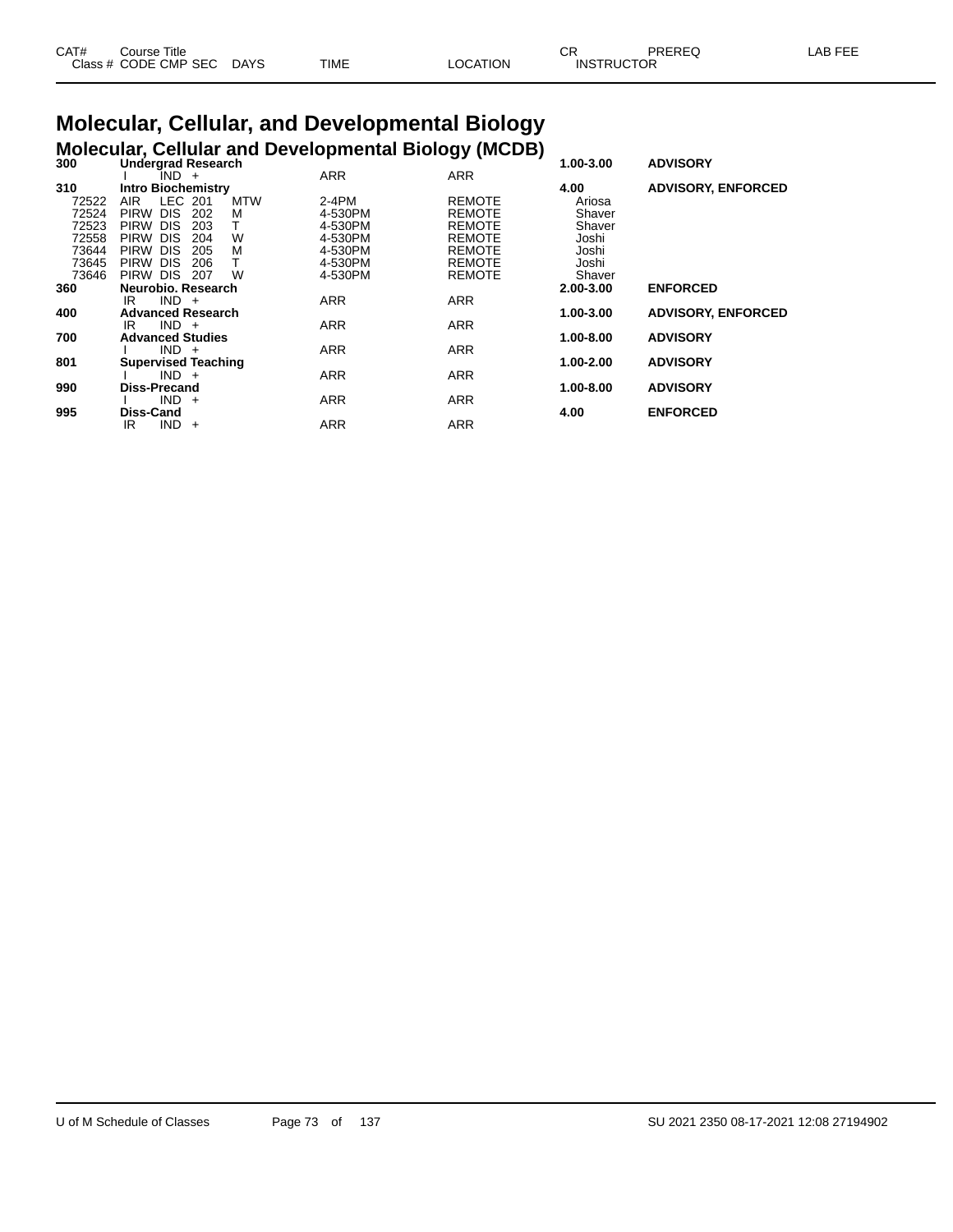| CAT# | Course Title | | | | | | CR | PREREQ | LAB FEE |
|---|---|---|---|---|---|---|---|---|---|
| Class # | CODE | CMP | SEC | DAYS | TIME | LOCATION | INSTRUCTOR | | |

# Molecular, Cellular, and Developmental Biology

## Molecular, Cellular and Developmental Biology (MCDB)

| CAT# / Class # | CODE | CMP | SEC | DAYS | TIME | LOCATION | CR / INSTRUCTOR | PREREQ |
|---|---|---|---|---|---|---|---|---|
| **300** | **Undergrad Research** | | | | | | **1.00-3.00** | **ADVISORY** |
| | I | IND | + | | ARR | ARR | | |
| **310** | **Intro Biochemistry** | | | | | | **4.00** | **ADVISORY, ENFORCED** |
| 72522 | AIR | LEC | 201 | MTW | 2-4PM | REMOTE | Ariosa | |
| 72524 | PIRW | DIS | 202 | M | 4-530PM | REMOTE | Shaver | |
| 72523 | PIRW | DIS | 203 | T | 4-530PM | REMOTE | Shaver | |
| 72558 | PIRW | DIS | 204 | W | 4-530PM | REMOTE | Joshi | |
| 73644 | PIRW | DIS | 205 | M | 4-530PM | REMOTE | Joshi | |
| 73645 | PIRW | DIS | 206 | T | 4-530PM | REMOTE | Joshi | |
| 73646 | PIRW | DIS | 207 | W | 4-530PM | REMOTE | Shaver | |
| **360** | **Neurobio. Research** | | | | | | **2.00-3.00** | **ENFORCED** |
| | IR | IND | + | | ARR | ARR | | |
| **400** | **Advanced Research** | | | | | | **1.00-3.00** | **ADVISORY, ENFORCED** |
| | IR | IND | + | | ARR | ARR | | |
| **700** | **Advanced Studies** | | | | | | **1.00-8.00** | **ADVISORY** |
| | I | IND | + | | ARR | ARR | | |
| **801** | **Supervised Teaching** | | | | | | **1.00-2.00** | **ADVISORY** |
| | I | IND | + | | ARR | ARR | | |
| **990** | **Diss-Precand** | | | | | | **1.00-8.00** | **ADVISORY** |
| | I | IND | + | | ARR | ARR | | |
| **995** | **Diss-Cand** | | | | | | **4.00** | **ENFORCED** |
| | IR | IND | + | | ARR | ARR | | |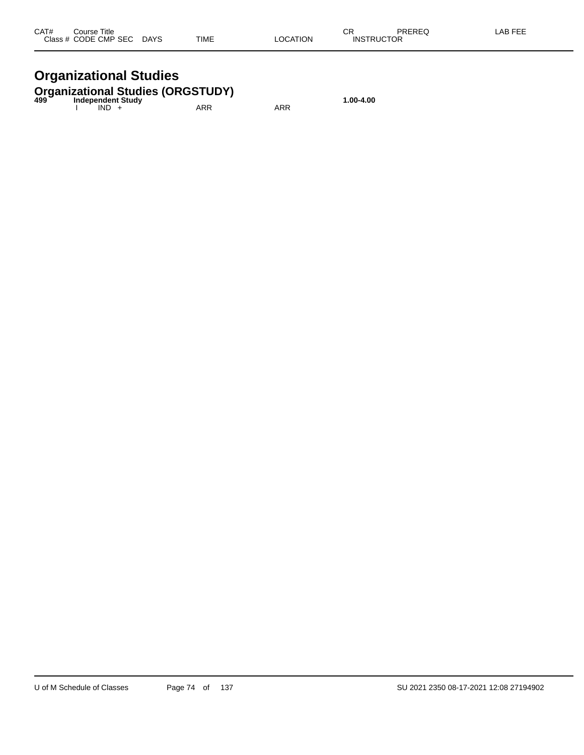| CAT# | Course Title | | | | | | CR | PREREQ | LAB FEE |
|---|---|---|---|---|---|---|---|---|---|
| Class # | CODE | CMP | SEC | DAYS | TIME | LOCATION | INSTRUCTOR | | |

# Organizational Studies

## Organizational Studies (ORGSTUDY)

| CAT# | Course Title | | | | | | CR | PREREQ | LAB FEE |
|---|---|---|---|---|---|---|---|---|---|
| **499** | **Independent Study** | | | | | | **1.00-4.00** | | |
| | I | IND | + | | ARR | ARR | | | |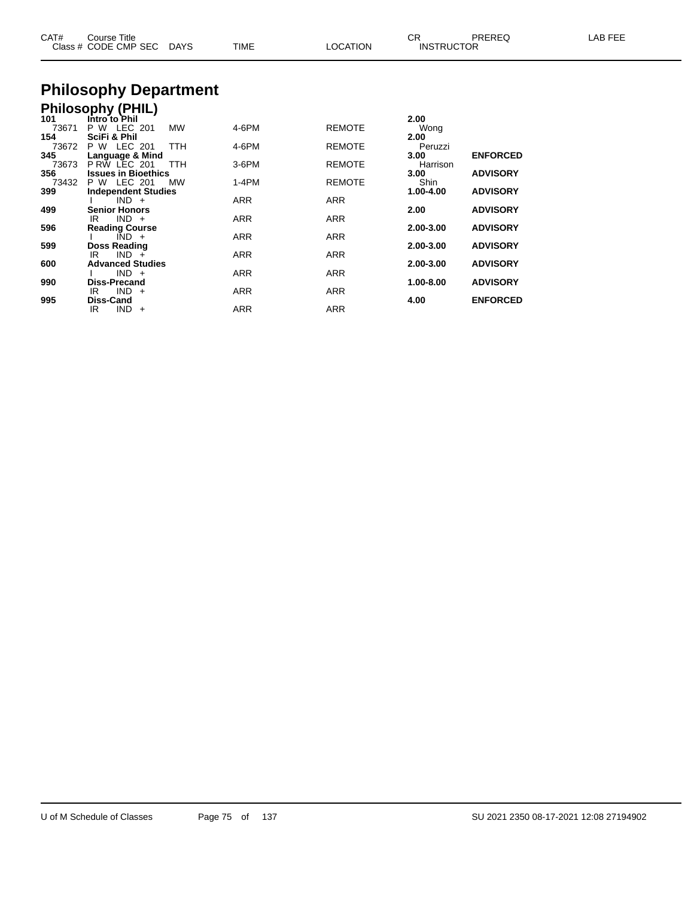# Philosophy Department

## Philosophy (PHIL)

| CAT# / Class # | Course Title / CODE CMP SEC | DAYS | TIME | LOCATION | CR / INSTRUCTOR | PREREQ | LAB FEE |
|---|---|---|---|---|---|---|---|
| **101** | **Intro to Phil** | | | | **2.00** | | |
| 73671 | P W LEC 201 | MW | 4-6PM | REMOTE | Wong | | |
| **154** | **SciFi & Phil** | | | | **2.00** | | |
| 73672 | P W LEC 201 | TTH | 4-6PM | REMOTE | Peruzzi | | |
| **345** | **Language & Mind** | | | | **3.00** | **ENFORCED** | |
| 73673 | P RW LEC 201 | TTH | 3-6PM | REMOTE | Harrison | | |
| **356** | **Issues in Bioethics** | | | | **3.00** | **ADVISORY** | |
| 73432 | P W LEC 201 | MW | 1-4PM | REMOTE | Shin | | |
| **399** | **Independent Studies** | | | | **1.00-4.00** | **ADVISORY** | |
| | I IND + | | ARR | ARR | | | |
| **499** | **Senior Honors** | | | | **2.00** | **ADVISORY** | |
| | IR IND + | | ARR | ARR | | | |
| **596** | **Reading Course** | | | | **2.00-3.00** | **ADVISORY** | |
| | I IND + | | ARR | ARR | | | |
| **599** | **Doss Reading** | | | | **2.00-3.00** | **ADVISORY** | |
| | IR IND + | | ARR | ARR | | | |
| **600** | **Advanced Studies** | | | | **2.00-3.00** | **ADVISORY** | |
| | I IND + | | ARR | ARR | | | |
| **990** | **Diss-Precand** | | | | **1.00-8.00** | **ADVISORY** | |
| | IR IND + | | ARR | ARR | | | |
| **995** | **Diss-Cand** | | | | **4.00** | **ENFORCED** | |
| | IR IND + | | ARR | ARR | | | |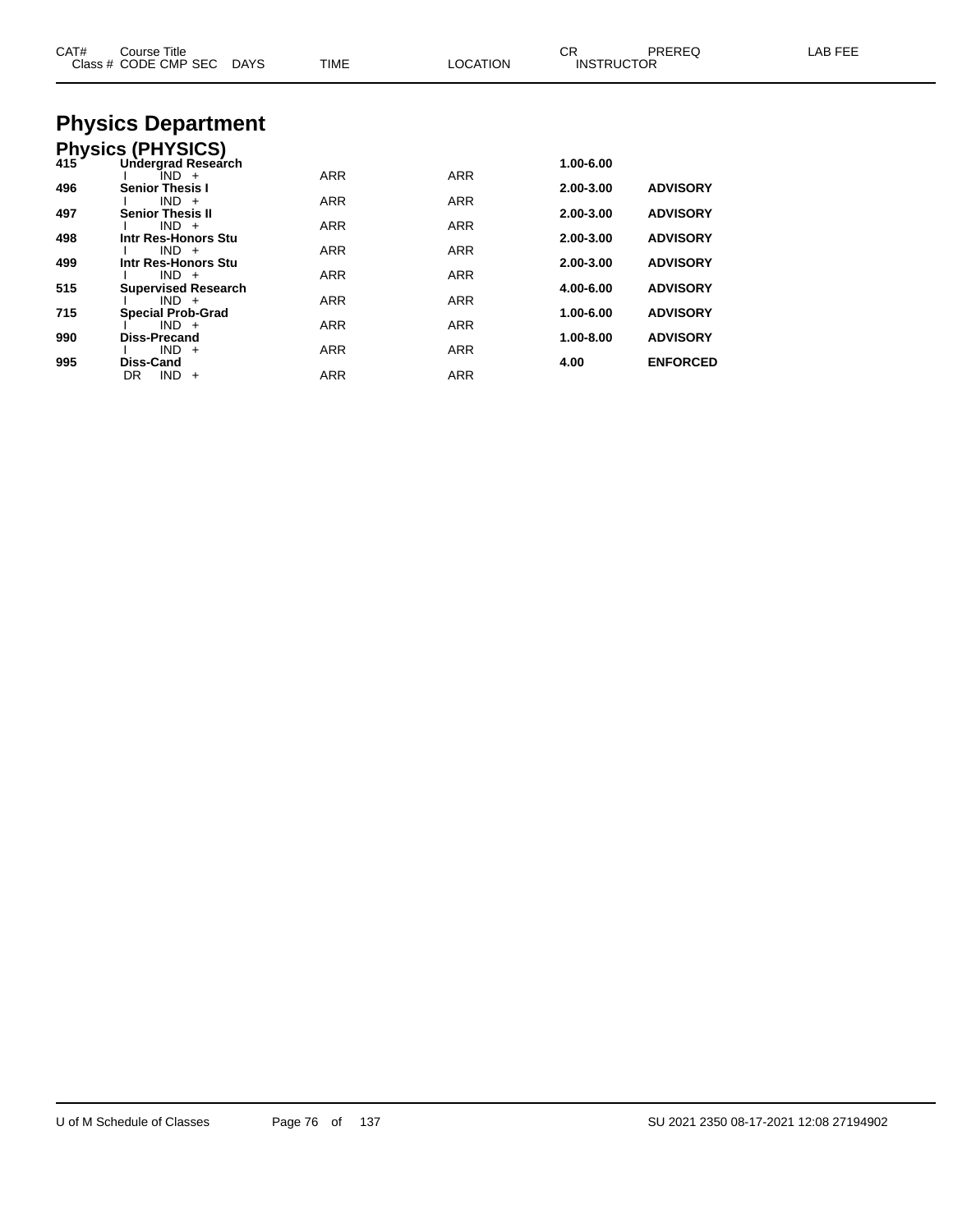# Physics Department

## Physics (PHYSICS)

| CAT# | Course Title / Class # CODE CMP SEC DAYS | TIME | LOCATION | CR / INSTRUCTOR | PREREQ | LAB FEE |
|---|---|---|---|---|---|---|
| 415 | **Undergrad Research** | | | **1.00-6.00** | | |
| | I IND + | ARR | ARR | | | |
| 496 | **Senior Thesis I** | | | **2.00-3.00** | **ADVISORY** | |
| | I IND + | ARR | ARR | | | |
| 497 | **Senior Thesis II** | | | **2.00-3.00** | **ADVISORY** | |
| | I IND + | ARR | ARR | | | |
| 498 | **Intr Res-Honors Stu** | | | **2.00-3.00** | **ADVISORY** | |
| | I IND + | ARR | ARR | | | |
| 499 | **Intr Res-Honors Stu** | | | **2.00-3.00** | **ADVISORY** | |
| | I IND + | ARR | ARR | | | |
| 515 | **Supervised Research** | | | **4.00-6.00** | **ADVISORY** | |
| | I IND + | ARR | ARR | | | |
| 715 | **Special Prob-Grad** | | | **1.00-6.00** | **ADVISORY** | |
| | I IND + | ARR | ARR | | | |
| 990 | **Diss-Precand** | | | **1.00-8.00** | **ADVISORY** | |
| | I IND + | ARR | ARR | | | |
| 995 | **Diss-Cand** | | | **4.00** | **ENFORCED** | |
| | DR IND + | ARR | ARR | | | |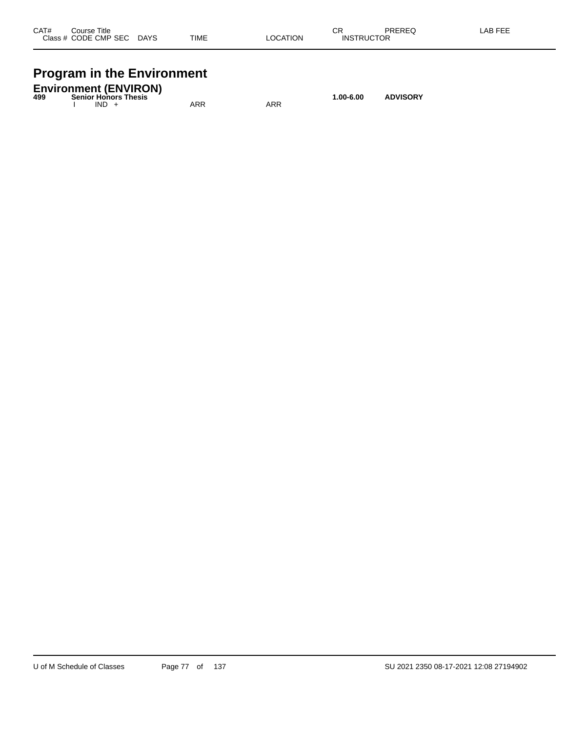| CAT# | Course Title<br>Class # CODE CMP SEC DAYS | TIME | LOCATION | CR<br>INSTRUCTOR | PREREQ | LAB FEE |
|---|---|---|---|---|---|---|

# Program in the Environment

## Environment (ENVIRON)

| CAT# | Course Title<br>Class # CODE CMP SEC DAYS | TIME | LOCATION | CR<br>INSTRUCTOR | PREREQ | LAB FEE |
|---|---|---|---|---|---|---|
| **499** | **Senior Honors Thesis** | | | **1.00-6.00** | **ADVISORY** | |
| | I IND + | ARR | ARR | | | |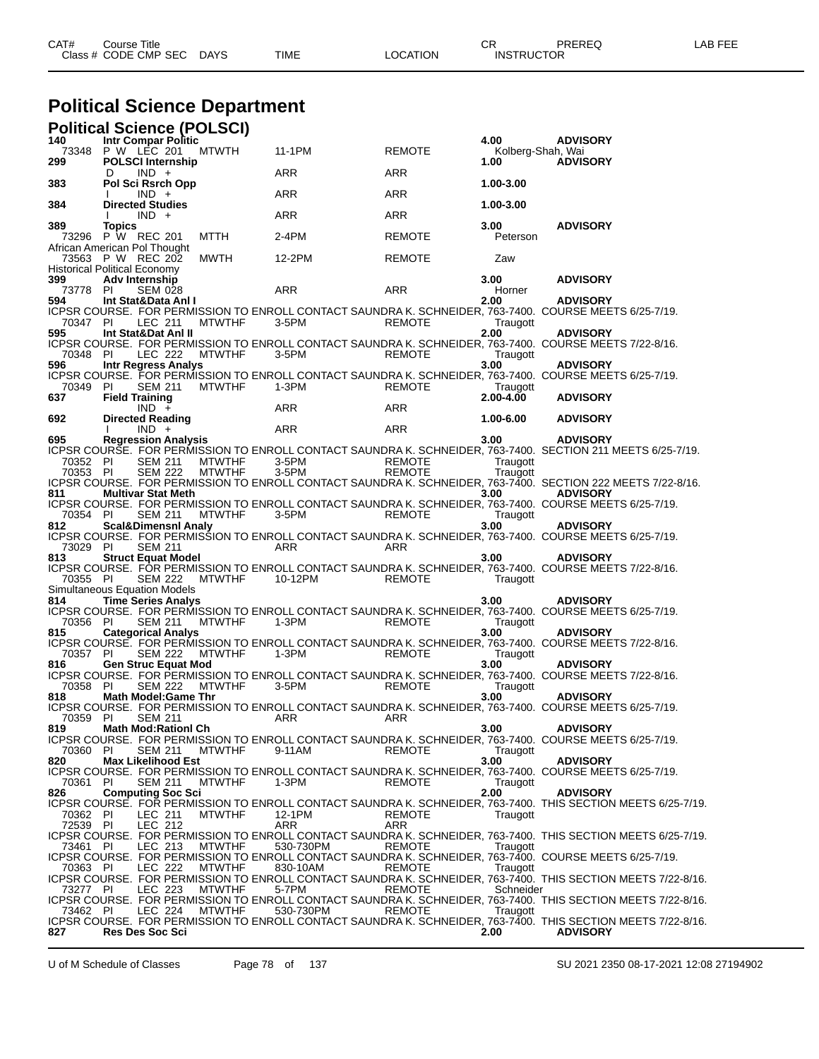| CAT# | Course Title |  |  |  |  | CR | PREREQ | LAB FEE |
|---|---|---|---|---|---|---|---|---|
| Class # | CODE CMP SEC | DAYS | TIME | LOCATION | INSTRUCTOR |  |  |  |

# Political Science Department

## Political Science (POLSCI)

**140 Intr Compar Politic** 4.00 **ADVISORY**
73348 P W LEC 201 MTWTH 11-1PM REMOTE Kolberg-Shah, Wai

**299 POLSCI Internship** 1.00 **ADVISORY**
D IND + ARR ARR

**383 Pol Sci Rsrch Opp** 1.00-3.00
I IND + ARR ARR

**384 Directed Studies** 1.00-3.00
I IND + ARR ARR

**389 Topics** 3.00 **ADVISORY**
73296 P W REC 201 MTTH 2-4PM REMOTE Peterson
African American Pol Thought
73563 P W REC 202 MWTH 12-2PM REMOTE Zaw
Historical Political Economy

**399 Adv Internship** 3.00 **ADVISORY**
73778 PI SEM 028 ARR ARR Horner

**594 Int Stat&Data Anl I** 2.00 **ADVISORY**
ICPSR COURSE. FOR PERMISSION TO ENROLL CONTACT SAUNDRA K. SCHNEIDER, 763-7400. COURSE MEETS 6/25-7/19.
70347 PI LEC 211 MTWTHF 3-5PM REMOTE Traugott

**595 Int Stat&Dat Anl II** 2.00 **ADVISORY**
ICPSR COURSE. FOR PERMISSION TO ENROLL CONTACT SAUNDRA K. SCHNEIDER, 763-7400. COURSE MEETS 7/22-8/16.
70348 PI LEC 222 MTWTHF 3-5PM REMOTE Traugott

**596 Intr Regress Analys** 3.00 **ADVISORY**
ICPSR COURSE. FOR PERMISSION TO ENROLL CONTACT SAUNDRA K. SCHNEIDER, 763-7400. COURSE MEETS 6/25-7/19.
70349 PI SEM 211 MTWTHF 1-3PM REMOTE Traugott

**637 Field Training** 2.00-4.00 **ADVISORY**
IND + ARR ARR

**692 Directed Reading** 1.00-6.00 **ADVISORY**
I IND + ARR ARR

**695 Regression Analysis** 3.00 **ADVISORY**
ICPSR COURSE. FOR PERMISSION TO ENROLL CONTACT SAUNDRA K. SCHNEIDER, 763-7400. SECTION 211 MEETS 6/25-7/19.
70352 PI SEM 211 MTWTHF 3-5PM REMOTE Traugott
70353 PI SEM 222 MTWTHF 3-5PM REMOTE Traugott
ICPSR COURSE. FOR PERMISSION TO ENROLL CONTACT SAUNDRA K. SCHNEIDER, 763-7400. SECTION 222 MEETS 7/22-8/16.

**811 Multivar Stat Meth** 3.00 **ADVISORY**
ICPSR COURSE. FOR PERMISSION TO ENROLL CONTACT SAUNDRA K. SCHNEIDER, 763-7400. COURSE MEETS 6/25-7/19.
70354 PI SEM 211 MTWTHF 3-5PM REMOTE Traugott

**812 Scal&Dimensnl Analy** 3.00 **ADVISORY**
ICPSR COURSE. FOR PERMISSION TO ENROLL CONTACT SAUNDRA K. SCHNEIDER, 763-7400. COURSE MEETS 6/25-7/19.
73029 PI SEM 211 ARR ARR

**813 Struct Equat Model** 3.00 **ADVISORY**
ICPSR COURSE. FOR PERMISSION TO ENROLL CONTACT SAUNDRA K. SCHNEIDER, 763-7400. COURSE MEETS 7/22-8/16.
70355 PI SEM 222 MTWTHF 10-12PM REMOTE Traugott
Simultaneous Equation Models

**814 Time Series Analys** 3.00 **ADVISORY**
ICPSR COURSE. FOR PERMISSION TO ENROLL CONTACT SAUNDRA K. SCHNEIDER, 763-7400. COURSE MEETS 6/25-7/19.
70356 PI SEM 211 MTWTHF 1-3PM REMOTE Traugott

**815 Categorical Analys** 3.00 **ADVISORY**
ICPSR COURSE. FOR PERMISSION TO ENROLL CONTACT SAUNDRA K. SCHNEIDER, 763-7400. COURSE MEETS 7/22-8/16.
70357 PI SEM 222 MTWTHF 1-3PM REMOTE Traugott

**816 Gen Struc Equat Mod** 3.00 **ADVISORY**
ICPSR COURSE. FOR PERMISSION TO ENROLL CONTACT SAUNDRA K. SCHNEIDER, 763-7400. COURSE MEETS 7/22-8/16.
70358 PI SEM 222 MTWTHF 3-5PM REMOTE Traugott

**818 Math Model:Game Thr** 3.00 **ADVISORY**
ICPSR COURSE. FOR PERMISSION TO ENROLL CONTACT SAUNDRA K. SCHNEIDER, 763-7400. COURSE MEETS 6/25-7/19.
70359 PI SEM 211 ARR ARR

**819 Math Mod:Rationl Ch** 3.00 **ADVISORY**
ICPSR COURSE. FOR PERMISSION TO ENROLL CONTACT SAUNDRA K. SCHNEIDER, 763-7400. COURSE MEETS 6/25-7/19.
70360 PI SEM 211 MTWTHF 9-11AM REMOTE Traugott

**820 Max Likelihood Est** 3.00 **ADVISORY**
ICPSR COURSE. FOR PERMISSION TO ENROLL CONTACT SAUNDRA K. SCHNEIDER, 763-7400. COURSE MEETS 6/25-7/19.
70361 PI SEM 211 MTWTHF 1-3PM REMOTE Traugott

**826 Computing Soc Sci** 2.00 **ADVISORY**
ICPSR COURSE. FOR PERMISSION TO ENROLL CONTACT SAUNDRA K. SCHNEIDER, 763-7400. THIS SECTION MEETS 6/25-7/19.
70362 PI LEC 211 MTWTHF 12-1PM REMOTE Traugott
72539 PI LEC 212 ARR ARR
ICPSR COURSE. FOR PERMISSION TO ENROLL CONTACT SAUNDRA K. SCHNEIDER, 763-7400. THIS SECTION MEETS 6/25-7/19.
73461 PI LEC 213 MTWTHF 530-730PM REMOTE Traugott
ICPSR COURSE. FOR PERMISSION TO ENROLL CONTACT SAUNDRA K. SCHNEIDER, 763-7400. COURSE MEETS 6/25-7/19.
70363 PI LEC 222 MTWTHF 830-10AM REMOTE Traugott
ICPSR COURSE. FOR PERMISSION TO ENROLL CONTACT SAUNDRA K. SCHNEIDER, 763-7400. THIS SECTION MEETS 7/22-8/16.
73277 PI LEC 223 MTWTHF 5-7PM REMOTE Schneider
ICPSR COURSE. FOR PERMISSION TO ENROLL CONTACT SAUNDRA K. SCHNEIDER, 763-7400. THIS SECTION MEETS 7/22-8/16.
73462 PI LEC 224 MTWTHF 530-730PM REMOTE Traugott
ICPSR COURSE. FOR PERMISSION TO ENROLL CONTACT SAUNDRA K. SCHNEIDER, 763-7400. THIS SECTION MEETS 7/22-8/16.

**827 Res Des Soc Sci** 2.00 **ADVISORY**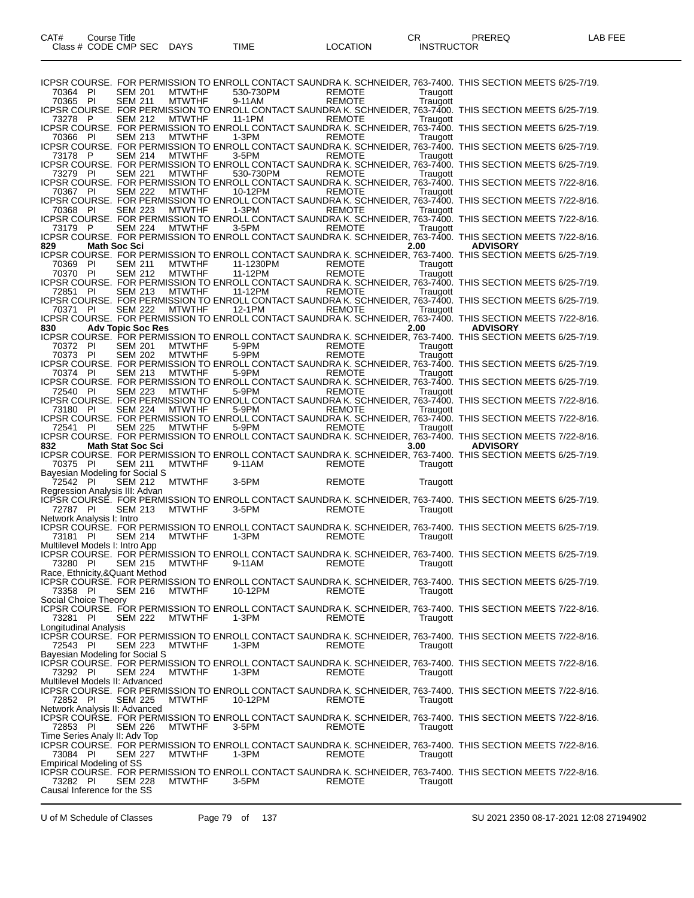| CAT# | Course Title |  |  |  |  | CR | PREREQ | LAB FEE |
|---|---|---|---|---|---|---|---|---|
| Class # | CODE CMP SEC | DAYS | TIME | LOCATION | INSTRUCTOR |  |  |  |

ICPSR COURSE. FOR PERMISSION TO ENROLL CONTACT SAUNDRA K. SCHNEIDER, 763-7400. THIS SECTION MEETS 6/25-7/19.

70364 PI SEM 201 MTWTHF 530-730PM REMOTE Traugott
70365 PI SEM 211 MTWTHF 9-11AM REMOTE Traugott

ICPSR COURSE. FOR PERMISSION TO ENROLL CONTACT SAUNDRA K. SCHNEIDER, 763-7400. THIS SECTION MEETS 6/25-7/19.

73278 P SEM 212 MTWTHF 11-1PM REMOTE Traugott

ICPSR COURSE. FOR PERMISSION TO ENROLL CONTACT SAUNDRA K. SCHNEIDER, 763-7400. THIS SECTION MEETS 6/25-7/19.

70366 PI SEM 213 MTWTHF 1-3PM REMOTE Traugott

ICPSR COURSE. FOR PERMISSION TO ENROLL CONTACT SAUNDRA K. SCHNEIDER, 763-7400. THIS SECTION MEETS 6/25-7/19.

73178 P SEM 214 MTWTHF 3-5PM REMOTE Traugott

ICPSR COURSE. FOR PERMISSION TO ENROLL CONTACT SAUNDRA K. SCHNEIDER, 763-7400. THIS SECTION MEETS 6/25-7/19.

73279 PI SEM 221 MTWTHF 530-730PM REMOTE Traugott

ICPSR COURSE. FOR PERMISSION TO ENROLL CONTACT SAUNDRA K. SCHNEIDER, 763-7400. THIS SECTION MEETS 7/22-8/16.

70367 PI SEM 222 MTWTHF 10-12PM REMOTE Traugott

ICPSR COURSE. FOR PERMISSION TO ENROLL CONTACT SAUNDRA K. SCHNEIDER, 763-7400. THIS SECTION MEETS 7/22-8/16.

70368 PI SEM 223 MTWTHF 1-3PM REMOTE Traugott

ICPSR COURSE. FOR PERMISSION TO ENROLL CONTACT SAUNDRA K. SCHNEIDER, 763-7400. THIS SECTION MEETS 7/22-8/16.

73179 P SEM 224 MTWTHF 3-5PM REMOTE Traugott

ICPSR COURSE. FOR PERMISSION TO ENROLL CONTACT SAUNDRA K. SCHNEIDER, 763-7400. THIS SECTION MEETS 7/22-8/16.

**829 Math Soc Sci 2.00 ADVISORY**

ICPSR COURSE. FOR PERMISSION TO ENROLL CONTACT SAUNDRA K. SCHNEIDER, 763-7400. THIS SECTION MEETS 6/25-7/19.

70369 PI SEM 211 MTWTHF 11-1230PM REMOTE Traugott
70370 PI SEM 212 MTWTHF 11-12PM REMOTE Traugott

ICPSR COURSE. FOR PERMISSION TO ENROLL CONTACT SAUNDRA K. SCHNEIDER, 763-7400. THIS SECTION MEETS 6/25-7/19.

72851 PI SEM 213 MTWTHF 11-12PM REMOTE Traugott

ICPSR COURSE. FOR PERMISSION TO ENROLL CONTACT SAUNDRA K. SCHNEIDER, 763-7400. THIS SECTION MEETS 6/25-7/19.

70371 PI SEM 222 MTWTHF 12-1PM REMOTE Traugott

ICPSR COURSE. FOR PERMISSION TO ENROLL CONTACT SAUNDRA K. SCHNEIDER, 763-7400. THIS SECTION MEETS 7/22-8/16.

**830 Adv Topic Soc Res 2.00 ADVISORY**

ICPSR COURSE. FOR PERMISSION TO ENROLL CONTACT SAUNDRA K. SCHNEIDER, 763-7400. THIS SECTION MEETS 6/25-7/19.

70372 PI SEM 201 MTWTHF 5-9PM REMOTE Traugott
70373 PI SEM 202 MTWTHF 5-9PM REMOTE Traugott

ICPSR COURSE. FOR PERMISSION TO ENROLL CONTACT SAUNDRA K. SCHNEIDER, 763-7400. THIS SECTION MEETS 6/25-7/19.

70374 PI SEM 213 MTWTHF 5-9PM REMOTE Traugott

ICPSR COURSE. FOR PERMISSION TO ENROLL CONTACT SAUNDRA K. SCHNEIDER, 763-7400. THIS SECTION MEETS 6/25-7/19.

72540 PI SEM 223 MTWTHF 5-9PM REMOTE Traugott

ICPSR COURSE. FOR PERMISSION TO ENROLL CONTACT SAUNDRA K. SCHNEIDER, 763-7400. THIS SECTION MEETS 7/22-8/16.

73180 PI SEM 224 MTWTHF 5-9PM REMOTE Traugott

ICPSR COURSE. FOR PERMISSION TO ENROLL CONTACT SAUNDRA K. SCHNEIDER, 763-7400. THIS SECTION MEETS 7/22-8/16.

72541 PI SEM 225 MTWTHF 5-9PM REMOTE Traugott

ICPSR COURSE. FOR PERMISSION TO ENROLL CONTACT SAUNDRA K. SCHNEIDER, 763-7400. THIS SECTION MEETS 7/22-8/16.

**832 Math Stat Soc Sci 3.00 ADVISORY**

ICPSR COURSE. FOR PERMISSION TO ENROLL CONTACT SAUNDRA K. SCHNEIDER, 763-7400. THIS SECTION MEETS 6/25-7/19.

70375 PI SEM 211 MTWTHF 9-11AM REMOTE Traugott
Bayesian Modeling for Social S

72542 PI SEM 212 MTWTHF 3-5PM REMOTE Traugott
Regression Analysis III: Advan

ICPSR COURSE. FOR PERMISSION TO ENROLL CONTACT SAUNDRA K. SCHNEIDER, 763-7400. THIS SECTION MEETS 6/25-7/19.

72787 PI SEM 213 MTWTHF 3-5PM REMOTE Traugott
Network Analysis I: Intro

ICPSR COURSE. FOR PERMISSION TO ENROLL CONTACT SAUNDRA K. SCHNEIDER, 763-7400. THIS SECTION MEETS 6/25-7/19.

73181 PI SEM 214 MTWTHF 1-3PM REMOTE Traugott
Multilevel Models I: Intro App

ICPSR COURSE. FOR PERMISSION TO ENROLL CONTACT SAUNDRA K. SCHNEIDER, 763-7400. THIS SECTION MEETS 6/25-7/19.

73280 PI SEM 215 MTWTHF 9-11AM REMOTE Traugott
Race, Ethnicity,&Quant Method

ICPSR COURSE. FOR PERMISSION TO ENROLL CONTACT SAUNDRA K. SCHNEIDER, 763-7400. THIS SECTION MEETS 6/25-7/19.

73358 PI SEM 216 MTWTHF 10-12PM REMOTE Traugott
Social Choice Theory

ICPSR COURSE. FOR PERMISSION TO ENROLL CONTACT SAUNDRA K. SCHNEIDER, 763-7400. THIS SECTION MEETS 7/22-8/16.

73281 PI SEM 222 MTWTHF 1-3PM REMOTE Traugott
Longitudinal Analysis

ICPSR COURSE. FOR PERMISSION TO ENROLL CONTACT SAUNDRA K. SCHNEIDER, 763-7400. THIS SECTION MEETS 7/22-8/16.

72543 PI SEM 223 MTWTHF 1-3PM REMOTE Traugott
Bayesian Modeling for Social S

ICPSR COURSE. FOR PERMISSION TO ENROLL CONTACT SAUNDRA K. SCHNEIDER, 763-7400. THIS SECTION MEETS 7/22-8/16.

73292 PI SEM 224 MTWTHF 1-3PM REMOTE Traugott
Multilevel Models II: Advanced

ICPSR COURSE. FOR PERMISSION TO ENROLL CONTACT SAUNDRA K. SCHNEIDER, 763-7400. THIS SECTION MEETS 7/22-8/16.

72852 PI SEM 225 MTWTHF 10-12PM REMOTE Traugott
Network Analysis II: Advanced

ICPSR COURSE. FOR PERMISSION TO ENROLL CONTACT SAUNDRA K. SCHNEIDER, 763-7400. THIS SECTION MEETS 7/22-8/16.

72853 PI SEM 226 MTWTHF 3-5PM REMOTE Traugott
Time Series Analy II: Adv Top

ICPSR COURSE. FOR PERMISSION TO ENROLL CONTACT SAUNDRA K. SCHNEIDER, 763-7400. THIS SECTION MEETS 7/22-8/16.

73084 PI SEM 227 MTWTHF 1-3PM REMOTE Traugott
Empirical Modeling of SS

ICPSR COURSE. FOR PERMISSION TO ENROLL CONTACT SAUNDRA K. SCHNEIDER, 763-7400. THIS SECTION MEETS 7/22-8/16.

73282 PI SEM 228 MTWTHF 3-5PM REMOTE Traugott
Causal Inference for the SS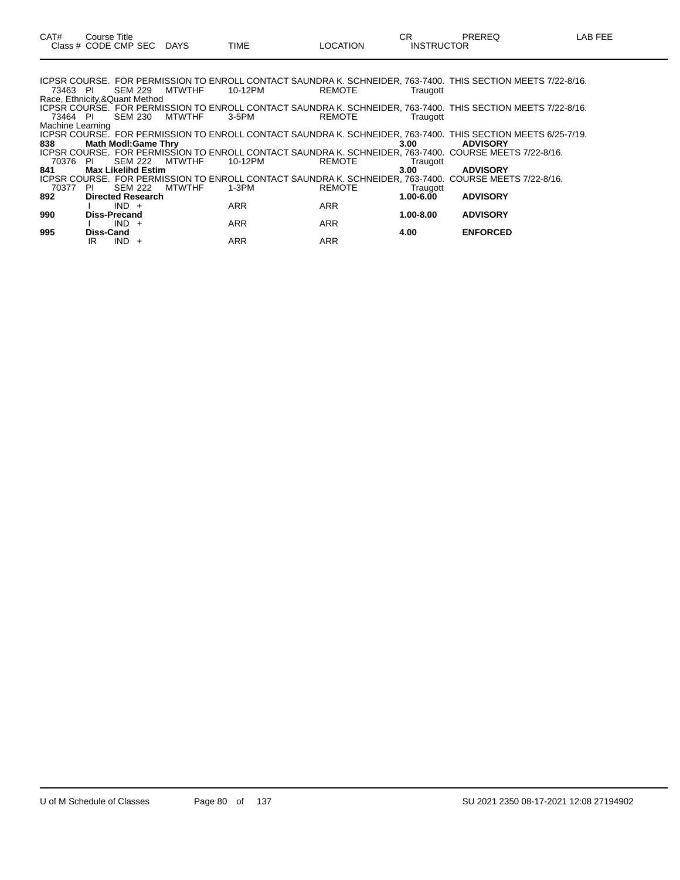| CAT# | Course Title | | | | | CR | PREREQ | LAB FEE |
|---|---|---|---|---|---|---|---|---|
| Class # | CODE CMP SEC | DAYS | TIME | LOCATION | INSTRUCTOR | | | |

ICPSR COURSE. FOR PERMISSION TO ENROLL CONTACT SAUNDRA K. SCHNEIDER, 763-7400. THIS SECTION MEETS 7/22-8/16.

| 73463 | PI SEM 229 | MTWTHF | 10-12PM | REMOTE | Traugott |
|---|---|---|---|---|---|

Race, Ethnicity,&Quant Method

ICPSR COURSE. FOR PERMISSION TO ENROLL CONTACT SAUNDRA K. SCHNEIDER, 763-7400. THIS SECTION MEETS 7/22-8/16.

| 73464 | PI SEM 230 | MTWTHF | 3-5PM | REMOTE | Traugott |
|---|---|---|---|---|---|

Machine Learning

ICPSR COURSE. FOR PERMISSION TO ENROLL CONTACT SAUNDRA K. SCHNEIDER, 763-7400. THIS SECTION MEETS 6/25-7/19.

**838 Math Modl:Game Thry** **3.00** **ADVISORY**

ICPSR COURSE. FOR PERMISSION TO ENROLL CONTACT SAUNDRA K. SCHNEIDER, 763-7400. COURSE MEETS 7/22-8/16.

| 70376 | PI SEM 222 | MTWTHF | 10-12PM | REMOTE | Traugott |
|---|---|---|---|---|---|

**841 Max Likelihd Estim** **3.00** **ADVISORY**

ICPSR COURSE. FOR PERMISSION TO ENROLL CONTACT SAUNDRA K. SCHNEIDER, 763-7400. COURSE MEETS 7/22-8/16.

| 70377 | PI SEM 222 | MTWTHF | 1-3PM | REMOTE | Traugott |
|---|---|---|---|---|---|

**892 Directed Research** **1.00-6.00** **ADVISORY**

| | I IND + | | ARR | ARR | |
|---|---|---|---|---|---|

**990 Diss-Precand** **1.00-8.00** **ADVISORY**

| | I IND + | | ARR | ARR | |
|---|---|---|---|---|---|

**995 Diss-Cand** **4.00** **ENFORCED**

| | IR IND + | | ARR | ARR | |
|---|---|---|---|---|---|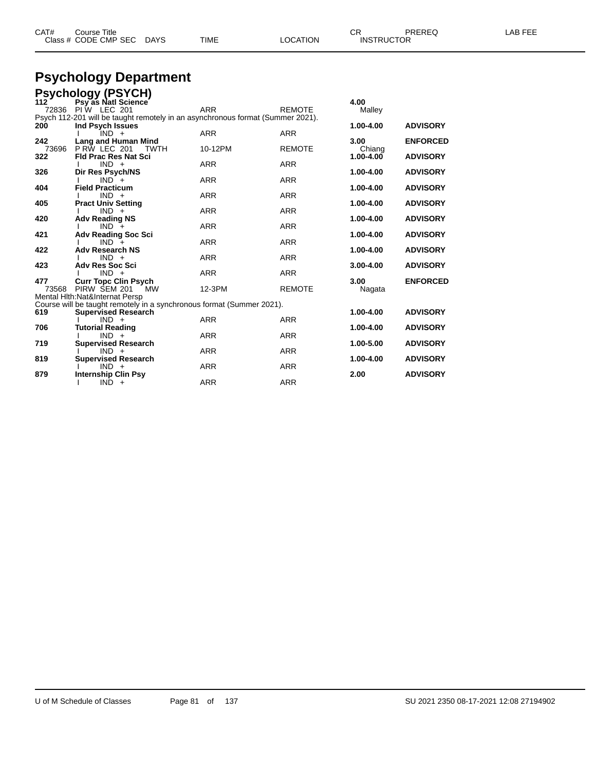| CAT# | Course Title |  |  |  | CR | PREREQ | LAB FEE |
|---|---|---|---|---|---|---|---|
| Class # | CODE CMP SEC | DAYS | TIME | LOCATION | INSTRUCTOR |  |  |

# Psychology Department

## Psychology (PSYCH)

| CAT# | Course Title / Class # CODE CMP SEC | DAYS | TIME | LOCATION | CR / INSTRUCTOR | PREREQ |
|---|---|---|---|---|---|---|
| **112** | **Psy as Natl Science** |  |  |  | **4.00** |  |
| 72836 | PI W LEC 201 |  | ARR | REMOTE | Malley |  |
| Psych 112-201 will be taught remotely in an asynchronous format (Summer 2021). |  |  |  |  |  |  |
| **200** | **Ind Psych Issues** |  |  |  | **1.00-4.00** | **ADVISORY** |
|  | I IND + |  | ARR | ARR |  |  |
| **242** | **Lang and Human Mind** |  |  |  | **3.00** | **ENFORCED** |
| 73696 | P RW LEC 201 | TWTH | 10-12PM | REMOTE | Chiang |  |
| **322** | **Fld Prac Res Nat Sci** |  |  |  | **1.00-4.00** | **ADVISORY** |
|  | I IND + |  | ARR | ARR |  |  |
| **326** | **Dir Res Psych/NS** |  |  |  | **1.00-4.00** | **ADVISORY** |
|  | I IND + |  | ARR | ARR |  |  |
| **404** | **Field Practicum** |  |  |  | **1.00-4.00** | **ADVISORY** |
|  | I IND + |  | ARR | ARR |  |  |
| **405** | **Pract Univ Setting** |  |  |  | **1.00-4.00** | **ADVISORY** |
|  | I IND + |  | ARR | ARR |  |  |
| **420** | **Adv Reading NS** |  |  |  | **1.00-4.00** | **ADVISORY** |
|  | I IND + |  | ARR | ARR |  |  |
| **421** | **Adv Reading Soc Sci** |  |  |  | **1.00-4.00** | **ADVISORY** |
|  | I IND + |  | ARR | ARR |  |  |
| **422** | **Adv Research NS** |  |  |  | **1.00-4.00** | **ADVISORY** |
|  | I IND + |  | ARR | ARR |  |  |
| **423** | **Adv Res Soc Sci** |  |  |  | **3.00-4.00** | **ADVISORY** |
|  | I IND + |  | ARR | ARR |  |  |
| **477** | **Curr Topc Clin Psych** |  |  |  | **3.00** | **ENFORCED** |
| 73568 | PIRW SEM 201 | MW | 12-3PM | REMOTE | Nagata |  |
| Mental Hlth:Nat&Internat Persp |  |  |  |  |  |  |
| Course will be taught remotely in a synchronous format (Summer 2021). |  |  |  |  |  |  |
| **619** | **Supervised Research** |  |  |  | **1.00-4.00** | **ADVISORY** |
|  | I IND + |  | ARR | ARR |  |  |
| **706** | **Tutorial Reading** |  |  |  | **1.00-4.00** | **ADVISORY** |
|  | I IND + |  | ARR | ARR |  |  |
| **719** | **Supervised Research** |  |  |  | **1.00-5.00** | **ADVISORY** |
|  | I IND + |  | ARR | ARR |  |  |
| **819** | **Supervised Research** |  |  |  | **1.00-4.00** | **ADVISORY** |
|  | I IND + |  | ARR | ARR |  |  |
| **879** | **Internship Clin Psy** |  |  |  | **2.00** | **ADVISORY** |
|  | I IND + |  | ARR | ARR |  |  |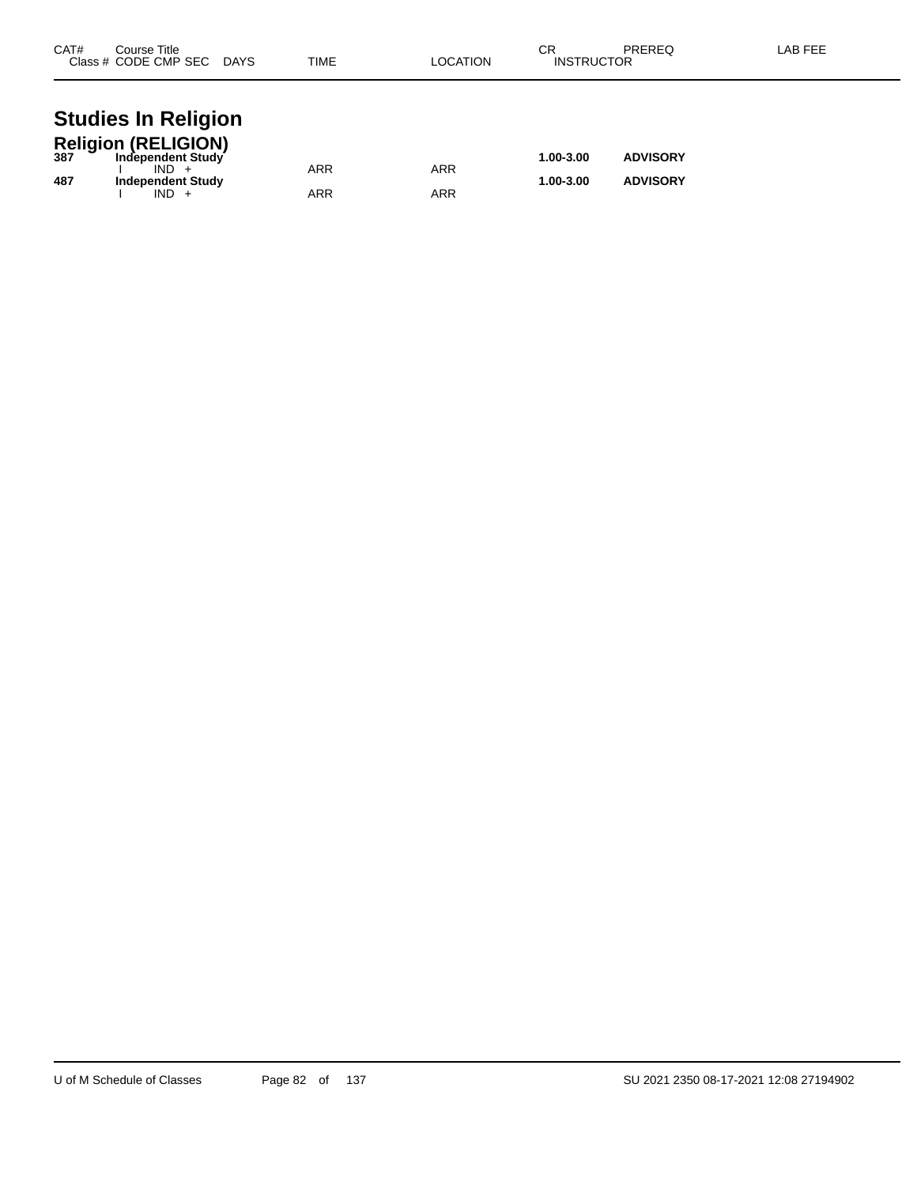| CAT# | Course Title<br>Class # CODE CMP SEC DAYS | TIME | LOCATION | CR<br>INSTRUCTOR | PREREQ | LAB FEE |
|---|---|---|---|---|---|---|

# Studies In Religion

## Religion (RELIGION)

| CAT# | Course Title<br>Class # CODE CMP SEC DAYS | TIME | LOCATION | CR<br>INSTRUCTOR | PREREQ | LAB FEE |
|---|---|---|---|---|---|---|
| **387** | **Independent Study** | | | **1.00-3.00** | **ADVISORY** | |
| | I IND + | ARR | ARR | | | |
| **487** | **Independent Study** | | | **1.00-3.00** | **ADVISORY** | |
| | I IND + | ARR | ARR | | | |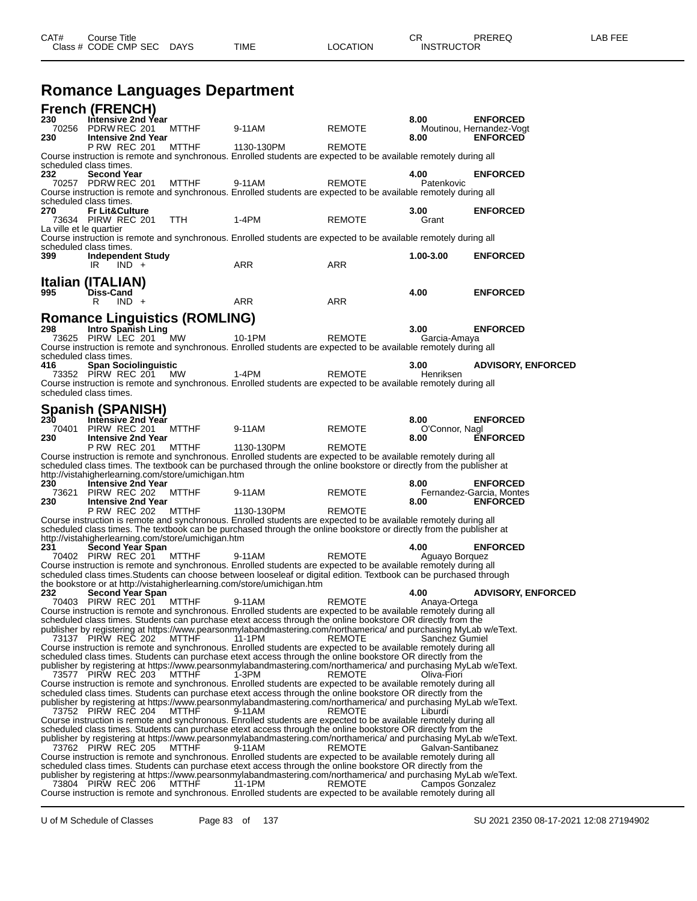| CAT# | Course Title | | | | CR | PREREQ | LAB FEE |
|---|---|---|---|---|---|---|---|
| Class # | CODE CMP SEC | DAYS | TIME | LOCATION | INSTRUCTOR | | |

# Romance Languages Department

## French (FRENCH)

**230 Intensive 2nd Year** — **8.00** — **ENFORCED**
70256 PDRW REC 201 MTTHF 9-11AM REMOTE Moutinou, Hernandez-Vogt

**230 Intensive 2nd Year** — **8.00** — **ENFORCED**
P RW REC 201 MTTHF 1130-130PM REMOTE
Course instruction is remote and synchronous. Enrolled students are expected to be available remotely during all scheduled class times.

**232 Second Year** — **4.00** — **ENFORCED**
70257 PDRW REC 201 MTTHF 9-11AM REMOTE Patenkovic
Course instruction is remote and synchronous. Enrolled students are expected to be available remotely during all scheduled class times.

**270 Fr Lit&Culture** — **3.00** — **ENFORCED**
73634 PIRW REC 201 TTH 1-4PM REMOTE Grant
La ville et le quartier
Course instruction is remote and synchronous. Enrolled students are expected to be available remotely during all scheduled class times.

**399 Independent Study** — **1.00-3.00** — **ENFORCED**
IR IND + ARR ARR

## Italian (ITALIAN)

**995 Diss-Cand** — **4.00** — **ENFORCED**
R IND + ARR ARR

## Romance Linguistics (ROMLING)

**298 Intro Spanish Ling** — **3.00** — **ENFORCED**
73625 PIRW LEC 201 MW 10-1PM REMOTE Garcia-Amaya
Course instruction is remote and synchronous. Enrolled students are expected to be available remotely during all scheduled class times.

**416 Span Sociolinguistic** — **3.00** — **ADVISORY, ENFORCED**
73352 PIRW REC 201 MW 1-4PM REMOTE Henriksen
Course instruction is remote and synchronous. Enrolled students are expected to be available remotely during all scheduled class times.

## Spanish (SPANISH)

**230 Intensive 2nd Year** — **8.00** — **ENFORCED**
70401 PIRW REC 201 MTTHF 9-11AM REMOTE O'Connor, Nagl

**230 Intensive 2nd Year** — **8.00** — **ENFORCED**
P RW REC 201 MTTHF 1130-130PM REMOTE
Course instruction is remote and synchronous. Enrolled students are expected to be available remotely during all scheduled class times. The textbook can be purchased through the online bookstore or directly from the publisher at http://vistahigherlearning.com/store/umichigan.htm

**230 Intensive 2nd Year** — **8.00** — **ENFORCED**
73621 PIRW REC 202 MTTHF 9-11AM REMOTE Fernandez-Garcia, Montes

**230 Intensive 2nd Year** — **8.00** — **ENFORCED**
P RW REC 202 MTTHF 1130-130PM REMOTE
Course instruction is remote and synchronous. Enrolled students are expected to be available remotely during all scheduled class times. The textbook can be purchased through the online bookstore or directly from the publisher at http://vistahigherlearning.com/store/umichigan.htm

**231 Second Year Span** — **4.00** — **ENFORCED**
70402 PIRW REC 201 MTTHF 9-11AM REMOTE Aguayo Borquez
Course instruction is remote and synchronous. Enrolled students are expected to be available remotely during all scheduled class times.Students can choose between looseleaf or digital edition. Textbook can be purchased through the bookstore or at http://vistahigherlearning.com/store/umichigan.htm

**232 Second Year Span** — **4.00** — **ADVISORY, ENFORCED**
70403 PIRW REC 201 MTTHF 9-11AM REMOTE Anaya-Ortega
Course instruction is remote and synchronous. Enrolled students are expected to be available remotely during all scheduled class times. Students can purchase etext access through the online bookstore OR directly from the publisher by registering at https://www.pearsonmylabandmastering.com/northamerica/ and purchasing MyLab w/eText.

73137 PIRW REC 202 MTTHF 11-1PM REMOTE Sanchez Gumiel
Course instruction is remote and synchronous. Enrolled students are expected to be available remotely during all scheduled class times. Students can purchase etext access through the online bookstore OR directly from the publisher by registering at https://www.pearsonmylabandmastering.com/northamerica/ and purchasing MyLab w/eText.

73577 PIRW REC 203 MTTHF 1-3PM REMOTE Oliva-Fiori
Course instruction is remote and synchronous. Enrolled students are expected to be available remotely during all scheduled class times. Students can purchase etext access through the online bookstore OR directly from the publisher by registering at https://www.pearsonmylabandmastering.com/northamerica/ and purchasing MyLab w/eText.

73752 PIRW REC 204 MTTHF 9-11AM REMOTE Liburdi
Course instruction is remote and synchronous. Enrolled students are expected to be available remotely during all scheduled class times. Students can purchase etext access through the online bookstore OR directly from the publisher by registering at https://www.pearsonmylabandmastering.com/northamerica/ and purchasing MyLab w/eText.

73762 PIRW REC 205 MTTHF 9-11AM REMOTE Galvan-Santibanez
Course instruction is remote and synchronous. Enrolled students are expected to be available remotely during all scheduled class times. Students can purchase etext access through the online bookstore OR directly from the publisher by registering at https://www.pearsonmylabandmastering.com/northamerica/ and purchasing MyLab w/eText.

73804 PIRW REC 206 MTTHF 11-1PM REMOTE Campos Gonzalez
Course instruction is remote and synchronous. Enrolled students are expected to be available remotely during all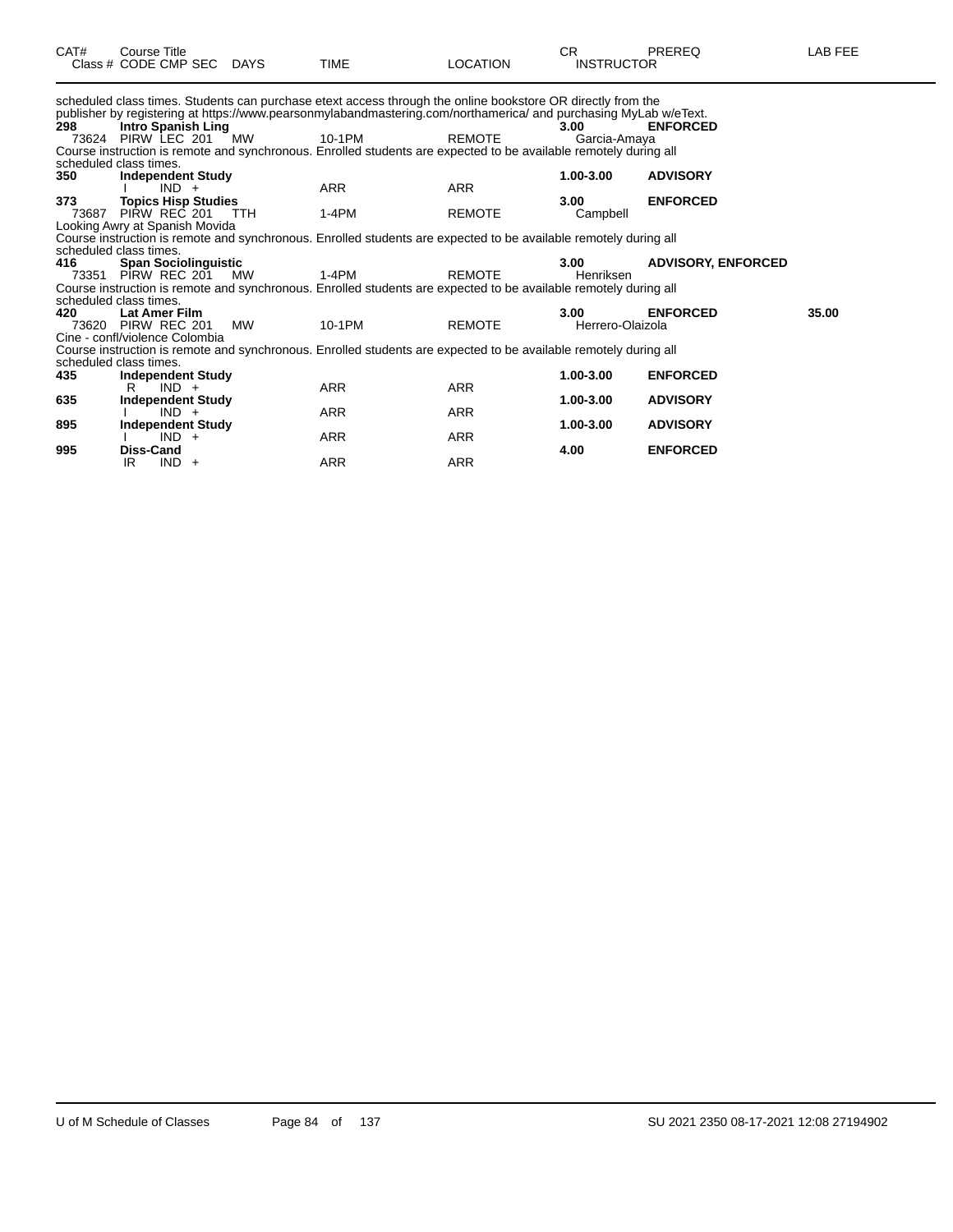| CAT# | Course Title<br>Class # CODE CMP SEC | DAYS | TIME | LOCATION | CR<br>INSTRUCTOR | PREREQ | LAB FEE |
|---|---|---|---|---|---|---|---|

scheduled class times. Students can purchase etext access through the online bookstore OR directly from the publisher by registering at https://www.pearsonmylabandmastering.com/northamerica/ and purchasing MyLab w/eText.

| CAT# | Course Title / Class # CODE CMP SEC | DAYS | TIME | LOCATION | CR / INSTRUCTOR | PREREQ | LAB FEE |
|---|---|---|---|---|---|---|---|
| **298** | **Intro Spanish Ling** | | | | **3.00** | **ENFORCED** | |
| | 73624 PIRW LEC 201 | MW | 10-1PM | REMOTE | Garcia-Amaya | | |

Course instruction is remote and synchronous. Enrolled students are expected to be available remotely during all scheduled class times.

| CAT# | Course Title / Class # CODE CMP SEC | DAYS | TIME | LOCATION | CR / INSTRUCTOR | PREREQ | LAB FEE |
|---|---|---|---|---|---|---|---|
| **350** | **Independent Study** | | | | **1.00-3.00** | **ADVISORY** | |
| | I IND + | | ARR | ARR | | | |
| **373** | **Topics Hisp Studies** | | | | **3.00** | **ENFORCED** | |
| | 73687 PIRW REC 201 | TTH | 1-4PM | REMOTE | Campbell | | |

Looking Awry at Spanish Movida

Course instruction is remote and synchronous. Enrolled students are expected to be available remotely during all scheduled class times.

| CAT# | Course Title / Class # CODE CMP SEC | DAYS | TIME | LOCATION | CR / INSTRUCTOR | PREREQ | LAB FEE |
|---|---|---|---|---|---|---|---|
| **416** | **Span Sociolinguistic** | | | | **3.00** | **ADVISORY, ENFORCED** | |
| | 73351 PIRW REC 201 | MW | 1-4PM | REMOTE | Henriksen | | |

Course instruction is remote and synchronous. Enrolled students are expected to be available remotely during all scheduled class times.

| CAT# | Course Title / Class # CODE CMP SEC | DAYS | TIME | LOCATION | CR / INSTRUCTOR | PREREQ | LAB FEE |
|---|---|---|---|---|---|---|---|
| **420** | **Lat Amer Film** | | | | **3.00** | **ENFORCED** | **35.00** |
| | 73620 PIRW REC 201 | MW | 10-1PM | REMOTE | Herrero-Olaizola | | |

Cine - confl/violence Colombia

Course instruction is remote and synchronous. Enrolled students are expected to be available remotely during all scheduled class times.

| CAT# | Course Title / Class # CODE CMP SEC | DAYS | TIME | LOCATION | CR / INSTRUCTOR | PREREQ | LAB FEE |
|---|---|---|---|---|---|---|---|
| **435** | **Independent Study** | | | | **1.00-3.00** | **ENFORCED** | |
| | R IND + | | ARR | ARR | | | |
| **635** | **Independent Study** | | | | **1.00-3.00** | **ADVISORY** | |
| | I IND + | | ARR | ARR | | | |
| **895** | **Independent Study** | | | | **1.00-3.00** | **ADVISORY** | |
| | I IND + | | ARR | ARR | | | |
| **995** | **Diss-Cand** | | | | **4.00** | **ENFORCED** | |
| | IR IND + | | ARR | ARR | | | |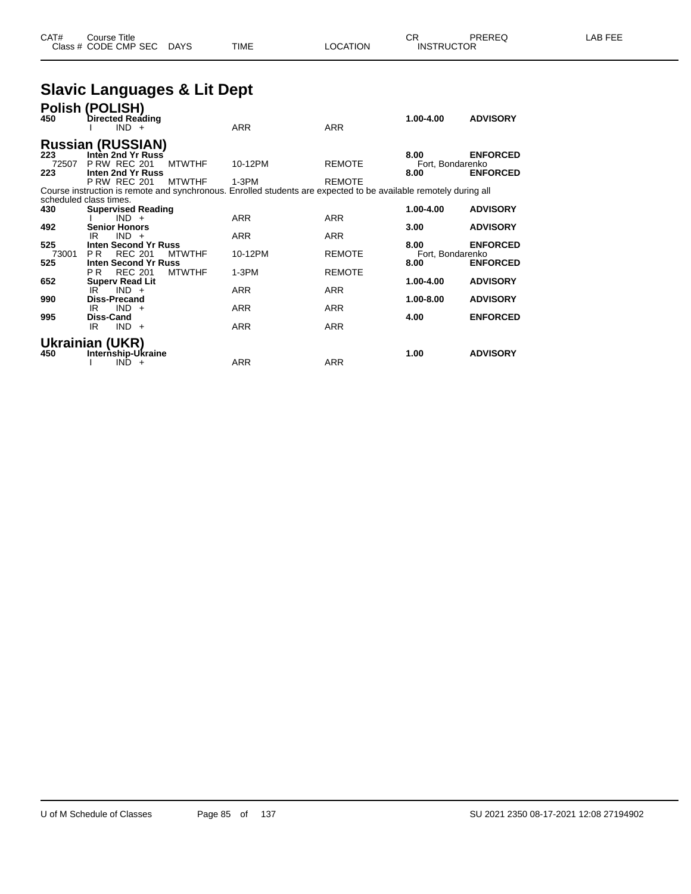| CAT# | Course Title | | | | CR | PREREQ | LAB FEE |
|---|---|---|---|---|---|---|---|
| Class # | CODE CMP SEC | DAYS | TIME | LOCATION | INSTRUCTOR | | |

# Slavic Languages & Lit Dept

## Polish (POLISH)

| CAT# | Course Title | DAYS | TIME | LOCATION | CR / INSTRUCTOR | PREREQ |
|---|---|---|---|---|---|---|
| **450** | **Directed Reading** | | | | **1.00-4.00** | **ADVISORY** |
| | I IND + | | ARR | ARR | | |

## Russian (RUSSIAN)

| CAT# | Course Title | DAYS | TIME | LOCATION | CR / INSTRUCTOR | PREREQ |
|---|---|---|---|---|---|---|
| **223** | **Inten 2nd Yr Russ** | | | | **8.00** | **ENFORCED** |
| 72507 | P RW REC 201 | MTWTHF | 10-12PM | REMOTE | Fort, Bondarenko | |
| **223** | **Inten 2nd Yr Russ** | | | | **8.00** | **ENFORCED** |
| | P RW REC 201 | MTWTHF | 1-3PM | REMOTE | | |

Course instruction is remote and synchronous. Enrolled students are expected to be available remotely during all scheduled class times.

| CAT# | Course Title | DAYS | TIME | LOCATION | CR / INSTRUCTOR | PREREQ |
|---|---|---|---|---|---|---|
| **430** | **Supervised Reading** | | | | **1.00-4.00** | **ADVISORY** |
| | I IND + | | ARR | ARR | | |
| **492** | **Senior Honors** | | | | **3.00** | **ADVISORY** |
| | IR IND + | | ARR | ARR | | |
| **525** | **Inten Second Yr Russ** | | | | **8.00** | **ENFORCED** |
| 73001 | P R REC 201 | MTWTHF | 10-12PM | REMOTE | Fort, Bondarenko | |
| **525** | **Inten Second Yr Russ** | | | | **8.00** | **ENFORCED** |
| | P R REC 201 | MTWTHF | 1-3PM | REMOTE | | |
| **652** | **Superv Read Lit** | | | | **1.00-4.00** | **ADVISORY** |
| | IR IND + | | ARR | ARR | | |
| **990** | **Diss-Precand** | | | | **1.00-8.00** | **ADVISORY** |
| | IR IND + | | ARR | ARR | | |
| **995** | **Diss-Cand** | | | | **4.00** | **ENFORCED** |
| | IR IND + | | ARR | ARR | | |

## Ukrainian (UKR)

| CAT# | Course Title | DAYS | TIME | LOCATION | CR / INSTRUCTOR | PREREQ |
|---|---|---|---|---|---|---|
| **450** | **Internship-Ukraine** | | | | **1.00** | **ADVISORY** |
| | I IND + | | ARR | ARR | | |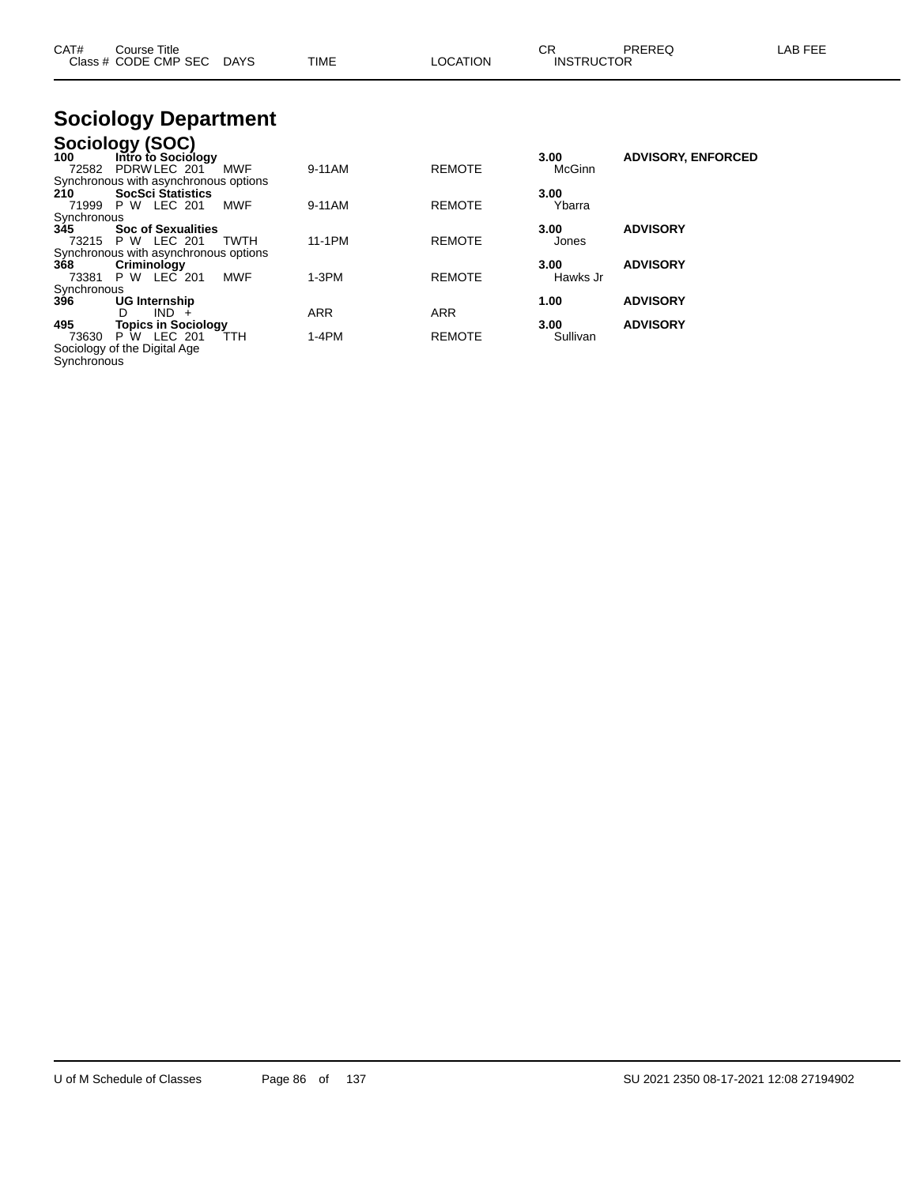| CAT# | Course Title | | | | | CR | PREREQ | LAB FEE |
|---|---|---|---|---|---|---|---|---|
| Class # | CODE CMP SEC | DAYS | TIME | LOCATION | | INSTRUCTOR | | |

# Sociology Department

## Sociology (SOC)

| CAT# / Class # | Course Title / CODE CMP SEC | DAYS | TIME | LOCATION | CR / INSTRUCTOR | PREREQ |
|---|---|---|---|---|---|---|
| **100** | **Intro to Sociology** | | | | **3.00** | **ADVISORY, ENFORCED** |
| 72582 | PDRW LEC 201 | MWF | 9-11AM | REMOTE | McGinn | |
| Synchronous with asynchronous options | | | | | | |
| **210** | **SocSci Statistics** | | | | **3.00** | |
| 71999 | P W LEC 201 | MWF | 9-11AM | REMOTE | Ybarra | |
| Synchronous | | | | | | |
| **345** | **Soc of Sexualities** | | | | **3.00** | **ADVISORY** |
| 73215 | P W LEC 201 | TWTH | 11-1PM | REMOTE | Jones | |
| Synchronous with asynchronous options | | | | | | |
| **368** | **Criminology** | | | | **3.00** | **ADVISORY** |
| 73381 | P W LEC 201 | MWF | 1-3PM | REMOTE | Hawks Jr | |
| Synchronous | | | | | | |
| **396** | **UG Internship** | | | | **1.00** | **ADVISORY** |
| | D IND + | | ARR | ARR | | |
| **495** | **Topics in Sociology** | | | | **3.00** | **ADVISORY** |
| 73630 | P W LEC 201 | TTH | 1-4PM | REMOTE | Sullivan | |
| Sociology of the Digital Age | | | | | | |
| Synchronous | | | | | | |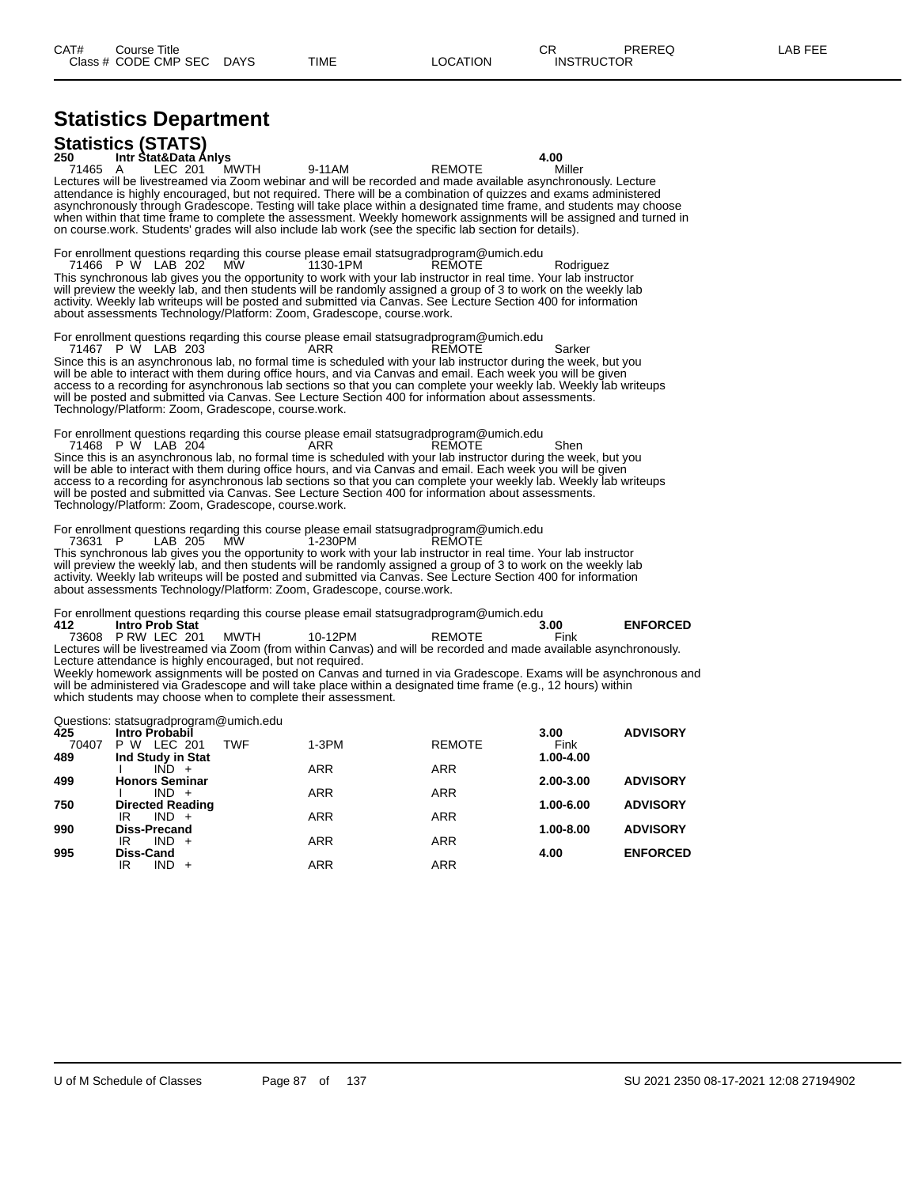| CAT# | Course Title | | | | | | CR | PREREQ | LAB FEE |
|---|---|---|---|---|---|---|---|---|---|
| Class # | CODE CMP SEC | DAYS | TIME | LOCATION | INSTRUCTOR | | | | |

# Statistics Department

## Statistics (STATS)

**250 Intr Stat&Data Anlys** **4.00**

71465 A LEC 201 MWTH 9-11AM REMOTE Miller

Lectures will be livestreamed via Zoom webinar and will be recorded and made available asynchronously. Lecture attendance is highly encouraged, but not required. There will be a combination of quizzes and exams administered asynchronously through Gradescope. Testing will take place within a designated time frame, and students may choose when within that time frame to complete the assessment. Weekly homework assignments will be assigned and turned in on course.work. Students' grades will also include lab work (see the specific lab section for details).

For enrollment questions regarding this course please email statsugradprogram@umich.edu

71466 P W LAB 202 MW 1130-1PM REMOTE Rodriguez

This synchronous lab gives you the opportunity to work with your lab instructor in real time. Your lab instructor will preview the weekly lab, and then students will be randomly assigned a group of 3 to work on the weekly lab activity. Weekly lab writeups will be posted and submitted via Canvas. See Lecture Section 400 for information about assessments Technology/Platform: Zoom, Gradescope, course.work.

For enrollment questions regarding this course please email statsugradprogram@umich.edu

71467 P W LAB 203 ARR REMOTE Sarker

Since this is an asynchronous lab, no formal time is scheduled with your lab instructor during the week, but you will be able to interact with them during office hours, and via Canvas and email. Each week you will be given access to a recording for asynchronous lab sections so that you can complete your weekly lab. Weekly lab writeups will be posted and submitted via Canvas. See Lecture Section 400 for information about assessments. Technology/Platform: Zoom, Gradescope, course.work.

For enrollment questions regarding this course please email statsugradprogram@umich.edu

71468 P W LAB 204 ARR REMOTE Shen

Since this is an asynchronous lab, no formal time is scheduled with your lab instructor during the week, but you will be able to interact with them during office hours, and via Canvas and email. Each week you will be given access to a recording for asynchronous lab sections so that you can complete your weekly lab. Weekly lab writeups will be posted and submitted via Canvas. See Lecture Section 400 for information about assessments. Technology/Platform: Zoom, Gradescope, course.work.

For enrollment questions regarding this course please email statsugradprogram@umich.edu

73631 P LAB 205 MW 1-230PM REMOTE

This synchronous lab gives you the opportunity to work with your lab instructor in real time. Your lab instructor will preview the weekly lab, and then students will be randomly assigned a group of 3 to work on the weekly lab activity. Weekly lab writeups will be posted and submitted via Canvas. See Lecture Section 400 for information about assessments Technology/Platform: Zoom, Gradescope, course.work.

For enrollment questions regarding this course please email statsugradprogram@umich.edu

**412 Intro Prob Stat** **3.00** **ENFORCED**

73608 P RW LEC 201 MWTH 10-12PM REMOTE Fink

Lectures will be livestreamed via Zoom (from within Canvas) and will be recorded and made available asynchronously. Lecture attendance is highly encouraged, but not required.
Weekly homework assignments will be posted on Canvas and turned in via Gradescope. Exams will be asynchronous and will be administered via Gradescope and will take place within a designated time frame (e.g., 12 hours) within which students may choose when to complete their assessment.

Questions: statsugradprogram@umich.edu

| CAT# | Course / Class | DAYS | TIME | LOCATION | CR / INSTRUCTOR | PREREQ |
|---|---|---|---|---|---|---|
| **425** | **Intro Probabil** | | | | **3.00** | **ADVISORY** |
| 70407 | P W LEC 201 | TWF | 1-3PM | REMOTE | Fink | |
| **489** | **Ind Study in Stat** | | | | **1.00-4.00** | |
| | I IND + | | ARR | ARR | | |
| **499** | **Honors Seminar** | | | | **2.00-3.00** | **ADVISORY** |
| | I IND + | | ARR | ARR | | |
| **750** | **Directed Reading** | | | | **1.00-6.00** | **ADVISORY** |
| | IR IND + | | ARR | ARR | | |
| **990** | **Diss-Precand** | | | | **1.00-8.00** | **ADVISORY** |
| | IR IND + | | ARR | ARR | | |
| **995** | **Diss-Cand** | | | | **4.00** | **ENFORCED** |
| | IR IND + | | ARR | ARR | | |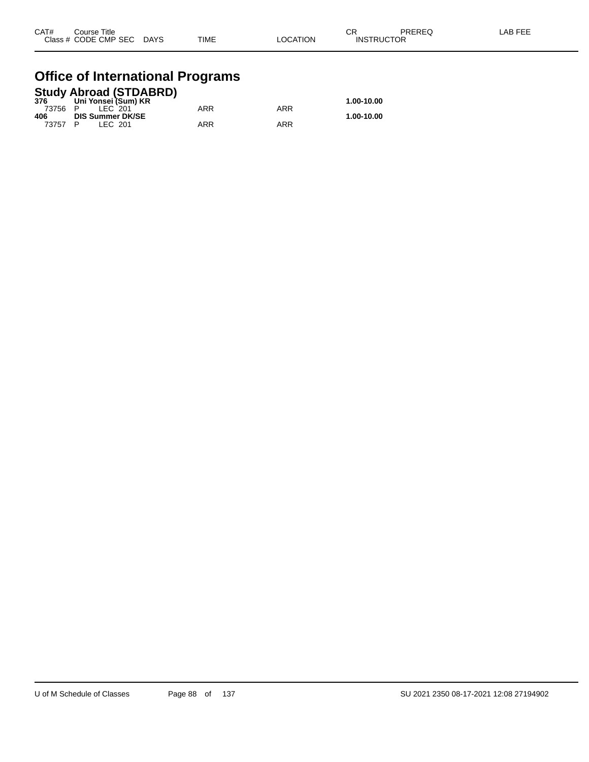| CAT# | Course Title |  |  |  |  | CR | PREREQ | LAB FEE |
|---|---|---|---|---|---|---|---|---|
| Class # | CODE CMP SEC | DAYS | TIME | LOCATION | INSTRUCTOR |  |  |  |

# Office of International Programs

## Study Abroad (STDABRD)

| CAT# / Class # | Course Title / CODE CMP SEC | DAYS | TIME | LOCATION | CR / INSTRUCTOR |
|---|---|---|---|---|---|
| **376** | **Uni Yonsei (Sum) KR** |  |  |  | **1.00-10.00** |
| 73756 | P LEC 201 |  | ARR | ARR |  |
| **406** | **DIS Summer DK/SE** |  |  |  | **1.00-10.00** |
| 73757 | P LEC 201 |  | ARR | ARR |  |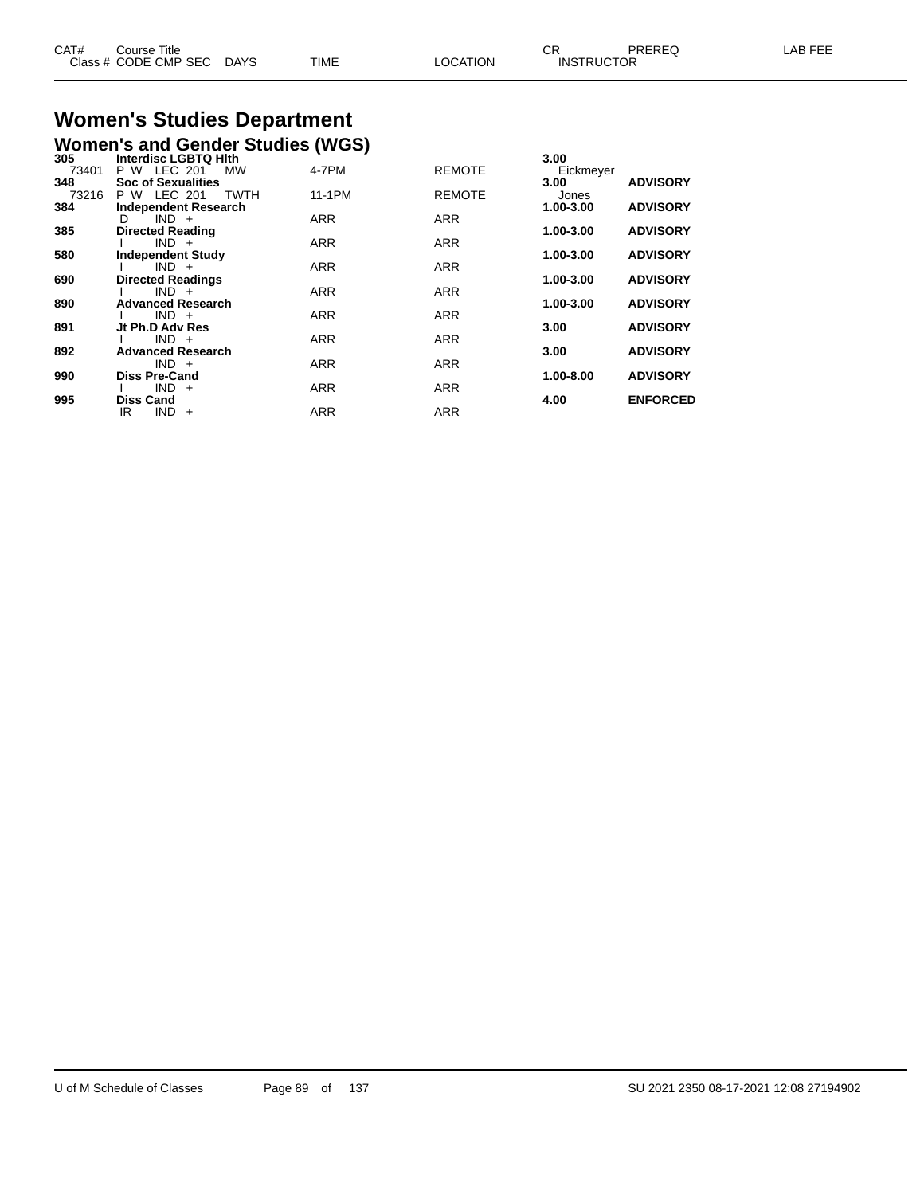# Women's Studies Department

## Women's and Gender Studies (WGS)

| CAT# / Class # | Course Title / CODE CMP SEC | DAYS | TIME | LOCATION | CR / INSTRUCTOR | PREREQ | LAB FEE |
|---|---|---|---|---|---|---|---|
| **305** | **Interdisc LGBTQ Hlth** | | | | **3.00** | | |
| 73401 | P W LEC 201 | MW | 4-7PM | REMOTE | Eickmeyer | | |
| **348** | **Soc of Sexualities** | | | | **3.00** | **ADVISORY** | |
| 73216 | P W LEC 201 | TWTH | 11-1PM | REMOTE | Jones | | |
| **384** | **Independent Research** | | | | **1.00-3.00** | **ADVISORY** | |
| | D IND + | | ARR | ARR | | | |
| **385** | **Directed Reading** | | | | **1.00-3.00** | **ADVISORY** | |
| | I IND + | | ARR | ARR | | | |
| **580** | **Independent Study** | | | | **1.00-3.00** | **ADVISORY** | |
| | I IND + | | ARR | ARR | | | |
| **690** | **Directed Readings** | | | | **1.00-3.00** | **ADVISORY** | |
| | I IND + | | ARR | ARR | | | |
| **890** | **Advanced Research** | | | | **1.00-3.00** | **ADVISORY** | |
| | I IND + | | ARR | ARR | | | |
| **891** | **Jt Ph.D Adv Res** | | | | **3.00** | **ADVISORY** | |
| | I IND + | | ARR | ARR | | | |
| **892** | **Advanced Research** | | | | **3.00** | **ADVISORY** | |
| | IND + | | ARR | ARR | | | |
| **990** | **Diss Pre-Cand** | | | | **1.00-8.00** | **ADVISORY** | |
| | I IND + | | ARR | ARR | | | |
| **995** | **Diss Cand** | | | | **4.00** | **ENFORCED** | |
| | IR IND + | | ARR | ARR | | | |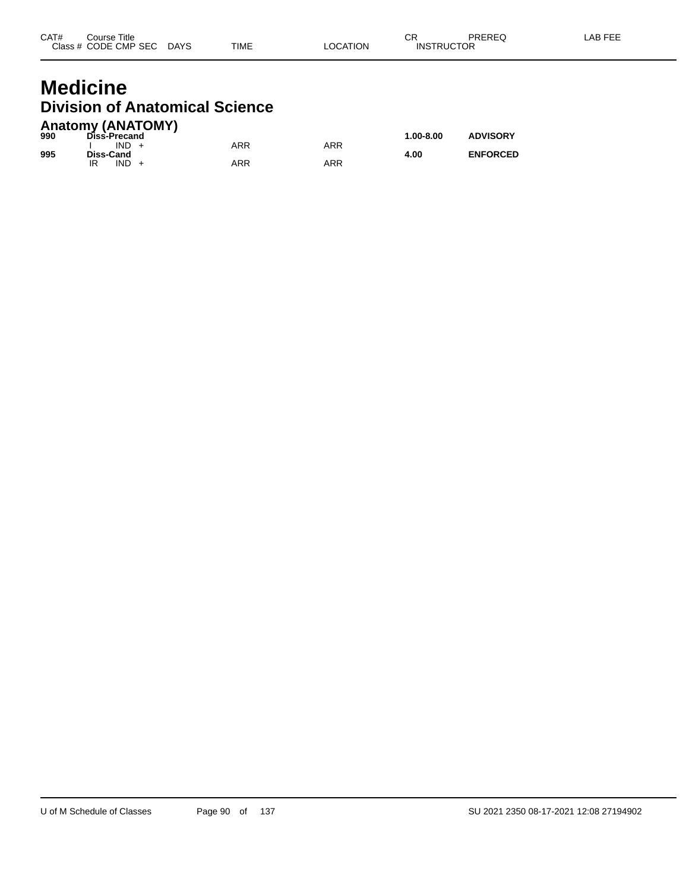| CAT# | Course Title<br>Class # CODE CMP SEC DAYS | TIME | LOCATION | CR<br>INSTRUCTOR | PREREQ | LAB FEE |
|---|---|---|---|---|---|---|

# Medicine

## Division of Anatomical Science

### Anatomy (ANATOMY)

| CAT# | Course Title / Class # CODE CMP SEC DAYS | TIME | LOCATION | CR / INSTRUCTOR | PREREQ | LAB FEE |
|---|---|---|---|---|---|---|
| **990** | **Diss-Precand** | | | **1.00-8.00** | **ADVISORY** | |
| | I IND + | ARR | ARR | | | |
| **995** | **Diss-Cand** | | | **4.00** | **ENFORCED** | |
| | IR IND + | ARR | ARR | | | |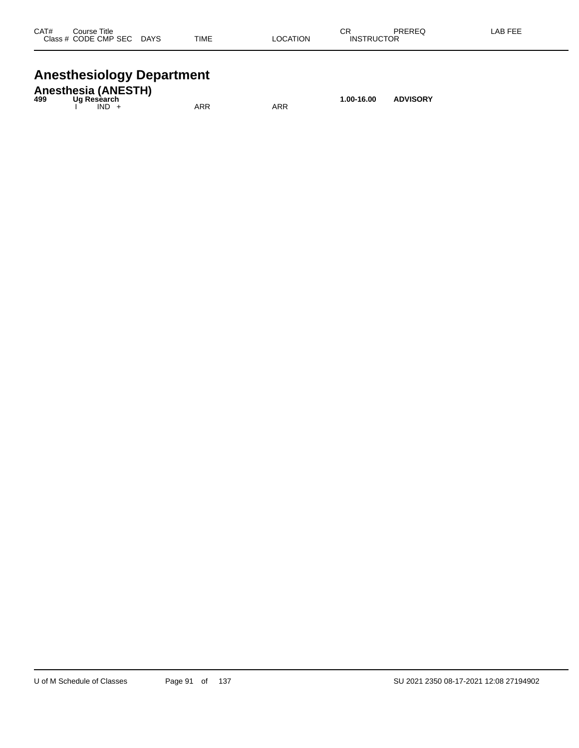| CAT# | Course Title |  |  |  | CR | PREREQ | LAB FEE |
|---|---|---|---|---|---|---|---|
| Class # | CODE CMP SEC | DAYS | TIME | LOCATION | INSTRUCTOR |  |  |

# Anesthesiology Department

## Anesthesia (ANESTH)

| CAT# | Course Title |  |  |  | CR | PREREQ | LAB FEE |
|---|---|---|---|---|---|---|---|
| **499** | **Ug Research** |  |  |  | **1.00-16.00** | **ADVISORY** |  |
|  | I IND + |  | ARR | ARR |  |  |  |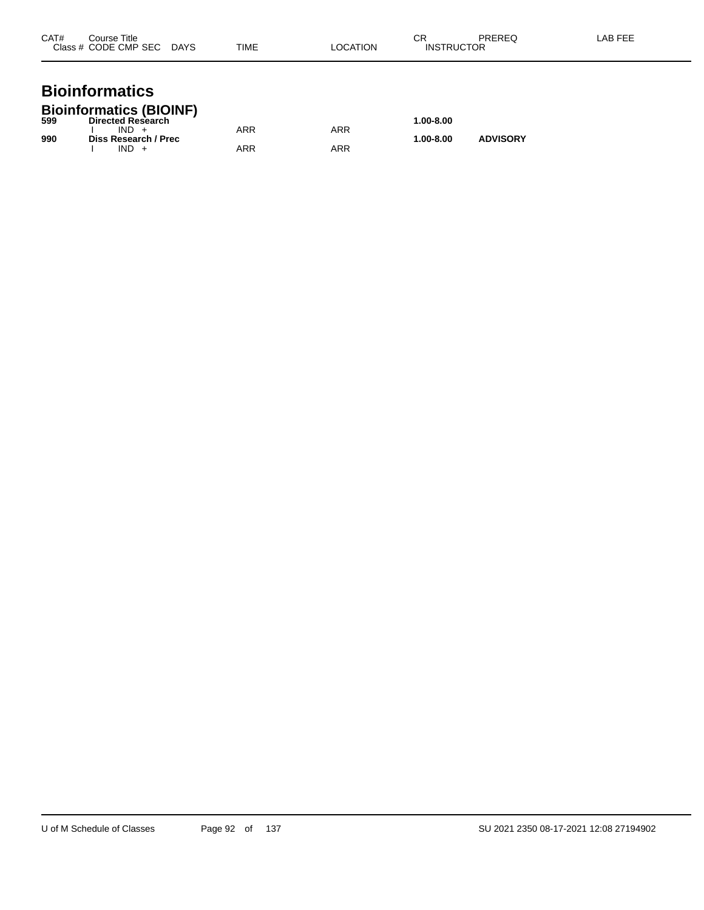| CAT# | Course Title<br>Class # CODE CMP SEC DAYS | TIME | LOCATION | CR<br>INSTRUCTOR | PREREQ | LAB FEE |
|---|---|---|---|---|---|---|

# Bioinformatics

## Bioinformatics (BIOINF)

| CAT# | Course Title / Class # CODE CMP SEC DAYS | TIME | LOCATION | CR / INSTRUCTOR | PREREQ | LAB FEE |
|---|---|---|---|---|---|---|
| **599** | **Directed Research** | | | **1.00-8.00** | | |
| | I IND + | ARR | ARR | | | |
| **990** | **Diss Research / Prec** | | | **1.00-8.00** | **ADVISORY** | |
| | I IND + | ARR | ARR | | | |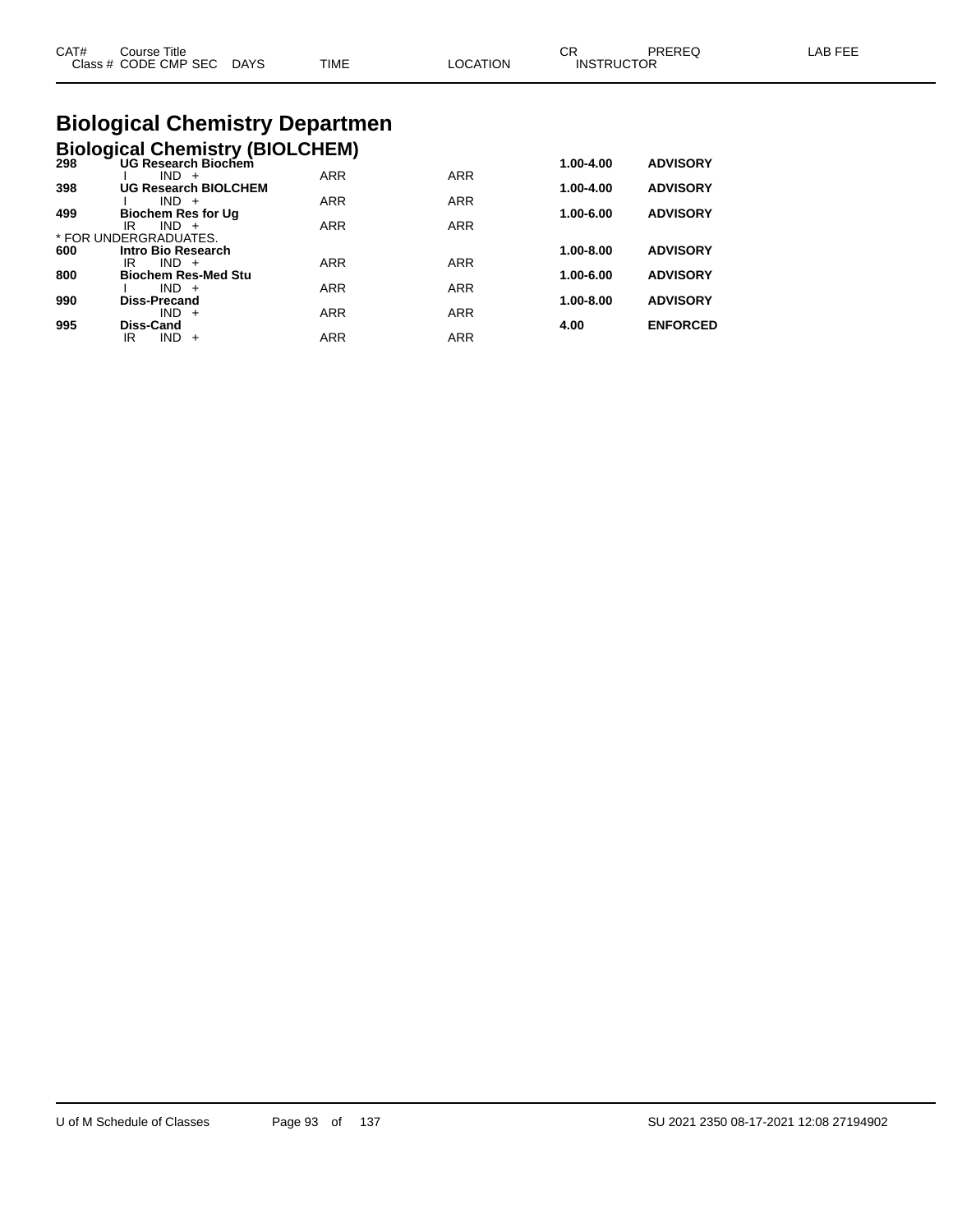| CAT# | Course Title<br>Class # CODE CMP SEC DAYS | TIME | LOCATION | CR<br>INSTRUCTOR | PREREQ | LAB FEE |
|---|---|---|---|---|---|---|

# Biological Chemistry Departmen

## Biological Chemistry (BIOLCHEM)

| CAT# | Course Title / Class # CODE CMP SEC DAYS | TIME | LOCATION | CR | PREREQ |
|---|---|---|---|---|---|
| **298** | **UG Research Biochem** | | | **1.00-4.00** | **ADVISORY** |
| | I IND + | ARR | ARR | | |
| **398** | **UG Research BIOLCHEM** | | | **1.00-4.00** | **ADVISORY** |
| | I IND + | ARR | ARR | | |
| **499** | **Biochem Res for Ug** | | | **1.00-6.00** | **ADVISORY** |
| | IR IND + | ARR | ARR | | |
| | * FOR UNDERGRADUATES. | | | | |
| **600** | **Intro Bio Research** | | | **1.00-8.00** | **ADVISORY** |
| | IR IND + | ARR | ARR | | |
| **800** | **Biochem Res-Med Stu** | | | **1.00-6.00** | **ADVISORY** |
| | I IND + | ARR | ARR | | |
| **990** | **Diss-Precand** | | | **1.00-8.00** | **ADVISORY** |
| | IND + | ARR | ARR | | |
| **995** | **Diss-Cand** | | | **4.00** | **ENFORCED** |
| | IR IND + | ARR | ARR | | |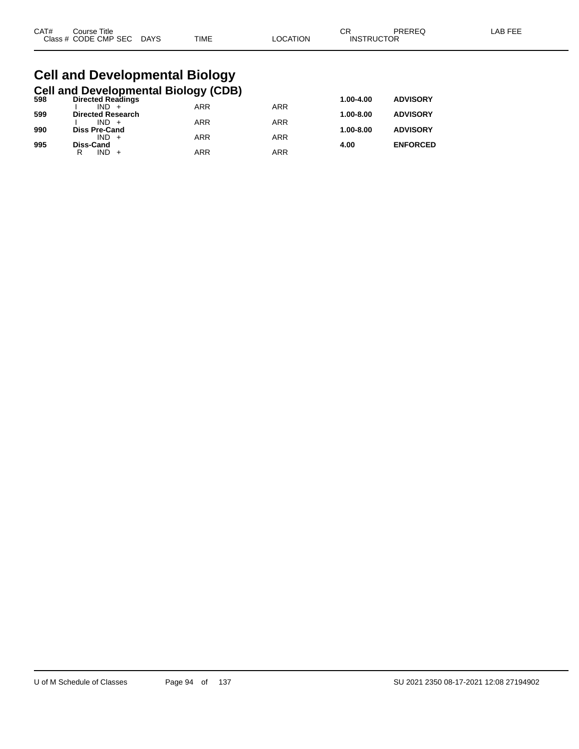# Cell and Developmental Biology

## Cell and Developmental Biology (CDB)

| CAT# | Course Title | | | | | CR | PREREQ | LAB FEE |
|---|---|---|---|---|---|---|---|---|
| Class # | CODE CMP SEC | DAYS | TIME | LOCATION | INSTRUCTOR | | | |
| **598** | **Directed Readings** | | | | | **1.00-4.00** | **ADVISORY** | |
| | I IND + | | ARR | ARR | | | | |
| **599** | **Directed Research** | | | | | **1.00-8.00** | **ADVISORY** | |
| | I IND + | | ARR | ARR | | | | |
| **990** | **Diss Pre-Cand** | | | | | **1.00-8.00** | **ADVISORY** | |
| | IND + | | ARR | ARR | | | | |
| **995** | **Diss-Cand** | | | | | **4.00** | **ENFORCED** | |
| | R IND + | | ARR | ARR | | | | |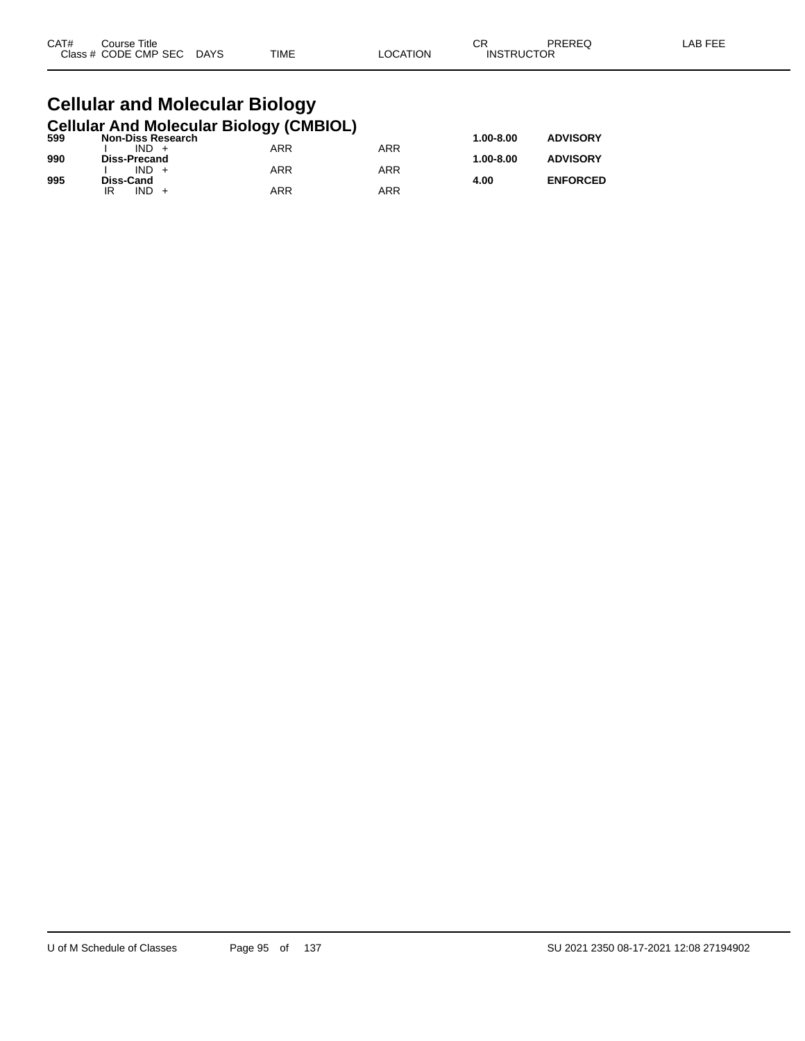| CAT# | Course Title | | | | | CR | PREREQ | LAB FEE |
|---|---|---|---|---|---|---|---|---|
| Class # | CODE | CMP | SEC | DAYS | TIME | LOCATION | INSTRUCTOR | |

# Cellular and Molecular Biology

## Cellular And Molecular Biology (CMBIOL)

| CAT# | Course Title / Class # CODE CMP SEC | DAYS | TIME | LOCATION | CR | PREREQ |
|---|---|---|---|---|---|---|
| **599** | **Non-Diss Research** | | | | **1.00-8.00** | **ADVISORY** |
| | I IND + | | ARR | ARR | | |
| **990** | **Diss-Precand** | | | | **1.00-8.00** | **ADVISORY** |
| | I IND + | | ARR | ARR | | |
| **995** | **Diss-Cand** | | | | **4.00** | **ENFORCED** |
| | IR IND + | | ARR | ARR | | |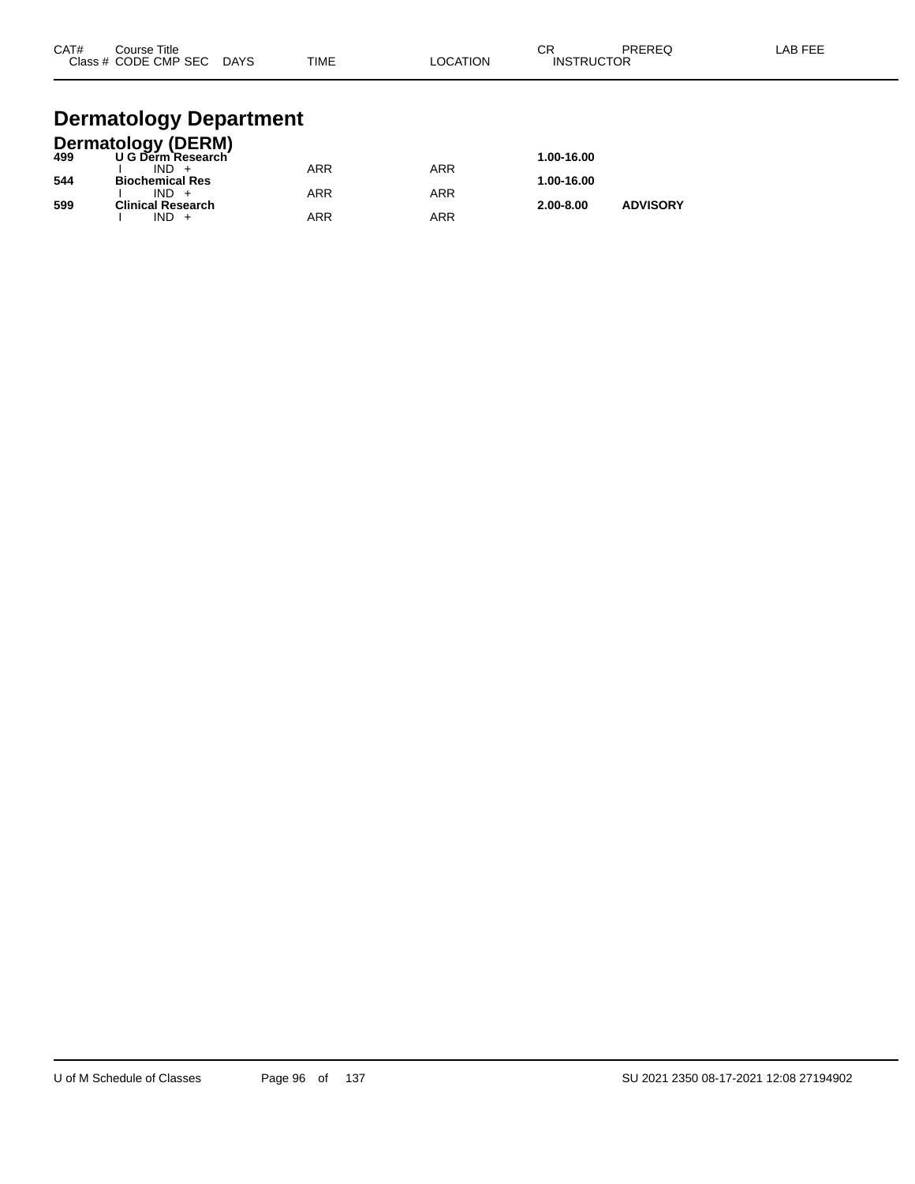# Dermatology Department

## Dermatology (DERM)

| CAT# | Course Title / Class # CODE CMP SEC | DAYS | TIME | LOCATION | CR / INSTRUCTOR | PREREQ | LAB FEE |
|---|---|---|---|---|---|---|---|
| **499** | **U G Derm Research** | | | | **1.00-16.00** | | |
| | I IND + | | ARR | ARR | | | |
| **544** | **Biochemical Res** | | | | **1.00-16.00** | | |
| | I IND + | | ARR | ARR | | | |
| **599** | **Clinical Research** | | | | **2.00-8.00** | **ADVISORY** | |
| | I IND + | | ARR | ARR | | | |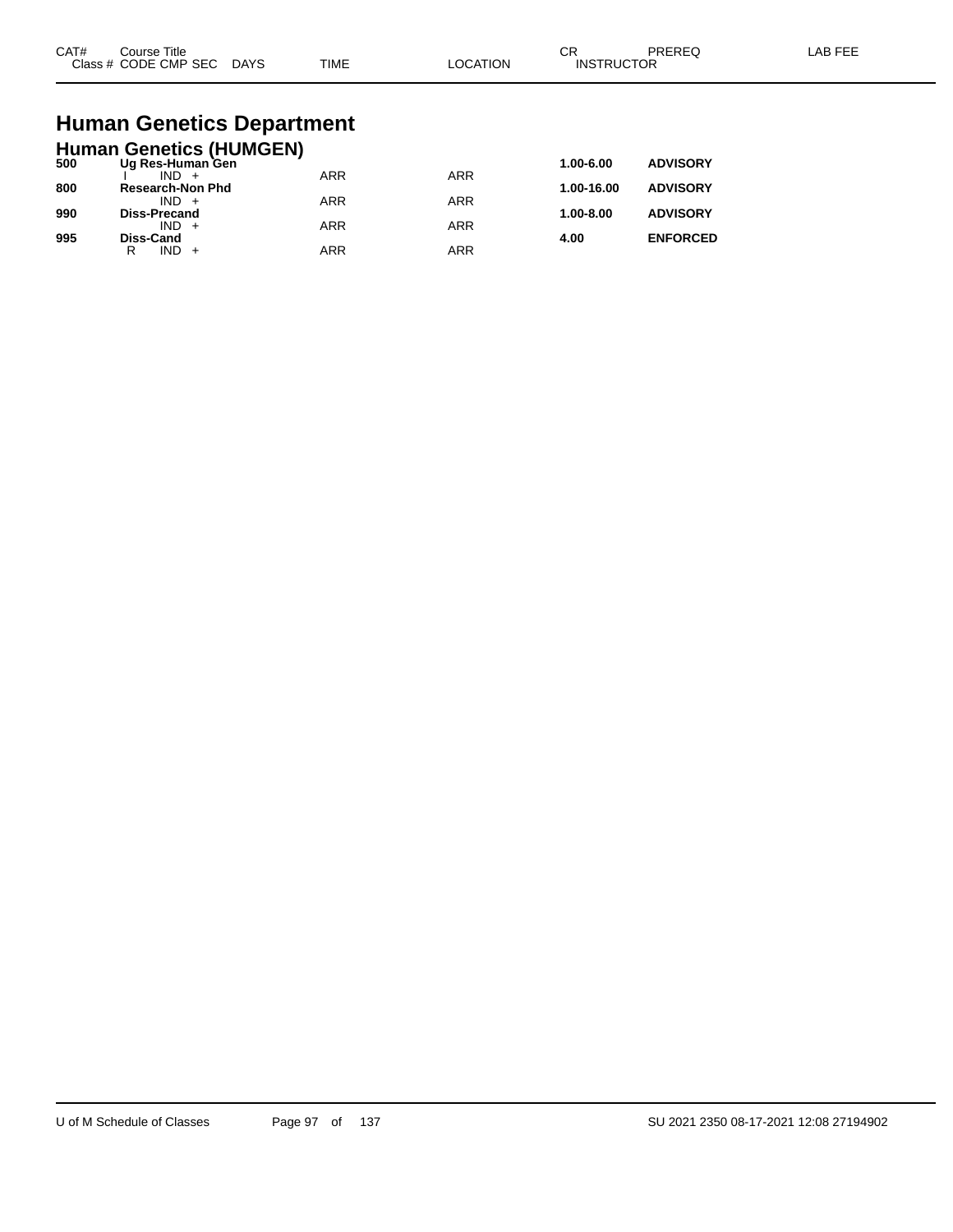# Human Genetics Department

## Human Genetics (HUMGEN)

| CAT# | Course Title / Class # CODE CMP SEC | DAYS | TIME | LOCATION | CR / INSTRUCTOR | PREREQ | LAB FEE |
|---|---|---|---|---|---|---|---|
| **500** | **Ug Res-Human Gen** | | | | **1.00-6.00** | **ADVISORY** | |
| | I IND + | | ARR | ARR | | | |
| **800** | **Research-Non Phd** | | | | **1.00-16.00** | **ADVISORY** | |
| | IND + | | ARR | ARR | | | |
| **990** | **Diss-Precand** | | | | **1.00-8.00** | **ADVISORY** | |
| | IND + | | ARR | ARR | | | |
| **995** | **Diss-Cand** | | | | **4.00** | **ENFORCED** | |
| | R IND + | | ARR | ARR | | | |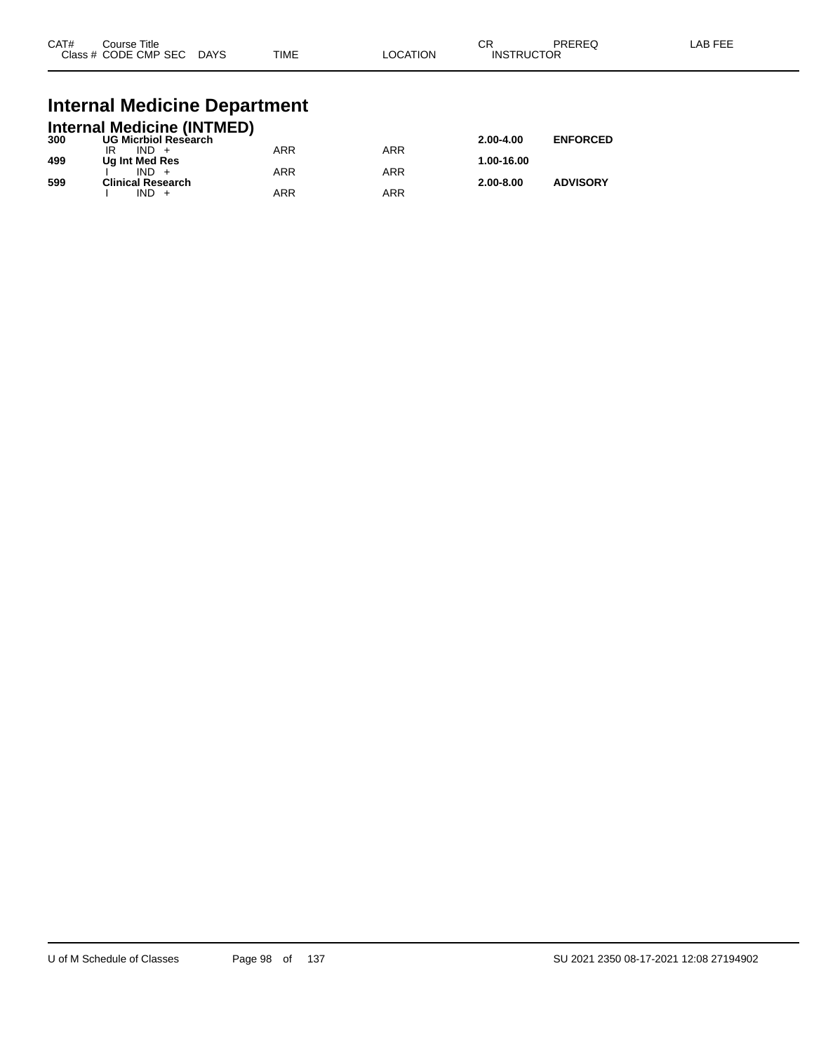| CAT# | Course Title<br>Class # CODE CMP SEC DAYS | TIME | LOCATION | CR<br>INSTRUCTOR | PREREQ | LAB FEE |
|---|---|---|---|---|---|---|

# Internal Medicine Department

## Internal Medicine (INTMED)

| CAT# | Course Title / Class # CODE CMP SEC DAYS | TIME | LOCATION | CR / INSTRUCTOR | PREREQ | LAB FEE |
|---|---|---|---|---|---|---|
| **300** | **UG Micrbiol Research** | | | **2.00-4.00** | **ENFORCED** | |
| | IR IND + | ARR | ARR | | | |
| **499** | **Ug Int Med Res** | | | **1.00-16.00** | | |
| | I IND + | ARR | ARR | | | |
| **599** | **Clinical Research** | | | **2.00-8.00** | **ADVISORY** | |
| | I IND + | ARR | ARR | | | |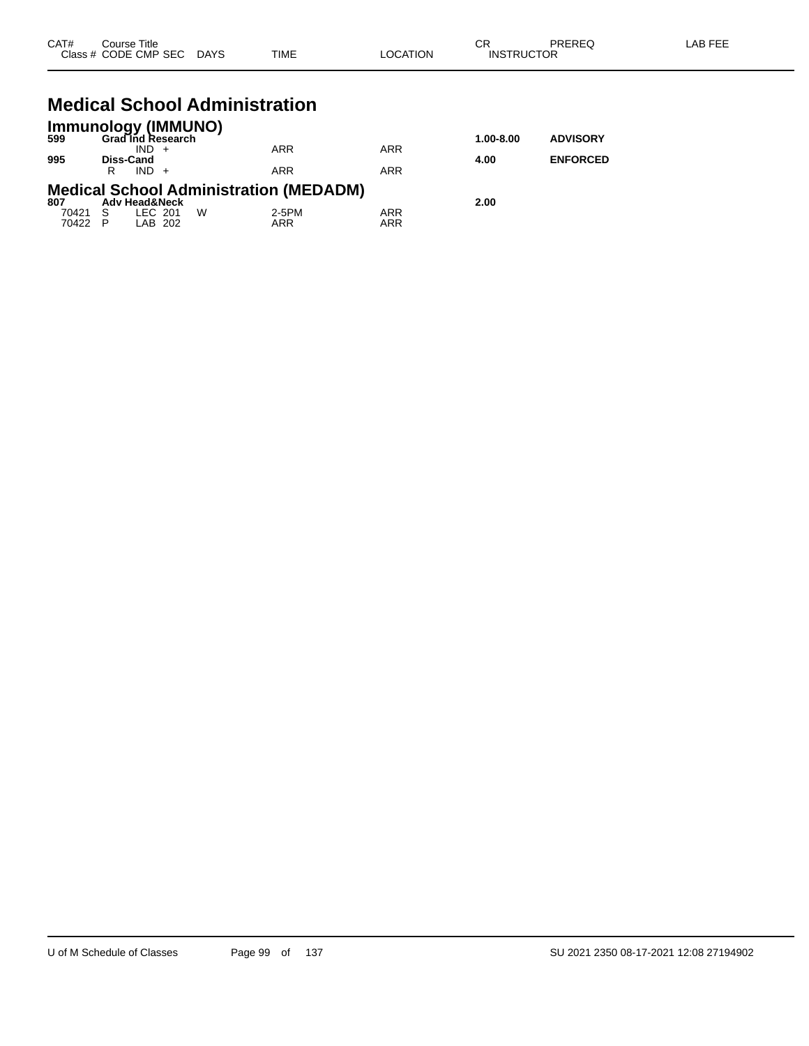| CAT# | Course Title Class # CODE CMP SEC | DAYS | TIME | LOCATION | CR INSTRUCTOR | PREREQ | LAB FEE |
|---|---|---|---|---|---|---|---|

# Medical School Administration

## Immunology (IMMUNO)

| CAT# | Course Title Class # CODE CMP SEC | DAYS | TIME | LOCATION | CR INSTRUCTOR | PREREQ | LAB FEE |
|---|---|---|---|---|---|---|---|
| **599** | **Grad Ind Research** | | | | **1.00-8.00** | **ADVISORY** | |
| | IND + | | ARR | ARR | | | |
| **995** | **Diss-Cand** | | | | **4.00** | **ENFORCED** | |
| | R IND + | | ARR | ARR | | | |

## Medical School Administration (MEDADM)

| CAT# | Course Title Class # CODE CMP SEC | DAYS | TIME | LOCATION | CR INSTRUCTOR | PREREQ | LAB FEE |
|---|---|---|---|---|---|---|---|
| **807** | **Adv Head&Neck** | | | | **2.00** | | |
| 70421 | S LEC 201 | W | 2-5PM | ARR | | | |
| 70422 | P LAB 202 | | ARR | ARR | | | |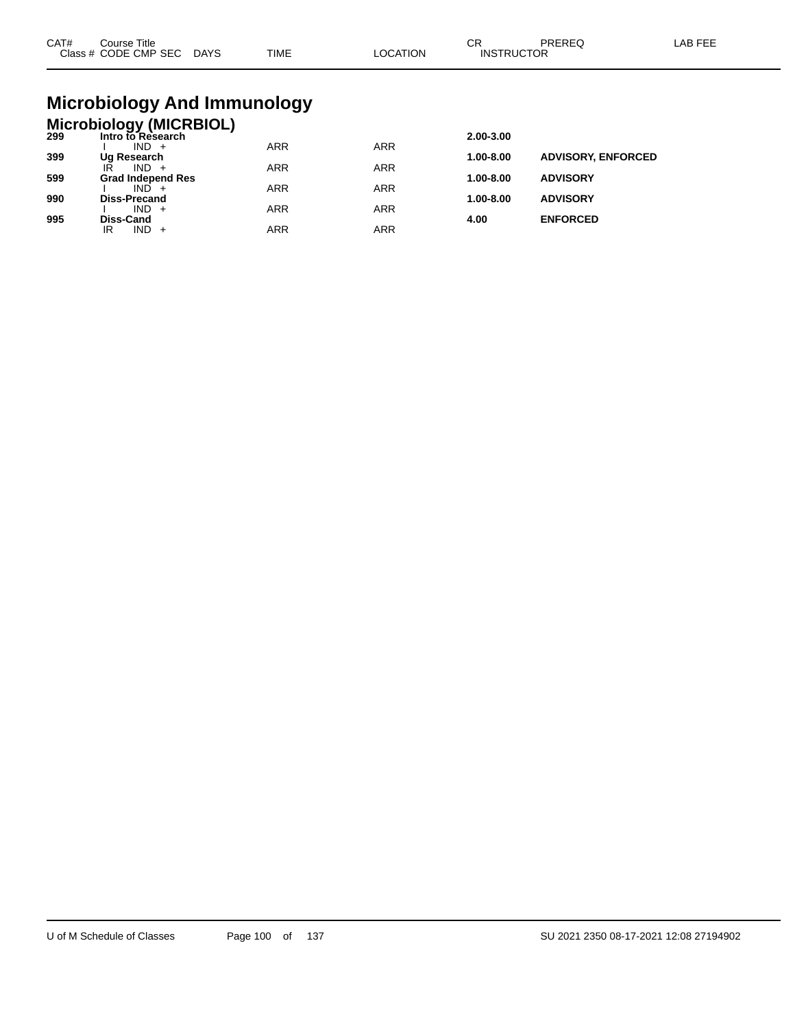| CAT# | Course Title<br>Class # CODE CMP SEC DAYS | TIME | LOCATION | CR<br>INSTRUCTOR | PREREQ | LAB FEE |
|---|---|---|---|---|---|---|

# Microbiology And Immunology

## Microbiology (MICRBIOL)

| CAT# | Course Title / Class # CODE CMP SEC DAYS | TIME | LOCATION | CR / INSTRUCTOR | PREREQ | LAB FEE |
|---|---|---|---|---|---|---|
| **299** | **Intro to Research** | | | **2.00-3.00** | | |
| | I IND + | ARR | ARR | | | |
| **399** | **Ug Research** | | | **1.00-8.00** | **ADVISORY, ENFORCED** | |
| | IR IND + | ARR | ARR | | | |
| **599** | **Grad Independ Res** | | | **1.00-8.00** | **ADVISORY** | |
| | I IND + | ARR | ARR | | | |
| **990** | **Diss-Precand** | | | **1.00-8.00** | **ADVISORY** | |
| | I IND + | ARR | ARR | | | |
| **995** | **Diss-Cand** | | | **4.00** | **ENFORCED** | |
| | IR IND + | ARR | ARR | | | |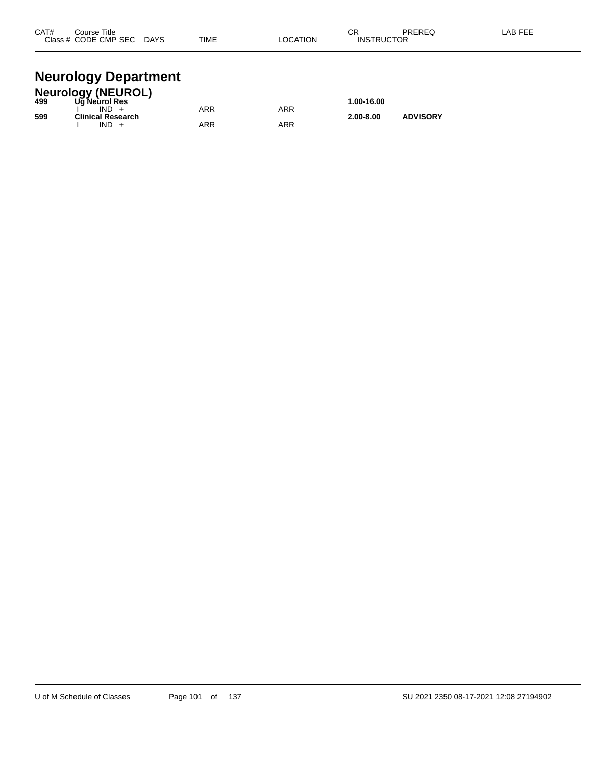| CAT# | Course Title<br>Class # CODE CMP SEC DAYS | TIME | LOCATION | CR<br>INSTRUCTOR | PREREQ | LAB FEE |
|---|---|---|---|---|---|---|

# Neurology Department

## Neurology (NEUROL)

| CAT# | Course Title<br>Class # CODE CMP SEC DAYS | TIME | LOCATION | CR<br>INSTRUCTOR | PREREQ | LAB FEE |
|---|---|---|---|---|---|---|
| **499** | **Ug Neurol Res** | | | **1.00-16.00** | | |
| | I IND + | ARR | ARR | | | |
| **599** | **Clinical Research** | | | **2.00-8.00** | **ADVISORY** | |
| | I IND + | ARR | ARR | | | |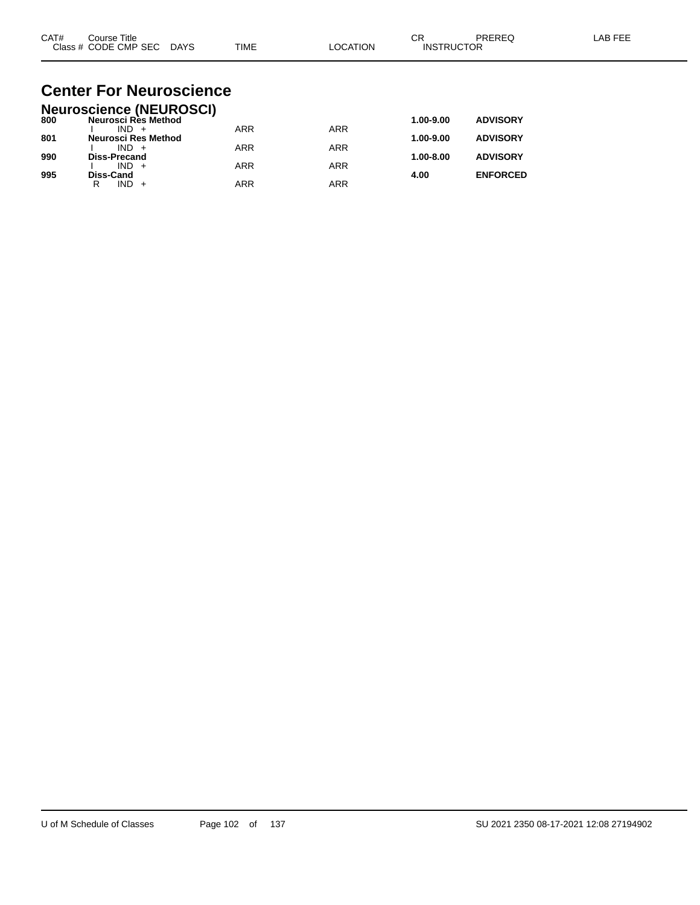| CAT# | Course Title<br>Class # CODE CMP SEC DAYS | TIME | LOCATION | CR<br>INSTRUCTOR | PREREQ | LAB FEE |
|---|---|---|---|---|---|---|

# Center For Neuroscience

## Neuroscience (NEUROSCI)

| CAT# | Course Title / Class # CODE CMP SEC DAYS | TIME | LOCATION | CR | PREREQ |
|---|---|---|---|---|---|
| **800** | **Neurosci Res Method** | | | **1.00-9.00** | **ADVISORY** |
| | I IND + | ARR | ARR | | |
| **801** | **Neurosci Res Method** | | | **1.00-9.00** | **ADVISORY** |
| | I IND + | ARR | ARR | | |
| **990** | **Diss-Precand** | | | **1.00-8.00** | **ADVISORY** |
| | I IND + | ARR | ARR | | |
| **995** | **Diss-Cand** | | | **4.00** | **ENFORCED** |
| | R IND + | ARR | ARR | | |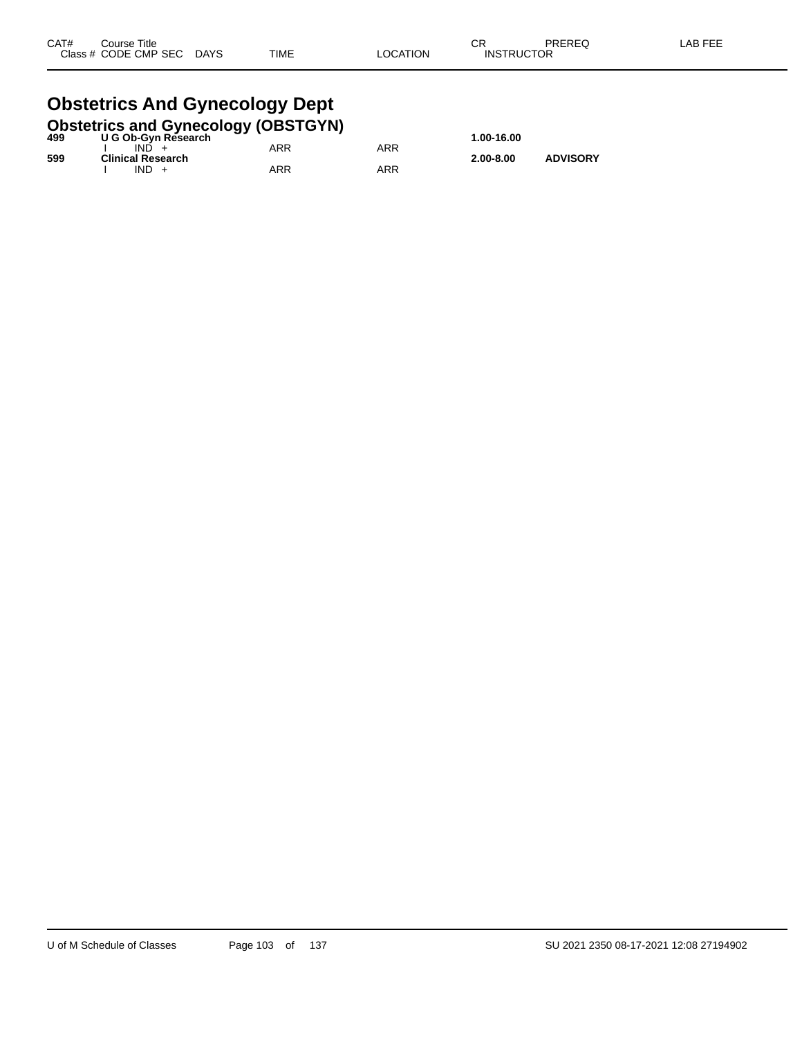| CAT# | Course Title Class # CODE CMP SEC DAYS | TIME | LOCATION | CR INSTRUCTOR | PREREQ | LAB FEE |
|---|---|---|---|---|---|---|

# Obstetrics And Gynecology Dept

## Obstetrics and Gynecology (OBSTGYN)

| CAT# | Course Title / Class # CODE CMP SEC DAYS | TIME | LOCATION | CR / INSTRUCTOR | PREREQ | LAB FEE |
|---|---|---|---|---|---|---|
| **499** | **U G Ob-Gyn Research** | | | **1.00-16.00** | | |
| | I IND + | ARR | ARR | | | |
| **599** | **Clinical Research** | | | **2.00-8.00** | **ADVISORY** | |
| | I IND + | ARR | ARR | | | |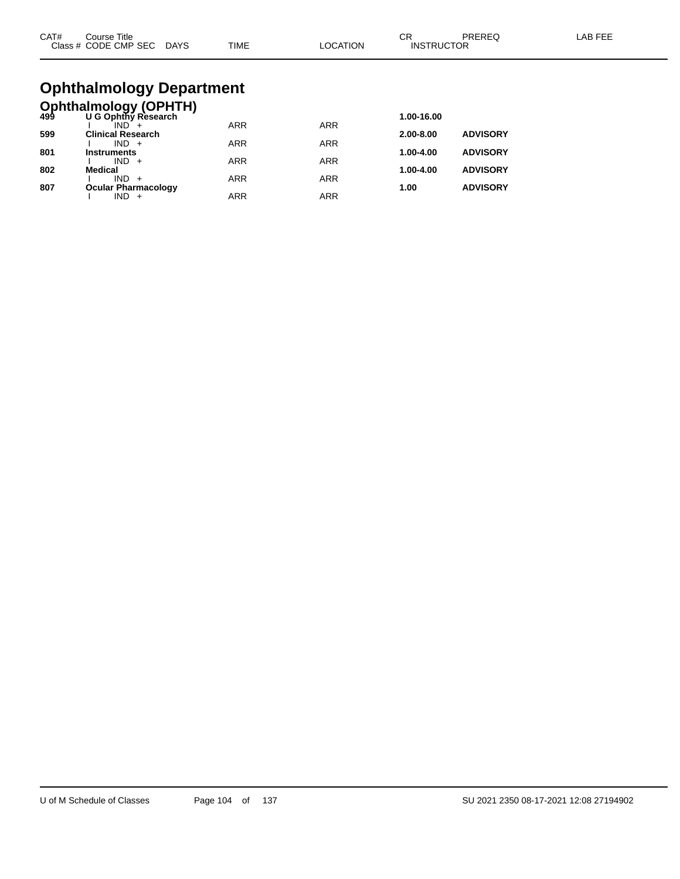# Ophthalmology Department

## Ophthalmology (OPHTH)

| CAT# | Course Title / Class # CODE CMP SEC DAYS | TIME | LOCATION | CR / INSTRUCTOR | PREREQ | LAB FEE |
|---|---|---|---|---|---|---|
| **499** | **U G Ophthy Research** | | | **1.00-16.00** | | |
| | I IND + | ARR | ARR | | | |
| **599** | **Clinical Research** | | | **2.00-8.00** | **ADVISORY** | |
| | I IND + | ARR | ARR | | | |
| **801** | **Instruments** | | | **1.00-4.00** | **ADVISORY** | |
| | I IND + | ARR | ARR | | | |
| **802** | **Medical** | | | **1.00-4.00** | **ADVISORY** | |
| | I IND + | ARR | ARR | | | |
| **807** | **Ocular Pharmacology** | | | **1.00** | **ADVISORY** | |
| | I IND + | ARR | ARR | | | |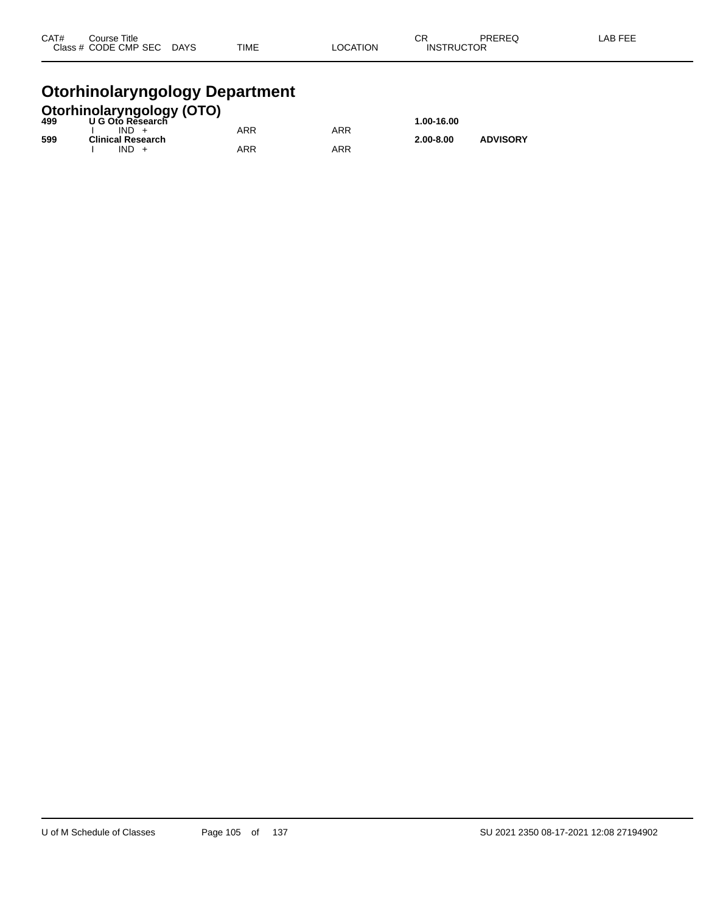# Otorhinolaryngology Department

## Otorhinolaryngology (OTO)

| CAT# Class # | Course Title CODE CMP SEC | DAYS | TIME | LOCATION | CR INSTRUCTOR | PREREQ | LAB FEE |
|---|---|---|---|---|---|---|---|
| **499** | **U G Oto Research** | | | | **1.00-16.00** | | |
| | I IND + | | ARR | ARR | | | |
| **599** | **Clinical Research** | | | | **2.00-8.00** | **ADVISORY** | |
| | I IND + | | ARR | ARR | | | |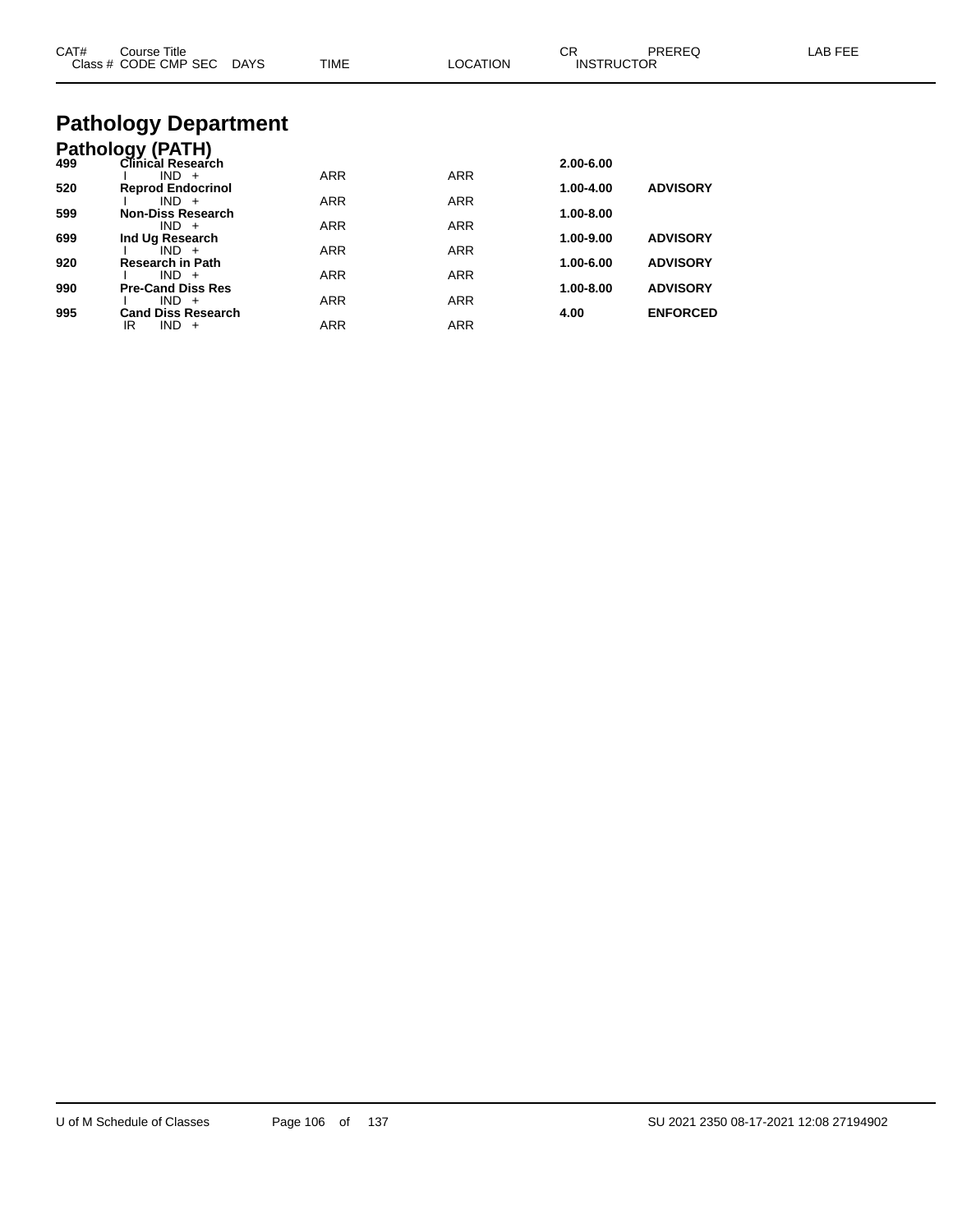| CAT# | Course Title<br>Class # CODE CMP SEC DAYS | TIME | LOCATION | CR<br>INSTRUCTOR | PREREQ | LAB FEE |
|---|---|---|---|---|---|---|

# Pathology Department

## Pathology (PATH)

| CAT# | Course Title / Class # CODE CMP SEC DAYS | TIME | LOCATION | CR / INSTRUCTOR | PREREQ | LAB FEE |
|---|---|---|---|---|---|---|
| **499** | **Clinical Research** | | | **2.00-6.00** | | |
| | I IND + | ARR | ARR | | | |
| **520** | **Reprod Endocrinol** | | | **1.00-4.00** | **ADVISORY** | |
| | I IND + | ARR | ARR | | | |
| **599** | **Non-Diss Research** | | | **1.00-8.00** | | |
| | IND + | ARR | ARR | | | |
| **699** | **Ind Ug Research** | | | **1.00-9.00** | **ADVISORY** | |
| | I IND + | ARR | ARR | | | |
| **920** | **Research in Path** | | | **1.00-6.00** | **ADVISORY** | |
| | I IND + | ARR | ARR | | | |
| **990** | **Pre-Cand Diss Res** | | | **1.00-8.00** | **ADVISORY** | |
| | I IND + | ARR | ARR | | | |
| **995** | **Cand Diss Research** | | | **4.00** | **ENFORCED** | |
| | IR IND + | ARR | ARR | | | |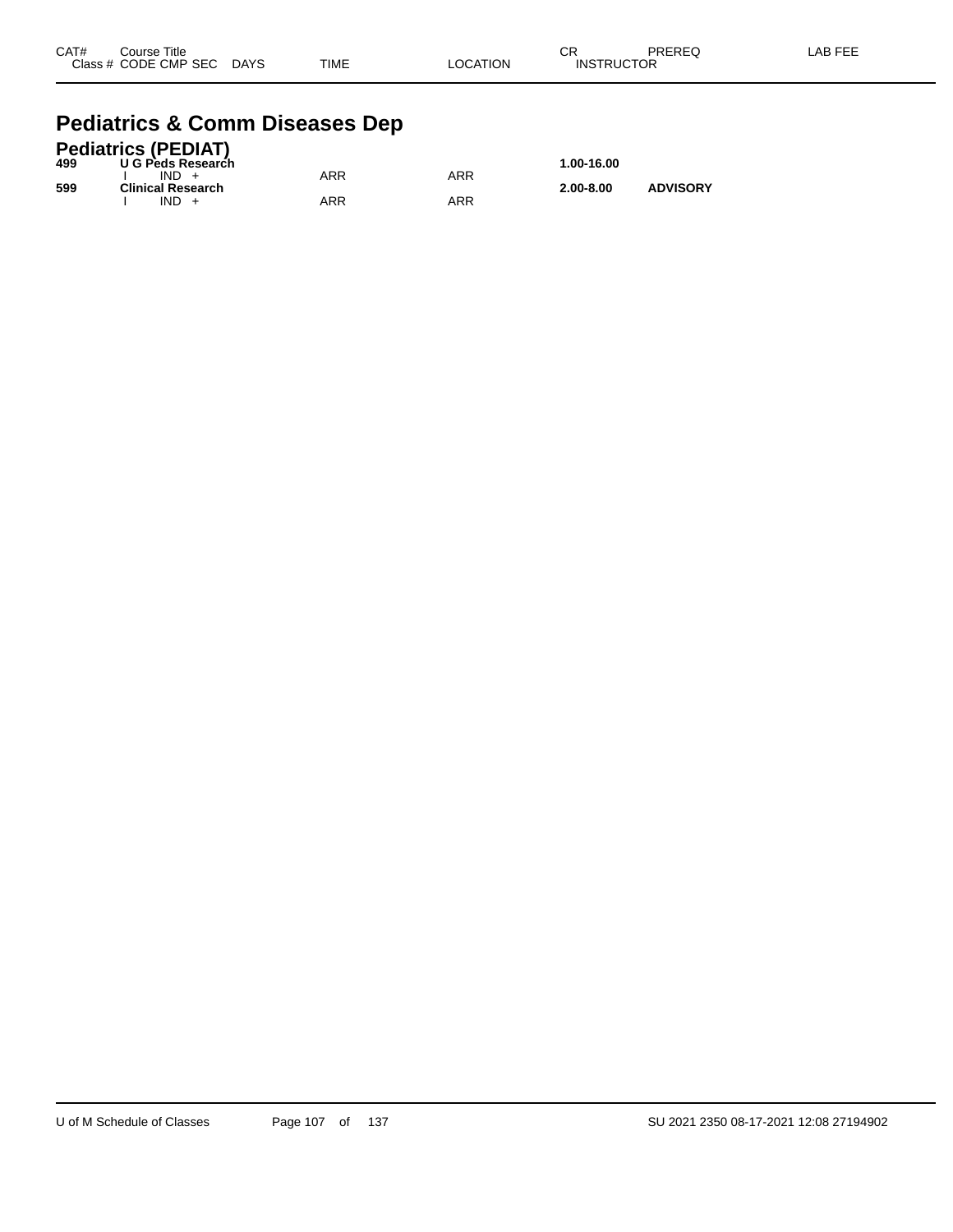# Pediatrics & Comm Diseases Dep

## Pediatrics (PEDIAT)

| CAT# / Class # | Course Title / CODE CMP SEC | DAYS | TIME | LOCATION | CR / INSTRUCTOR | PREREQ | LAB FEE |
|---|---|---|---|---|---|---|---|
| **499** | **U G Peds Research** | | | | **1.00-16.00** | | |
| | I IND + | | ARR | ARR | | | |
| **599** | **Clinical Research** | | | | **2.00-8.00** | **ADVISORY** | |
| | I IND + | | ARR | ARR | | | |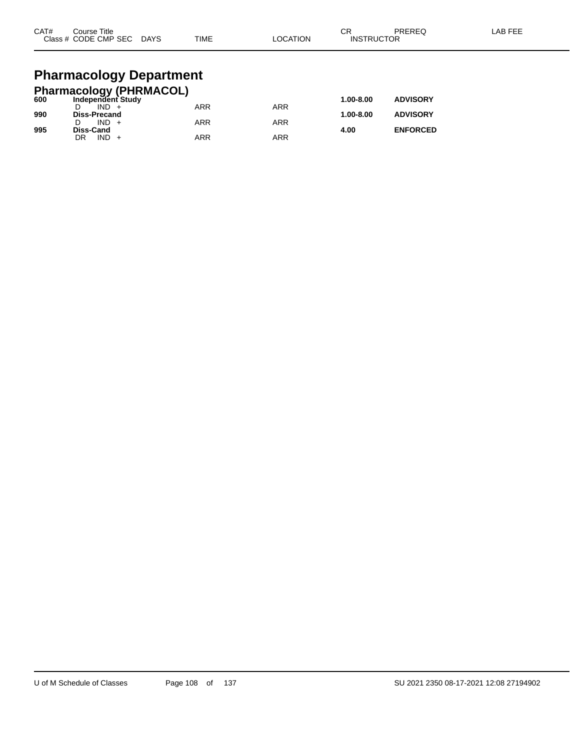| CAT# | Course Title<br>Class # CODE CMP SEC DAYS | TIME | LOCATION | CR<br>INSTRUCTOR | PREREQ | LAB FEE |
|---|---|---|---|---|---|---|

# Pharmacology Department

## Pharmacology (PHRMACOL)

| CAT# | Course Title / Class # CODE CMP SEC DAYS | TIME | LOCATION | CR / INSTRUCTOR | PREREQ | LAB FEE |
|---|---|---|---|---|---|---|
| **600** | **Independent Study** | | | **1.00-8.00** | **ADVISORY** | |
| | D IND + | ARR | ARR | | | |
| **990** | **Diss-Precand** | | | **1.00-8.00** | **ADVISORY** | |
| | D IND + | ARR | ARR | | | |
| **995** | **Diss-Cand** | | | **4.00** | **ENFORCED** | |
| | DR IND + | ARR | ARR | | | |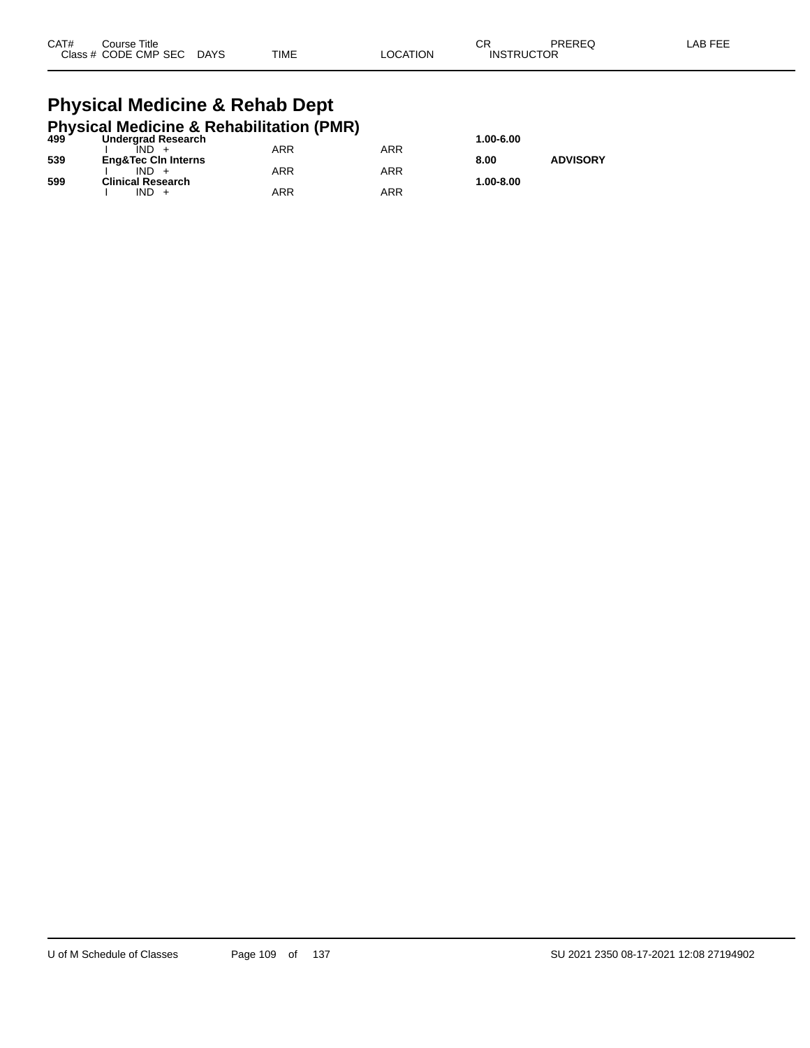| CAT# | Course Title<br>Class # CODE CMP SEC DAYS | TIME | LOCATION | CR<br>INSTRUCTOR | PREREQ | LAB FEE |
|---|---|---|---|---|---|---|

# Physical Medicine & Rehab Dept

## Physical Medicine & Rehabilitation (PMR)

| CAT# | Course Title / Class # CODE CMP SEC DAYS | TIME | LOCATION | CR / INSTRUCTOR | PREREQ | LAB FEE |
|---|---|---|---|---|---|---|
| **499** | **Undergrad Research** | | | **1.00-6.00** | | |
| | I IND + | ARR | ARR | | | |
| **539** | **Eng&Tec Cln Interns** | | | **8.00** | **ADVISORY** | |
| | I IND + | ARR | ARR | | | |
| **599** | **Clinical Research** | | | **1.00-8.00** | | |
| | I IND + | ARR | ARR | | | |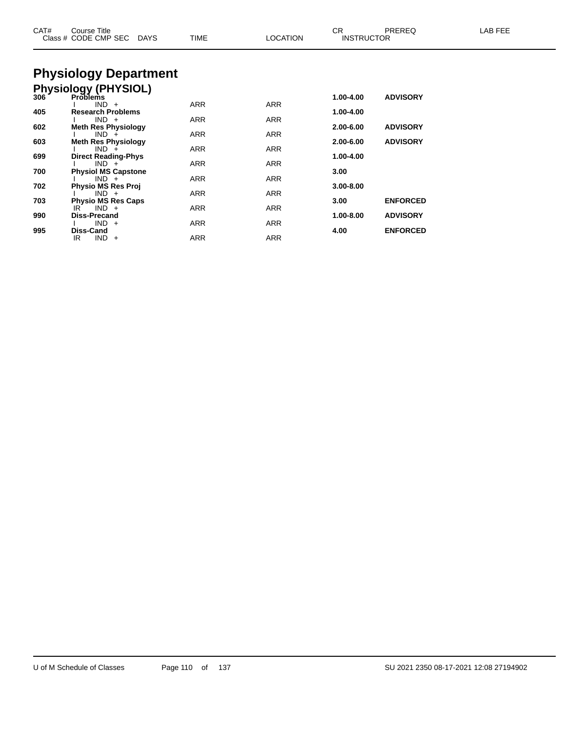| CAT# | Course Title<br>Class # CODE CMP SEC DAYS | TIME | LOCATION | CR<br>INSTRUCTOR | PREREQ | LAB FEE |
|---|---|---|---|---|---|---|

# Physiology Department

## Physiology (PHYSIOL)

| CAT# | Course Title / Class # CODE CMP SEC DAYS | TIME | LOCATION | CR / INSTRUCTOR | PREREQ | LAB FEE |
|---|---|---|---|---|---|---|
| **306** | **Problems** | | | **1.00-4.00** | **ADVISORY** | |
| | I IND + | ARR | ARR | | | |
| **405** | **Research Problems** | | | **1.00-4.00** | | |
| | I IND + | ARR | ARR | | | |
| **602** | **Meth Res Physiology** | | | **2.00-6.00** | **ADVISORY** | |
| | I IND + | ARR | ARR | | | |
| **603** | **Meth Res Physiology** | | | **2.00-6.00** | **ADVISORY** | |
| | I IND + | ARR | ARR | | | |
| **699** | **Direct Reading-Phys** | | | **1.00-4.00** | | |
| | I IND + | ARR | ARR | | | |
| **700** | **Physiol MS Capstone** | | | **3.00** | | |
| | I IND + | ARR | ARR | | | |
| **702** | **Physio MS Res Proj** | | | **3.00-8.00** | | |
| | I IND + | ARR | ARR | | | |
| **703** | **Physio MS Res Caps** | | | **3.00** | **ENFORCED** | |
| | IR IND + | ARR | ARR | | | |
| **990** | **Diss-Precand** | | | **1.00-8.00** | **ADVISORY** | |
| | I IND + | ARR | ARR | | | |
| **995** | **Diss-Cand** | | | **4.00** | **ENFORCED** | |
| | IR IND + | ARR | ARR | | | |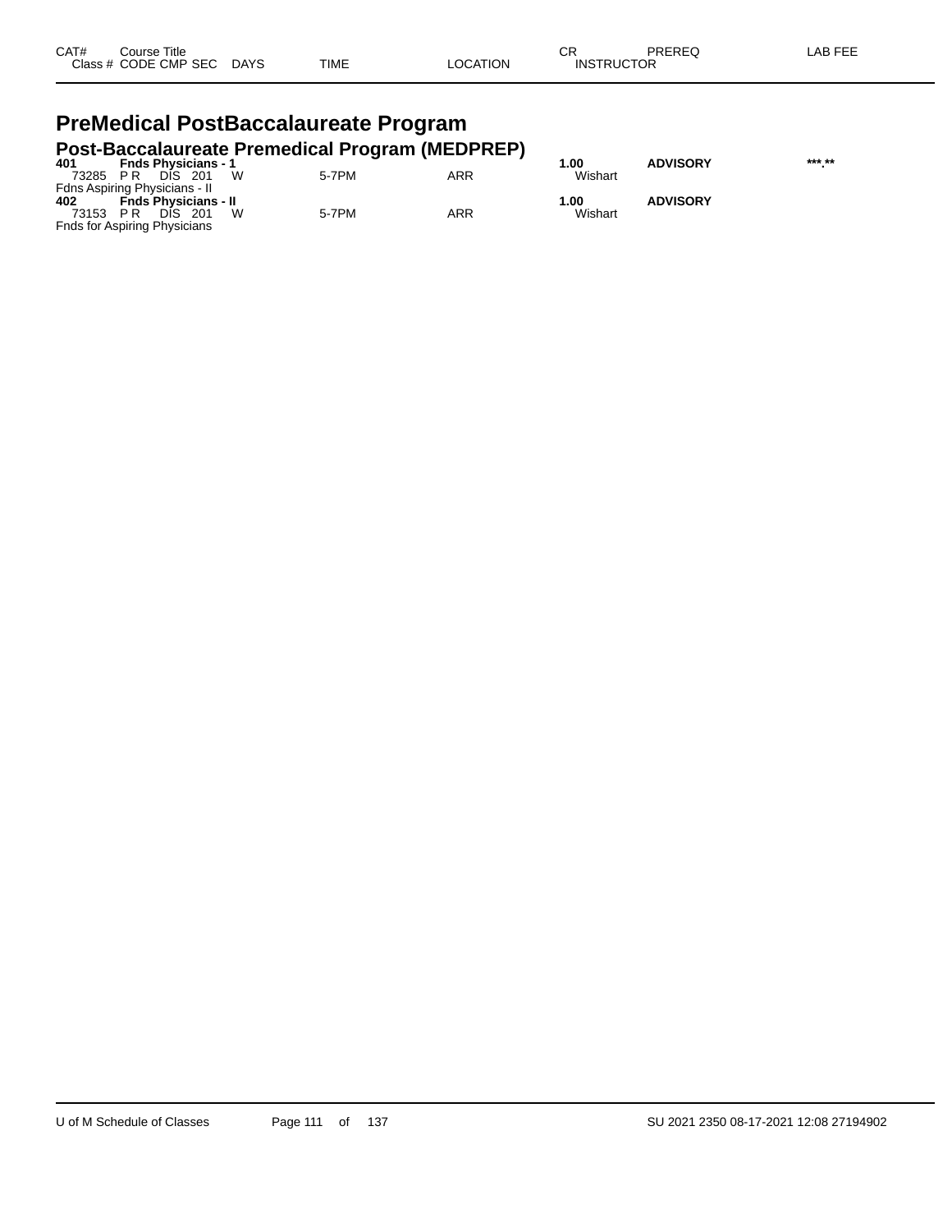| CAT# | Course Title | | | | | CR | PREREQ | LAB FEE |
|---|---|---|---|---|---|---|---|---|
| Class # | CODE CMP SEC | DAYS | TIME | LOCATION | INSTRUCTOR | | | |

# PreMedical PostBaccalaureate Program

## Post-Baccalaureate Premedical Program (MEDPREP)

| CAT# | Course Title | DAYS | TIME | LOCATION | CR / INSTRUCTOR | PREREQ | LAB FEE |
|---|---|---|---|---|---|---|---|
| **401** | **Fnds Physicians - 1** | | | | **1.00** | **ADVISORY** | **\*\*\*.\*\*** |
| 73285 | P R DIS 201 | W | 5-7PM | ARR | Wishart | | |
| Fdns Aspiring Physicians - II | | | | | | | |
| **402** | **Fnds Physicians - II** | | | | **1.00** | **ADVISORY** | |
| 73153 | P R DIS 201 | W | 5-7PM | ARR | Wishart | | |
| Fnds for Aspiring Physicians | | | | | | | |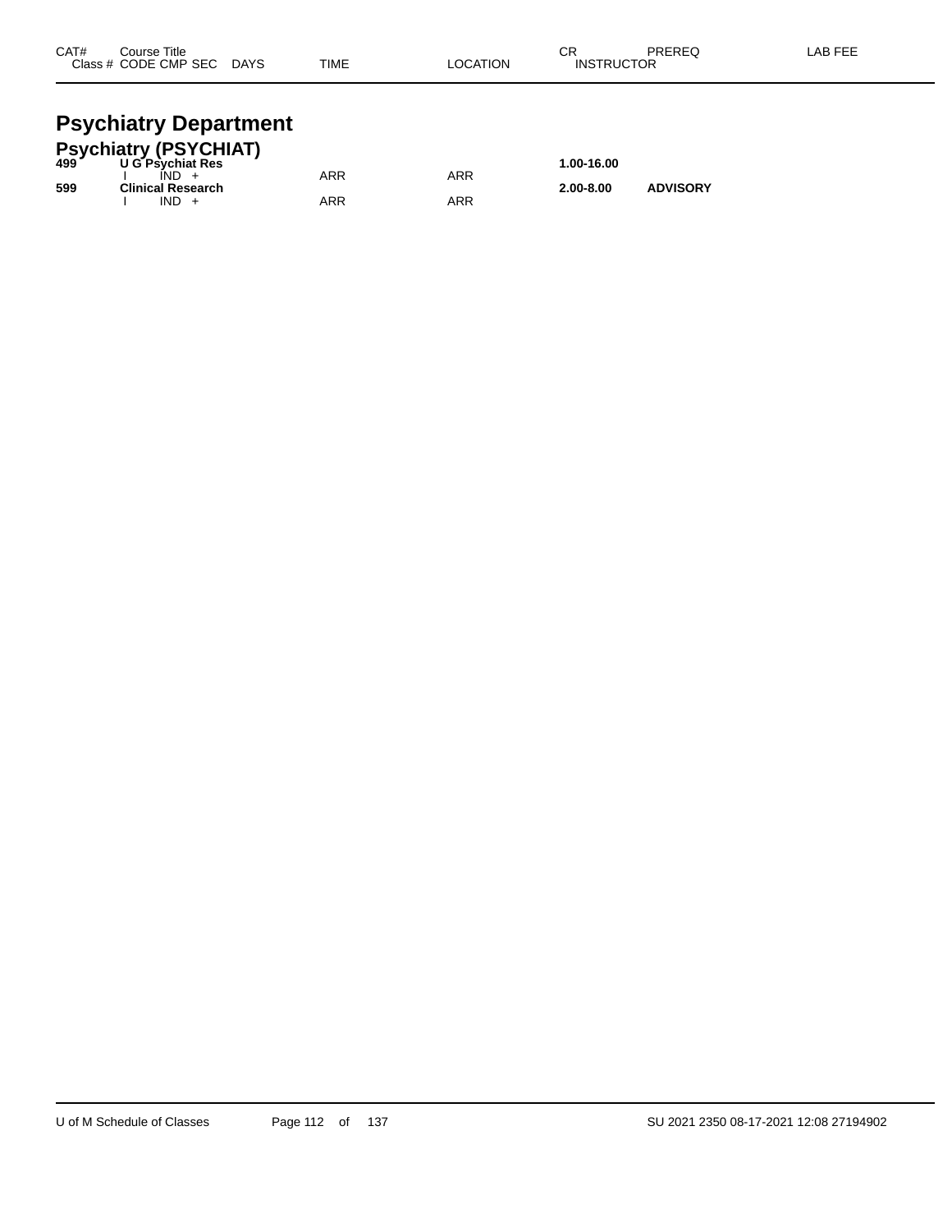| CAT# | Course Title<br>Class # CODE CMP SEC DAYS | TIME | LOCATION | CR<br>INSTRUCTOR | PREREQ | LAB FEE |
|---|---|---|---|---|---|---|

# Psychiatry Department

## Psychiatry (PSYCHIAT)

| CAT# | Course Title / Class # CODE CMP SEC DAYS | TIME | LOCATION | CR / INSTRUCTOR | PREREQ | LAB FEE |
|---|---|---|---|---|---|---|
| **499** | **U G Psychiat Res** | | | **1.00-16.00** | | |
| | I IND + | ARR | ARR | | | |
| **599** | **Clinical Research** | | | **2.00-8.00** | **ADVISORY** | |
| | I IND + | ARR | ARR | | | |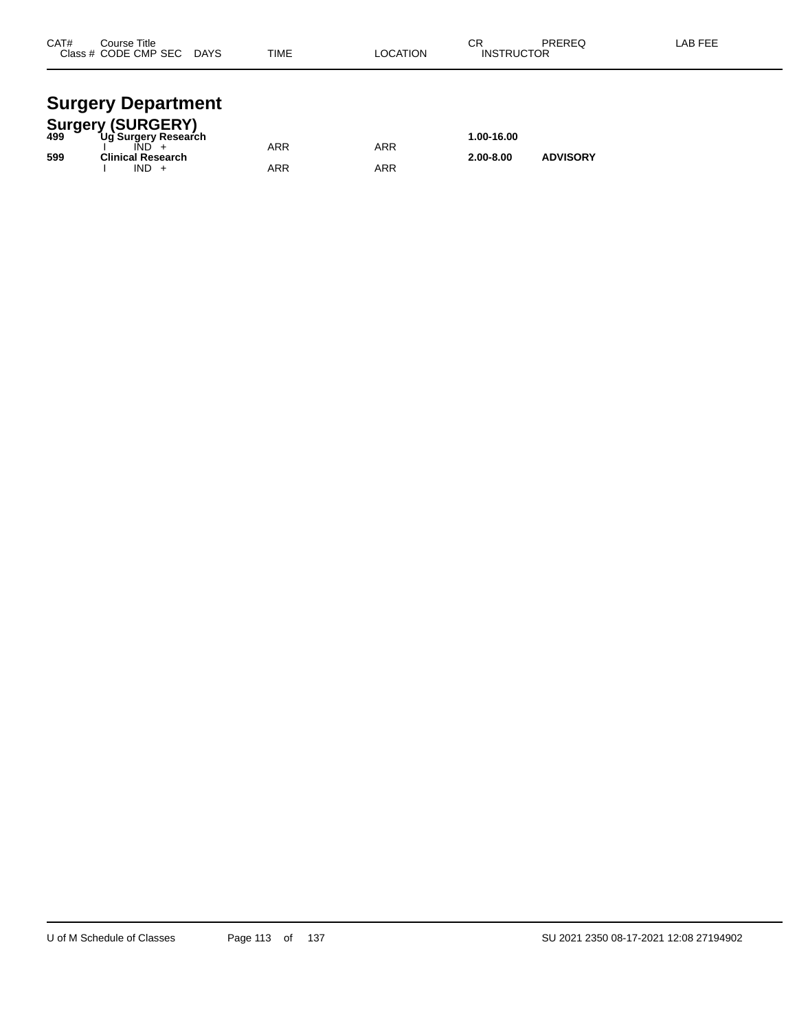| CAT# | Course Title<br>Class # CODE CMP SEC DAYS | TIME | LOCATION | CR<br>INSTRUCTOR | PREREQ | LAB FEE |
|---|---|---|---|---|---|---|

# Surgery Department

## Surgery (SURGERY)

| CAT# | Course Title / Class # CODE CMP SEC DAYS | TIME | LOCATION | CR / INSTRUCTOR | PREREQ | LAB FEE |
|---|---|---|---|---|---|---|
| **499** | **Ug Surgery Research** | | | **1.00-16.00** | | |
| | I IND + | ARR | ARR | | | |
| **599** | **Clinical Research** | | | **2.00-8.00** | **ADVISORY** | |
| | I IND + | ARR | ARR | | | |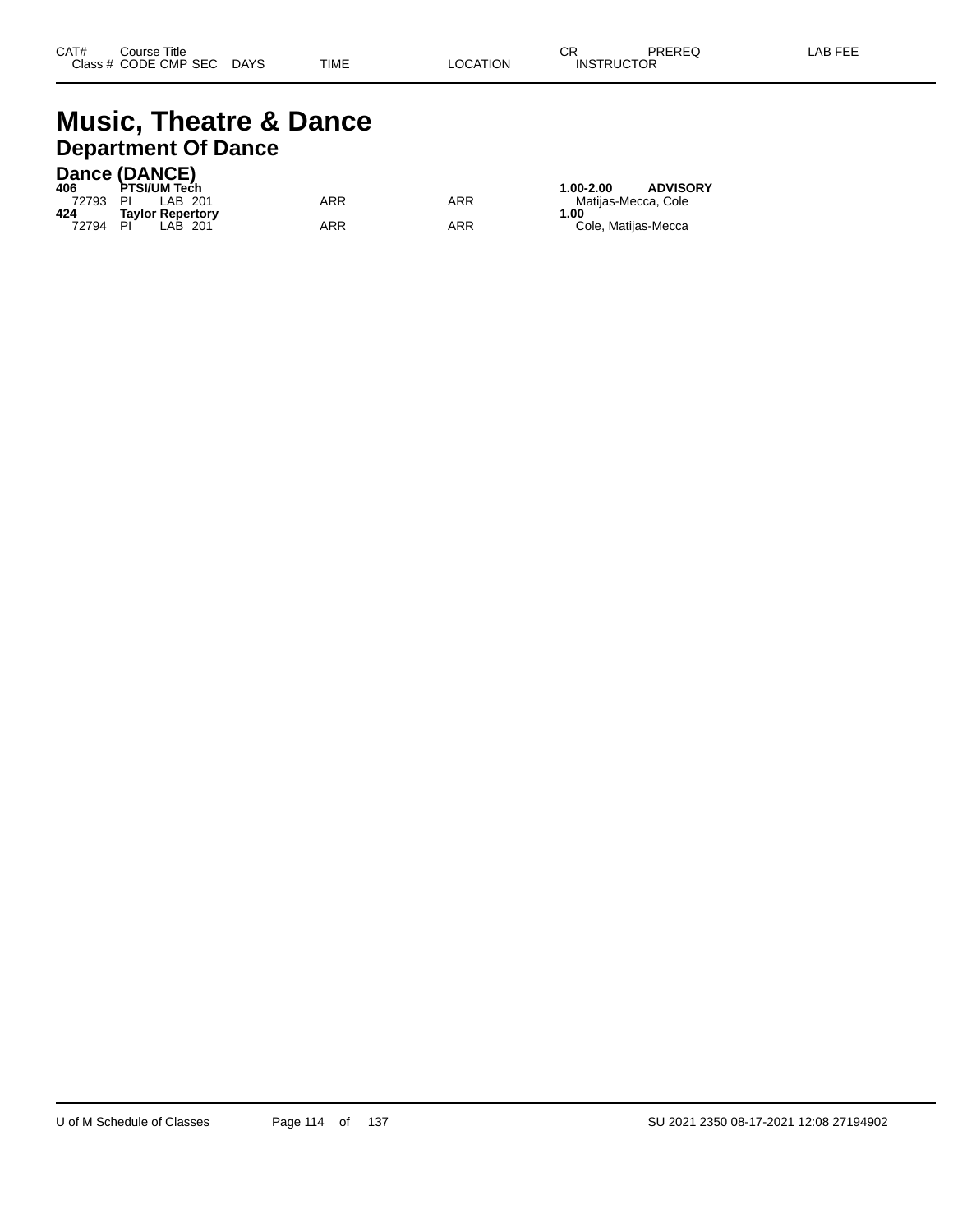| CAT# | Course Title | | | | | | CR | PREREQ | LAB FEE |
|---|---|---|---|---|---|---|---|---|---|
| Class # | CODE | CMP | SEC | DAYS | TIME | LOCATION | INSTRUCTOR | | |

# Music, Theatre & Dance

## Department Of Dance

### Dance (DANCE)

| CAT# | Course Title | | | | | | CR | PREREQ | LAB FEE |
|---|---|---|---|---|---|---|---|---|---|
| **406** | **PTSI/UM Tech** | | | | | | **1.00-2.00** | **ADVISORY** | |
| 72793 | PI | LAB | 201 | | ARR | ARR | Matijas-Mecca, Cole | | |
| **424** | **Taylor Repertory** | | | | | | **1.00** | | |
| 72794 | PI | LAB | 201 | | ARR | ARR | Cole, Matijas-Mecca | | |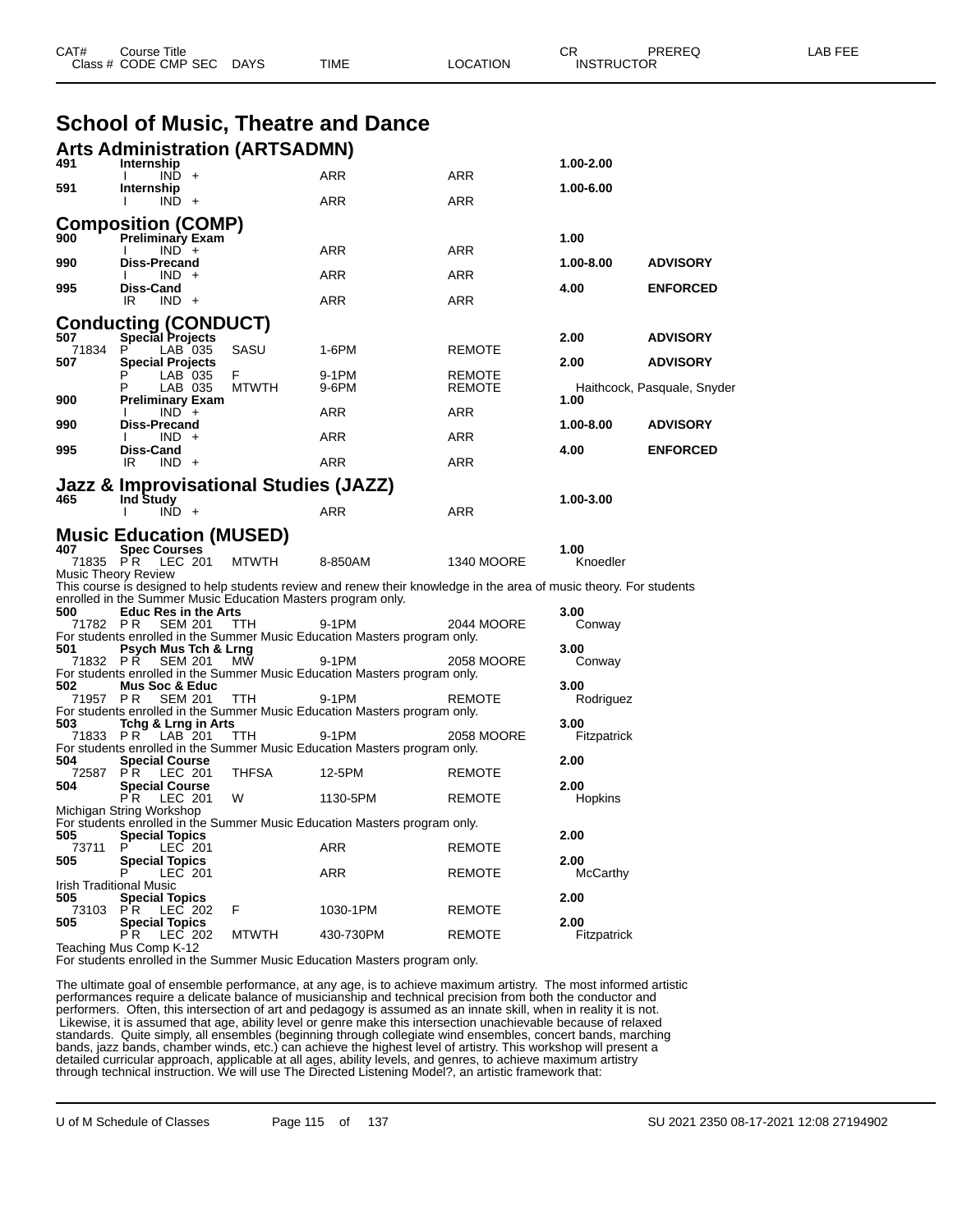# School of Music, Theatre and Dance

## Arts Administration (ARTSADMN)

| CAT# / Class # | Course Title / CODE CMP SEC | DAYS | TIME | LOCATION | CR / INSTRUCTOR | PREREQ | LAB FEE |
|---|---|---|---|---|---|---|---|
| **491** | **Internship** | | | | **1.00-2.00** | | |
| | I IND + | | ARR | ARR | | | |
| **591** | **Internship** | | | | **1.00-6.00** | | |
| | I IND + | | ARR | ARR | | | |

## Composition (COMP)

| CAT# / Class # | Course Title / CODE CMP SEC | DAYS | TIME | LOCATION | CR / INSTRUCTOR | PREREQ | LAB FEE |
|---|---|---|---|---|---|---|---|
| **900** | **Preliminary Exam** | | | | **1.00** | | |
| | I IND + | | ARR | ARR | | | |
| **990** | **Diss-Precand** | | | | **1.00-8.00** | **ADVISORY** | |
| | I IND + | | ARR | ARR | | | |
| **995** | **Diss-Cand** | | | | **4.00** | **ENFORCED** | |
| | IR IND + | | ARR | ARR | | | |

## Conducting (CONDUCT)

| CAT# / Class # | Course Title / CODE CMP SEC | DAYS | TIME | LOCATION | CR / INSTRUCTOR | PREREQ | LAB FEE |
|---|---|---|---|---|---|---|---|
| **507** | **Special Projects** | | | | **2.00** | **ADVISORY** | |
| 71834 | P LAB 035 | SASU | 1-6PM | REMOTE | | | |
| **507** | **Special Projects** | | | | **2.00** | **ADVISORY** | |
| | P LAB 035 | F | 9-1PM | REMOTE | | | |
| | P LAB 035 | MTWTH | 9-6PM | REMOTE | Haithcock, Pasquale, Snyder | | |
| **900** | **Preliminary Exam** | | | | **1.00** | | |
| | I IND + | | ARR | ARR | | | |
| **990** | **Diss-Precand** | | | | **1.00-8.00** | **ADVISORY** | |
| | I IND + | | ARR | ARR | | | |
| **995** | **Diss-Cand** | | | | **4.00** | **ENFORCED** | |
| | IR IND + | | ARR | ARR | | | |

## Jazz & Improvisational Studies (JAZZ)

| CAT# / Class # | Course Title / CODE CMP SEC | DAYS | TIME | LOCATION | CR / INSTRUCTOR | PREREQ | LAB FEE |
|---|---|---|---|---|---|---|---|
| **465** | **Ind Study** | | | | **1.00-3.00** | | |
| | I IND + | | ARR | ARR | | | |

## Music Education (MUSED)

| CAT# / Class # | Course Title / CODE CMP SEC | DAYS | TIME | LOCATION | CR / INSTRUCTOR | PREREQ | LAB FEE |
|---|---|---|---|---|---|---|---|
| **407** | **Spec Courses** | | | | **1.00** | | |
| 71835 | PR LEC 201 | MTWTH | 8-850AM | 1340 MOORE | Knoedler | | |

Music Theory Review
This course is designed to help students review and renew their knowledge in the area of music theory. For students enrolled in the Summer Music Education Masters program only.

| CAT# / Class # | Course Title / CODE CMP SEC | DAYS | TIME | LOCATION | CR / INSTRUCTOR | PREREQ | LAB FEE |
|---|---|---|---|---|---|---|---|
| **500** | **Educ Res in the Arts** | | | | **3.00** | | |
| 71782 | PR SEM 201 | TTH | 9-1PM | 2044 MOORE | Conway | | |

For students enrolled in the Summer Music Education Masters program only.

| CAT# / Class # | Course Title / CODE CMP SEC | DAYS | TIME | LOCATION | CR / INSTRUCTOR | PREREQ | LAB FEE |
|---|---|---|---|---|---|---|---|
| **501** | **Psych Mus Tch & Lrng** | | | | **3.00** | | |
| 71832 | PR SEM 201 | MW | 9-1PM | 2058 MOORE | Conway | | |

For students enrolled in the Summer Music Education Masters program only.

| CAT# / Class # | Course Title / CODE CMP SEC | DAYS | TIME | LOCATION | CR / INSTRUCTOR | PREREQ | LAB FEE |
|---|---|---|---|---|---|---|---|
| **502** | **Mus Soc & Educ** | | | | **3.00** | | |
| 71957 | PR SEM 201 | TTH | 9-1PM | REMOTE | Rodriguez | | |

For students enrolled in the Summer Music Education Masters program only.

| CAT# / Class # | Course Title / CODE CMP SEC | DAYS | TIME | LOCATION | CR / INSTRUCTOR | PREREQ | LAB FEE |
|---|---|---|---|---|---|---|---|
| **503** | **Tchg & Lrng in Arts** | | | | **3.00** | | |
| 71833 | PR LAB 201 | TTH | 9-1PM | 2058 MOORE | Fitzpatrick | | |

For students enrolled in the Summer Music Education Masters program only.

| CAT# / Class # | Course Title / CODE CMP SEC | DAYS | TIME | LOCATION | CR / INSTRUCTOR | PREREQ | LAB FEE |
|---|---|---|---|---|---|---|---|
| **504** | **Special Course** | | | | **2.00** | | |
| 72587 | PR LEC 201 | THFSA | 12-5PM | REMOTE | | | |
| **504** | **Special Course** | | | | **2.00** | | |
| | PR LEC 201 | W | 1130-5PM | REMOTE | Hopkins | | |

Michigan String Workshop
For students enrolled in the Summer Music Education Masters program only.

| CAT# / Class # | Course Title / CODE CMP SEC | DAYS | TIME | LOCATION | CR / INSTRUCTOR | PREREQ | LAB FEE |
|---|---|---|---|---|---|---|---|
| **505** | **Special Topics** | | | | **2.00** | | |
| 73711 | P LEC 201 | | ARR | REMOTE | | | |
| **505** | **Special Topics** | | | | **2.00** | | |
| | P LEC 201 | | ARR | REMOTE | McCarthy | | |

Irish Traditional Music

| CAT# / Class # | Course Title / CODE CMP SEC | DAYS | TIME | LOCATION | CR / INSTRUCTOR | PREREQ | LAB FEE |
|---|---|---|---|---|---|---|---|
| **505** | **Special Topics** | | | | **2.00** | | |
| 73103 | PR LEC 202 | F | 1030-1PM | REMOTE | | | |
| **505** | **Special Topics** | | | | **2.00** | | |
| | PR LEC 202 | MTWTH | 430-730PM | REMOTE | Fitzpatrick | | |

Teaching Mus Comp K-12
For students enrolled in the Summer Music Education Masters program only.

The ultimate goal of ensemble performance, at any age, is to achieve maximum artistry. The most informed artistic performances require a delicate balance of musicianship and technical precision from both the conductor and performers. Often, this intersection of art and pedagogy is assumed as an innate skill, when in reality it is not. Likewise, it is assumed that age, ability level or genre make this intersection unachievable because of relaxed standards. Quite simply, all ensembles (beginning through collegiate wind ensembles, concert bands, marching bands, jazz bands, chamber winds, etc.) can achieve the highest level of artistry. This workshop will present a detailed curricular approach, applicable at all ages, ability levels, and genres, to achieve maximum artistry through technical instruction. We will use The Directed Listening Model?, an artistic framework that: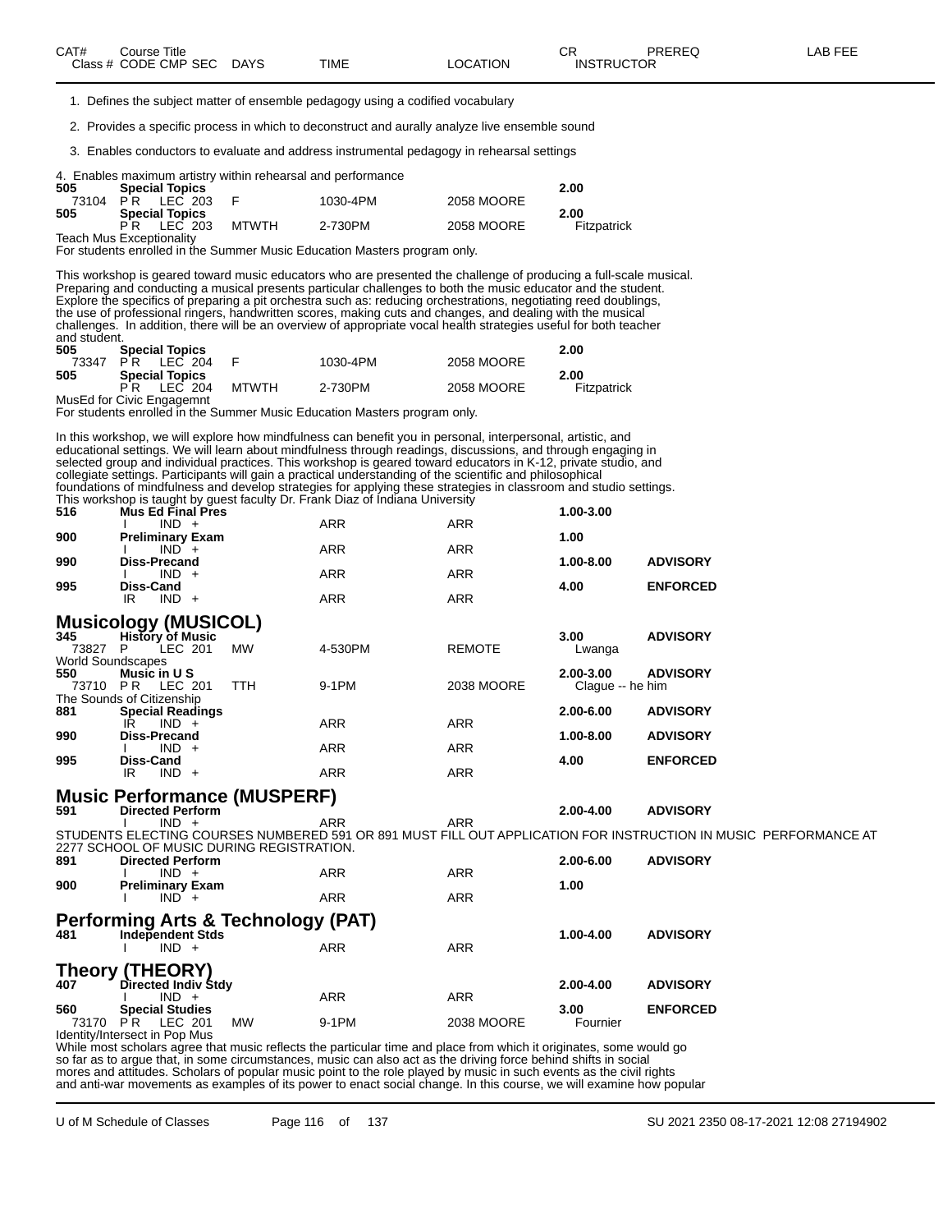| CAT# | Course Title Class # CODE CMP SEC | DAYS | TIME | LOCATION | CR INSTRUCTOR | PREREQ | LAB FEE |
|---|---|---|---|---|---|---|---|

1. Defines the subject matter of ensemble pedagogy using a codified vocabulary

2. Provides a specific process in which to deconstruct and aurally analyze live ensemble sound

3. Enables conductors to evaluate and address instrumental pedagogy in rehearsal settings

4. Enables maximum artistry within rehearsal and performance

| CAT# | Course Title / Class # CODE CMP SEC | DAYS | TIME | LOCATION | CR / INSTRUCTOR | PREREQ |
|---|---|---|---|---|---|---|
| **505** | **Special Topics** | | | | **2.00** | |
| 73104 | P R LEC 203 | F | 1030-4PM | 2058 MOORE | | |
| **505** | **Special Topics** | | | | **2.00** | |
| | P R LEC 203 | MTWTH | 2-730PM | 2058 MOORE | Fitzpatrick | |

Teach Mus Exceptionality
For students enrolled in the Summer Music Education Masters program only.

This workshop is geared toward music educators who are presented the challenge of producing a full-scale musical. Preparing and conducting a musical presents particular challenges to both the music educator and the student. Explore the specifics of preparing a pit orchestra such as: reducing orchestrations, negotiating reed doublings, the use of professional ringers, handwritten scores, making cuts and changes, and dealing with the musical challenges. In addition, there will be an overview of appropriate vocal health strategies useful for both teacher and student.

| CAT# | Course Title / Class # CODE CMP SEC | DAYS | TIME | LOCATION | CR / INSTRUCTOR | PREREQ |
|---|---|---|---|---|---|---|
| **505** | **Special Topics** | | | | **2.00** | |
| 73347 | P R LEC 204 | F | 1030-4PM | 2058 MOORE | | |
| **505** | **Special Topics** | | | | **2.00** | |
| | P R LEC 204 | MTWTH | 2-730PM | 2058 MOORE | Fitzpatrick | |

MusEd for Civic Engagemnt
For students enrolled in the Summer Music Education Masters program only.

In this workshop, we will explore how mindfulness can benefit you in personal, interpersonal, artistic, and educational settings. We will learn about mindfulness through readings, discussions, and through engaging in selected group and individual practices. This workshop is geared toward educators in K-12, private studio, and collegiate settings. Participants will gain a practical understanding of the scientific and philosophical foundations of mindfulness and develop strategies for applying these strategies in classroom and studio settings. This workshop is taught by guest faculty Dr. Frank Diaz of Indiana University

| CAT# | Course Title / Class # CODE CMP SEC | DAYS | TIME | LOCATION | CR / INSTRUCTOR | PREREQ |
|---|---|---|---|---|---|---|
| **516** | **Mus Ed Final Pres** | | | | **1.00-3.00** | |
| | I IND + | | ARR | ARR | | |
| **900** | **Preliminary Exam** | | | | **1.00** | |
| | I IND + | | ARR | ARR | | |
| **990** | **Diss-Precand** | | | | **1.00-8.00** | **ADVISORY** |
| | I IND + | | ARR | ARR | | |
| **995** | **Diss-Cand** | | | | **4.00** | **ENFORCED** |
| | IR IND + | | ARR | ARR | | |

## Musicology (MUSICOL)

| CAT# | Course Title / Class # CODE CMP SEC | DAYS | TIME | LOCATION | CR / INSTRUCTOR | PREREQ |
|---|---|---|---|---|---|---|
| **345** | **History of Music** | | | | **3.00** | **ADVISORY** |
| 73827 | P LEC 201 | MW | 4-530PM | REMOTE | Lwanga | |

World Soundscapes

| CAT# | Course Title / Class # CODE CMP SEC | DAYS | TIME | LOCATION | CR / INSTRUCTOR | PREREQ |
|---|---|---|---|---|---|---|
| **550** | **Music in U S** | | | | **2.00-3.00** | **ADVISORY** |
| 73710 | P R LEC 201 | TTH | 9-1PM | 2038 MOORE | Clague -- he him | |

The Sounds of Citizenship

| CAT# | Course Title / Class # CODE CMP SEC | DAYS | TIME | LOCATION | CR / INSTRUCTOR | PREREQ |
|---|---|---|---|---|---|---|
| **881** | **Special Readings** | | | | **2.00-6.00** | **ADVISORY** |
| | IR IND + | | ARR | ARR | | |
| **990** | **Diss-Precand** | | | | **1.00-8.00** | **ADVISORY** |
| | I IND + | | ARR | ARR | | |
| **995** | **Diss-Cand** | | | | **4.00** | **ENFORCED** |
| | IR IND + | | ARR | ARR | | |

## Music Performance (MUSPERF)

| CAT# | Course Title / Class # CODE CMP SEC | DAYS | TIME | LOCATION | CR / INSTRUCTOR | PREREQ |
|---|---|---|---|---|---|---|
| **591** | **Directed Perform** | | | | **2.00-4.00** | **ADVISORY** |
| | I IND + | | ARR | ARR | | |

STUDENTS ELECTING COURSES NUMBERED 591 OR 891 MUST FILL OUT APPLICATION FOR INSTRUCTION IN MUSIC PERFORMANCE AT 2277 SCHOOL OF MUSIC DURING REGISTRATION.

| CAT# | Course Title / Class # CODE CMP SEC | DAYS | TIME | LOCATION | CR / INSTRUCTOR | PREREQ |
|---|---|---|---|---|---|---|
| **891** | **Directed Perform** | | | | **2.00-6.00** | **ADVISORY** |
| | I IND + | | ARR | ARR | | |
| **900** | **Preliminary Exam** | | | | **1.00** | |
| | I IND + | | ARR | ARR | | |

## Performing Arts & Technology (PAT)

| CAT# | Course Title / Class # CODE CMP SEC | DAYS | TIME | LOCATION | CR / INSTRUCTOR | PREREQ |
|---|---|---|---|---|---|---|
| **481** | **Independent Stds** | | | | **1.00-4.00** | **ADVISORY** |
| | I IND + | | ARR | ARR | | |

## Theory (THEORY)

| CAT# | Course Title / Class # CODE CMP SEC | DAYS | TIME | LOCATION | CR / INSTRUCTOR | PREREQ |
|---|---|---|---|---|---|---|
| **407** | **Directed Indiv Stdy** | | | | **2.00-4.00** | **ADVISORY** |
| | I IND + | | ARR | ARR | | |
| **560** | **Special Studies** | | | | **3.00** | **ENFORCED** |
| 73170 | P R LEC 201 | MW | 9-1PM | 2038 MOORE | Fournier | |

Identity/Intersect in Pop Mus
While most scholars agree that music reflects the particular time and place from which it originates, some would go so far as to argue that, in some circumstances, music can also act as the driving force behind shifts in social mores and attitudes. Scholars of popular music point to the role played by music in such events as the civil rights and anti-war movements as examples of its power to enact social change. In this course, we will examine how popular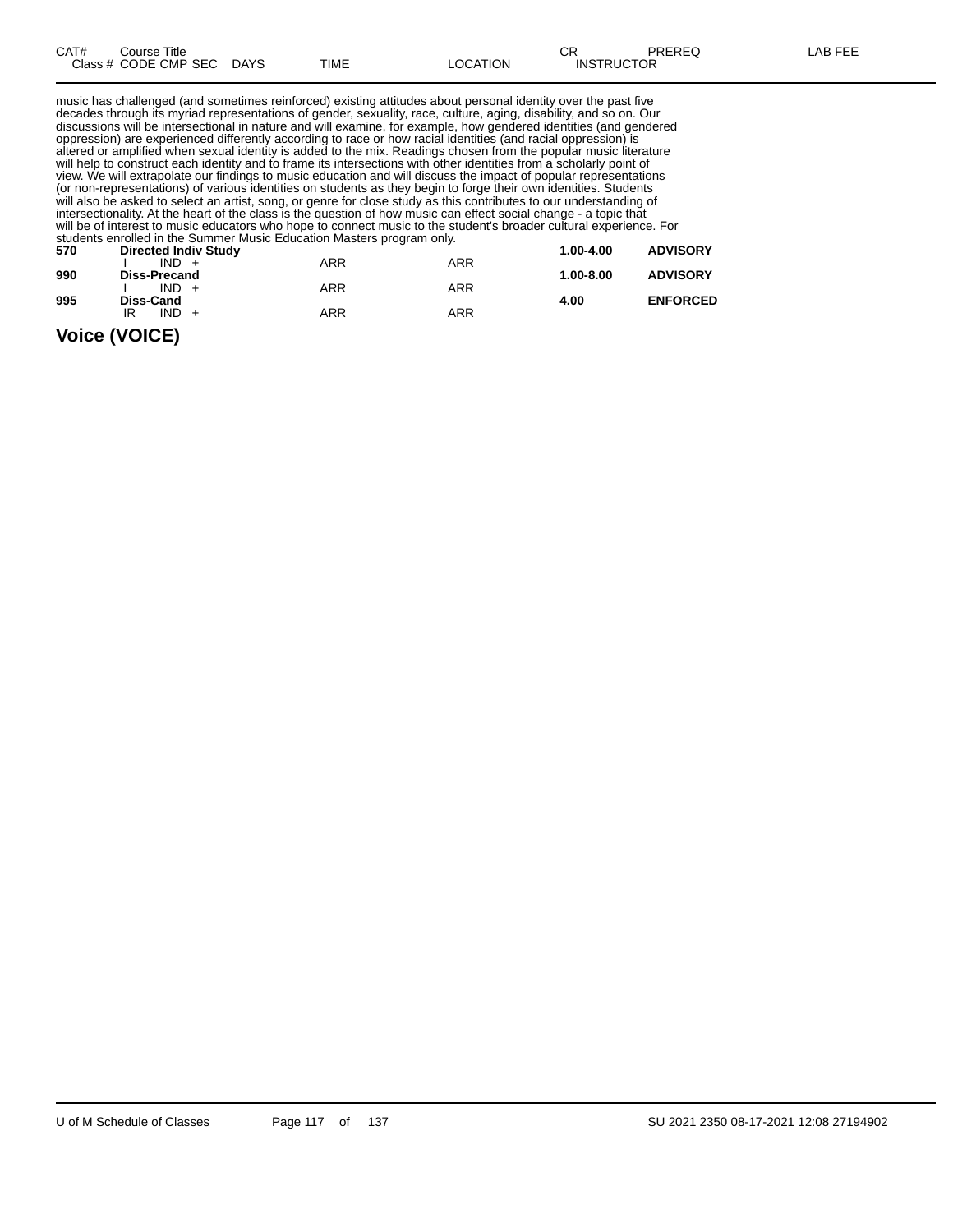| CAT# | Course Title | | | | | CR | PREREQ | LAB FEE |
|---|---|---|---|---|---|---|---|---|
| Class # | CODE | CMP | SEC | DAYS | TIME | LOCATION | INSTRUCTOR | |

music has challenged (and sometimes reinforced) existing attitudes about personal identity over the past five decades through its myriad representations of gender, sexuality, race, culture, aging, disability, and so on. Our discussions will be intersectional in nature and will examine, for example, how gendered identities (and gendered oppression) are experienced differently according to race or how racial identities (and racial oppression) is altered or amplified when sexual identity is added to the mix. Readings chosen from the popular music literature will help to construct each identity and to frame its intersections with other identities from a scholarly point of view. We will extrapolate our findings to music education and will discuss the impact of popular representations (or non-representations) of various identities on students as they begin to forge their own identities. Students will also be asked to select an artist, song, or genre for close study as this contributes to our understanding of intersectionality. At the heart of the class is the question of how music can effect social change - a topic that will be of interest to music educators who hope to connect music to the student's broader cultural experience. For students enrolled in the Summer Music Education Masters program only.

| CAT# | Course Title | | | | CR | PREREQ |
|---|---|---|---|---|---|---|
| **570** | **Directed Indiv Study** | | | | **1.00-4.00** | **ADVISORY** |
| | I | IND + | ARR | ARR | | |
| **990** | **Diss-Precand** | | | | **1.00-8.00** | **ADVISORY** |
| | I | IND + | ARR | ARR | | |
| **995** | **Diss-Cand** | | | | **4.00** | **ENFORCED** |
| | IR | IND + | ARR | ARR | | |

## Voice (VOICE)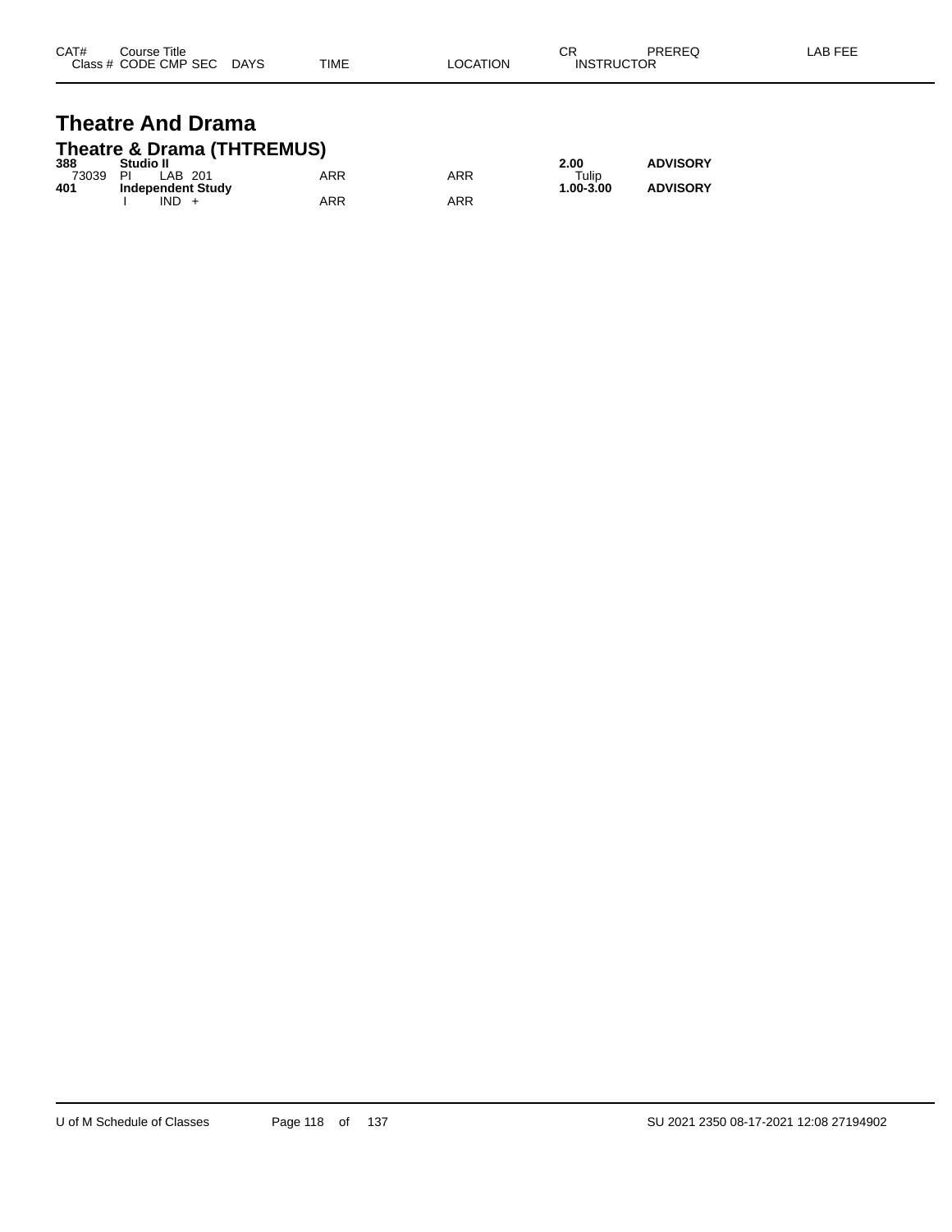| CAT# | Course Title | | | | | CR | PREREQ | LAB FEE |
|---|---|---|---|---|---|---|---|---|
| Class # | CODE | CMP | SEC | DAYS | TIME | LOCATION | INSTRUCTOR | |

# Theatre And Drama

## Theatre & Drama (THTREMUS)

| CAT# | Course Title | | | | TIME | LOCATION | CR / INSTRUCTOR | PREREQ |
|---|---|---|---|---|---|---|---|---|
| **388** | **Studio II** | | | | | | **2.00** | **ADVISORY** |
| 73039 | PI | LAB | 201 | | ARR | ARR | Tulip | |
| **401** | **Independent Study** | | | | | | **1.00-3.00** | **ADVISORY** |
| | I | IND | + | | ARR | ARR | | |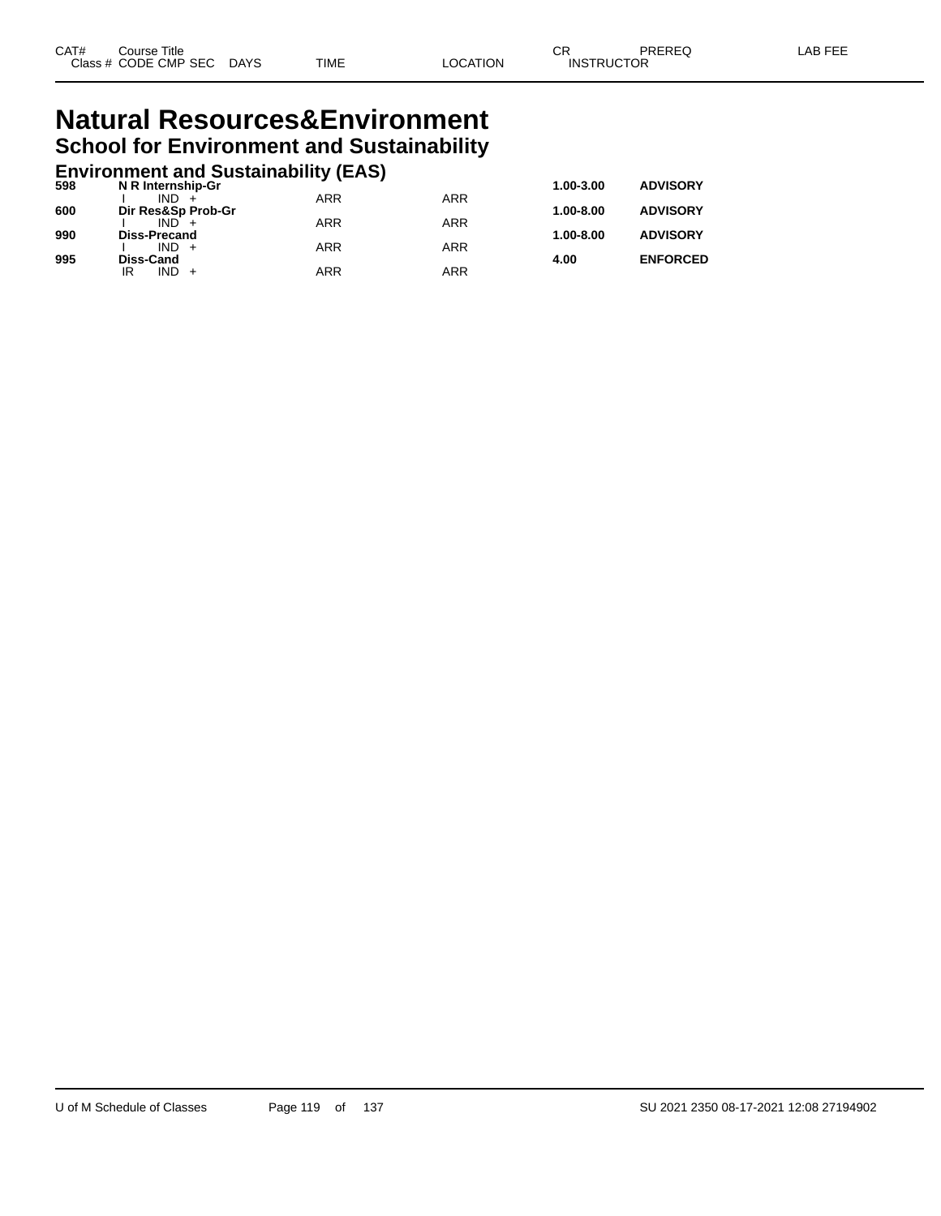# Natural Resources&Environment

## School for Environment and Sustainability

### Environment and Sustainability (EAS)

| CAT# | Course Title | | | | | | CR | PREREQ | LAB FEE |
|---|---|---|---|---|---|---|---|---|---|
| Class # | CODE | CMP | SEC | DAYS | TIME | LOCATION | INSTRUCTOR | | |
| **598** | **N R Internship-Gr** | | | | | | **1.00-3.00** | **ADVISORY** | |
| | I | IND | + | | ARR | ARR | | | |
| **600** | **Dir Res&Sp Prob-Gr** | | | | | | **1.00-8.00** | **ADVISORY** | |
| | I | IND | + | | ARR | ARR | | | |
| **990** | **Diss-Precand** | | | | | | **1.00-8.00** | **ADVISORY** | |
| | I | IND | + | | ARR | ARR | | | |
| **995** | **Diss-Cand** | | | | | | **4.00** | **ENFORCED** | |
| | IR | IND | + | | ARR | ARR | | | |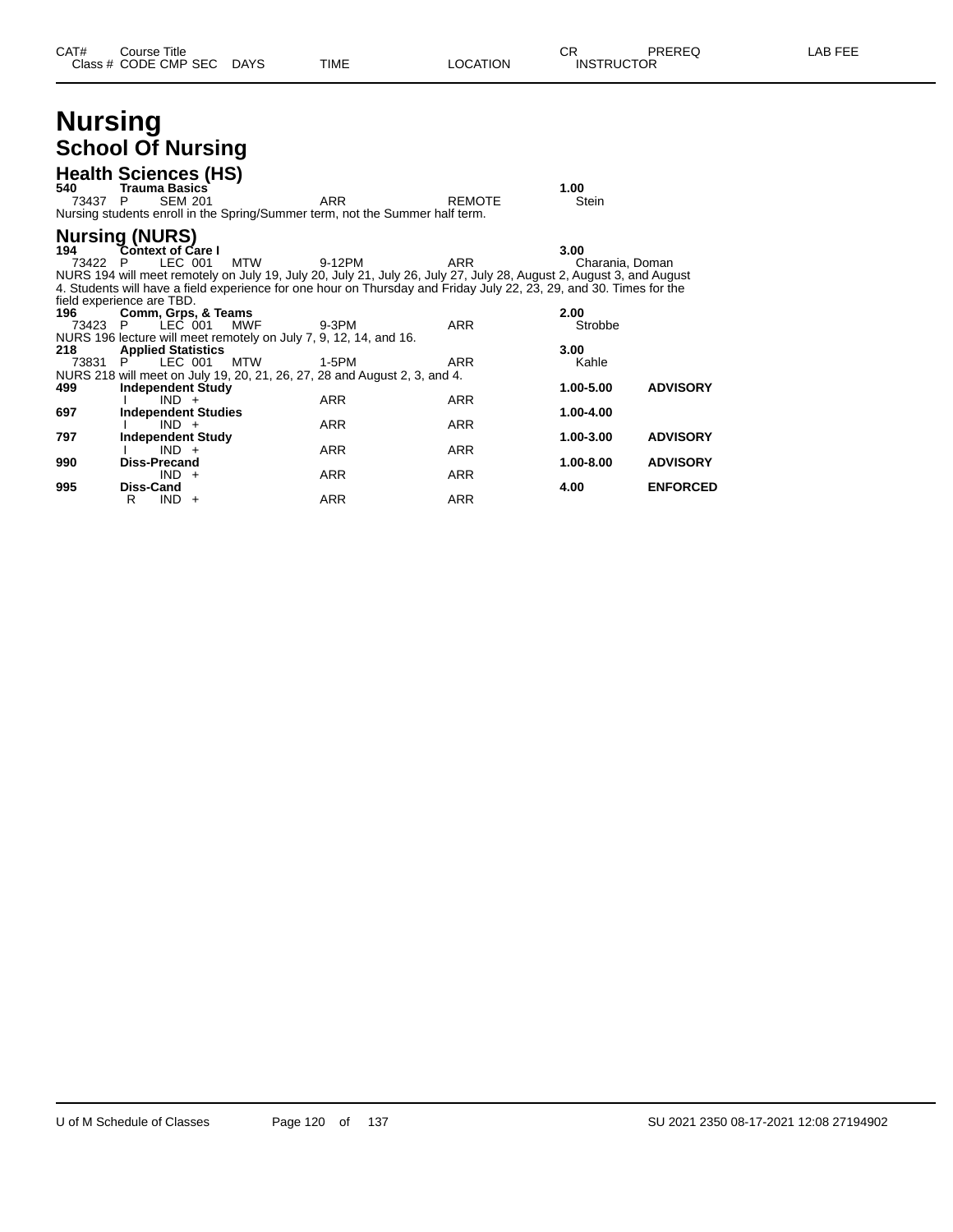| CAT# | Course Title | | | | | CR | PREREQ | LAB FEE |
|---|---|---|---|---|---|---|---|---|
| Class # | CODE CMP SEC | DAYS | TIME | LOCATION | | INSTRUCTOR | | |

# Nursing

## School Of Nursing

### Health Sciences (HS)

**540** **Trauma Basics** **1.00**
73437 P SEM 201 ARR REMOTE Stein
Nursing students enroll in the Spring/Summer term, not the Summer half term.

### Nursing (NURS)

**194** **Context of Care I** **3.00**
73422 P LEC 001 MTW 9-12PM ARR Charania, Doman
NURS 194 will meet remotely on July 19, July 20, July 21, July 26, July 27, July 28, August 2, August 3, and August 4. Students will have a field experience for one hour on Thursday and Friday July 22, 23, 29, and 30. Times for the field experience are TBD.

**196** **Comm, Grps, & Teams** **2.00**
73423 P LEC 001 MWF 9-3PM ARR Strobbe
NURS 196 lecture will meet remotely on July 7, 9, 12, 14, and 16.

**218** **Applied Statistics** **3.00**
73831 P LEC 001 MTW 1-5PM ARR Kahle
NURS 218 will meet on July 19, 20, 21, 26, 27, 28 and August 2, 3, and 4.

**499** **Independent Study** **1.00-5.00** **ADVISORY**
I IND + ARR ARR

**697** **Independent Studies** **1.00-4.00**
I IND + ARR ARR

**797** **Independent Study** **1.00-3.00** **ADVISORY**
I IND + ARR ARR

**990** **Diss-Precand** **1.00-8.00** **ADVISORY**
IND + ARR ARR

**995** **Diss-Cand** **4.00** **ENFORCED**
R IND + ARR ARR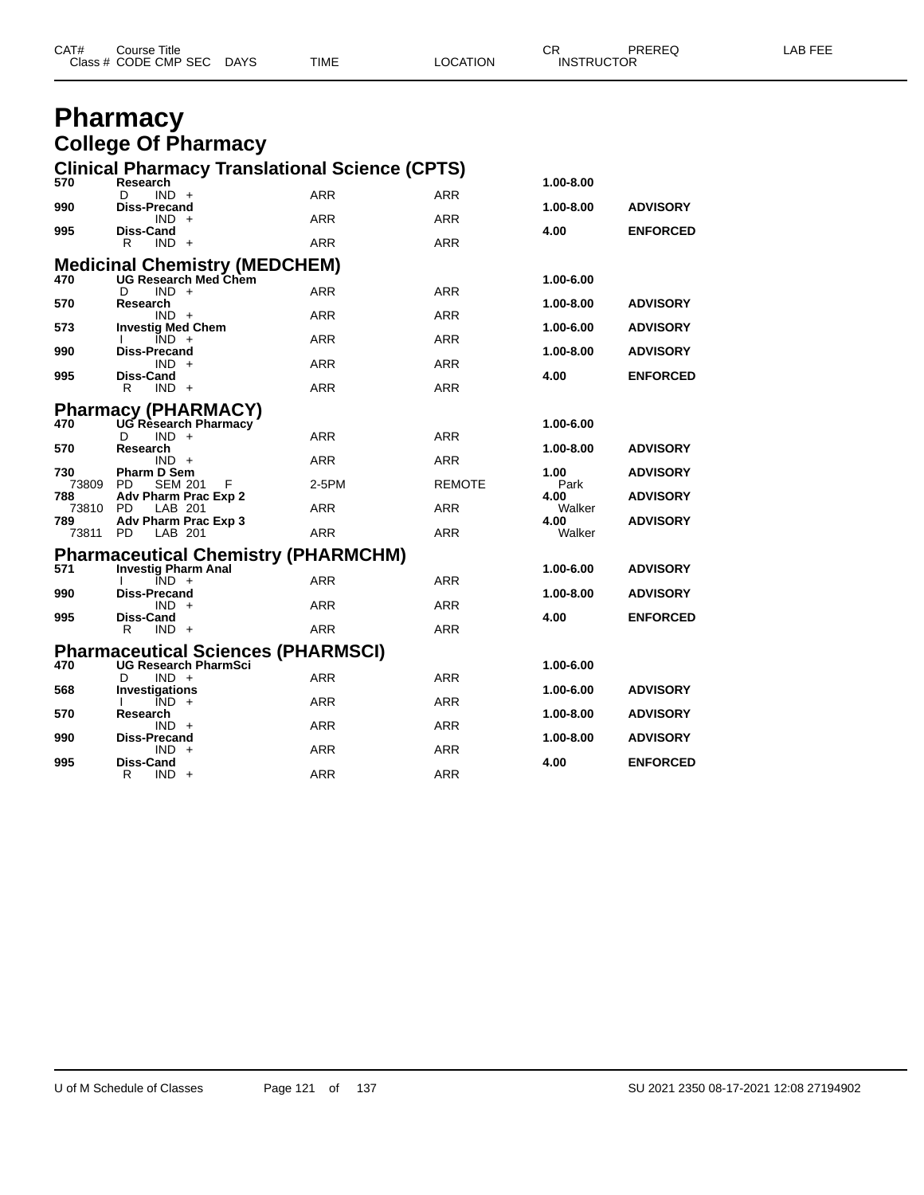# Pharmacy

## College Of Pharmacy

### Clinical Pharmacy Translational Science (CPTS)

| CAT# / Class # | Course Title / CODE CMP SEC DAYS | TIME | LOCATION | CR / INSTRUCTOR | PREREQ | LAB FEE |
|---|---|---|---|---|---|---|
| 570 | **Research** | | | 1.00-8.00 | | |
| | D IND + | ARR | ARR | | | |
| 990 | **Diss-Precand** | | | 1.00-8.00 | ADVISORY | |
| | IND + | ARR | ARR | | | |
| 995 | **Diss-Cand** | | | 4.00 | ENFORCED | |
| | R IND + | ARR | ARR | | | |

### Medicinal Chemistry (MEDCHEM)

| CAT# / Class # | Course Title / CODE CMP SEC DAYS | TIME | LOCATION | CR / INSTRUCTOR | PREREQ | LAB FEE |
|---|---|---|---|---|---|---|
| 470 | **UG Research Med Chem** | | | 1.00-6.00 | | |
| | D IND + | ARR | ARR | | | |
| 570 | **Research** | | | 1.00-8.00 | ADVISORY | |
| | IND + | ARR | ARR | | | |
| 573 | **Investig Med Chem** | | | 1.00-6.00 | ADVISORY | |
| | I IND + | ARR | ARR | | | |
| 990 | **Diss-Precand** | | | 1.00-8.00 | ADVISORY | |
| | IND + | ARR | ARR | | | |
| 995 | **Diss-Cand** | | | 4.00 | ENFORCED | |
| | R IND + | ARR | ARR | | | |

### Pharmacy (PHARMACY)

| CAT# / Class # | Course Title / CODE CMP SEC DAYS | TIME | LOCATION | CR / INSTRUCTOR | PREREQ | LAB FEE |
|---|---|---|---|---|---|---|
| 470 | **UG Research Pharmacy** | | | 1.00-6.00 | | |
| | D IND + | ARR | ARR | | | |
| 570 | **Research** | | | 1.00-8.00 | ADVISORY | |
| | IND + | ARR | ARR | | | |
| 730 | **Pharm D Sem** | | | 1.00 | ADVISORY | |
| 73809 | PD SEM 201 F | 2-5PM | REMOTE | Park | | |
| 788 | **Adv Pharm Prac Exp 2** | | | 4.00 | ADVISORY | |
| 73810 | PD LAB 201 | ARR | ARR | Walker | | |
| 789 | **Adv Pharm Prac Exp 3** | | | 4.00 | ADVISORY | |
| 73811 | PD LAB 201 | ARR | ARR | Walker | | |

### Pharmaceutical Chemistry (PHARMCHM)

| CAT# / Class # | Course Title / CODE CMP SEC DAYS | TIME | LOCATION | CR / INSTRUCTOR | PREREQ | LAB FEE |
|---|---|---|---|---|---|---|
| 571 | **Investig Pharm Anal** | | | 1.00-6.00 | ADVISORY | |
| | I IND + | ARR | ARR | | | |
| 990 | **Diss-Precand** | | | 1.00-8.00 | ADVISORY | |
| | IND + | ARR | ARR | | | |
| 995 | **Diss-Cand** | | | 4.00 | ENFORCED | |
| | R IND + | ARR | ARR | | | |

### Pharmaceutical Sciences (PHARMSCI)

| CAT# / Class # | Course Title / CODE CMP SEC DAYS | TIME | LOCATION | CR / INSTRUCTOR | PREREQ | LAB FEE |
|---|---|---|---|---|---|---|
| 470 | **UG Research PharmSci** | | | 1.00-6.00 | | |
| | D IND + | ARR | ARR | | | |
| 568 | **Investigations** | | | 1.00-6.00 | ADVISORY | |
| | I IND + | ARR | ARR | | | |
| 570 | **Research** | | | 1.00-8.00 | ADVISORY | |
| | IND + | ARR | ARR | | | |
| 990 | **Diss-Precand** | | | 1.00-8.00 | ADVISORY | |
| | IND + | ARR | ARR | | | |
| 995 | **Diss-Cand** | | | 4.00 | ENFORCED | |
| | R IND + | ARR | ARR | | | |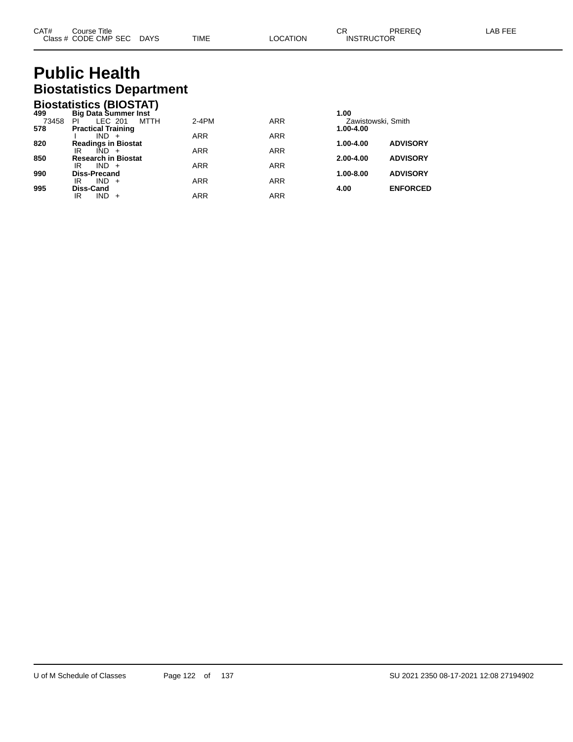# Public Health

## Biostatistics Department

### Biostatistics (BIOSTAT)

| CAT# / Class # | Course Title / CODE CMP SEC | DAYS | TIME | LOCATION | CR / INSTRUCTOR | PREREQ | LAB FEE |
|---|---|---|---|---|---|---|---|
| **499** | **Big Data Summer Inst** | | | | **1.00** | | |
| 73458 | PI LEC 201 | MTTH | 2-4PM | ARR | Zawistowski, Smith | | |
| **578** | **Practical Training** | | | | **1.00-4.00** | | |
| | I IND + | | ARR | ARR | | | |
| **820** | **Readings in Biostat** | | | | **1.00-4.00** | **ADVISORY** | |
| | IR IND + | | ARR | ARR | | | |
| **850** | **Research in Biostat** | | | | **2.00-4.00** | **ADVISORY** | |
| | IR IND + | | ARR | ARR | | | |
| **990** | **Diss-Precand** | | | | **1.00-8.00** | **ADVISORY** | |
| | IR IND + | | ARR | ARR | | | |
| **995** | **Diss-Cand** | | | | **4.00** | **ENFORCED** | |
| | IR IND + | | ARR | ARR | | | |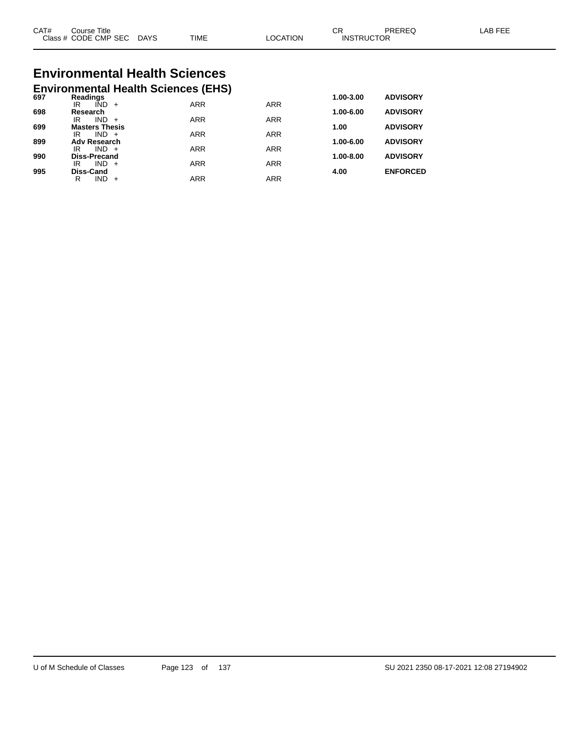| CAT# | Course Title<br>Class # CODE CMP SEC DAYS | TIME | LOCATION | CR<br>INSTRUCTOR | PREREQ | LAB FEE |
|---|---|---|---|---|---|---|

# Environmental Health Sciences

## Environmental Health Sciences (EHS)

| CAT# | Course Title / Class # CODE CMP SEC DAYS | TIME | LOCATION | CR | PREREQ | LAB FEE |
|---|---|---|---|---|---|---|
| **697** | **Readings** | | | **1.00-3.00** | **ADVISORY** | |
| | IR IND + | ARR | ARR | | | |
| **698** | **Research** | | | **1.00-6.00** | **ADVISORY** | |
| | IR IND + | ARR | ARR | | | |
| **699** | **Masters Thesis** | | | **1.00** | **ADVISORY** | |
| | IR IND + | ARR | ARR | | | |
| **899** | **Adv Research** | | | **1.00-6.00** | **ADVISORY** | |
| | IR IND + | ARR | ARR | | | |
| **990** | **Diss-Precand** | | | **1.00-8.00** | **ADVISORY** | |
| | IR IND + | ARR | ARR | | | |
| **995** | **Diss-Cand** | | | **4.00** | **ENFORCED** | |
| | R IND + | ARR | ARR | | | |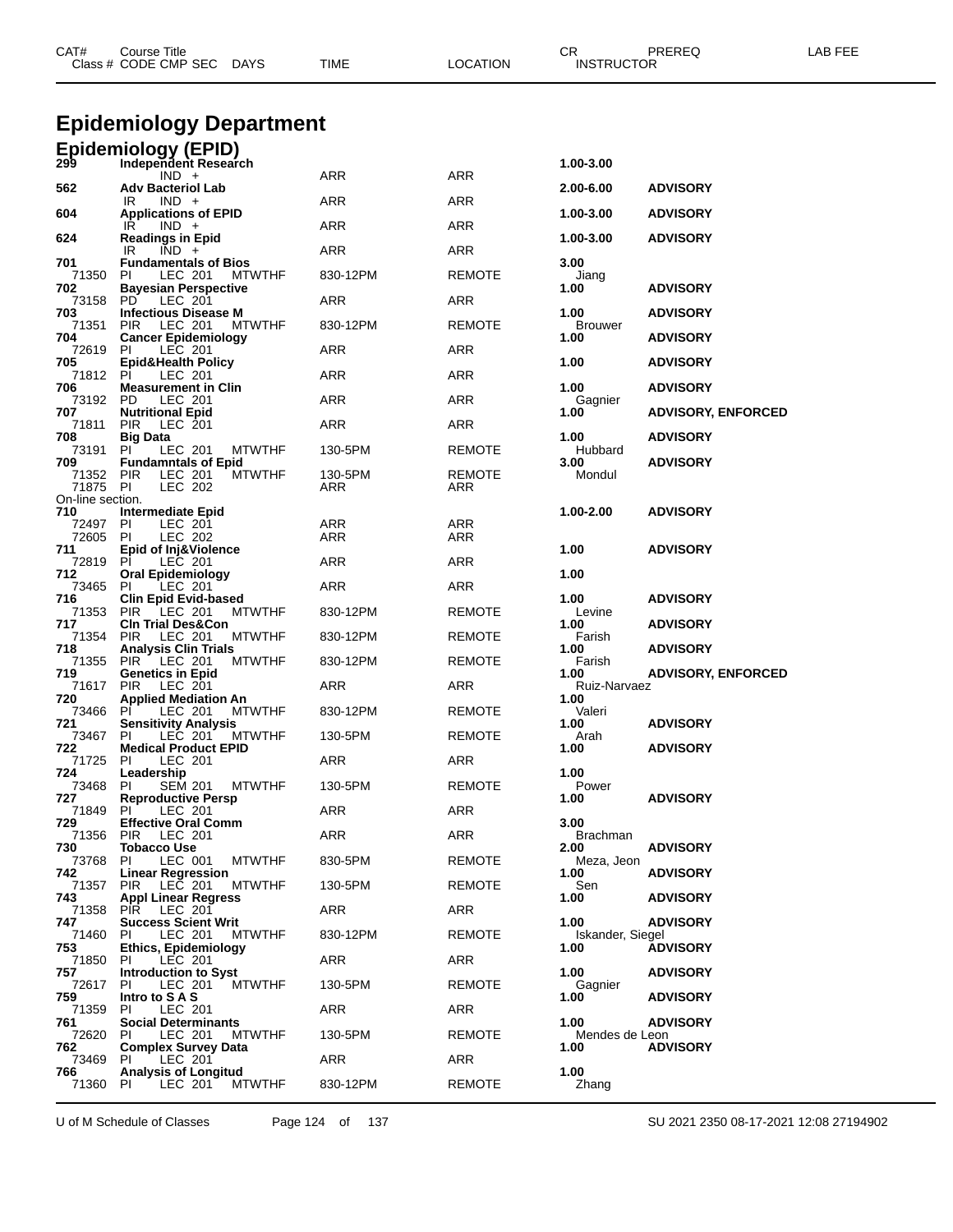# Epidemiology Department

## Epidemiology (EPID)

| CAT# / Class # | Course Title / CODE CMP SEC | DAYS | TIME | LOCATION | CR / INSTRUCTOR | PREREQ | LAB FEE |
|---|---|---|---|---|---|---|---|
| 299 | **Independent Research** | | | | 1.00-3.00 | | |
| | IND + | | ARR | ARR | | | |
| 562 | **Adv Bacteriol Lab** | | | | 2.00-6.00 | ADVISORY | |
| | IR IND + | | ARR | ARR | | | |
| 604 | **Applications of EPID** | | | | 1.00-3.00 | ADVISORY | |
| | IR IND + | | ARR | ARR | | | |
| 624 | **Readings in Epid** | | | | 1.00-3.00 | ADVISORY | |
| | IR IND + | | ARR | ARR | | | |
| 701 | **Fundamentals of Bios** | | | | 3.00 | | |
| 71350 | PI LEC 201 | MTWTHF | 830-12PM | REMOTE | Jiang | | |
| 702 | **Bayesian Perspective** | | | | 1.00 | ADVISORY | |
| 73158 | PD LEC 201 | | ARR | ARR | | | |
| 703 | **Infectious Disease M** | | | | 1.00 | ADVISORY | |
| 71351 | PIR LEC 201 | MTWTHF | 830-12PM | REMOTE | Brouwer | | |
| 704 | **Cancer Epidemiology** | | | | 1.00 | ADVISORY | |
| 72619 | PI LEC 201 | | ARR | ARR | | | |
| 705 | **Epid&Health Policy** | | | | 1.00 | ADVISORY | |
| 71812 | PI LEC 201 | | ARR | ARR | | | |
| 706 | **Measurement in Clin** | | | | 1.00 | ADVISORY | |
| 73192 | PD LEC 201 | | ARR | ARR | Gagnier | | |
| 707 | **Nutritional Epid** | | | | 1.00 | ADVISORY, ENFORCED | |
| 71811 | PIR LEC 201 | | ARR | ARR | | | |
| 708 | **Big Data** | | | | 1.00 | ADVISORY | |
| 73191 | PI LEC 201 | MTWTHF | 130-5PM | REMOTE | Hubbard | | |
| 709 | **Fundamntals of Epid** | | | | 3.00 | ADVISORY | |
| 71352 | PIR LEC 201 | MTWTHF | 130-5PM | REMOTE | Mondul | | |
| 71875 | PI LEC 202 | | ARR | ARR | | | |
| On-line section. | | | | | | | |
| 710 | **Intermediate Epid** | | | | 1.00-2.00 | ADVISORY | |
| 72497 | PI LEC 201 | | ARR | ARR | | | |
| 72605 | PI LEC 202 | | ARR | ARR | | | |
| 711 | **Epid of Inj&Violence** | | | | 1.00 | ADVISORY | |
| 72819 | PI LEC 201 | | ARR | ARR | | | |
| 712 | **Oral Epidemiology** | | | | 1.00 | | |
| 73465 | PI LEC 201 | | ARR | ARR | | | |
| 716 | **Clin Epid Evid-based** | | | | 1.00 | ADVISORY | |
| 71353 | PIR LEC 201 | MTWTHF | 830-12PM | REMOTE | Levine | | |
| 717 | **Cln Trial Des&Con** | | | | 1.00 | ADVISORY | |
| 71354 | PIR LEC 201 | MTWTHF | 830-12PM | REMOTE | Farish | | |
| 718 | **Analysis Clin Trials** | | | | 1.00 | ADVISORY | |
| 71355 | PIR LEC 201 | MTWTHF | 830-12PM | REMOTE | Farish | | |
| 719 | **Genetics in Epid** | | | | 1.00 | ADVISORY, ENFORCED | |
| 71617 | PIR LEC 201 | | ARR | ARR | Ruiz-Narvaez | | |
| 720 | **Applied Mediation An** | | | | 1.00 | | |
| 73466 | PI LEC 201 | MTWTHF | 830-12PM | REMOTE | Valeri | | |
| 721 | **Sensitivity Analysis** | | | | 1.00 | ADVISORY | |
| 73467 | PI LEC 201 | MTWTHF | 130-5PM | REMOTE | Arah | | |
| 722 | **Medical Product EPID** | | | | 1.00 | ADVISORY | |
| 71725 | PI LEC 201 | | ARR | ARR | | | |
| 724 | **Leadership** | | | | 1.00 | | |
| 73468 | PI SEM 201 | MTWTHF | 130-5PM | REMOTE | Power | | |
| 727 | **Reproductive Persp** | | | | 1.00 | ADVISORY | |
| 71849 | PI LEC 201 | | ARR | ARR | | | |
| 729 | **Effective Oral Comm** | | | | 3.00 | | |
| 71356 | PIR LEC 201 | | ARR | ARR | Brachman | | |
| 730 | **Tobacco Use** | | | | 2.00 | ADVISORY | |
| 73768 | PI LEC 001 | MTWTHF | 830-5PM | REMOTE | Meza, Jeon | | |
| 742 | **Linear Regression** | | | | 1.00 | ADVISORY | |
| 71357 | PIR LEC 201 | MTWTHF | 130-5PM | REMOTE | Sen | | |
| 743 | **Appl Linear Regress** | | | | 1.00 | ADVISORY | |
| 71358 | PIR LEC 201 | | ARR | ARR | | | |
| 747 | **Success Scient Writ** | | | | 1.00 | ADVISORY | |
| 71460 | PI LEC 201 | MTWTHF | 830-12PM | REMOTE | Iskander, Siegel | | |
| 753 | **Ethics, Epidemiology** | | | | 1.00 | ADVISORY | |
| 71850 | PI LEC 201 | | ARR | ARR | | | |
| 757 | **Introduction to Syst** | | | | 1.00 | ADVISORY | |
| 72617 | PI LEC 201 | MTWTHF | 130-5PM | REMOTE | Gagnier | | |
| 759 | **Intro to S A S** | | | | 1.00 | ADVISORY | |
| 71359 | PI LEC 201 | | ARR | ARR | | | |
| 761 | **Social Determinants** | | | | 1.00 | ADVISORY | |
| 72620 | PI LEC 201 | MTWTHF | 130-5PM | REMOTE | Mendes de Leon | | |
| 762 | **Complex Survey Data** | | | | 1.00 | ADVISORY | |
| 73469 | PI LEC 201 | | ARR | ARR | | | |
| 766 | **Analysis of Longitud** | | | | 1.00 | | |
| 71360 | PI LEC 201 | MTWTHF | 830-12PM | REMOTE | Zhang | | |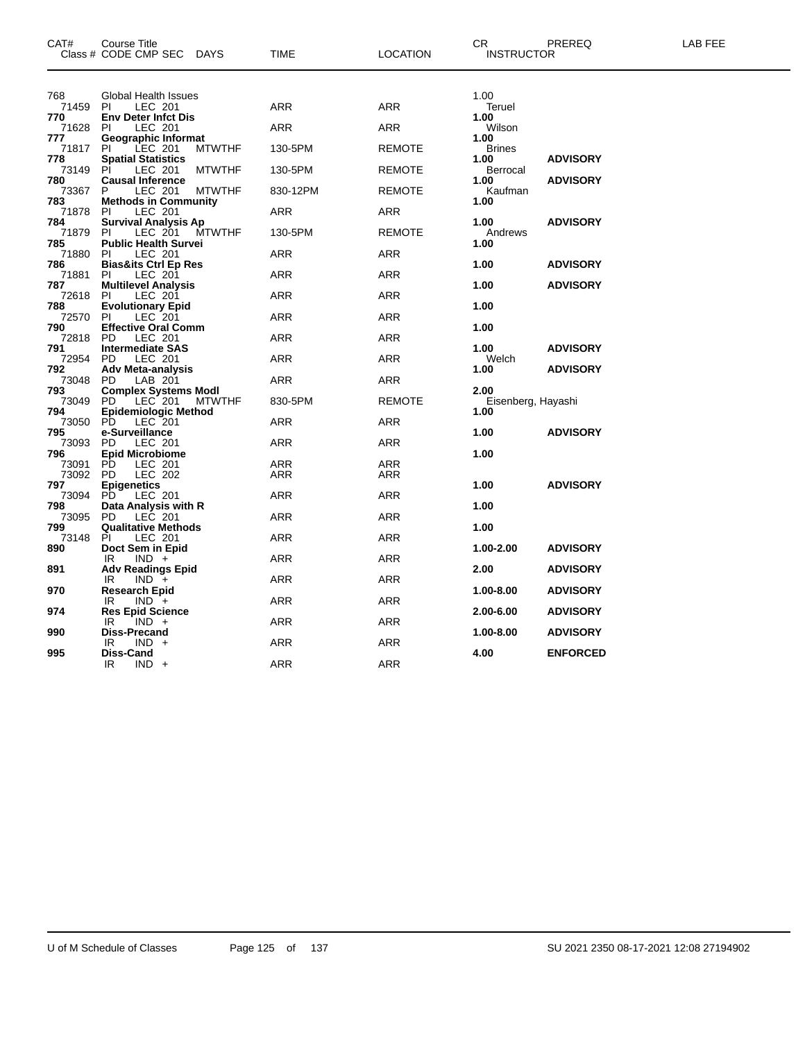| CAT# Class # | Course Title CODE CMP SEC | DAYS | TIME | LOCATION | CR INSTRUCTOR | PREREQ | LAB FEE |
|---|---|---|---|---|---|---|---|
| 768 | Global Health Issues | | | | 1.00 | | |
| 71459 | PI LEC 201 | | ARR | ARR | Teruel | | |
| **770** | **Env Deter Infct Dis** | | | | **1.00** | | |
| 71628 | PI LEC 201 | | ARR | ARR | Wilson | | |
| **777** | **Geographic Informat** | | | | **1.00** | | |
| 71817 | PI LEC 201 | MTWTHF | 130-5PM | REMOTE | Brines | | |
| **778** | **Spatial Statistics** | | | | **1.00** | **ADVISORY** | |
| 73149 | PI LEC 201 | MTWTHF | 130-5PM | REMOTE | Berrocal | | |
| **780** | **Causal Inference** | | | | **1.00** | **ADVISORY** | |
| 73367 | P LEC 201 | MTWTHF | 830-12PM | REMOTE | Kaufman | | |
| **783** | **Methods in Community** | | | | **1.00** | | |
| 71878 | PI LEC 201 | | ARR | ARR | | | |
| **784** | **Survival Analysis Ap** | | | | **1.00** | **ADVISORY** | |
| 71879 | PI LEC 201 | MTWTHF | 130-5PM | REMOTE | Andrews | | |
| **785** | **Public Health Survei** | | | | **1.00** | | |
| 71880 | PI LEC 201 | | ARR | ARR | | | |
| **786** | **Bias&its Ctrl Ep Res** | | | | **1.00** | **ADVISORY** | |
| 71881 | PI LEC 201 | | ARR | ARR | | | |
| **787** | **Multilevel Analysis** | | | | **1.00** | **ADVISORY** | |
| 72618 | PI LEC 201 | | ARR | ARR | | | |
| **788** | **Evolutionary Epid** | | | | **1.00** | | |
| 72570 | PI LEC 201 | | ARR | ARR | | | |
| **790** | **Effective Oral Comm** | | | | **1.00** | | |
| 72818 | PD LEC 201 | | ARR | ARR | | | |
| **791** | **Intermediate SAS** | | | | **1.00** | **ADVISORY** | |
| 72954 | PD LEC 201 | | ARR | ARR | Welch | | |
| **792** | **Adv Meta-analysis** | | | | **1.00** | **ADVISORY** | |
| 73048 | PD LAB 201 | | ARR | ARR | | | |
| **793** | **Complex Systems Modl** | | | | **2.00** | | |
| 73049 | PD LEC 201 | MTWTHF | 830-5PM | REMOTE | Eisenberg, Hayashi | | |
| **794** | **Epidemiologic Method** | | | | **1.00** | | |
| 73050 | PD LEC 201 | | ARR | ARR | | | |
| **795** | **e-Surveillance** | | | | **1.00** | **ADVISORY** | |
| 73093 | PD LEC 201 | | ARR | ARR | | | |
| **796** | **Epid Microbiome** | | | | **1.00** | | |
| 73091 | PD LEC 201 | | ARR | ARR | | | |
| 73092 | PD LEC 202 | | ARR | ARR | | | |
| **797** | **Epigenetics** | | | | **1.00** | **ADVISORY** | |
| 73094 | PD LEC 201 | | ARR | ARR | | | |
| **798** | **Data Analysis with R** | | | | **1.00** | | |
| 73095 | PD LEC 201 | | ARR | ARR | | | |
| **799** | **Qualitative Methods** | | | | **1.00** | | |
| 73148 | PI LEC 201 | | ARR | ARR | | | |
| **890** | **Doct Sem in Epid** | | | | **1.00-2.00** | **ADVISORY** | |
| | IR IND + | | ARR | ARR | | | |
| **891** | **Adv Readings Epid** | | | | **2.00** | **ADVISORY** | |
| | IR IND + | | ARR | ARR | | | |
| **970** | **Research Epid** | | | | **1.00-8.00** | **ADVISORY** | |
| | IR IND + | | ARR | ARR | | | |
| **974** | **Res Epid Science** | | | | **2.00-6.00** | **ADVISORY** | |
| | IR IND + | | ARR | ARR | | | |
| **990** | **Diss-Precand** | | | | **1.00-8.00** | **ADVISORY** | |
| | IR IND + | | ARR | ARR | | | |
| **995** | **Diss-Cand** | | | | **4.00** | **ENFORCED** | |
| | IR IND + | | ARR | ARR | | | |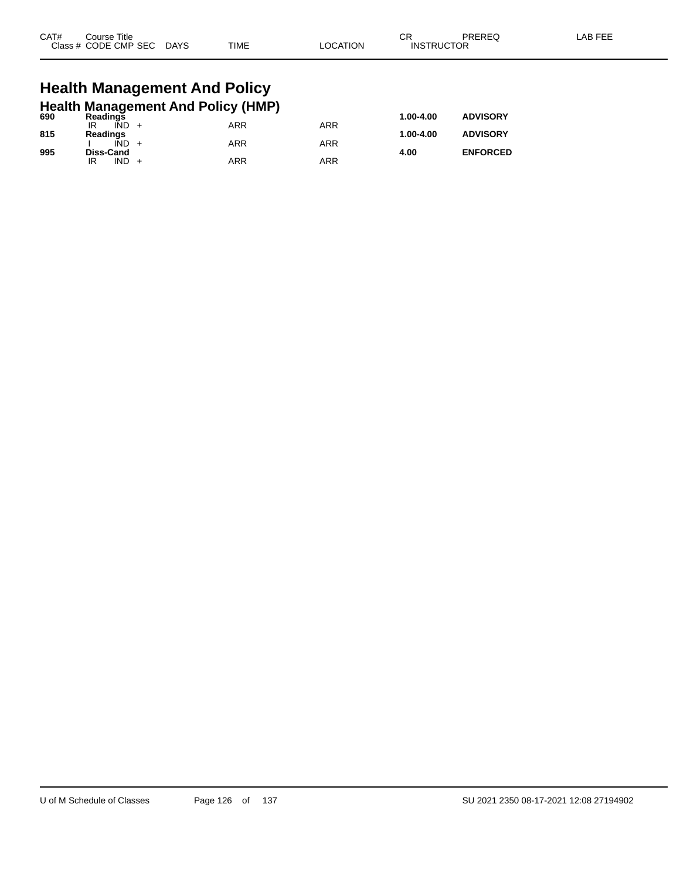# Health Management And Policy

## Health Management And Policy (HMP)

| CAT# | Course Title | | | | | | | CR | PREREQ | LAB FEE |
|---|---|---|---|---|---|---|---|---|---|---|
| Class # | CODE | CMP | SEC | DAYS | TIME | LOCATION | INSTRUCTOR | | | |
| **690** | **Readings** | | | | | | | **1.00-4.00** | **ADVISORY** | |
| | IR | IND | + | | ARR | ARR | | | | |
| **815** | **Readings** | | | | | | | **1.00-4.00** | **ADVISORY** | |
| | I | IND | + | | ARR | ARR | | | | |
| **995** | **Diss-Cand** | | | | | | | **4.00** | **ENFORCED** | |
| | IR | IND | + | | ARR | ARR | | | | |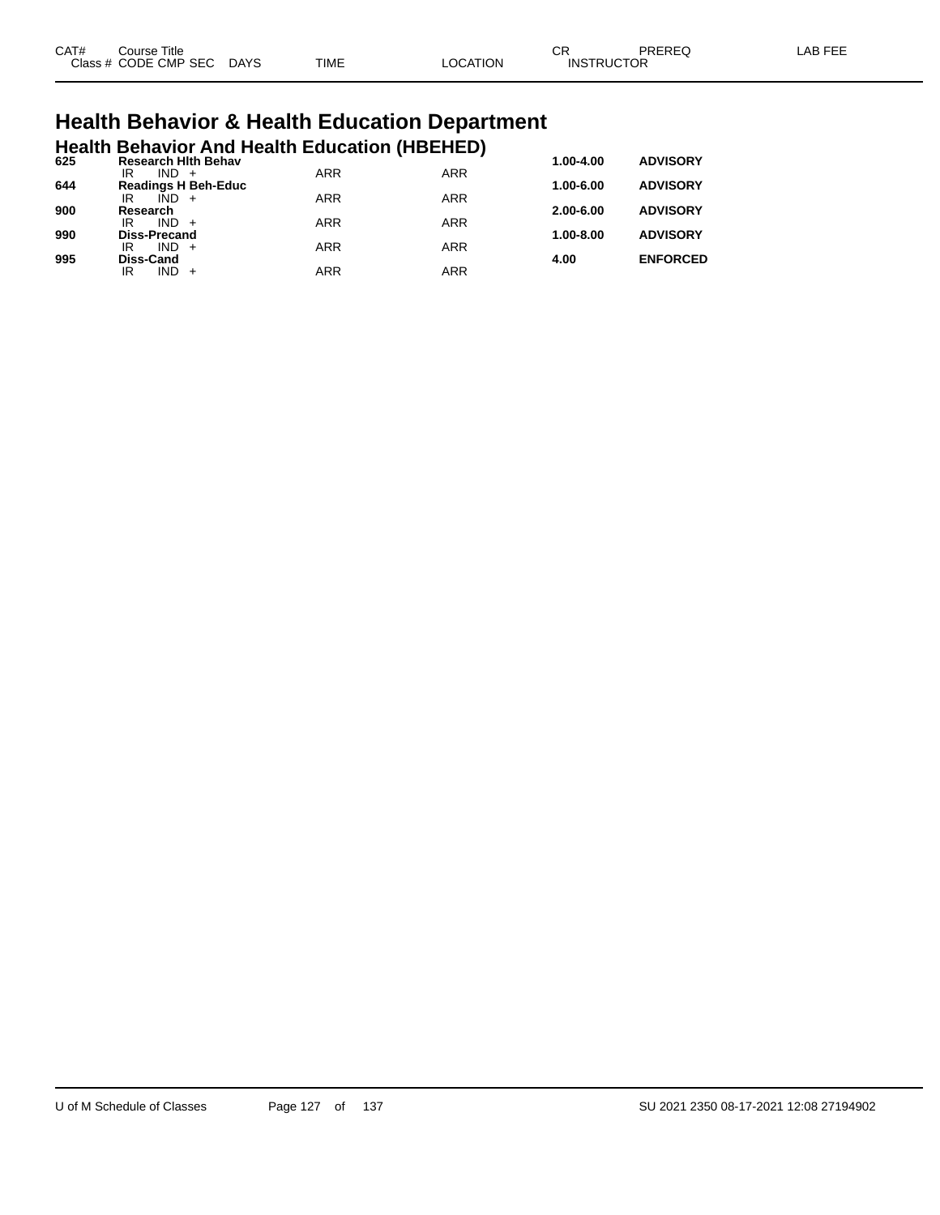| CAT# | Course Title | | | | | CR | PREREQ | LAB FEE |
|---|---|---|---|---|---|---|---|---|
| Class # | CODE | CMP | SEC | DAYS | TIME | LOCATION | INSTRUCTOR | |

# Health Behavior & Health Education Department

## Health Behavior And Health Education (HBEHED)

| CAT# | Course Title | | | | CR | PREREQ |
|---|---|---|---|---|---|---|
| **625** | **Research Hlth Behav** | | | | **1.00-4.00** | **ADVISORY** |
| | IR | IND + | ARR | ARR | | |
| **644** | **Readings H Beh-Educ** | | | | **1.00-6.00** | **ADVISORY** |
| | IR | IND + | ARR | ARR | | |
| **900** | **Research** | | | | **2.00-6.00** | **ADVISORY** |
| | IR | IND + | ARR | ARR | | |
| **990** | **Diss-Precand** | | | | **1.00-8.00** | **ADVISORY** |
| | IR | IND + | ARR | ARR | | |
| **995** | **Diss-Cand** | | | | **4.00** | **ENFORCED** |
| | IR | IND + | ARR | ARR | | |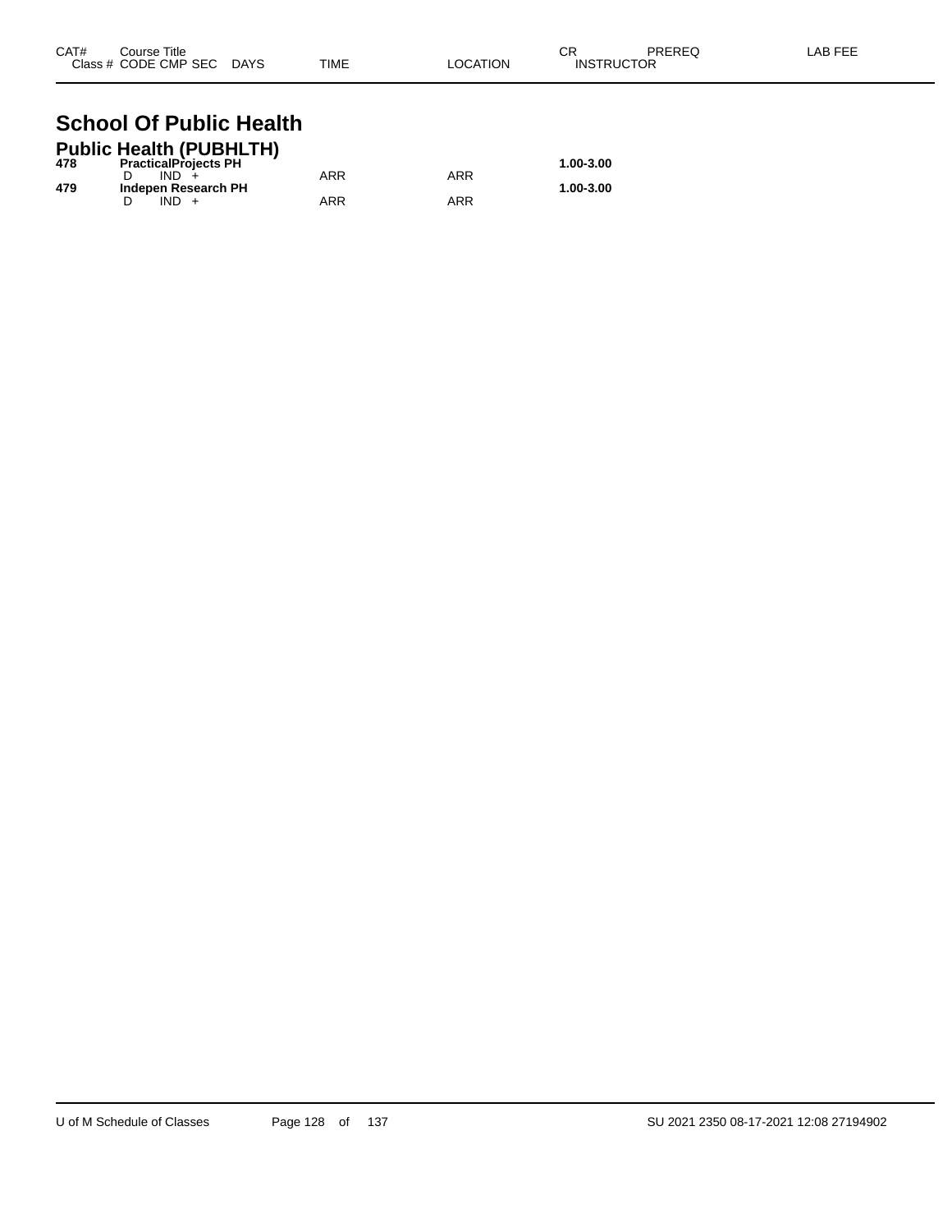| CAT# | Course Title Class # CODE CMP SEC DAYS | TIME | LOCATION | CR INSTRUCTOR | PREREQ | LAB FEE |
|---|---|---|---|---|---|---|

# School Of Public Health

## Public Health (PUBHLTH)

| CAT# | Course Title / Class # CODE CMP SEC DAYS | TIME | LOCATION | CR / INSTRUCTOR | PREREQ | LAB FEE |
|---|---|---|---|---|---|---|
| **478** | **PracticalProjects PH** | | | **1.00-3.00** | | |
| | D IND + | ARR | ARR | | | |
| **479** | **Indepen Research PH** | | | **1.00-3.00** | | |
| | D IND + | ARR | ARR | | | |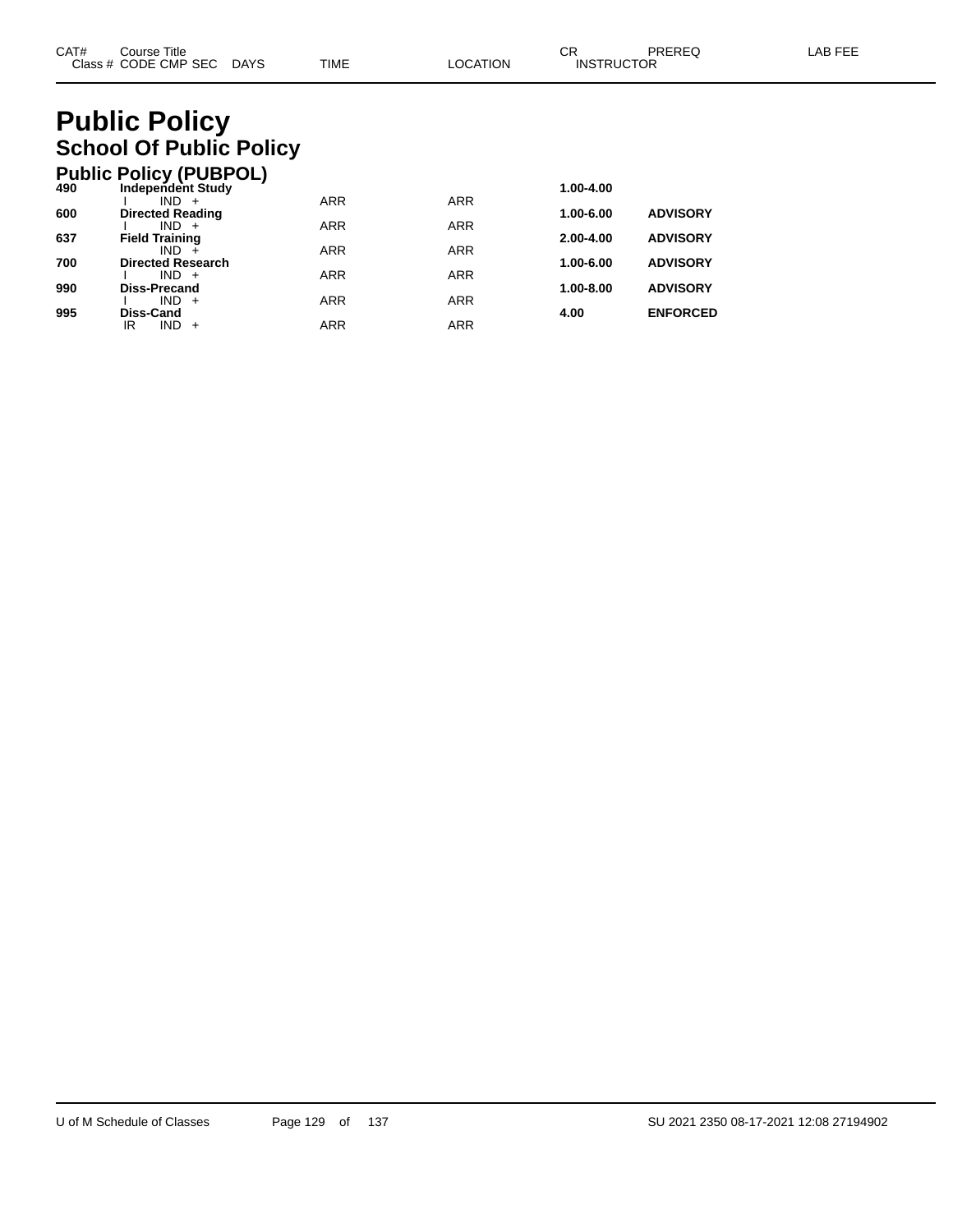# Public Policy

## School Of Public Policy

### Public Policy (PUBPOL)

| CAT# | Course Title / Class # CODE CMP SEC | DAYS | TIME | LOCATION | CR / INSTRUCTOR | PREREQ | LAB FEE |
|---|---|---|---|---|---|---|---|
| 490 | **Independent Study** | | | | **1.00-4.00** | | |
| | I IND + | | ARR | ARR | | | |
| 600 | **Directed Reading** | | | | **1.00-6.00** | **ADVISORY** | |
| | I IND + | | ARR | ARR | | | |
| 637 | **Field Training** | | | | **2.00-4.00** | **ADVISORY** | |
| | IND + | | ARR | ARR | | | |
| 700 | **Directed Research** | | | | **1.00-6.00** | **ADVISORY** | |
| | I IND + | | ARR | ARR | | | |
| 990 | **Diss-Precand** | | | | **1.00-8.00** | **ADVISORY** | |
| | I IND + | | ARR | ARR | | | |
| 995 | **Diss-Cand** | | | | **4.00** | **ENFORCED** | |
| | IR IND + | | ARR | ARR | | | |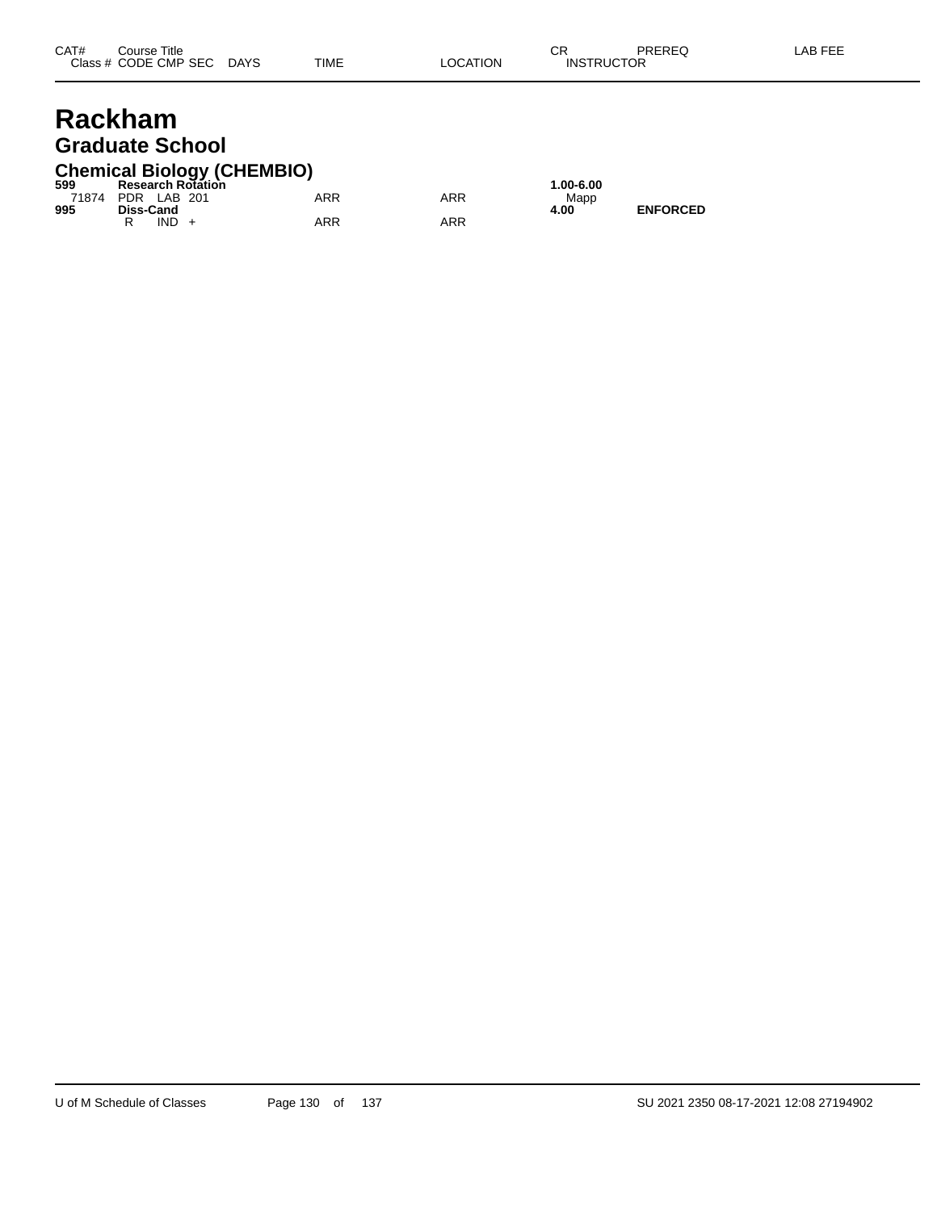| CAT# | Course Title | | | | | | CR | PREREQ | LAB FEE |
|---|---|---|---|---|---|---|---|---|---|
| Class # | CODE | CMP | SEC | DAYS | TIME | LOCATION | INSTRUCTOR | | |

# Rackham
## Graduate School

### Chemical Biology (CHEMBIO)

| CAT# | Course Title | | | | | | CR | PREREQ | LAB FEE |
|---|---|---|---|---|---|---|---|---|---|
| **599** | **Research Rotation** | | | | | | **1.00-6.00** | | |
| 71874 | PDR | LAB | 201 | | ARR | ARR | Mapp | | |
| **995** | **Diss-Cand** | | | | | | **4.00** | **ENFORCED** | |
| | R | IND | + | | ARR | ARR | | | |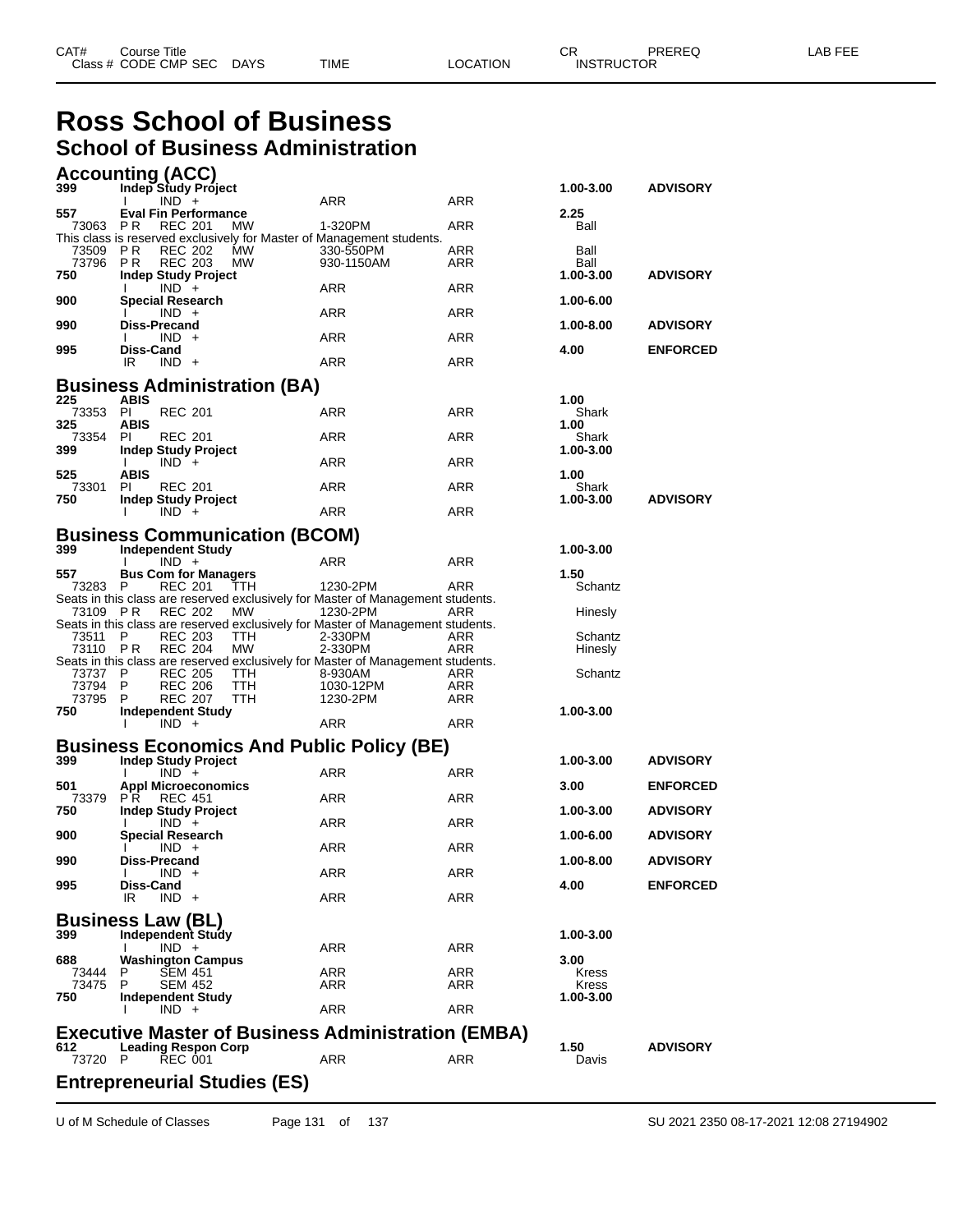# Ross School of Business

## School of Business Administration

### Accounting (ACC)

| CAT# / Class # | Course Title / CODE CMP SEC | DAYS | TIME | LOCATION | CR / INSTRUCTOR | PREREQ | LAB FEE |
|---|---|---|---|---|---|---|---|
| **399** | **Indep Study Project** | | | | **1.00-3.00** | **ADVISORY** | |
| | I IND + | | ARR | ARR | | | |
| **557** | **Eval Fin Performance** | | | | **2.25** | | |
| 73063 | P R REC 201 | MW | 1-320PM | ARR | Ball | | |
| This class is reserved exclusively for Master of Management students. | | | | | | | |
| 73509 | P R REC 202 | MW | 330-550PM | ARR | Ball | | |
| 73796 | P R REC 203 | MW | 930-1150AM | ARR | Ball | | |
| **750** | **Indep Study Project** | | | | **1.00-3.00** | **ADVISORY** | |
| | I IND + | | ARR | ARR | | | |
| **900** | **Special Research** | | | | **1.00-6.00** | | |
| | I IND + | | ARR | ARR | | | |
| **990** | **Diss-Precand** | | | | **1.00-8.00** | **ADVISORY** | |
| | I IND + | | ARR | ARR | | | |
| **995** | **Diss-Cand** | | | | **4.00** | **ENFORCED** | |
| | IR IND + | | ARR | ARR | | | |

### Business Administration (BA)

| CAT# / Class # | Course Title / CODE CMP SEC | DAYS | TIME | LOCATION | CR / INSTRUCTOR | PREREQ | LAB FEE |
|---|---|---|---|---|---|---|---|
| **225** | **ABIS** | | | | **1.00** | | |
| 73353 | PI REC 201 | | ARR | ARR | Shark | | |
| **325** | **ABIS** | | | | **1.00** | | |
| 73354 | PI REC 201 | | ARR | ARR | Shark | | |
| **399** | **Indep Study Project** | | | | **1.00-3.00** | | |
| | I IND + | | ARR | ARR | | | |
| **525** | **ABIS** | | | | **1.00** | | |
| 73301 | PI REC 201 | | ARR | ARR | Shark | | |
| **750** | **Indep Study Project** | | | | **1.00-3.00** | **ADVISORY** | |
| | I IND + | | ARR | ARR | | | |

### Business Communication (BCOM)

| CAT# / Class # | Course Title / CODE CMP SEC | DAYS | TIME | LOCATION | CR / INSTRUCTOR | PREREQ | LAB FEE |
|---|---|---|---|---|---|---|---|
| **399** | **Independent Study** | | | | **1.00-3.00** | | |
| | I IND + | | ARR | ARR | | | |
| **557** | **Bus Com for Managers** | | | | **1.50** | | |
| 73283 | P REC 201 | TTH | 1230-2PM | ARR | Schantz | | |
| Seats in this class are reserved exclusively for Master of Management students. | | | | | | | |
| 73109 | P R REC 202 | MW | 1230-2PM | ARR | Hinesly | | |
| Seats in this class are reserved exclusively for Master of Management students. | | | | | | | |
| 73511 | P REC 203 | TTH | 2-330PM | ARR | Schantz | | |
| 73110 | P R REC 204 | MW | 2-330PM | ARR | Hinesly | | |
| Seats in this class are reserved exclusively for Master of Management students. | | | | | | | |
| 73737 | P REC 205 | TTH | 8-930AM | ARR | Schantz | | |
| 73794 | P REC 206 | TTH | 1030-12PM | ARR | | | |
| 73795 | P REC 207 | TTH | 1230-2PM | ARR | | | |
| **750** | **Independent Study** | | | | **1.00-3.00** | | |
| | I IND + | | ARR | ARR | | | |

### Business Economics And Public Policy (BE)

| CAT# / Class # | Course Title / CODE CMP SEC | DAYS | TIME | LOCATION | CR / INSTRUCTOR | PREREQ | LAB FEE |
|---|---|---|---|---|---|---|---|
| **399** | **Indep Study Project** | | | | **1.00-3.00** | **ADVISORY** | |
| | I IND + | | ARR | ARR | | | |
| **501** | **Appl Microeconomics** | | | | **3.00** | **ENFORCED** | |
| 73379 | P R REC 451 | | ARR | ARR | | | |
| **750** | **Indep Study Project** | | | | **1.00-3.00** | **ADVISORY** | |
| | I IND + | | ARR | ARR | | | |
| **900** | **Special Research** | | | | **1.00-6.00** | **ADVISORY** | |
| | I IND + | | ARR | ARR | | | |
| **990** | **Diss-Precand** | | | | **1.00-8.00** | **ADVISORY** | |
| | I IND + | | ARR | ARR | | | |
| **995** | **Diss-Cand** | | | | **4.00** | **ENFORCED** | |
| | IR IND + | | ARR | ARR | | | |

### Business Law (BL)

| CAT# / Class # | Course Title / CODE CMP SEC | DAYS | TIME | LOCATION | CR / INSTRUCTOR | PREREQ | LAB FEE |
|---|---|---|---|---|---|---|---|
| **399** | **Independent Study** | | | | **1.00-3.00** | | |
| | I IND + | | ARR | ARR | | | |
| **688** | **Washington Campus** | | | | **3.00** | | |
| 73444 | P SEM 451 | | ARR | ARR | Kress | | |
| 73475 | P SEM 452 | | ARR | ARR | Kress | | |
| **750** | **Independent Study** | | | | **1.00-3.00** | | |
| | I IND + | | ARR | ARR | | | |

### Executive Master of Business Administration (EMBA)

| CAT# / Class # | Course Title / CODE CMP SEC | DAYS | TIME | LOCATION | CR / INSTRUCTOR | PREREQ | LAB FEE |
|---|---|---|---|---|---|---|---|
| **612** | **Leading Respon Corp** | | | | **1.50** | **ADVISORY** | |
| 73720 | P REC 001 | | ARR | ARR | Davis | | |

### Entrepreneurial Studies (ES)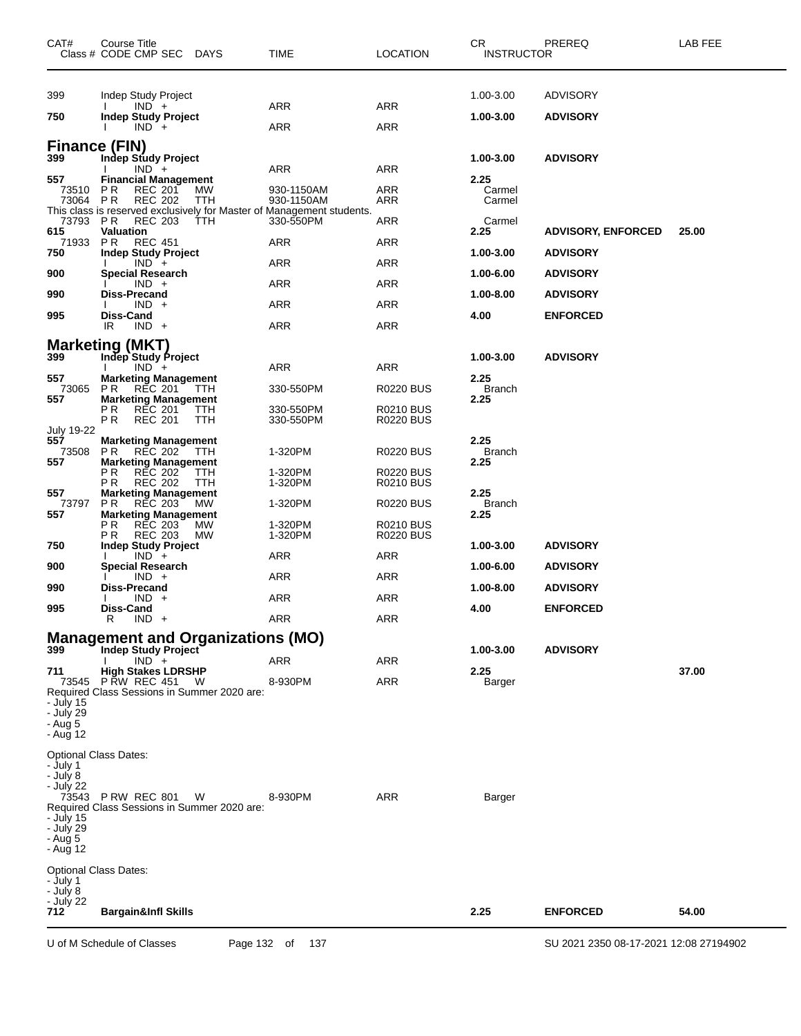| CAT# | Course Title<br>Class # CODE CMP SEC DAYS | TIME | LOCATION | CR<br>INSTRUCTOR | PREREQ | LAB FEE |
|---|---|---|---|---|---|---|
| 399 | Indep Study Project | | | 1.00-3.00 | ADVISORY | |
| | I IND + | ARR | ARR | | | |
| **750** | **Indep Study Project** | | | **1.00-3.00** | **ADVISORY** | |
| | I IND + | ARR | ARR | | | |

## Finance (FIN)

| CAT# | Course Title<br>Class # CODE CMP SEC DAYS | TIME | LOCATION | CR<br>INSTRUCTOR | PREREQ | LAB FEE |
|---|---|---|---|---|---|---|
| **399** | **Indep Study Project** | | | **1.00-3.00** | **ADVISORY** | |
| | I IND + | ARR | ARR | | | |
| **557** | **Financial Management** | | | **2.25** | | |
| 73510 | P R REC 201 MW | 930-1150AM | ARR | Carmel | | |
| 73064 | P R REC 202 TTH | 930-1150AM | ARR | Carmel | | |
| | This class is reserved exclusively for Master of Management students. | | | | | |
| 73793 | P R REC 203 TTH | 330-550PM | ARR | Carmel | | |
| **615** | **Valuation** | | | **2.25** | **ADVISORY, ENFORCED** | **25.00** |
| 71933 | P R REC 451 | ARR | ARR | | | |
| **750** | **Indep Study Project** | | | **1.00-3.00** | **ADVISORY** | |
| | I IND + | ARR | ARR | | | |
| **900** | **Special Research** | | | **1.00-6.00** | **ADVISORY** | |
| | I IND + | ARR | ARR | | | |
| **990** | **Diss-Precand** | | | **1.00-8.00** | **ADVISORY** | |
| | I IND + | ARR | ARR | | | |
| **995** | **Diss-Cand** | | | **4.00** | **ENFORCED** | |
| | IR IND + | ARR | ARR | | | |

## Marketing (MKT)

| CAT# | Course Title<br>Class # CODE CMP SEC DAYS | TIME | LOCATION | CR<br>INSTRUCTOR | PREREQ | LAB FEE |
|---|---|---|---|---|---|---|
| **399** | **Indep Study Project** | | | **1.00-3.00** | **ADVISORY** | |
| | I IND + | ARR | ARR | | | |
| **557** | **Marketing Management** | | | **2.25** | | |
| 73065 | P R REC 201 TTH | 330-550PM | R0220 BUS | Branch | | |
| **557** | **Marketing Management** | | | **2.25** | | |
| | P R REC 201 TTH | 330-550PM | R0210 BUS | | | |
| | P R REC 201 TTH | 330-550PM | R0220 BUS | | | |
| July 19-22 | | | | | | |
| **557** | **Marketing Management** | | | **2.25** | | |
| 73508 | P R REC 202 TTH | 1-320PM | R0220 BUS | Branch | | |
| **557** | **Marketing Management** | | | **2.25** | | |
| | P R REC 202 TTH | 1-320PM | R0220 BUS | | | |
| | P R REC 202 TTH | 1-320PM | R0210 BUS | | | |
| **557** | **Marketing Management** | | | **2.25** | | |
| 73797 | P R REC 203 MW | 1-320PM | R0220 BUS | Branch | | |
| **557** | **Marketing Management** | | | **2.25** | | |
| | P R REC 203 MW | 1-320PM | R0210 BUS | | | |
| | P R REC 203 MW | 1-320PM | R0220 BUS | | | |
| **750** | **Indep Study Project** | | | **1.00-3.00** | **ADVISORY** | |
| | I IND + | ARR | ARR | | | |
| **900** | **Special Research** | | | **1.00-6.00** | **ADVISORY** | |
| | I IND + | ARR | ARR | | | |
| **990** | **Diss-Precand** | | | **1.00-8.00** | **ADVISORY** | |
| | I IND + | ARR | ARR | | | |
| **995** | **Diss-Cand** | | | **4.00** | **ENFORCED** | |
| | R IND + | ARR | ARR | | | |

## Management and Organizations (MO)

| CAT# | Course Title<br>Class # CODE CMP SEC DAYS | TIME | LOCATION | CR<br>INSTRUCTOR | PREREQ | LAB FEE |
|---|---|---|---|---|---|---|
| **399** | **Indep Study Project** | | | **1.00-3.00** | **ADVISORY** | |
| | I IND + | ARR | ARR | | | |
| **711** | **High Stakes LDRSHP** | | | **2.25** | | **37.00** |
| 73545 | P RW REC 451 W | 8-930PM | ARR | Barger | | |

Required Class Sessions in Summer 2020 are:
- July 15
- July 29
- Aug 5
- Aug 12

Optional Class Dates:
- July 1
- July 8
- July 22

| CAT# | Course Title<br>Class # CODE CMP SEC DAYS | TIME | LOCATION | CR<br>INSTRUCTOR | PREREQ | LAB FEE |
|---|---|---|---|---|---|---|
| 73543 | P RW REC 801 W | 8-930PM | ARR | Barger | | |

Required Class Sessions in Summer 2020 are:
- July 15
- July 29
- Aug 5
- Aug 12

Optional Class Dates:
- July 1
- July 8
- July 22

| CAT# | Course Title<br>Class # CODE CMP SEC DAYS | TIME | LOCATION | CR<br>INSTRUCTOR | PREREQ | LAB FEE |
|---|---|---|---|---|---|---|
| **712** | **Bargain&Infl Skills** | | | **2.25** | **ENFORCED** | **54.00** |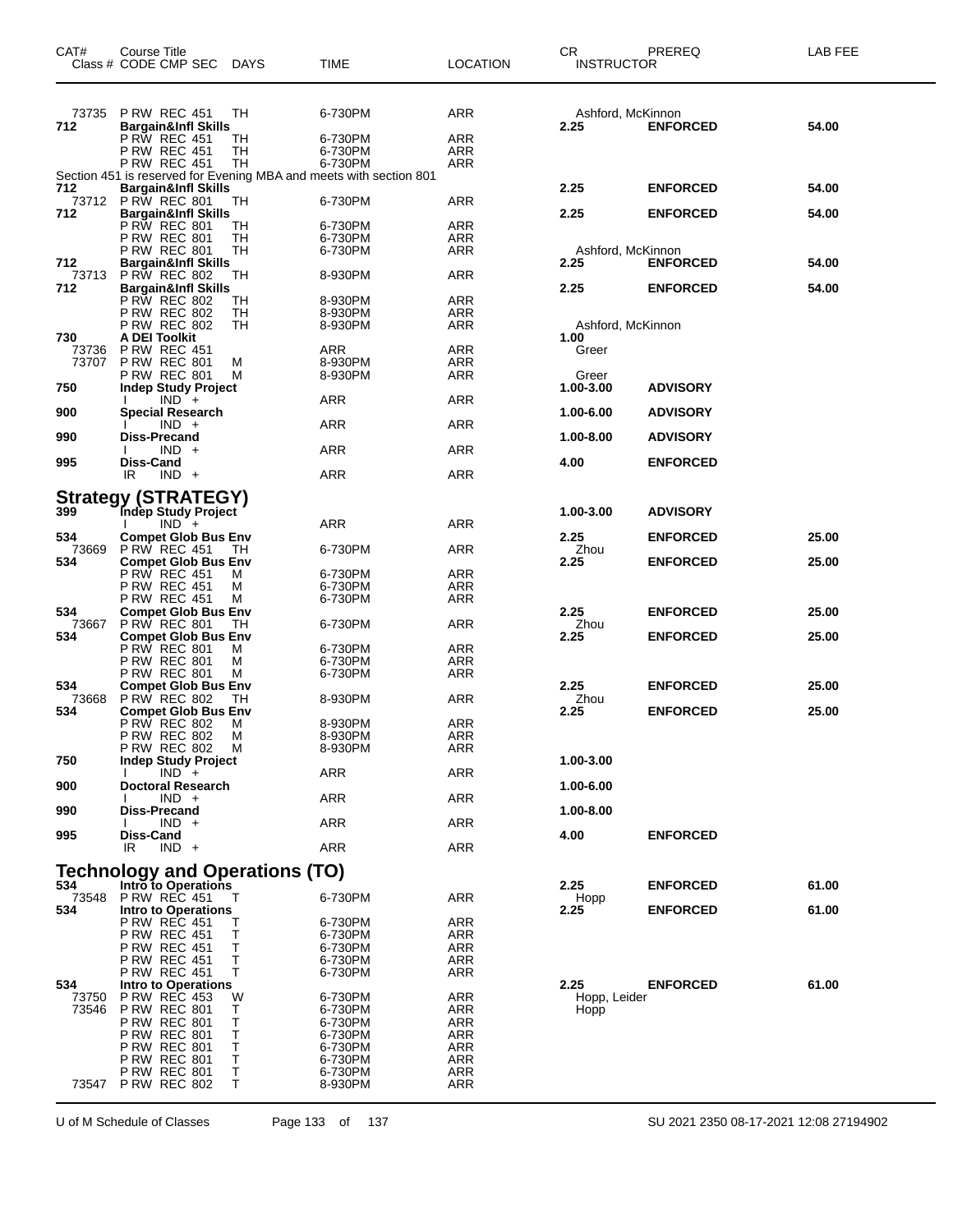| CAT# | Course Title<br>Class # CODE CMP SEC | DAYS | TIME | LOCATION | CR<br>INSTRUCTOR | PREREQ | LAB FEE |
|---|---|---|---|---|---|---|---|
| 73735 | P RW REC 451 | TH | 6-730PM | ARR | Ashford, McKinnon | | |
| 712 | **Bargain&Infl Skills** | | | | 2.25 | **ENFORCED** | 54.00 |
| | P RW REC 451 | TH | 6-730PM | ARR | | | |
| | P RW REC 451 | TH | 6-730PM | ARR | | | |
| | P RW REC 451 | TH | 6-730PM | ARR | | | |
| | Section 451 is reserved for Evening MBA and meets with section 801 | | | | | | |
| 712 | **Bargain&Infl Skills** | | | | 2.25 | **ENFORCED** | 54.00 |
| 73712 | P RW REC 801 | TH | 6-730PM | ARR | | | |
| 712 | **Bargain&Infl Skills** | | | | 2.25 | **ENFORCED** | 54.00 |
| | P RW REC 801 | TH | 6-730PM | ARR | | | |
| | P RW REC 801 | TH | 6-730PM | ARR | | | |
| | P RW REC 801 | TH | 6-730PM | ARR | Ashford, McKinnon | | |
| 712 | **Bargain&Infl Skills** | | | | 2.25 | **ENFORCED** | 54.00 |
| 73713 | P RW REC 802 | TH | 8-930PM | ARR | | | |
| 712 | **Bargain&Infl Skills** | | | | 2.25 | **ENFORCED** | 54.00 |
| | P RW REC 802 | TH | 8-930PM | ARR | | | |
| | P RW REC 802 | TH | 8-930PM | ARR | | | |
| | P RW REC 802 | TH | 8-930PM | ARR | Ashford, McKinnon | | |
| 730 | **A DEI Toolkit** | | | | 1.00 | | |
| 73736 | P RW REC 451 | | ARR | ARR | Greer | | |
| 73707 | P RW REC 801 | M | 8-930PM | ARR | | | |
| | P RW REC 801 | M | 8-930PM | ARR | Greer | | |
| 750 | **Indep Study Project** | | | | 1.00-3.00 | **ADVISORY** | |
| | I IND + | | ARR | ARR | | | |
| 900 | **Special Research** | | | | 1.00-6.00 | **ADVISORY** | |
| | I IND + | | ARR | ARR | | | |
| 990 | **Diss-Precand** | | | | 1.00-8.00 | **ADVISORY** | |
| | I IND + | | ARR | ARR | | | |
| 995 | **Diss-Cand** | | | | 4.00 | **ENFORCED** | |
| | IR IND + | | ARR | ARR | | | |

## Strategy (STRATEGY)

| CAT# | Course Title<br>Class # CODE CMP SEC | DAYS | TIME | LOCATION | CR<br>INSTRUCTOR | PREREQ | LAB FEE |
|---|---|---|---|---|---|---|---|
| 399 | **Indep Study Project** | | | | 1.00-3.00 | **ADVISORY** | |
| | I IND + | | ARR | ARR | | | |
| 534 | **Compet Glob Bus Env** | | | | 2.25 | **ENFORCED** | 25.00 |
| 73669 | P RW REC 451 | TH | 6-730PM | ARR | Zhou | | |
| 534 | **Compet Glob Bus Env** | | | | 2.25 | **ENFORCED** | 25.00 |
| | P RW REC 451 | M | 6-730PM | ARR | | | |
| | P RW REC 451 | M | 6-730PM | ARR | | | |
| | P RW REC 451 | M | 6-730PM | ARR | | | |
| 534 | **Compet Glob Bus Env** | | | | 2.25 | **ENFORCED** | 25.00 |
| 73667 | P RW REC 801 | TH | 6-730PM | ARR | Zhou | | |
| 534 | **Compet Glob Bus Env** | | | | 2.25 | **ENFORCED** | 25.00 |
| | P RW REC 801 | M | 6-730PM | ARR | | | |
| | P RW REC 801 | M | 6-730PM | ARR | | | |
| | P RW REC 801 | M | 6-730PM | ARR | | | |
| 534 | **Compet Glob Bus Env** | | | | 2.25 | **ENFORCED** | 25.00 |
| 73668 | P RW REC 802 | TH | 8-930PM | ARR | Zhou | | |
| 534 | **Compet Glob Bus Env** | | | | 2.25 | **ENFORCED** | 25.00 |
| | P RW REC 802 | M | 8-930PM | ARR | | | |
| | P RW REC 802 | M | 8-930PM | ARR | | | |
| | P RW REC 802 | M | 8-930PM | ARR | | | |
| 750 | **Indep Study Project** | | | | 1.00-3.00 | | |
| | I IND + | | ARR | ARR | | | |
| 900 | **Doctoral Research** | | | | 1.00-6.00 | | |
| | I IND + | | ARR | ARR | | | |
| 990 | **Diss-Precand** | | | | 1.00-8.00 | | |
| | I IND + | | ARR | ARR | | | |
| 995 | **Diss-Cand** | | | | 4.00 | **ENFORCED** | |
| | IR IND + | | ARR | ARR | | | |

## Technology and Operations (TO)

| CAT# | Course Title<br>Class # CODE CMP SEC | DAYS | TIME | LOCATION | CR<br>INSTRUCTOR | PREREQ | LAB FEE |
|---|---|---|---|---|---|---|---|
| 534 | **Intro to Operations** | | | | 2.25 | **ENFORCED** | 61.00 |
| 73548 | P RW REC 451 | T | 6-730PM | ARR | Hopp | | |
| 534 | **Intro to Operations** | | | | 2.25 | **ENFORCED** | 61.00 |
| | P RW REC 451 | T | 6-730PM | ARR | | | |
| | P RW REC 451 | T | 6-730PM | ARR | | | |
| | P RW REC 451 | T | 6-730PM | ARR | | | |
| | P RW REC 451 | T | 6-730PM | ARR | | | |
| | P RW REC 451 | T | 6-730PM | ARR | | | |
| 534 | **Intro to Operations** | | | | 2.25 | **ENFORCED** | 61.00 |
| 73750 | P RW REC 453 | W | 6-730PM | ARR | Hopp, Leider | | |
| 73546 | P RW REC 801 | T | 6-730PM | ARR | Hopp | | |
| | P RW REC 801 | T | 6-730PM | ARR | | | |
| | P RW REC 801 | T | 6-730PM | ARR | | | |
| | P RW REC 801 | T | 6-730PM | ARR | | | |
| | P RW REC 801 | T | 6-730PM | ARR | | | |
| | P RW REC 801 | T | 6-730PM | ARR | | | |
| 73547 | P RW REC 802 | T | 8-930PM | ARR | | | |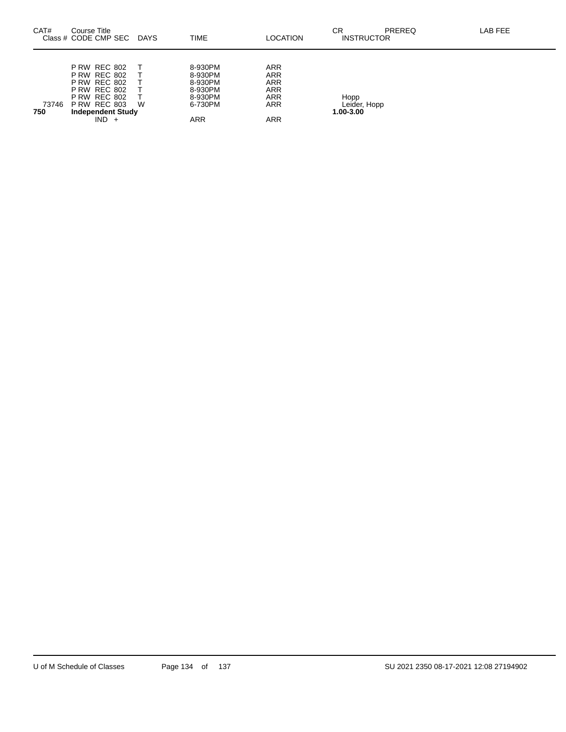| CAT# | Course Title Class # CODE CMP SEC | DAYS | TIME | LOCATION | CR INSTRUCTOR | PREREQ | LAB FEE |
|---|---|---|---|---|---|---|---|
| | P RW REC 802 | T | 8-930PM | ARR | | | |
| | P RW REC 802 | T | 8-930PM | ARR | | | |
| | P RW REC 802 | T | 8-930PM | ARR | | | |
| | P RW REC 802 | T | 8-930PM | ARR | | | |
| | P RW REC 802 | T | 8-930PM | ARR | Hopp | | |
| 73746 | P RW REC 803 | W | 6-730PM | ARR | Leider, Hopp | | |
| **750** | **Independent Study** | | | | **1.00-3.00** | | |
| | IND + | | ARR | ARR | | | |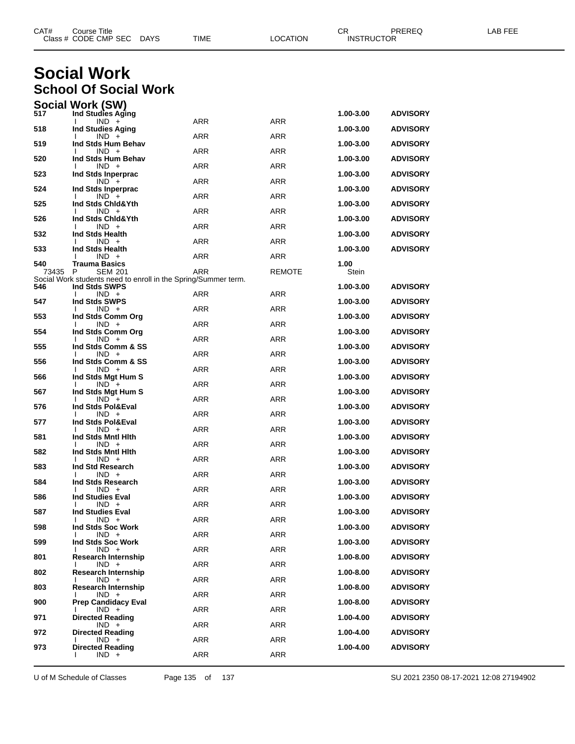# Social Work

## School Of Social Work

### Social Work (SW)

| CAT# | Course Title / Class # CODE CMP SEC DAYS | TIME | LOCATION | CR / INSTRUCTOR | PREREQ | LAB FEE |
|---|---|---|---|---|---|---|
| 517 | **Ind Studies Aging** | | | 1.00-3.00 | ADVISORY | |
| | I IND + | ARR | ARR | | | |
| 518 | **Ind Studies Aging** | | | 1.00-3.00 | ADVISORY | |
| | I IND + | ARR | ARR | | | |
| 519 | **Ind Stds Hum Behav** | | | 1.00-3.00 | ADVISORY | |
| | I IND + | ARR | ARR | | | |
| 520 | **Ind Stds Hum Behav** | | | 1.00-3.00 | ADVISORY | |
| | I IND + | ARR | ARR | | | |
| 523 | **Ind Stds Inperprac** | | | 1.00-3.00 | ADVISORY | |
| | IND + | ARR | ARR | | | |
| 524 | **Ind Stds Inperprac** | | | 1.00-3.00 | ADVISORY | |
| | I IND + | ARR | ARR | | | |
| 525 | **Ind Stds Chld&Yth** | | | 1.00-3.00 | ADVISORY | |
| | I IND + | ARR | ARR | | | |
| 526 | **Ind Stds Chld&Yth** | | | 1.00-3.00 | ADVISORY | |
| | I IND + | ARR | ARR | | | |
| 532 | **Ind Stds Health** | | | 1.00-3.00 | ADVISORY | |
| | I IND + | ARR | ARR | | | |
| 533 | **Ind Stds Health** | | | 1.00-3.00 | ADVISORY | |
| | I IND + | ARR | ARR | | | |
| 540 | **Trauma Basics** | | | 1.00 | | |
| | 73435 P SEM 201 | ARR | REMOTE | Stein | | |
| | Social Work students need to enroll in the Spring/Summer term. | | | | | |
| 546 | **Ind Stds SWPS** | | | 1.00-3.00 | ADVISORY | |
| | I IND + | ARR | ARR | | | |
| 547 | **Ind Stds SWPS** | | | 1.00-3.00 | ADVISORY | |
| | I IND + | ARR | ARR | | | |
| 553 | **Ind Stds Comm Org** | | | 1.00-3.00 | ADVISORY | |
| | I IND + | ARR | ARR | | | |
| 554 | **Ind Stds Comm Org** | | | 1.00-3.00 | ADVISORY | |
| | I IND + | ARR | ARR | | | |
| 555 | **Ind Stds Comm & SS** | | | 1.00-3.00 | ADVISORY | |
| | I IND + | ARR | ARR | | | |
| 556 | **Ind Stds Comm & SS** | | | 1.00-3.00 | ADVISORY | |
| | I IND + | ARR | ARR | | | |
| 566 | **Ind Stds Mgt Hum S** | | | 1.00-3.00 | ADVISORY | |
| | I IND + | ARR | ARR | | | |
| 567 | **Ind Stds Mgt Hum S** | | | 1.00-3.00 | ADVISORY | |
| | I IND + | ARR | ARR | | | |
| 576 | **Ind Stds Pol&Eval** | | | 1.00-3.00 | ADVISORY | |
| | I IND + | ARR | ARR | | | |
| 577 | **Ind Stds Pol&Eval** | | | 1.00-3.00 | ADVISORY | |
| | I IND + | ARR | ARR | | | |
| 581 | **Ind Stds Mntl Hlth** | | | 1.00-3.00 | ADVISORY | |
| | I IND + | ARR | ARR | | | |
| 582 | **Ind Stds Mntl Hlth** | | | 1.00-3.00 | ADVISORY | |
| | I IND + | ARR | ARR | | | |
| 583 | **Ind Std Research** | | | 1.00-3.00 | ADVISORY | |
| | I IND + | ARR | ARR | | | |
| 584 | **Ind Stds Research** | | | 1.00-3.00 | ADVISORY | |
| | I IND + | ARR | ARR | | | |
| 586 | **Ind Studies Eval** | | | 1.00-3.00 | ADVISORY | |
| | I IND + | ARR | ARR | | | |
| 587 | **Ind Studies Eval** | | | 1.00-3.00 | ADVISORY | |
| | I IND + | ARR | ARR | | | |
| 598 | **Ind Stds Soc Work** | | | 1.00-3.00 | ADVISORY | |
| | I IND + | ARR | ARR | | | |
| 599 | **Ind Stds Soc Work** | | | 1.00-3.00 | ADVISORY | |
| | I IND + | ARR | ARR | | | |
| 801 | **Research Internship** | | | 1.00-8.00 | ADVISORY | |
| | I IND + | ARR | ARR | | | |
| 802 | **Research Internship** | | | 1.00-8.00 | ADVISORY | |
| | I IND + | ARR | ARR | | | |
| 803 | **Research Internship** | | | 1.00-8.00 | ADVISORY | |
| | I IND + | ARR | ARR | | | |
| 900 | **Prep Candidacy Eval** | | | 1.00-8.00 | ADVISORY | |
| | I IND + | ARR | ARR | | | |
| 971 | **Directed Reading** | | | 1.00-4.00 | ADVISORY | |
| | IND + | ARR | ARR | | | |
| 972 | **Directed Reading** | | | 1.00-4.00 | ADVISORY | |
| | I IND + | ARR | ARR | | | |
| 973 | **Directed Reading** | | | 1.00-4.00 | ADVISORY | |
| | I IND + | ARR | ARR | | | |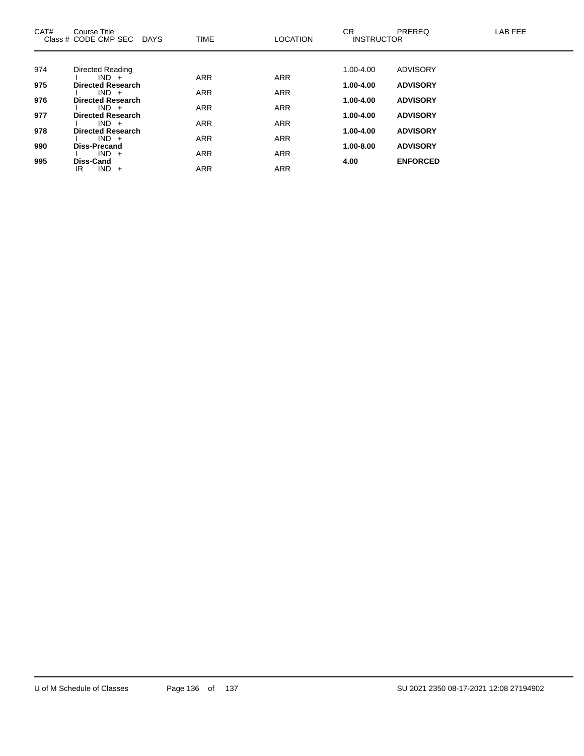| CAT# | Course Title<br>Class # CODE CMP SEC DAYS | TIME | LOCATION | CR<br>INSTRUCTOR | PREREQ | LAB FEE |
|---|---|---|---|---|---|---|
| 974 | Directed Reading | | | 1.00-4.00 | ADVISORY | |
| | I IND + | ARR | ARR | | | |
| **975** | **Directed Research** | | | **1.00-4.00** | **ADVISORY** | |
| | I IND + | ARR | ARR | | | |
| **976** | **Directed Research** | | | **1.00-4.00** | **ADVISORY** | |
| | I IND + | ARR | ARR | | | |
| **977** | **Directed Research** | | | **1.00-4.00** | **ADVISORY** | |
| | I IND + | ARR | ARR | | | |
| **978** | **Directed Research** | | | **1.00-4.00** | **ADVISORY** | |
| | I IND + | ARR | ARR | | | |
| **990** | **Diss-Precand** | | | **1.00-8.00** | **ADVISORY** | |
| | I IND + | ARR | ARR | | | |
| **995** | **Diss-Cand** | | | **4.00** | **ENFORCED** | |
| | IR IND + | ARR | ARR | | | |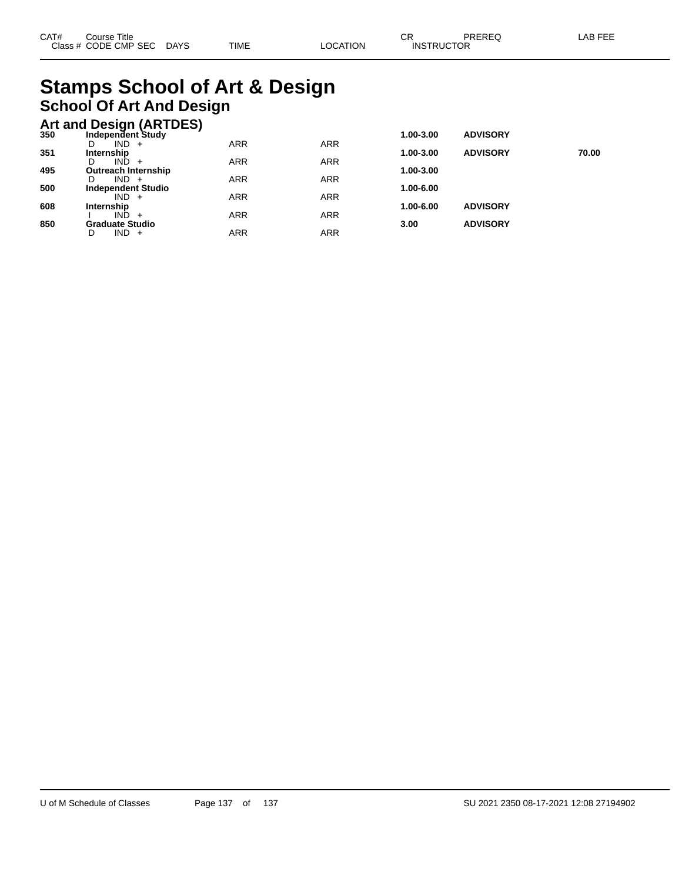| CAT# | Course Title<br>Class # CODE CMP SEC DAYS | TIME | LOCATION | CR<br>INSTRUCTOR | PREREQ | LAB FEE |
|---|---|---|---|---|---|---|

# Stamps School of Art & Design
## School Of Art And Design

### Art and Design (ARTDES)

| CAT# | Course Title / Class # CODE CMP SEC DAYS | TIME | LOCATION | CR / INSTRUCTOR | PREREQ | LAB FEE |
|---|---|---|---|---|---|---|
| **350** | **Independent Study** | | | **1.00-3.00** | **ADVISORY** | |
| | D IND + | ARR | ARR | | | |
| **351** | **Internship** | | | **1.00-3.00** | **ADVISORY** | **70.00** |
| | D IND + | ARR | ARR | | | |
| **495** | **Outreach Internship** | | | **1.00-3.00** | | |
| | D IND + | ARR | ARR | | | |
| **500** | **Independent Studio** | | | **1.00-6.00** | | |
| | IND + | ARR | ARR | | | |
| **608** | **Internship** | | | **1.00-6.00** | **ADVISORY** | |
| | I IND + | ARR | ARR | | | |
| **850** | **Graduate Studio** | | | **3.00** | **ADVISORY** | |
| | D IND + | ARR | ARR | | | |